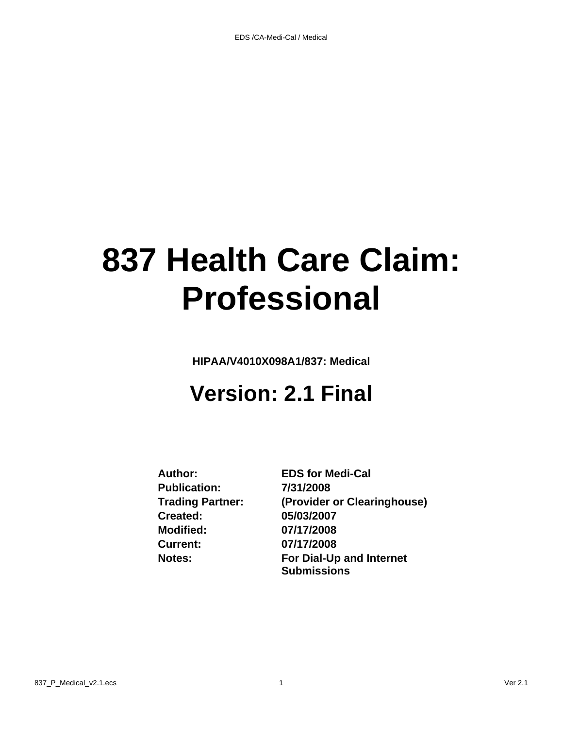# 837 Health Care Claim: Professional

**HIPAA/V4010X098A1/837: Medical**

## Version: 2.1 Final

| | |
|---|---|
| **Author:** | **EDS for Medi-Cal** |
| **Publication:** | **7/31/2008** |
| **Trading Partner:** | **(Provider or Clearinghouse)** |
| **Created:** | **05/03/2007** |
| **Modified:** | **07/17/2008** |
| **Current:** | **07/17/2008** |
| **Notes:** | **For Dial-Up and Internet Submissions** |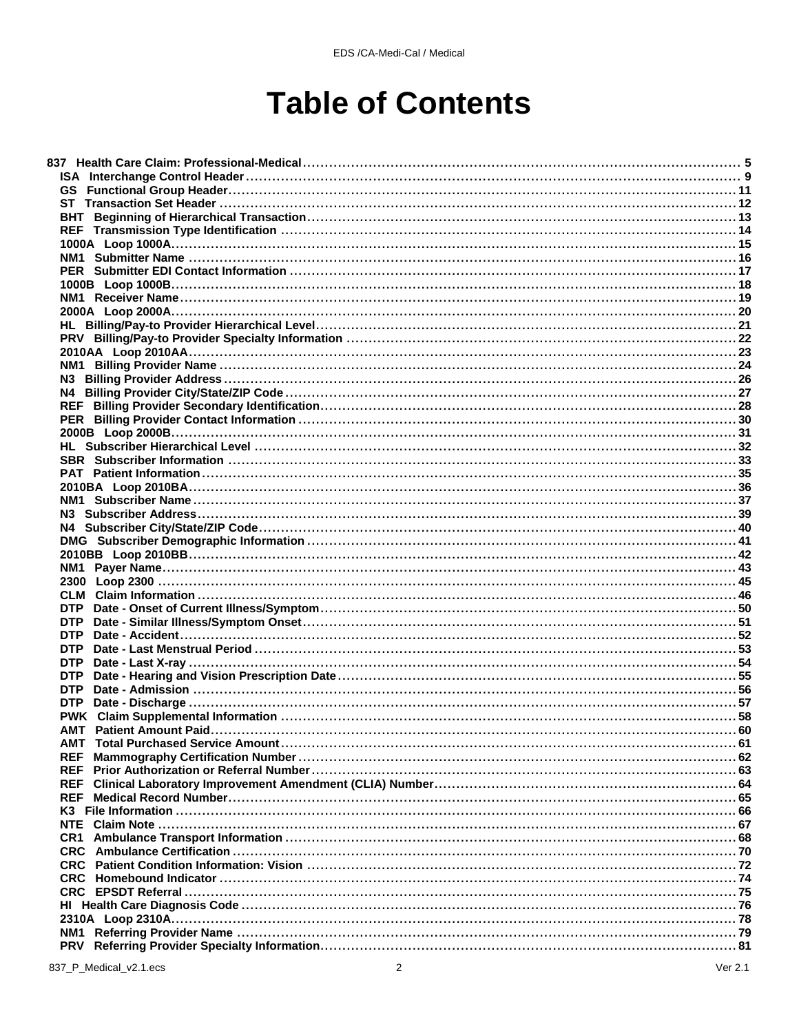# Table of Contents

- **837 Health Care Claim: Professional-Medical** ... 5
  - **ISA Interchange Control Header** ... 9
  - **GS Functional Group Header** ... 11
  - **ST Transaction Set Header** ... 12
  - **BHT Beginning of Hierarchical Transaction** ... 13
  - **REF Transmission Type Identification** ... 14
  - **1000A Loop 1000A** ... 15
  - **NM1 Submitter Name** ... 16
  - **PER Submitter EDI Contact Information** ... 17
  - **1000B Loop 1000B** ... 18
  - **NM1 Receiver Name** ... 19
  - **2000A Loop 2000A** ... 20
  - **HL Billing/Pay-to Provider Hierarchical Level** ... 21
  - **PRV Billing/Pay-to Provider Specialty Information** ... 22
  - **2010AA Loop 2010AA** ... 23
  - **NM1 Billing Provider Name** ... 24
  - **N3 Billing Provider Address** ... 26
  - **N4 Billing Provider City/State/ZIP Code** ... 27
  - **REF Billing Provider Secondary Identification** ... 28
  - **PER Billing Provider Contact Information** ... 30
  - **2000B Loop 2000B** ... 31
  - **HL Subscriber Hierarchical Level** ... 32
  - **SBR Subscriber Information** ... 33
  - **PAT Patient Information** ... 35
  - **2010BA Loop 2010BA** ... 36
  - **NM1 Subscriber Name** ... 37
  - **N3 Subscriber Address** ... 39
  - **N4 Subscriber City/State/ZIP Code** ... 40
  - **DMG Subscriber Demographic Information** ... 41
  - **2010BB Loop 2010BB** ... 42
  - **NM1 Payer Name** ... 43
  - **2300 Loop 2300** ... 45
  - **CLM Claim Information** ... 46
  - **DTP Date - Onset of Current Illness/Symptom** ... 50
  - **DTP Date - Similar Illness/Symptom Onset** ... 51
  - **DTP Date - Accident** ... 52
  - **DTP Date - Last Menstrual Period** ... 53
  - **DTP Date - Last X-ray** ... 54
  - **DTP Date - Hearing and Vision Prescription Date** ... 55
  - **DTP Date - Admission** ... 56
  - **DTP Date - Discharge** ... 57
  - **PWK Claim Supplemental Information** ... 58
  - **AMT Patient Amount Paid** ... 60
  - **AMT Total Purchased Service Amount** ... 61
  - **REF Mammography Certification Number** ... 62
  - **REF Prior Authorization or Referral Number** ... 63
  - **REF Clinical Laboratory Improvement Amendment (CLIA) Number** ... 64
  - **REF Medical Record Number** ... 65
  - **K3 File Information** ... 66
  - **NTE Claim Note** ... 67
  - **CR1 Ambulance Transport Information** ... 68
  - **CRC Ambulance Certification** ... 70
  - **CRC Patient Condition Information: Vision** ... 72
  - **CRC Homebound Indicator** ... 74
  - **CRC EPSDT Referral** ... 75
  - **HI Health Care Diagnosis Code** ... 76
  - **2310A Loop 2310A** ... 78
  - **NM1 Referring Provider Name** ... 79
  - **PRV Referring Provider Specialty Information** ... 81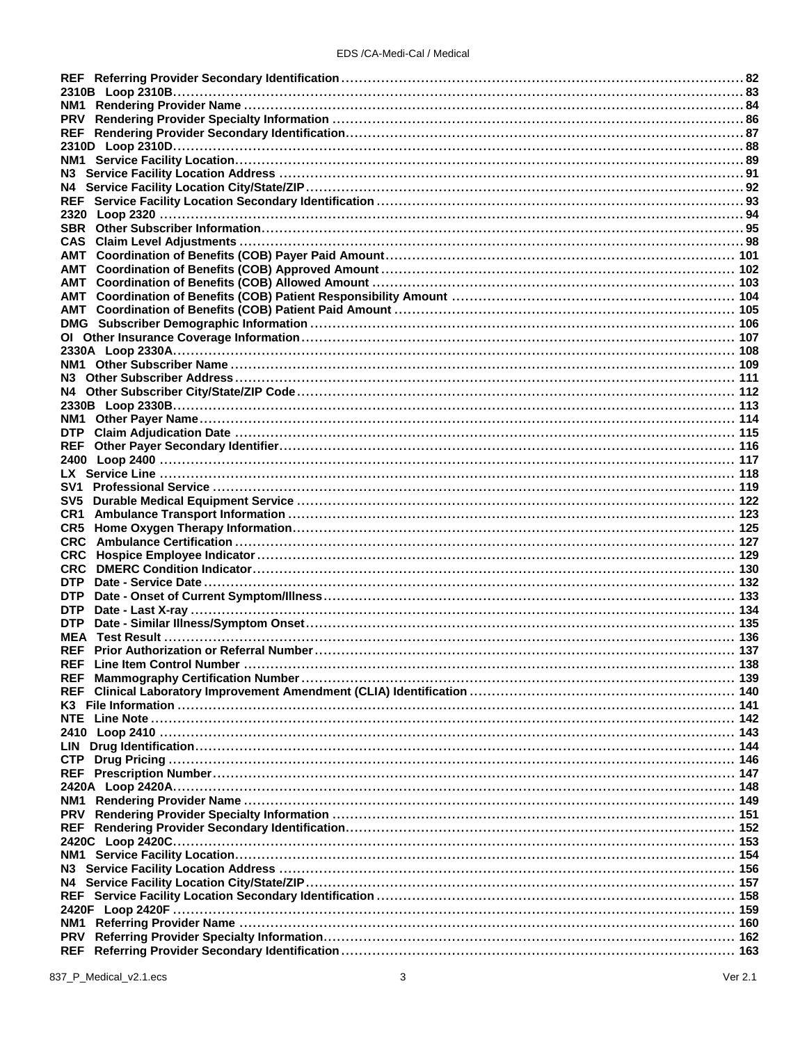| | |
|---|---|
| **REF Referring Provider Secondary Identification** | **82** |
| **2310B Loop 2310B** | **83** |
| **NM1 Rendering Provider Name** | **84** |
| **PRV Rendering Provider Specialty Information** | **86** |
| **REF Rendering Provider Secondary Identification** | **87** |
| **2310D Loop 2310D** | **88** |
| **NM1 Service Facility Location** | **89** |
| **N3 Service Facility Location Address** | **91** |
| **N4 Service Facility Location City/State/ZIP** | **92** |
| **REF Service Facility Location Secondary Identification** | **93** |
| **2320 Loop 2320** | **94** |
| **SBR Other Subscriber Information** | **95** |
| **CAS Claim Level Adjustments** | **98** |
| **AMT Coordination of Benefits (COB) Payer Paid Amount** | **101** |
| **AMT Coordination of Benefits (COB) Approved Amount** | **102** |
| **AMT Coordination of Benefits (COB) Allowed Amount** | **103** |
| **AMT Coordination of Benefits (COB) Patient Responsibility Amount** | **104** |
| **AMT Coordination of Benefits (COB) Patient Paid Amount** | **105** |
| **DMG Subscriber Demographic Information** | **106** |
| **OI Other Insurance Coverage Information** | **107** |
| **2330A Loop 2330A** | **108** |
| **NM1 Other Subscriber Name** | **109** |
| **N3 Other Subscriber Address** | **111** |
| **N4 Other Subscriber City/State/ZIP Code** | **112** |
| **2330B Loop 2330B** | **113** |
| **NM1 Other Payer Name** | **114** |
| **DTP Claim Adjudication Date** | **115** |
| **REF Other Payer Secondary Identifier** | **116** |
| **2400 Loop 2400** | **117** |
| **LX Service Line** | **118** |
| **SV1 Professional Service** | **119** |
| **SV5 Durable Medical Equipment Service** | **122** |
| **CR1 Ambulance Transport Information** | **123** |
| **CR5 Home Oxygen Therapy Information** | **125** |
| **CRC Ambulance Certification** | **127** |
| **CRC Hospice Employee Indicator** | **129** |
| **CRC DMERC Condition Indicator** | **130** |
| **DTP Date - Service Date** | **132** |
| **DTP Date - Onset of Current Symptom/Illness** | **133** |
| **DTP Date - Last X-ray** | **134** |
| **DTP Date - Similar Illness/Symptom Onset** | **135** |
| **MEA Test Result** | **136** |
| **REF Prior Authorization or Referral Number** | **137** |
| **REF Line Item Control Number** | **138** |
| **REF Mammography Certification Number** | **139** |
| **REF Clinical Laboratory Improvement Amendment (CLIA) Identification** | **140** |
| **K3 File Information** | **141** |
| **NTE Line Note** | **142** |
| **2410 Loop 2410** | **143** |
| **LIN Drug Identification** | **144** |
| **CTP Drug Pricing** | **146** |
| **REF Prescription Number** | **147** |
| **2420A Loop 2420A** | **148** |
| **NM1 Rendering Provider Name** | **149** |
| **PRV Rendering Provider Specialty Information** | **151** |
| **REF Rendering Provider Secondary Identification** | **152** |
| **2420C Loop 2420C** | **153** |
| **NM1 Service Facility Location** | **154** |
| **N3 Service Facility Location Address** | **156** |
| **N4 Service Facility Location City/State/ZIP** | **157** |
| **REF Service Facility Location Secondary Identification** | **158** |
| **2420F Loop 2420F** | **159** |
| **NM1 Referring Provider Name** | **160** |
| **PRV Referring Provider Specialty Information** | **162** |
| **REF Referring Provider Secondary Identification** | **163** |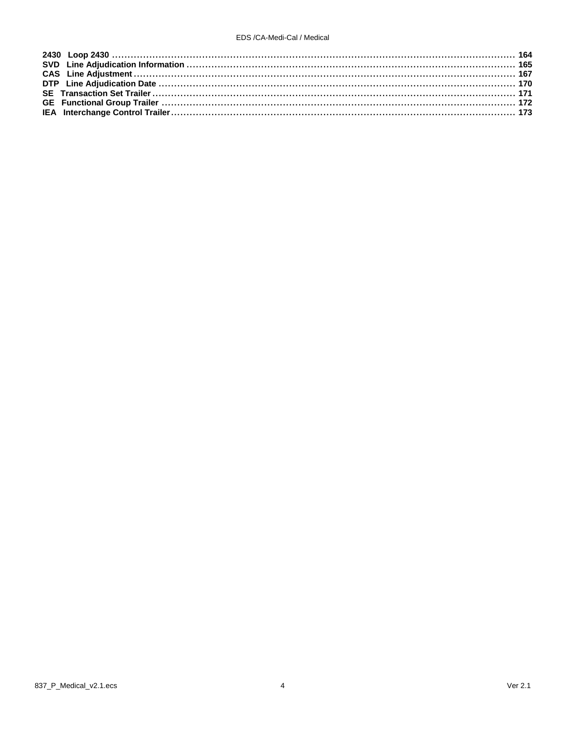**2430 Loop 2430** ........................................................................................................ **164**
**SVD Line Adjudication Information** ...................................................................................... **165**
**CAS Line Adjustment** ....................................................................................................... **167**
**DTP Line Adjudication Date** .............................................................................................. **170**
**SE Transaction Set Trailer** ................................................................................................. **171**
**GE Functional Group Trailer** ............................................................................................. **172**
**IEA Interchange Control Trailer** .......................................................................................... **173**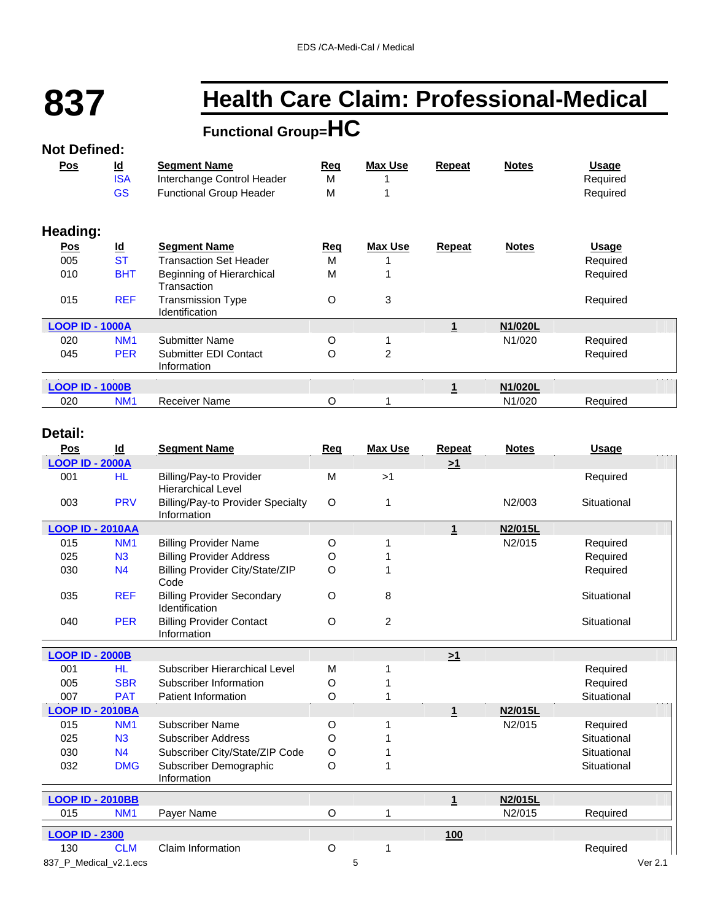# 837 Health Care Claim: Professional-Medical

**Functional Group=HC**

## Not Defined:

| Pos | Id | Segment Name | Req | Max Use | Repeat | Notes | Usage |
|---|---|---|---|---|---|---|---|
| | ISA | Interchange Control Header | M | 1 | | | Required |
| | GS | Functional Group Header | M | 1 | | | Required |

## Heading:

| Pos | Id | Segment Name | Req | Max Use | Repeat | Notes | Usage |
|---|---|---|---|---|---|---|---|
| 005 | ST | Transaction Set Header | M | 1 | | | Required |
| 010 | BHT | Beginning of Hierarchical Transaction | M | 1 | | | Required |
| 015 | REF | Transmission Type Identification | O | 3 | | | Required |
| **LOOP ID - 1000A** | | | | | 1 | N1/020L | |
| 020 | NM1 | Submitter Name | O | 1 | | N1/020 | Required |
| 045 | PER | Submitter EDI Contact Information | O | 2 | | | Required |
| **LOOP ID - 1000B** | | | | | 1 | N1/020L | |
| 020 | NM1 | Receiver Name | O | 1 | | N1/020 | Required |

## Detail:

| Pos | Id | Segment Name | Req | Max Use | Repeat | Notes | Usage |
|---|---|---|---|---|---|---|---|
| **LOOP ID - 2000A** | | | | | >1 | | |
| 001 | HL | Billing/Pay-to Provider Hierarchical Level | M | >1 | | | Required |
| 003 | PRV | Billing/Pay-to Provider Specialty Information | O | 1 | | N2/003 | Situational |
| **LOOP ID - 2010AA** | | | | | 1 | N2/015L | |
| 015 | NM1 | Billing Provider Name | O | 1 | | N2/015 | Required |
| 025 | N3 | Billing Provider Address | O | 1 | | | Required |
| 030 | N4 | Billing Provider City/State/ZIP Code | O | 1 | | | Required |
| 035 | REF | Billing Provider Secondary Identification | O | 8 | | | Situational |
| 040 | PER | Billing Provider Contact Information | O | 2 | | | Situational |
| **LOOP ID - 2000B** | | | | | >1 | | |
| 001 | HL | Subscriber Hierarchical Level | M | 1 | | | Required |
| 005 | SBR | Subscriber Information | O | 1 | | | Required |
| 007 | PAT | Patient Information | O | 1 | | | Situational |
| **LOOP ID - 2010BA** | | | | | 1 | N2/015L | |
| 015 | NM1 | Subscriber Name | O | 1 | | N2/015 | Required |
| 025 | N3 | Subscriber Address | O | 1 | | | Situational |
| 030 | N4 | Subscriber City/State/ZIP Code | O | 1 | | | Situational |
| 032 | DMG | Subscriber Demographic Information | O | 1 | | | Situational |
| **LOOP ID - 2010BB** | | | | | 1 | N2/015L | |
| 015 | NM1 | Payer Name | O | 1 | | N2/015 | Required |
| **LOOP ID - 2300** | | | | | 100 | | |
| 130 | CLM | Claim Information | O | 1 | | | Required |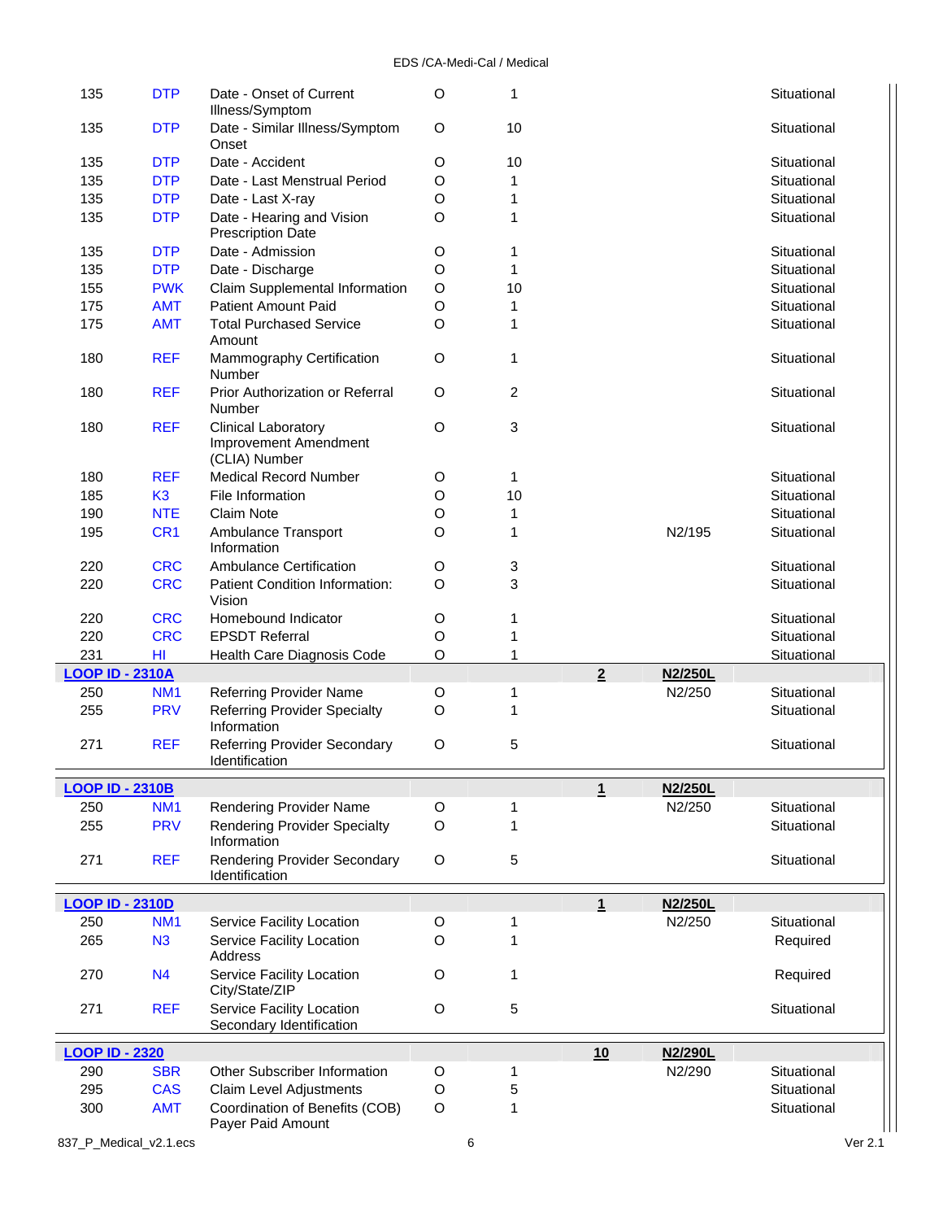| Pos | ID | Segment Name | Req | Max Use | Repeat | Notes | Usage |
|---|---|---|---|---|---|---|---|
| 135 | DTP | Date - Onset of Current Illness/Symptom | O | 1 | | | Situational |
| 135 | DTP | Date - Similar Illness/Symptom Onset | O | 10 | | | Situational |
| 135 | DTP | Date - Accident | O | 10 | | | Situational |
| 135 | DTP | Date - Last Menstrual Period | O | 1 | | | Situational |
| 135 | DTP | Date - Last X-ray | O | 1 | | | Situational |
| 135 | DTP | Date - Hearing and Vision Prescription Date | O | 1 | | | Situational |
| 135 | DTP | Date - Admission | O | 1 | | | Situational |
| 135 | DTP | Date - Discharge | O | 1 | | | Situational |
| 155 | PWK | Claim Supplemental Information | O | 10 | | | Situational |
| 175 | AMT | Patient Amount Paid | O | 1 | | | Situational |
| 175 | AMT | Total Purchased Service Amount | O | 1 | | | Situational |
| 180 | REF | Mammography Certification Number | O | 1 | | | Situational |
| 180 | REF | Prior Authorization or Referral Number | O | 2 | | | Situational |
| 180 | REF | Clinical Laboratory Improvement Amendment (CLIA) Number | O | 3 | | | Situational |
| 180 | REF | Medical Record Number | O | 1 | | | Situational |
| 185 | K3 | File Information | O | 10 | | | Situational |
| 190 | NTE | Claim Note | O | 1 | | | Situational |
| 195 | CR1 | Ambulance Transport Information | O | 1 | | N2/195 | Situational |
| 220 | CRC | Ambulance Certification | O | 3 | | | Situational |
| 220 | CRC | Patient Condition Information: Vision | O | 3 | | | Situational |
| 220 | CRC | Homebound Indicator | O | 1 | | | Situational |
| 220 | CRC | EPSDT Referral | O | 1 | | | Situational |
| 231 | HI | Health Care Diagnosis Code | O | 1 | | | Situational |
| **LOOP ID - 2310A** | | | | | **2** | **N2/250L** | |
| 250 | NM1 | Referring Provider Name | O | 1 | | N2/250 | Situational |
| 255 | PRV | Referring Provider Specialty Information | O | 1 | | | Situational |
| 271 | REF | Referring Provider Secondary Identification | O | 5 | | | Situational |
| **LOOP ID - 2310B** | | | | | **1** | **N2/250L** | |
| 250 | NM1 | Rendering Provider Name | O | 1 | | N2/250 | Situational |
| 255 | PRV | Rendering Provider Specialty Information | O | 1 | | | Situational |
| 271 | REF | Rendering Provider Secondary Identification | O | 5 | | | Situational |
| **LOOP ID - 2310D** | | | | | **1** | **N2/250L** | |
| 250 | NM1 | Service Facility Location | O | 1 | | N2/250 | Situational |
| 265 | N3 | Service Facility Location Address | O | 1 | | | Required |
| 270 | N4 | Service Facility Location City/State/ZIP | O | 1 | | | Required |
| 271 | REF | Service Facility Location Secondary Identification | O | 5 | | | Situational |
| **LOOP ID - 2320** | | | | | **10** | **N2/290L** | |
| 290 | SBR | Other Subscriber Information | O | 1 | | N2/290 | Situational |
| 295 | CAS | Claim Level Adjustments | O | 5 | | | Situational |
| 300 | AMT | Coordination of Benefits (COB) Payer Paid Amount | O | 1 | | | Situational |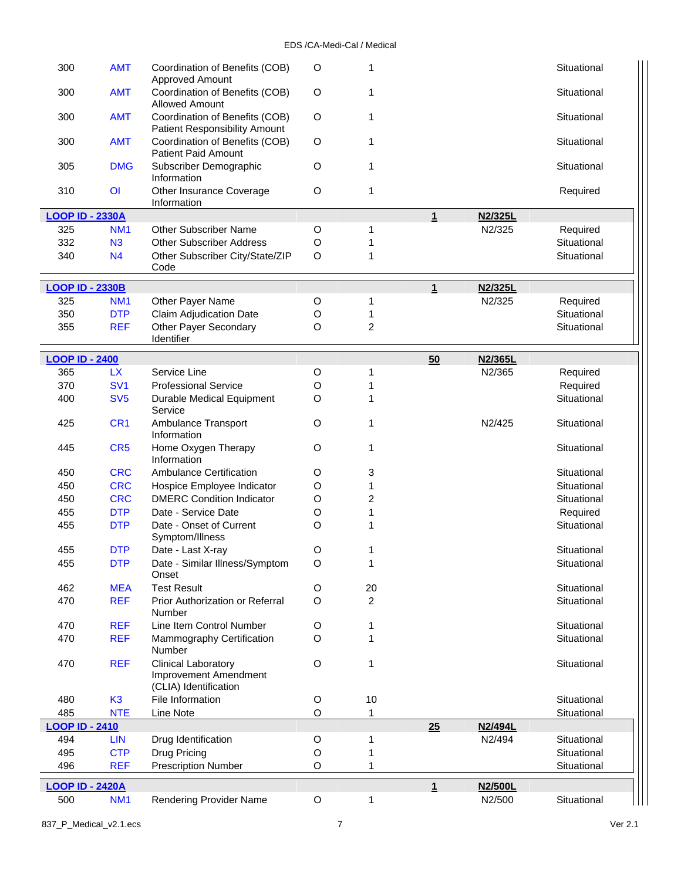| | | | | | | | |
|---|---|---|---|---|---|---|---|
| 300 | AMT | Coordination of Benefits (COB) Approved Amount | O | 1 | | | Situational |
| 300 | AMT | Coordination of Benefits (COB) Allowed Amount | O | 1 | | | Situational |
| 300 | AMT | Coordination of Benefits (COB) Patient Responsibility Amount | O | 1 | | | Situational |
| 300 | AMT | Coordination of Benefits (COB) Patient Paid Amount | O | 1 | | | Situational |
| 305 | DMG | Subscriber Demographic Information | O | 1 | | | Situational |
| 310 | OI | Other Insurance Coverage Information | O | 1 | | | Required |
| **LOOP ID - 2330A** | | | | | **1** | **N2/325L** | |
| 325 | NM1 | Other Subscriber Name | O | 1 | | N2/325 | Required |
| 332 | N3 | Other Subscriber Address | O | 1 | | | Situational |
| 340 | N4 | Other Subscriber City/State/ZIP Code | O | 1 | | | Situational |
| **LOOP ID - 2330B** | | | | | **1** | **N2/325L** | |
| 325 | NM1 | Other Payer Name | O | 1 | | N2/325 | Required |
| 350 | DTP | Claim Adjudication Date | O | 1 | | | Situational |
| 355 | REF | Other Payer Secondary Identifier | O | 2 | | | Situational |
| **LOOP ID - 2400** | | | | | **50** | **N2/365L** | |
| 365 | LX | Service Line | O | 1 | | N2/365 | Required |
| 370 | SV1 | Professional Service | O | 1 | | | Required |
| 400 | SV5 | Durable Medical Equipment Service | O | 1 | | | Situational |
| 425 | CR1 | Ambulance Transport Information | O | 1 | | N2/425 | Situational |
| 445 | CR5 | Home Oxygen Therapy Information | O | 1 | | | Situational |
| 450 | CRC | Ambulance Certification | O | 3 | | | Situational |
| 450 | CRC | Hospice Employee Indicator | O | 1 | | | Situational |
| 450 | CRC | DMERC Condition Indicator | O | 2 | | | Situational |
| 455 | DTP | Date - Service Date | O | 1 | | | Required |
| 455 | DTP | Date - Onset of Current Symptom/Illness | O | 1 | | | Situational |
| 455 | DTP | Date - Last X-ray | O | 1 | | | Situational |
| 455 | DTP | Date - Similar Illness/Symptom Onset | O | 1 | | | Situational |
| 462 | MEA | Test Result | O | 20 | | | Situational |
| 470 | REF | Prior Authorization or Referral Number | O | 2 | | | Situational |
| 470 | REF | Line Item Control Number | O | 1 | | | Situational |
| 470 | REF | Mammography Certification Number | O | 1 | | | Situational |
| 470 | REF | Clinical Laboratory Improvement Amendment (CLIA) Identification | O | 1 | | | Situational |
| 480 | K3 | File Information | O | 10 | | | Situational |
| 485 | NTE | Line Note | O | 1 | | | Situational |
| **LOOP ID - 2410** | | | | | **25** | **N2/494L** | |
| 494 | LIN | Drug Identification | O | 1 | | N2/494 | Situational |
| 495 | CTP | Drug Pricing | O | 1 | | | Situational |
| 496 | REF | Prescription Number | O | 1 | | | Situational |
| **LOOP ID - 2420A** | | | | | **1** | **N2/500L** | |
| 500 | NM1 | Rendering Provider Name | O | 1 | | N2/500 | Situational |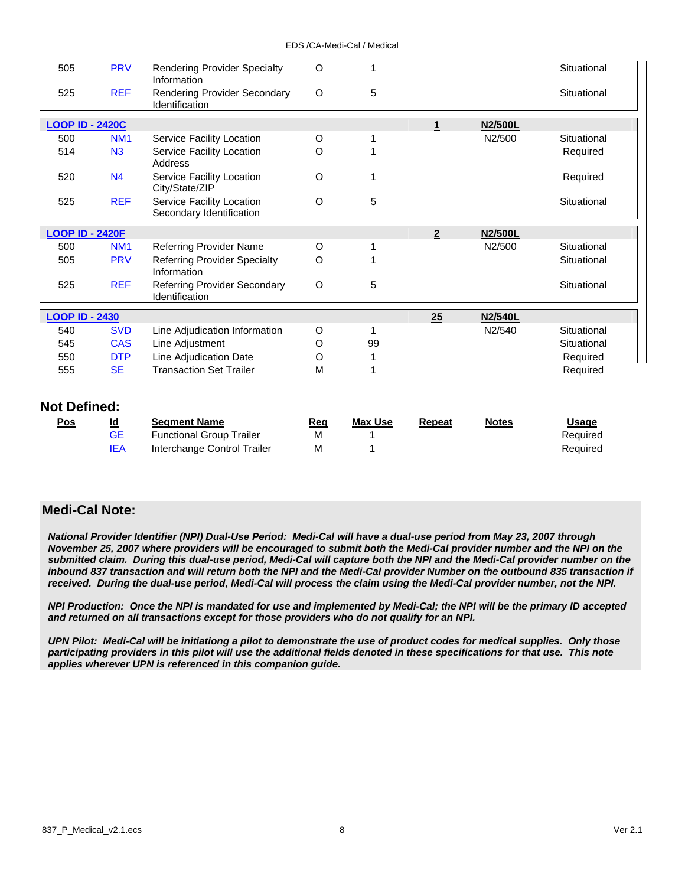| Pos | Id | Segment Name | Req | Max Use | Repeat | Notes | Usage |
|---|---|---|---|---|---|---|---|
| 505 | PRV | Rendering Provider Specialty Information | O | 1 | | | Situational |
| 525 | REF | Rendering Provider Secondary Identification | O | 5 | | | Situational |
| **LOOP ID - 2420C** | | | | | **1** | **N2/500L** | |
| 500 | NM1 | Service Facility Location | O | 1 | | N2/500 | Situational |
| 514 | N3 | Service Facility Location Address | O | 1 | | | Required |
| 520 | N4 | Service Facility Location City/State/ZIP | O | 1 | | | Required |
| 525 | REF | Service Facility Location Secondary Identification | O | 5 | | | Situational |
| **LOOP ID - 2420F** | | | | | **2** | **N2/500L** | |
| 500 | NM1 | Referring Provider Name | O | 1 | | N2/500 | Situational |
| 505 | PRV | Referring Provider Specialty Information | O | 1 | | | Situational |
| 525 | REF | Referring Provider Secondary Identification | O | 5 | | | Situational |
| **LOOP ID - 2430** | | | | | **25** | **N2/540L** | |
| 540 | SVD | Line Adjudication Information | O | 1 | | N2/540 | Situational |
| 545 | CAS | Line Adjustment | O | 99 | | | Situational |
| 550 | DTP | Line Adjudication Date | O | 1 | | | Required |
| 555 | SE | Transaction Set Trailer | M | 1 | | | Required |

## Not Defined:

| Pos | Id | Segment Name | Req | Max Use | Repeat | Notes | Usage |
|---|---|---|---|---|---|---|---|
| | GE | Functional Group Trailer | M | 1 | | | Required |
| | IEA | Interchange Control Trailer | M | 1 | | | Required |

## Medi-Cal Note:

***National Provider Identifier (NPI) Dual-Use Period: Medi-Cal will have a dual-use period from May 23, 2007 through November 25, 2007 where providers will be encouraged to submit both the Medi-Cal provider number and the NPI on the submitted claim. During this dual-use period, Medi-Cal will capture both the NPI and the Medi-Cal provider number on the inbound 837 transaction and will return both the NPI and the Medi-Cal provider Number on the outbound 835 transaction if received. During the dual-use period, Medi-Cal will process the claim using the Medi-Cal provider number, not the NPI.***

***NPI Production: Once the NPI is mandated for use and implemented by Medi-Cal; the NPI will be the primary ID accepted and returned on all transactions except for those providers who do not qualify for an NPI.***

***UPN Pilot: Medi-Cal will be initiationg a pilot to demonstrate the use of product codes for medical supplies. Only those participating providers in this pilot will use the additional fields denoted in these specifications for that use. This note applies wherever UPN is referenced in this companion guide.***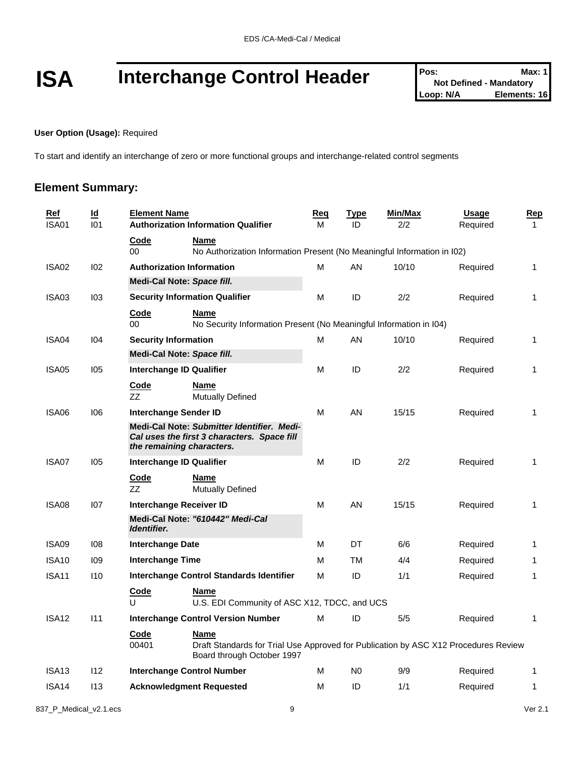# ISA Interchange Control Header

| Pos: | Max: 1 |
|---|---|
| Not Defined - Mandatory | |
| Loop: N/A | Elements: 16 |

**User Option (Usage):** Required

To start and identify an interchange of zero or more functional groups and interchange-related control segments

## Element Summary:

| Ref | Id | Element Name | Req | Type | Min/Max | Usage | Rep |
|---|---|---|---|---|---|---|---|
| ISA01 | I01 | **Authorization Information Qualifier** | M | ID | 2/2 | Required | 1 |
| | | **Code** 00 — **Name** No Authorization Information Present (No Meaningful Information in I02) | | | | | |
| ISA02 | I02 | **Authorization Information** | M | AN | 10/10 | Required | 1 |
| | | **Medi-Cal Note:** ***Space fill.*** | | | | | |
| ISA03 | I03 | **Security Information Qualifier** | M | ID | 2/2 | Required | 1 |
| | | **Code** 00 — **Name** No Security Information Present (No Meaningful Information in I04) | | | | | |
| ISA04 | I04 | **Security Information** | M | AN | 10/10 | Required | 1 |
| | | **Medi-Cal Note:** ***Space fill.*** | | | | | |
| ISA05 | I05 | **Interchange ID Qualifier** | M | ID | 2/2 | Required | 1 |
| | | **Code** ZZ — **Name** Mutually Defined | | | | | |
| ISA06 | I06 | **Interchange Sender ID** | M | AN | 15/15 | Required | 1 |
| | | **Medi-Cal Note:** ***Submitter Identifier. Medi-Cal uses the first 3 characters. Space fill the remaining characters.*** | | | | | |
| ISA07 | I05 | **Interchange ID Qualifier** | M | ID | 2/2 | Required | 1 |
| | | **Code** ZZ — **Name** Mutually Defined | | | | | |
| ISA08 | I07 | **Interchange Receiver ID** | M | AN | 15/15 | Required | 1 |
| | | **Medi-Cal Note:** ***"610442" Medi-Cal Identifier.*** | | | | | |
| ISA09 | I08 | **Interchange Date** | M | DT | 6/6 | Required | 1 |
| ISA10 | I09 | **Interchange Time** | M | TM | 4/4 | Required | 1 |
| ISA11 | I10 | **Interchange Control Standards Identifier** | M | ID | 1/1 | Required | 1 |
| | | **Code** U — **Name** U.S. EDI Community of ASC X12, TDCC, and UCS | | | | | |
| ISA12 | I11 | **Interchange Control Version Number** | M | ID | 5/5 | Required | 1 |
| | | **Code** 00401 — **Name** Draft Standards for Trial Use Approved for Publication by ASC X12 Procedures Review Board through October 1997 | | | | | |
| ISA13 | I12 | **Interchange Control Number** | M | N0 | 9/9 | Required | 1 |
| ISA14 | I13 | **Acknowledgment Requested** | M | ID | 1/1 | Required | 1 |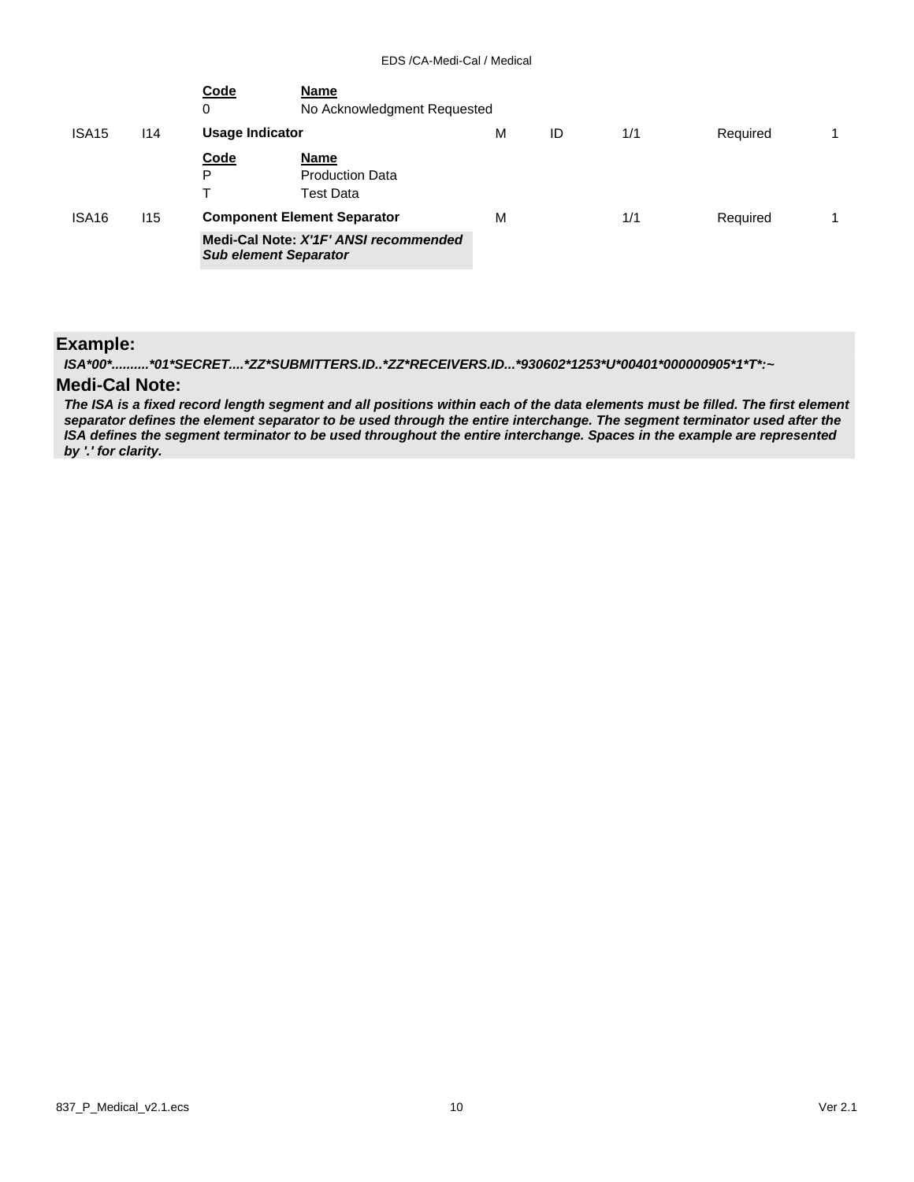| | | Code | Name | | | | | |
|---|---|---|---|---|---|---|---|---|
| | | 0 | No Acknowledgment Requested | | | | | |
| ISA15 | I14 | **Usage Indicator** | | M | ID | 1/1 | Required | 1 |
| | | Code | Name | | | | | |
| | | P | Production Data | | | | | |
| | | T | Test Data | | | | | |
| ISA16 | I15 | **Component Element Separator** | | M | | 1/1 | Required | 1 |
| | | **Medi-Cal Note:** ***X'1F' ANSI recommended Sub element Separator*** | | | | | | |

## Example:

***ISA*00*..........*01*SECRET....*ZZ*SUBMITTERS.ID..*ZZ*RECEIVERS.ID...*930602*1253*U*00401*000000905*1*T*:~***

## Medi-Cal Note:

***The ISA is a fixed record length segment and all positions within each of the data elements must be filled. The first element separator defines the element separator to be used through the entire interchange. The segment terminator used after the ISA defines the segment terminator to be used throughout the entire interchange. Spaces in the example are represented by '.' for clarity.***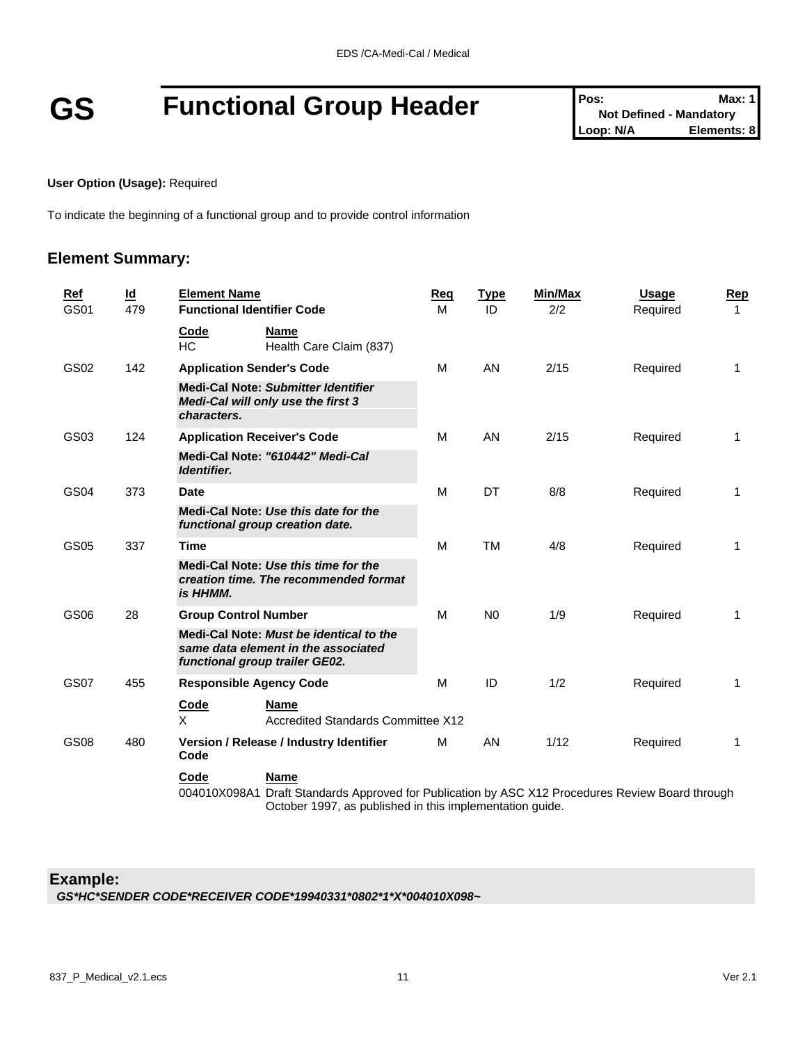# GS Functional Group Header

| Pos: | Max: 1 |
|---|---|
| Not Defined - Mandatory | |
| Loop: N/A | Elements: 8 |

**User Option (Usage):** Required

To indicate the beginning of a functional group and to provide control information

## Element Summary:

| Ref | Id | Element Name | Req | Type | Min/Max | Usage | Rep |
|---|---|---|---|---|---|---|---|
| GS01 | 479 | **Functional Identifier Code** | M | ID | 2/2 | Required | 1 |
| | | **Code** / **Name**: HC — Health Care Claim (837) | | | | | |
| GS02 | 142 | **Application Sender's Code** | M | AN | 2/15 | Required | 1 |
| | | **Medi-Cal Note:** ***Submitter Identifier Medi-Cal will only use the first 3 characters.*** | | | | | |
| GS03 | 124 | **Application Receiver's Code** | M | AN | 2/15 | Required | 1 |
| | | **Medi-Cal Note:** ***"610442" Medi-Cal Identifier.*** | | | | | |
| GS04 | 373 | **Date** | M | DT | 8/8 | Required | 1 |
| | | **Medi-Cal Note:** ***Use this date for the functional group creation date.*** | | | | | |
| GS05 | 337 | **Time** | M | TM | 4/8 | Required | 1 |
| | | **Medi-Cal Note:** ***Use this time for the creation time. The recommended format is HHMM.*** | | | | | |
| GS06 | 28 | **Group Control Number** | M | N0 | 1/9 | Required | 1 |
| | | **Medi-Cal Note:** ***Must be identical to the same data element in the associated functional group trailer GE02.*** | | | | | |
| GS07 | 455 | **Responsible Agency Code** | M | ID | 1/2 | Required | 1 |
| | | **Code** / **Name**: X — Accredited Standards Committee X12 | | | | | |
| GS08 | 480 | **Version / Release / Industry Identifier Code** | M | AN | 1/12 | Required | 1 |
| | | **Code** / **Name**: 004010X098A1 — Draft Standards Approved for Publication by ASC X12 Procedures Review Board through October 1997, as published in this implementation guide. | | | | | |

**Example:**

***GS*HC*SENDER CODE*RECEIVER CODE*19940331*0802*1*X*004010X098~***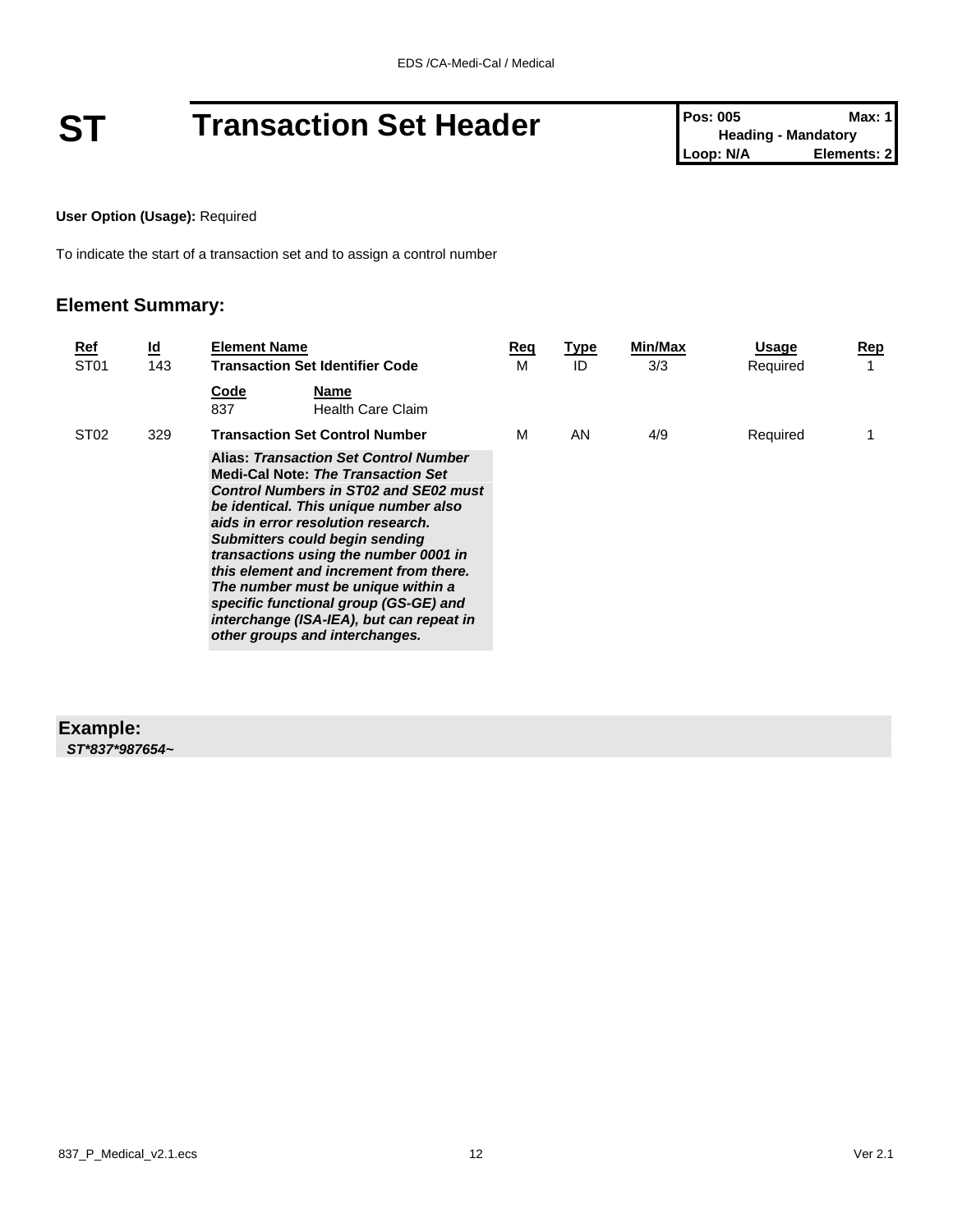# ST Transaction Set Header

| Pos: 005 | Max: 1 |
| --- | --- |
| Heading - Mandatory | |
| Loop: N/A | Elements: 2 |

**User Option (Usage):** Required

To indicate the start of a transaction set and to assign a control number

## Element Summary:

| Ref | Id | Element Name | Req | Type | Min/Max | Usage | Rep |
| --- | --- | --- | --- | --- | --- | --- | --- |
| ST01 | 143 | **Transaction Set Identifier Code**<br>**Code** / **Name**<br>837 / Health Care Claim | M | ID | 3/3 | Required | 1 |
| ST02 | 329 | **Transaction Set Control Number**<br>**Alias:** ***Transaction Set Control Number***<br>**Medi-Cal Note:** ***The Transaction Set Control Numbers in ST02 and SE02 must be identical. This unique number also aids in error resolution research. Submitters could begin sending transactions using the number 0001 in this element and increment from there. The number must be unique within a specific functional group (GS-GE) and interchange (ISA-IEA), but can repeat in other groups and interchanges.*** | M | AN | 4/9 | Required | 1 |

### Example:

***ST*837*987654~***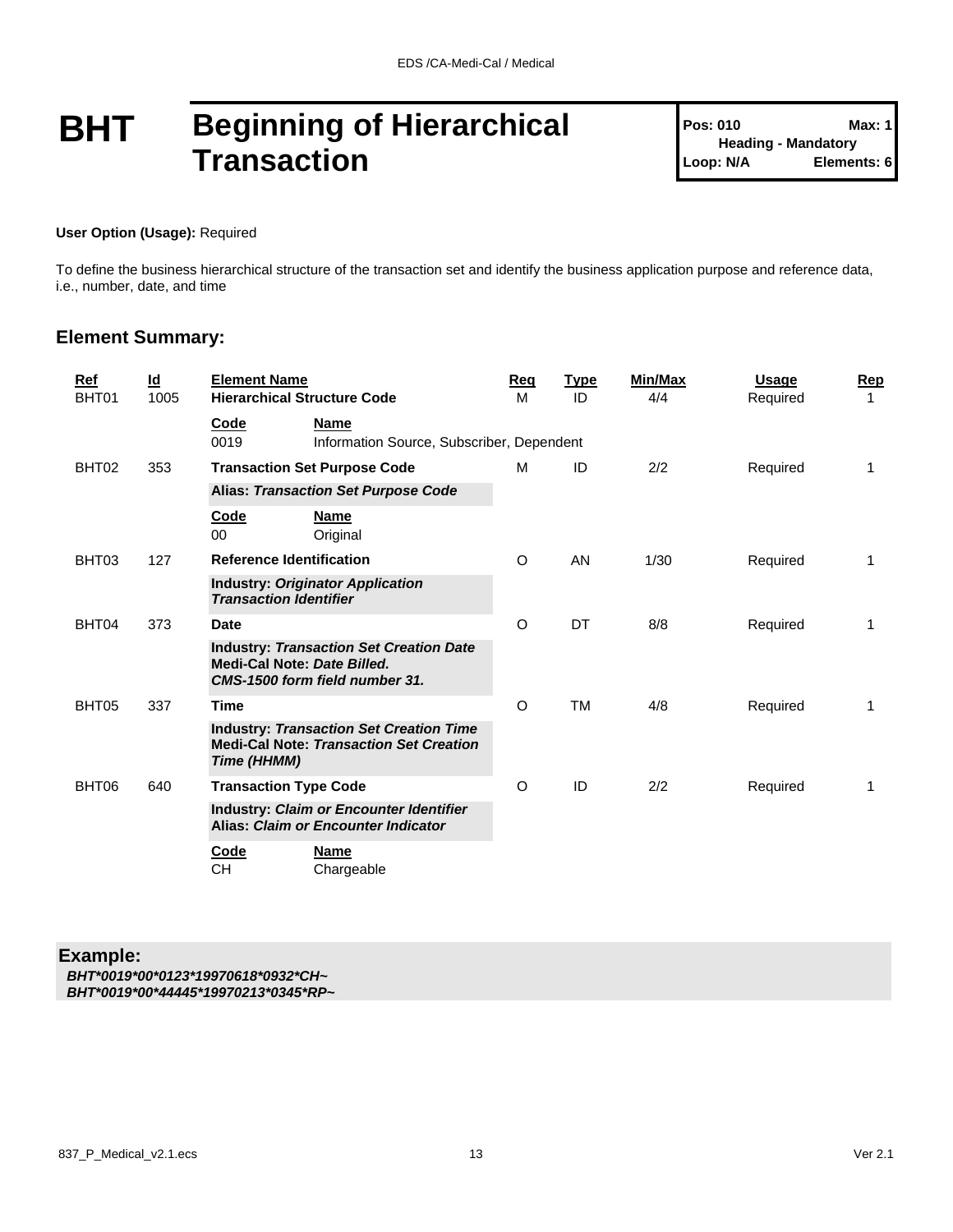# BHT Beginning of Hierarchical Transaction

**Pos: 010** **Max: 1**
**Heading - Mandatory**
**Loop: N/A** **Elements: 6**

**User Option (Usage):** Required

To define the business hierarchical structure of the transaction set and identify the business application purpose and reference data, i.e., number, date, and time

## Element Summary:

| Ref | Id | Element Name | Req | Type | Min/Max | Usage | Rep |
|---|---|---|---|---|---|---|---|
| BHT01 | 1005 | **Hierarchical Structure Code** | M | ID | 4/4 | Required | 1 |
| | | **Code** / **Name**<br>0019 — Information Source, Subscriber, Dependent | | | | | |
| BHT02 | 353 | **Transaction Set Purpose Code**<br>**Alias:** ***Transaction Set Purpose Code*** | M | ID | 2/2 | Required | 1 |
| | | **Code** / **Name**<br>00 — Original | | | | | |
| BHT03 | 127 | **Reference Identification**<br>**Industry:** ***Originator Application Transaction Identifier*** | O | AN | 1/30 | Required | 1 |
| BHT04 | 373 | **Date**<br>**Industry:** ***Transaction Set Creation Date***<br>**Medi-Cal Note:** ***Date Billed. CMS-1500 form field number 31.*** | O | DT | 8/8 | Required | 1 |
| BHT05 | 337 | **Time**<br>**Industry:** ***Transaction Set Creation Time***<br>**Medi-Cal Note:** ***Transaction Set Creation Time (HHMM)*** | O | TM | 4/8 | Required | 1 |
| BHT06 | 640 | **Transaction Type Code**<br>**Industry:** ***Claim or Encounter Identifier***<br>**Alias:** ***Claim or Encounter Indicator*** | O | ID | 2/2 | Required | 1 |
| | | **Code** / **Name**<br>CH — Chargeable | | | | | |

**Example:**

*BHT*0019*00*0123*19970618*0932*CH~*
*BHT*0019*00*44445*19970213*0345*RP~*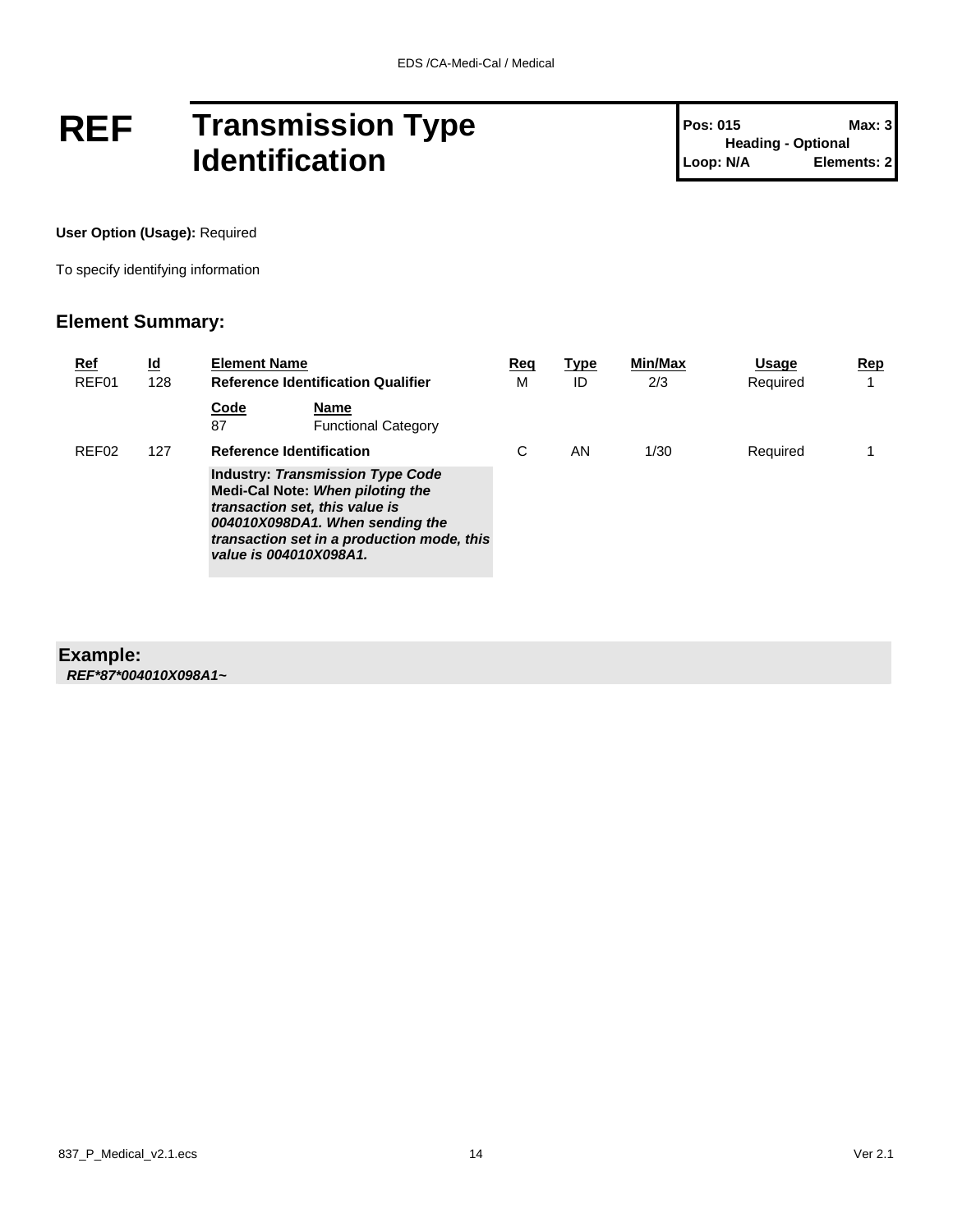# REF Transmission Type Identification

| Pos: 015 | Max: 3 |
|---|---|
| Heading - Optional | |
| Loop: N/A | Elements: 2 |

**User Option (Usage):** Required

To specify identifying information

## Element Summary:

| Ref | Id | Element Name | Req | Type | Min/Max | Usage | Rep |
|---|---|---|---|---|---|---|---|
| REF01 | 128 | **Reference Identification Qualifier** | M | ID | 2/3 | Required | 1 |
| | | **Code** 87 — **Name** Functional Category | | | | | |
| REF02 | 127 | **Reference Identification** | C | AN | 1/30 | Required | 1 |
| | | **Industry:** ***Transmission Type Code*** **Medi-Cal Note:** ***When piloting the transaction set, this value is 004010X098DA1. When sending the transaction set in a production mode, this value is 004010X098A1.*** | | | | | |

**Example:**

***REF*87*004010X098A1~***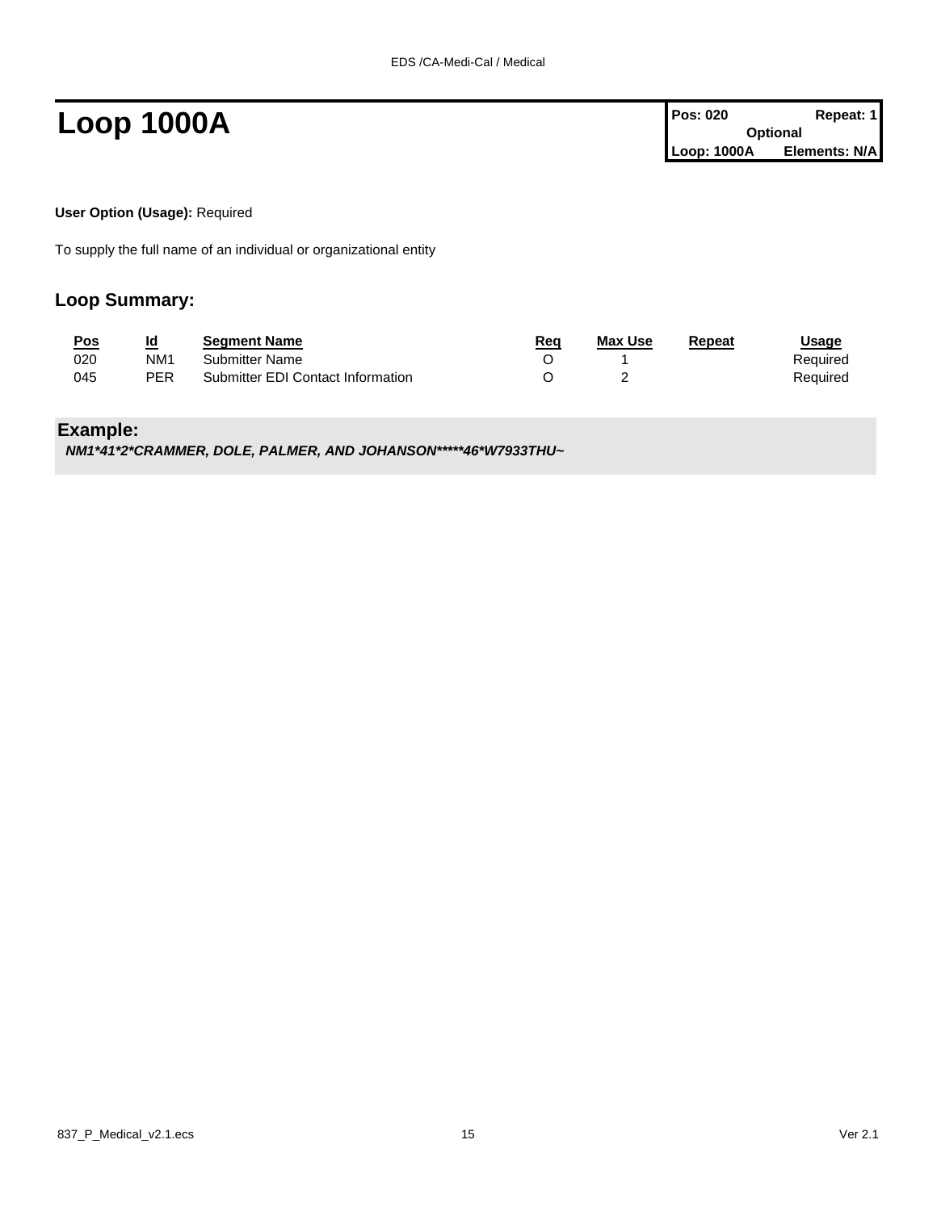# Loop 1000A

| Pos: 020 | Repeat: 1 |
|---|---|
| Optional | |
| Loop: 1000A | Elements: N/A |

**User Option (Usage):** Required

To supply the full name of an individual or organizational entity

## Loop Summary:

| Pos | Id | Segment Name | Req | Max Use | Repeat | Usage |
|---|---|---|---|---|---|---|
| 020 | NM1 | Submitter Name | O | 1 | | Required |
| 045 | PER | Submitter EDI Contact Information | O | 2 | | Required |

### Example:

***NM1*41*2*CRAMMER, DOLE, PALMER, AND JOHANSON*****46*W7933THU~***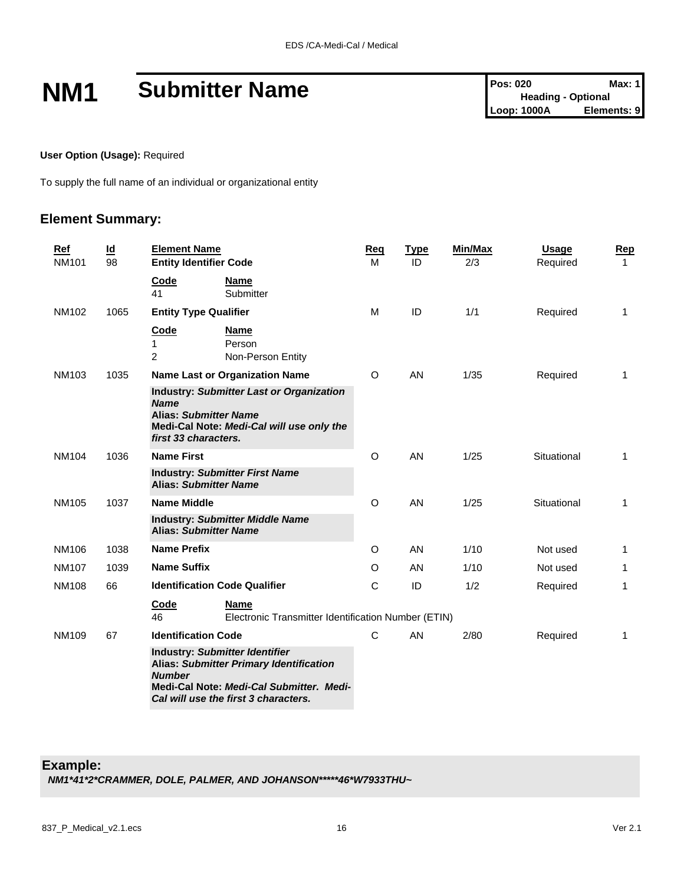# NM1 Submitter Name

| Pos: 020 | Max: 1 |
|---|---|
| Heading - Optional | |
| Loop: 1000A | Elements: 9 |

**User Option (Usage):** Required

To supply the full name of an individual or organizational entity

## Element Summary:

| Ref | Id | Element Name | Req | Type | Min/Max | Usage | Rep |
|---|---|---|---|---|---|---|---|
| NM101 | 98 | **Entity Identifier Code** | M | ID | 2/3 | Required | 1 |
| | | **Code** / **Name**: 41 Submitter | | | | | |
| NM102 | 1065 | **Entity Type Qualifier** | M | ID | 1/1 | Required | 1 |
| | | **Code** / **Name**: 1 Person; 2 Non-Person Entity | | | | | |
| NM103 | 1035 | **Name Last or Organization Name** | O | AN | 1/35 | Required | 1 |
| | | **Industry:** ***Submitter Last or Organization Name*** **Alias:** ***Submitter Name*** **Medi-Cal Note:** ***Medi-Cal will use only the first 33 characters.*** | | | | | |
| NM104 | 1036 | **Name First** | O | AN | 1/25 | Situational | 1 |
| | | **Industry:** ***Submitter First Name*** **Alias:** ***Submitter Name*** | | | | | |
| NM105 | 1037 | **Name Middle** | O | AN | 1/25 | Situational | 1 |
| | | **Industry:** ***Submitter Middle Name*** **Alias:** ***Submitter Name*** | | | | | |
| NM106 | 1038 | **Name Prefix** | O | AN | 1/10 | Not used | 1 |
| NM107 | 1039 | **Name Suffix** | O | AN | 1/10 | Not used | 1 |
| NM108 | 66 | **Identification Code Qualifier** | C | ID | 1/2 | Required | 1 |
| | | **Code** / **Name**: 46 Electronic Transmitter Identification Number (ETIN) | | | | | |
| NM109 | 67 | **Identification Code** | C | AN | 2/80 | Required | 1 |
| | | **Industry:** ***Submitter Identifier*** **Alias:** ***Submitter Primary Identification Number*** **Medi-Cal Note:** ***Medi-Cal Submitter. Medi-Cal will use the first 3 characters.*** | | | | | |

**Example:**

***NM1*41*2*CRAMMER, DOLE, PALMER, AND JOHANSON*****46*W7933THU~***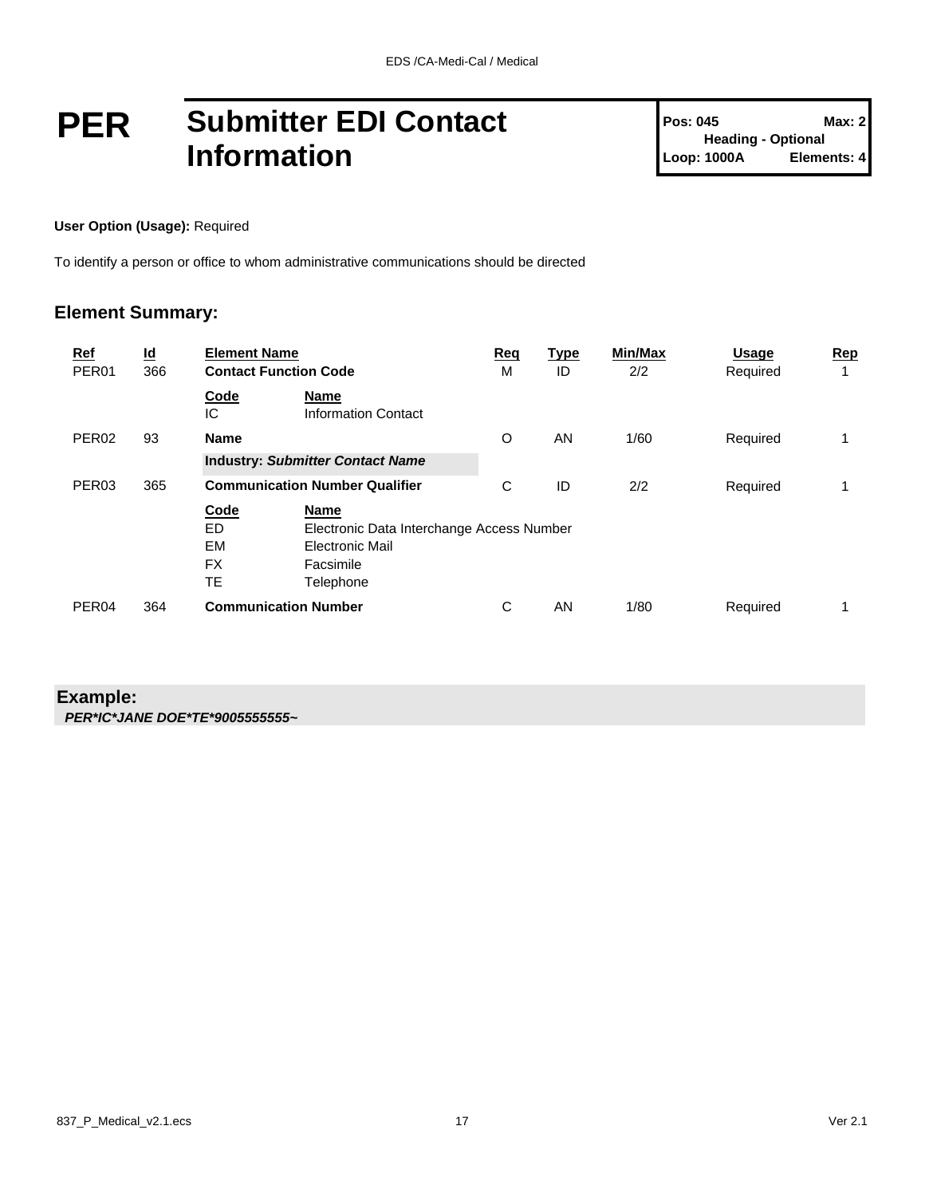# PER Submitter EDI Contact Information

**Pos: 045** **Max: 2**
**Heading - Optional**
**Loop: 1000A** **Elements: 4**

**User Option (Usage):** Required

To identify a person or office to whom administrative communications should be directed

## Element Summary:

| Ref | Id | Element Name | | Req | Type | Min/Max | Usage | Rep |
|---|---|---|---|---|---|---|---|---|
| PER01 | 366 | **Contact Function Code** | | M | ID | 2/2 | Required | 1 |
| | | **Code** | **Name** | | | | | |
| | | IC | Information Contact | | | | | |
| PER02 | 93 | **Name** | | O | AN | 1/60 | Required | 1 |
| | | **Industry: *Submitter Contact Name*** | | | | | | |
| PER03 | 365 | **Communication Number Qualifier** | | C | ID | 2/2 | Required | 1 |
| | | **Code** | **Name** | | | | | |
| | | ED | Electronic Data Interchange Access Number | | | | | |
| | | EM | Electronic Mail | | | | | |
| | | FX | Facsimile | | | | | |
| | | TE | Telephone | | | | | |
| PER04 | 364 | **Communication Number** | | C | AN | 1/80 | Required | 1 |

**Example:**
***PER*IC*JANE DOE*TE*9005555555~***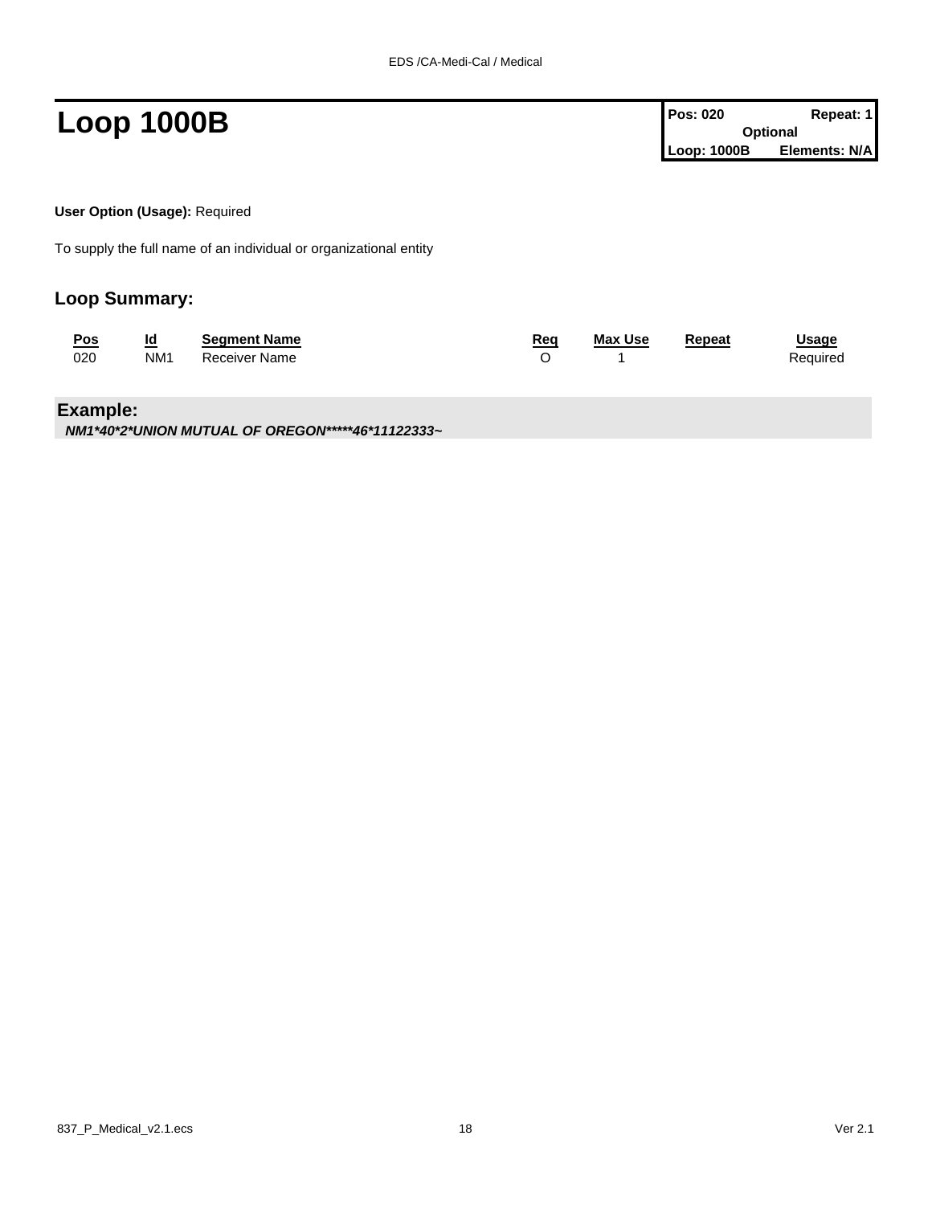# Loop 1000B

| Pos: 020 | Repeat: 1 |
|---|---|
| Optional | |
| Loop: 1000B | Elements: N/A |

**User Option (Usage):** Required

To supply the full name of an individual or organizational entity

## Loop Summary:

| Pos | Id | Segment Name | Req | Max Use | Repeat | Usage |
|---|---|---|---|---|---|---|
| 020 | NM1 | Receiver Name | O | 1 | | Required |

### Example:

***NM1*40*2*UNION MUTUAL OF OREGON*****46*11122333~***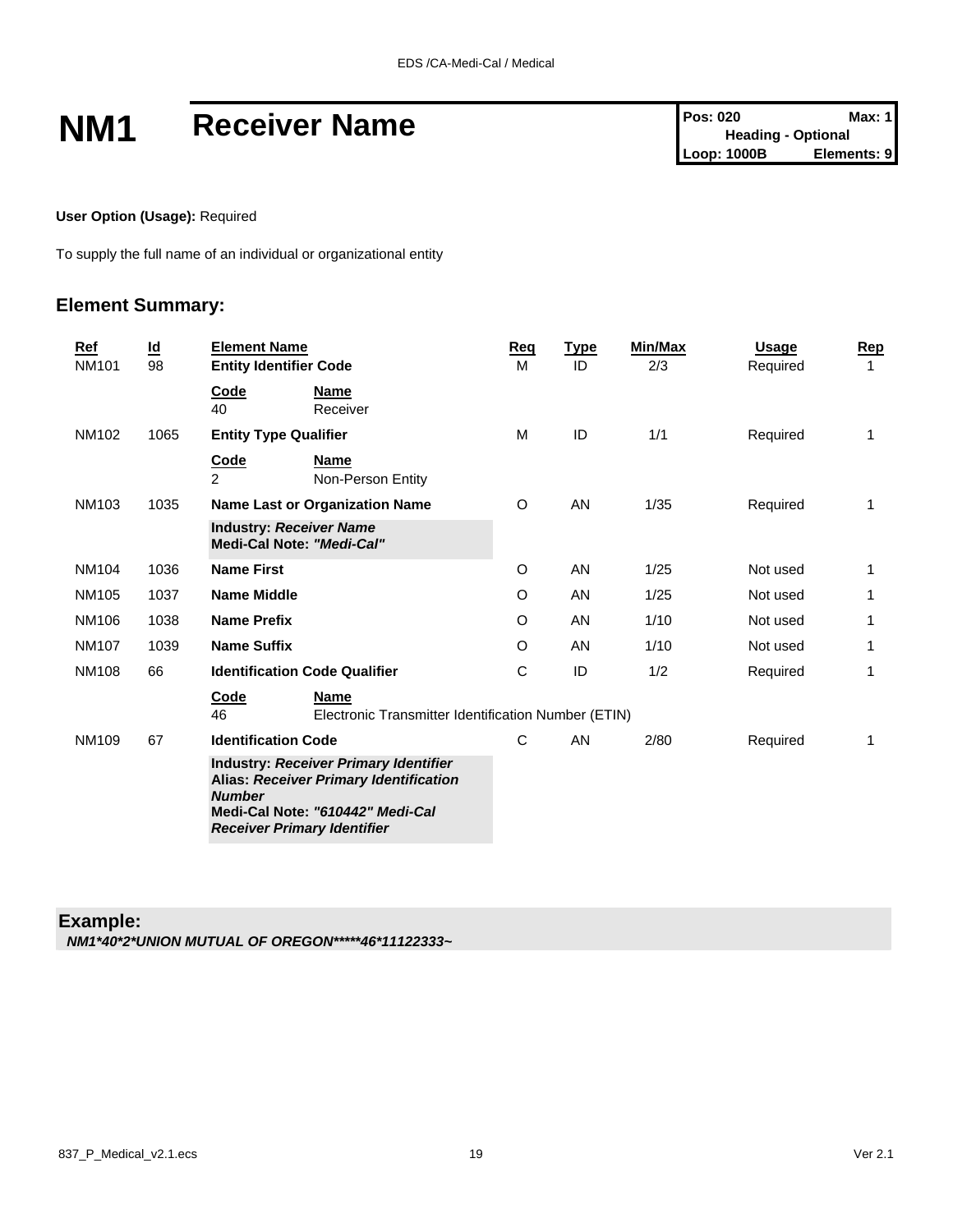# NM1 Receiver Name

| Pos: 020 | Max: 1 |
| --- | --- |
| Heading - Optional | |
| Loop: 1000B | Elements: 9 |

**User Option (Usage):** Required

To supply the full name of an individual or organizational entity

## Element Summary:

| Ref | Id | Element Name | Req | Type | Min/Max | Usage | Rep |
| --- | --- | --- | --- | --- | --- | --- | --- |
| NM101 | 98 | **Entity Identifier Code** | M | ID | 2/3 | Required | 1 |
| | | **Code** / **Name**<br>40 Receiver | | | | | |
| NM102 | 1065 | **Entity Type Qualifier** | M | ID | 1/1 | Required | 1 |
| | | **Code** / **Name**<br>2 Non-Person Entity | | | | | |
| NM103 | 1035 | **Name Last or Organization Name** | O | AN | 1/35 | Required | 1 |
| | | **Industry: *Receiver Name***<br>**Medi-Cal Note: *"Medi-Cal"*** | | | | | |
| NM104 | 1036 | **Name First** | O | AN | 1/25 | Not used | 1 |
| NM105 | 1037 | **Name Middle** | O | AN | 1/25 | Not used | 1 |
| NM106 | 1038 | **Name Prefix** | O | AN | 1/10 | Not used | 1 |
| NM107 | 1039 | **Name Suffix** | O | AN | 1/10 | Not used | 1 |
| NM108 | 66 | **Identification Code Qualifier** | C | ID | 1/2 | Required | 1 |
| | | **Code** / **Name**<br>46 Electronic Transmitter Identification Number (ETIN) | | | | | |
| NM109 | 67 | **Identification Code** | C | AN | 2/80 | Required | 1 |
| | | **Industry: *Receiver Primary Identifier***<br>**Alias: *Receiver Primary Identification Number***<br>**Medi-Cal Note: *"610442" Medi-Cal Receiver Primary Identifier*** | | | | | |

**Example:**
***NM1*40*2*UNION MUTUAL OF OREGON*****46*11122333~***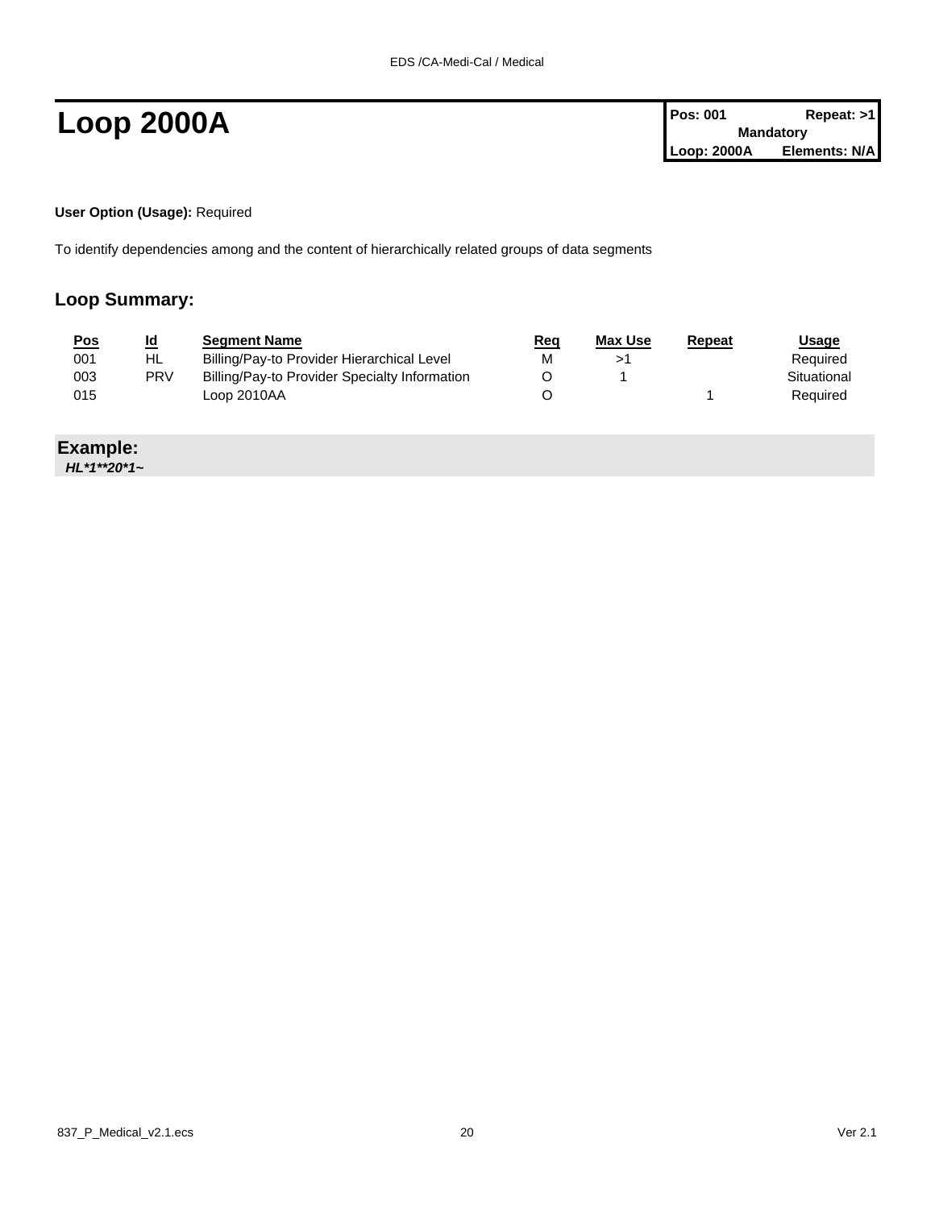# Loop 2000A

| Pos: 001 | Repeat: >1 |
|---|---|
| Mandatory | |
| Loop: 2000A | Elements: N/A |

**User Option (Usage):** Required

To identify dependencies among and the content of hierarchically related groups of data segments

## Loop Summary:

| Pos | Id | Segment Name | Req | Max Use | Repeat | Usage |
|---|---|---|---|---|---|---|
| 001 | HL | Billing/Pay-to Provider Hierarchical Level | M | >1 | | Required |
| 003 | PRV | Billing/Pay-to Provider Specialty Information | O | 1 | | Situational |
| 015 | | Loop 2010AA | O | | 1 | Required |

## Example:

***HL*1**20*1~***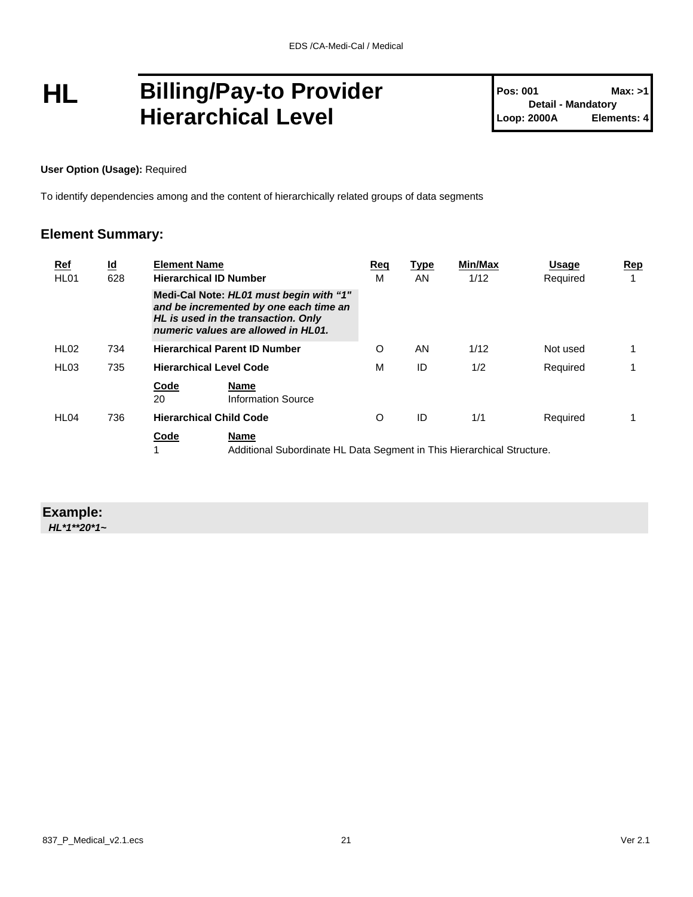# HL Billing/Pay-to Provider Hierarchical Level

**Pos: 001** **Max: >1**
**Detail - Mandatory**
**Loop: 2000A** **Elements: 4**

**User Option (Usage):** Required

To identify dependencies among and the content of hierarchically related groups of data segments

## Element Summary:

| Ref | Id | Element Name | Req | Type | Min/Max | Usage | Rep |
|---|---|---|---|---|---|---|---|
| HL01 | 628 | **Hierarchical ID Number** | M | AN | 1/12 | Required | 1 |
| | | **Medi-Cal Note:** ***HL01 must begin with "1" and be incremented by one each time an HL is used in the transaction. Only numeric values are allowed in HL01.*** | | | | | |
| HL02 | 734 | **Hierarchical Parent ID Number** | O | AN | 1/12 | Not used | 1 |
| HL03 | 735 | **Hierarchical Level Code** | M | ID | 1/2 | Required | 1 |
| | | **Code** / **Name**: 20 — Information Source | | | | | |
| HL04 | 736 | **Hierarchical Child Code** | O | ID | 1/1 | Required | 1 |
| | | **Code** / **Name**: 1 — Additional Subordinate HL Data Segment in This Hierarchical Structure. | | | | | |

**Example:**

***HL*1**20*1~***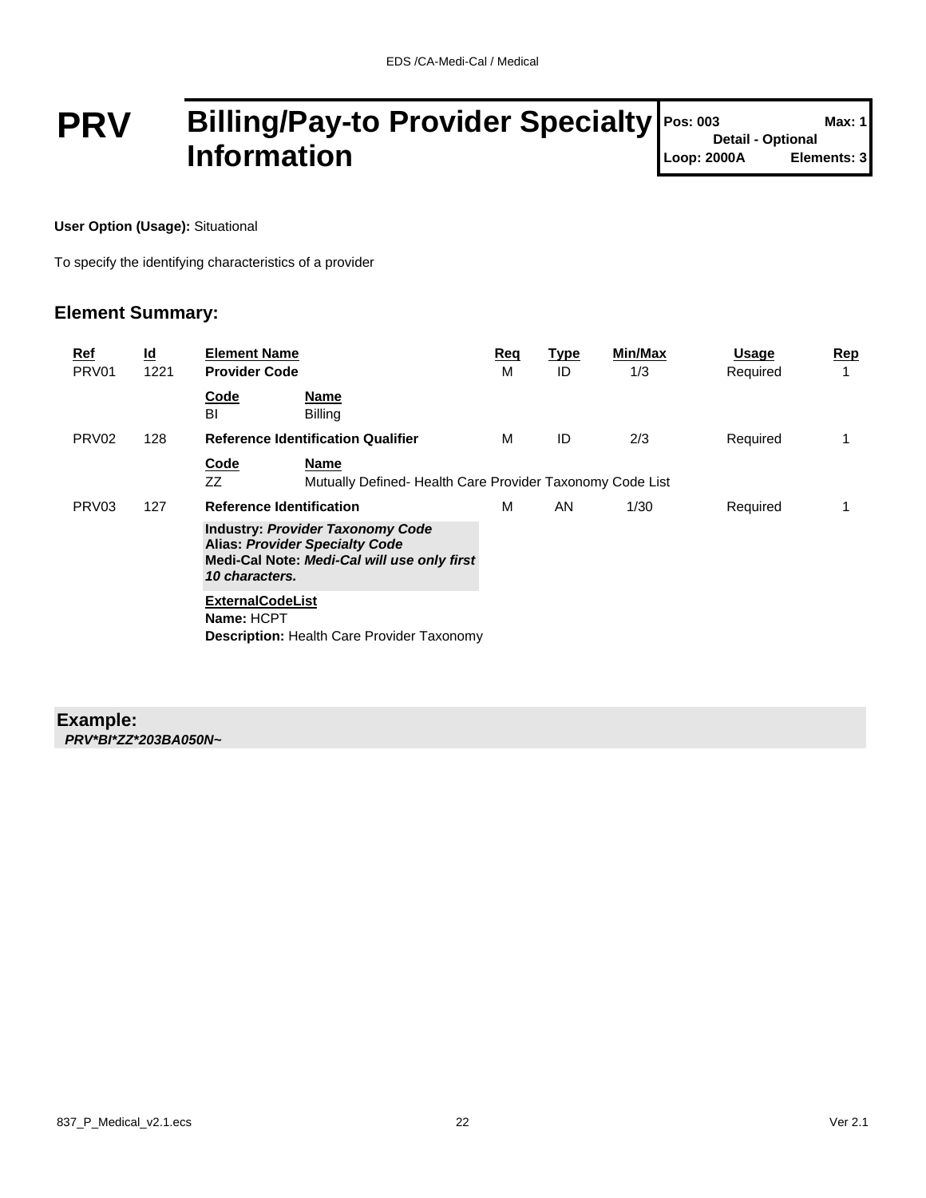# PRV Billing/Pay-to Provider Specialty Information

**Pos: 003** **Max: 1**
**Detail - Optional**
**Loop: 2000A** **Elements: 3**

**User Option (Usage):** Situational

To specify the identifying characteristics of a provider

## Element Summary:

| Ref | Id | Element Name | Req | Type | Min/Max | Usage | Rep |
|---|---|---|---|---|---|---|---|
| PRV01 | 1221 | **Provider Code** | M | ID | 1/3 | Required | 1 |
| | | **Code** BI — **Name** Billing | | | | | |
| PRV02 | 128 | **Reference Identification Qualifier** | M | ID | 2/3 | Required | 1 |
| | | **Code** ZZ — **Name** Mutually Defined- Health Care Provider Taxonomy Code List | | | | | |
| PRV03 | 127 | **Reference Identification** | M | AN | 1/30 | Required | 1 |
| | | **Industry:** ***Provider Taxonomy Code*** **Alias:** ***Provider Specialty Code*** **Medi-Cal Note:** ***Medi-Cal will use only first 10 characters.*** | | | | | |
| | | **ExternalCodeList** **Name:** HCPT **Description:** Health Care Provider Taxonomy | | | | | |

**Example:**
***PRV*BI*ZZ*203BA050N~***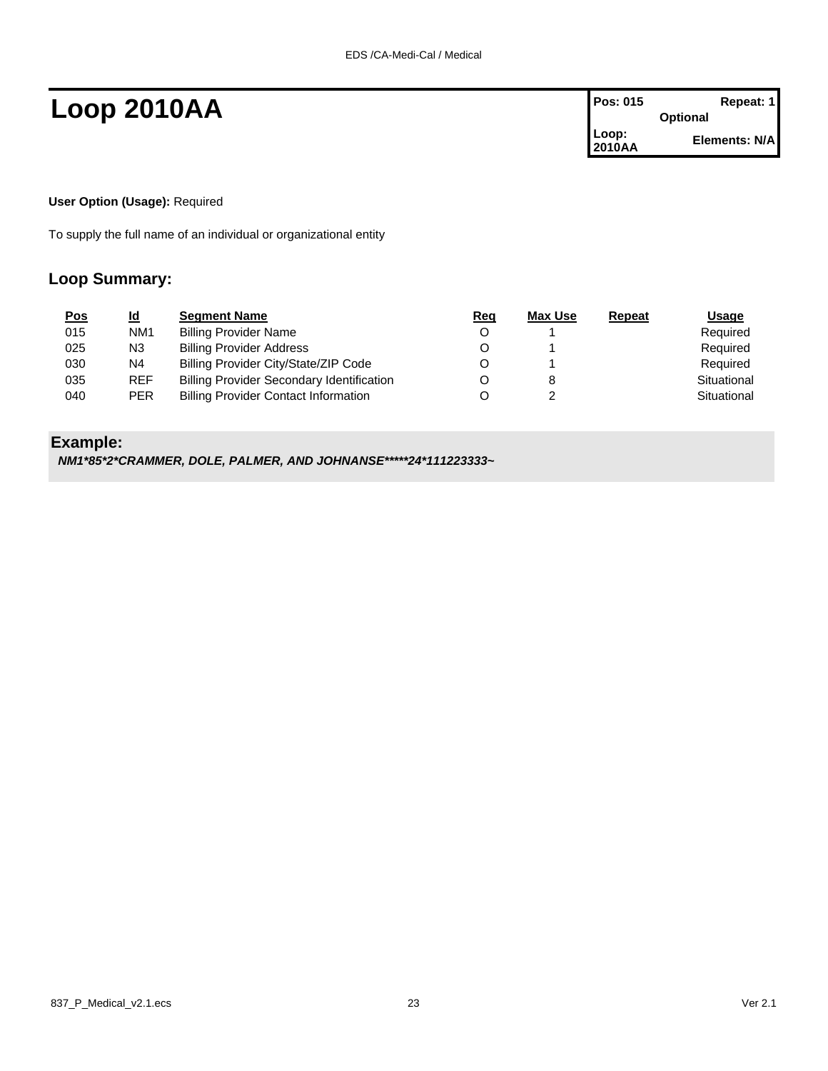# Loop 2010AA

| Pos: 015 | Repeat: 1 |
|---|---|
| | Optional |
| Loop: 2010AA | Elements: N/A |

**User Option (Usage):** Required

To supply the full name of an individual or organizational entity

## Loop Summary:

| Pos | Id | Segment Name | Req | Max Use | Repeat | Usage |
|---|---|---|---|---|---|---|
| 015 | NM1 | Billing Provider Name | O | 1 | | Required |
| 025 | N3 | Billing Provider Address | O | 1 | | Required |
| 030 | N4 | Billing Provider City/State/ZIP Code | O | 1 | | Required |
| 035 | REF | Billing Provider Secondary Identification | O | 8 | | Situational |
| 040 | PER | Billing Provider Contact Information | O | 2 | | Situational |

**Example:**

***NM1*85*2*CRAMMER, DOLE, PALMER, AND JOHNANSE*****24*111223333~***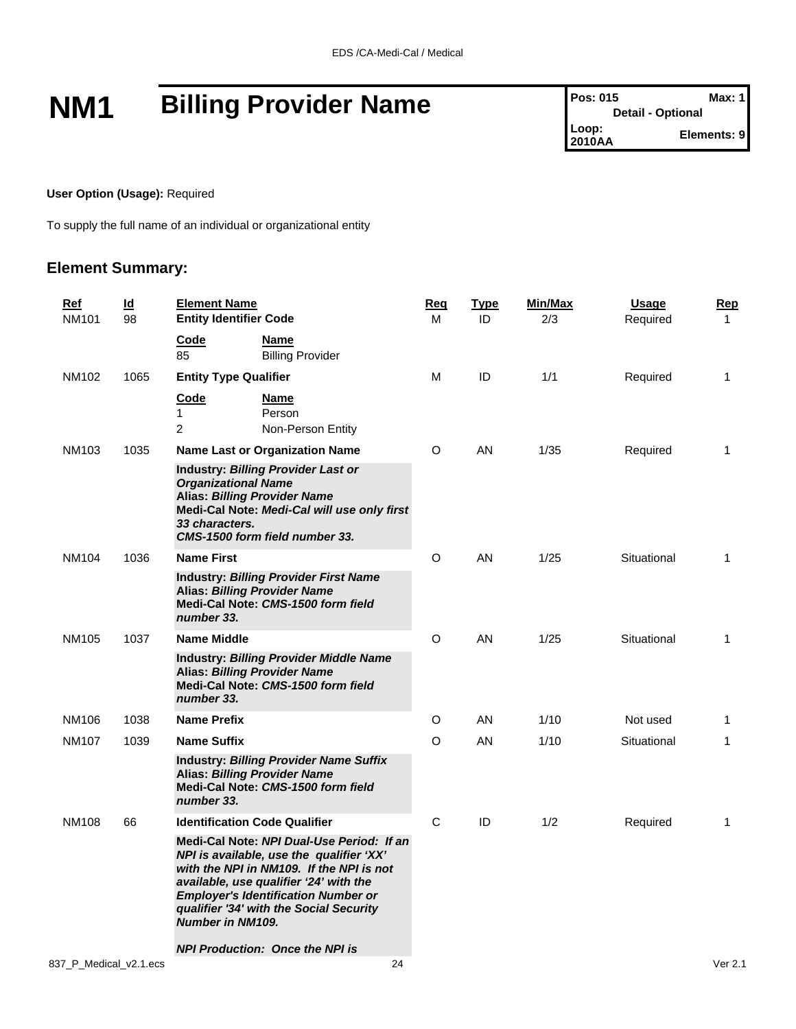# NM1 Billing Provider Name

| Pos: 015 | Max: 1 |
|---|---|
| Detail - Optional | |
| Loop: 2010AA | Elements: 9 |

**User Option (Usage):** Required

To supply the full name of an individual or organizational entity

## Element Summary:

| Ref | Id | Element Name | Req | Type | Min/Max | Usage | Rep |
|---|---|---|---|---|---|---|---|
| NM101 | 98 | **Entity Identifier Code**<br>**Code** / **Name**<br>85 Billing Provider | M | ID | 2/3 | Required | 1 |
| NM102 | 1065 | **Entity Type Qualifier**<br>**Code** / **Name**<br>1 Person<br>2 Non-Person Entity | M | ID | 1/1 | Required | 1 |
| NM103 | 1035 | **Name Last or Organization Name**<br>**Industry:** ***Billing Provider Last or Organizational Name***<br>**Alias:** ***Billing Provider Name***<br>**Medi-Cal Note:** ***Medi-Cal will use only first 33 characters. CMS-1500 form field number 33.*** | O | AN | 1/35 | Required | 1 |
| NM104 | 1036 | **Name First**<br>**Industry:** ***Billing Provider First Name***<br>**Alias:** ***Billing Provider Name***<br>**Medi-Cal Note:** ***CMS-1500 form field number 33.*** | O | AN | 1/25 | Situational | 1 |
| NM105 | 1037 | **Name Middle**<br>**Industry:** ***Billing Provider Middle Name***<br>**Alias:** ***Billing Provider Name***<br>**Medi-Cal Note:** ***CMS-1500 form field number 33.*** | O | AN | 1/25 | Situational | 1 |
| NM106 | 1038 | **Name Prefix** | O | AN | 1/10 | Not used | 1 |
| NM107 | 1039 | **Name Suffix**<br>**Industry:** ***Billing Provider Name Suffix***<br>**Alias:** ***Billing Provider Name***<br>**Medi-Cal Note:** ***CMS-1500 form field number 33.*** | O | AN | 1/10 | Situational | 1 |
| NM108 | 66 | **Identification Code Qualifier**<br>**Medi-Cal Note:** ***NPI Dual-Use Period: If an NPI is available, use the qualifier 'XX' with the NPI in NM109. If the NPI is not available, use qualifier '24' with the Employer's Identification Number or qualifier '34' with the Social Security Number in NM109.***<br><br>***NPI Production: Once the NPI is*** | C | ID | 1/2 | Required | 1 |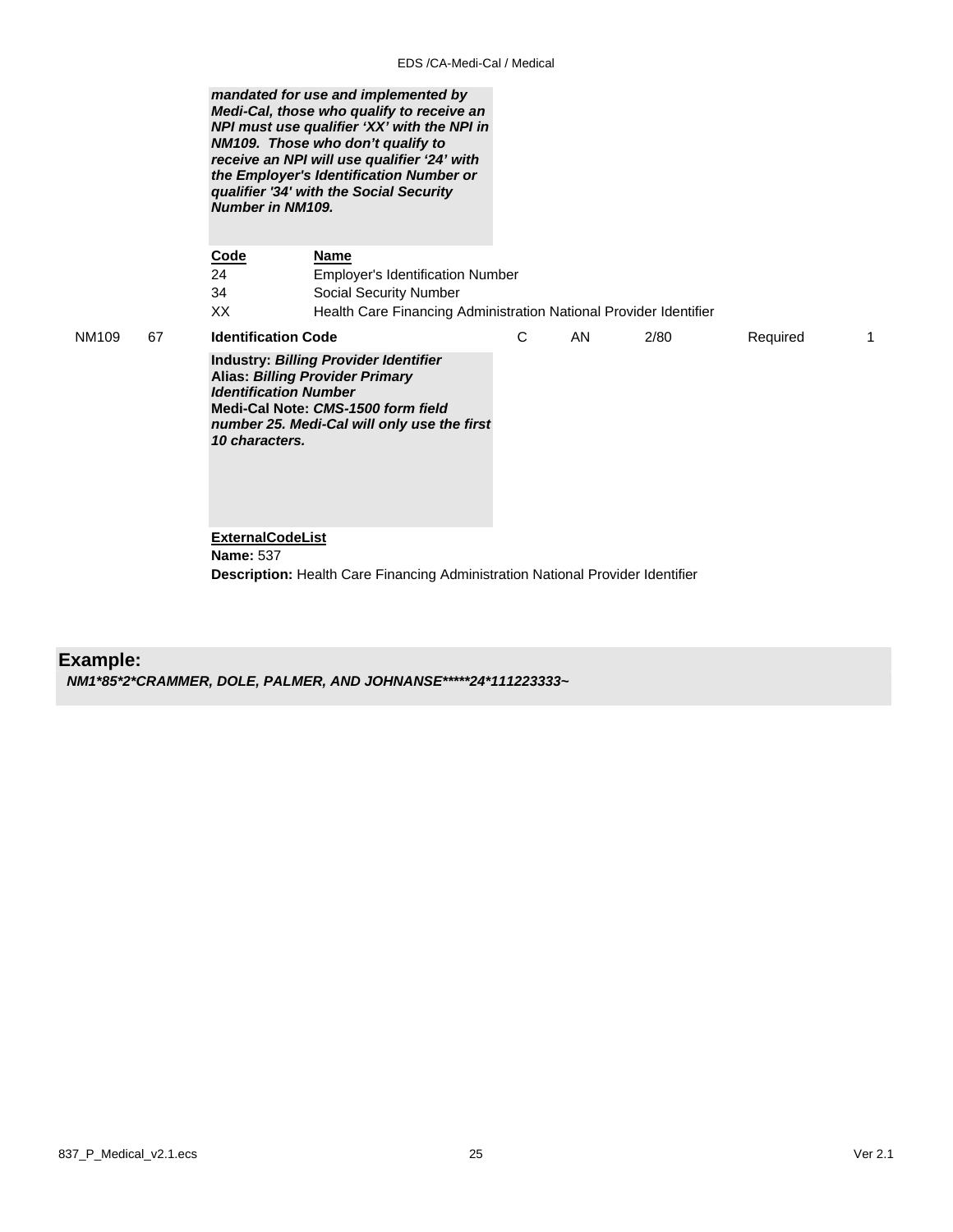***mandated for use and implemented by Medi-Cal, those who qualify to receive an NPI must use qualifier 'XX' with the NPI in NM109. Those who don't qualify to receive an NPI will use qualifier '24' with the Employer's Identification Number or qualifier '34' with the Social Security Number in NM109.***

| Code | Name |
|---|---|
| 24 | Employer's Identification Number |
| 34 | Social Security Number |
| XX | Health Care Financing Administration National Provider Identifier |

| NM109 | 67 | Identification Code | C | AN | 2/80 | Required | 1 |
|---|---|---|---|---|---|---|---|

**Industry:** ***Billing Provider Identifier***
**Alias:** ***Billing Provider Primary Identification Number***
**Medi-Cal Note:** ***CMS-1500 form field number 25. Medi-Cal will only use the first 10 characters.***

**ExternalCodeList**
**Name:** 537
**Description:** Health Care Financing Administration National Provider Identifier

## Example:

***NM1*85*2*CRAMMER, DOLE, PALMER, AND JOHNANSE*****24*111223333~***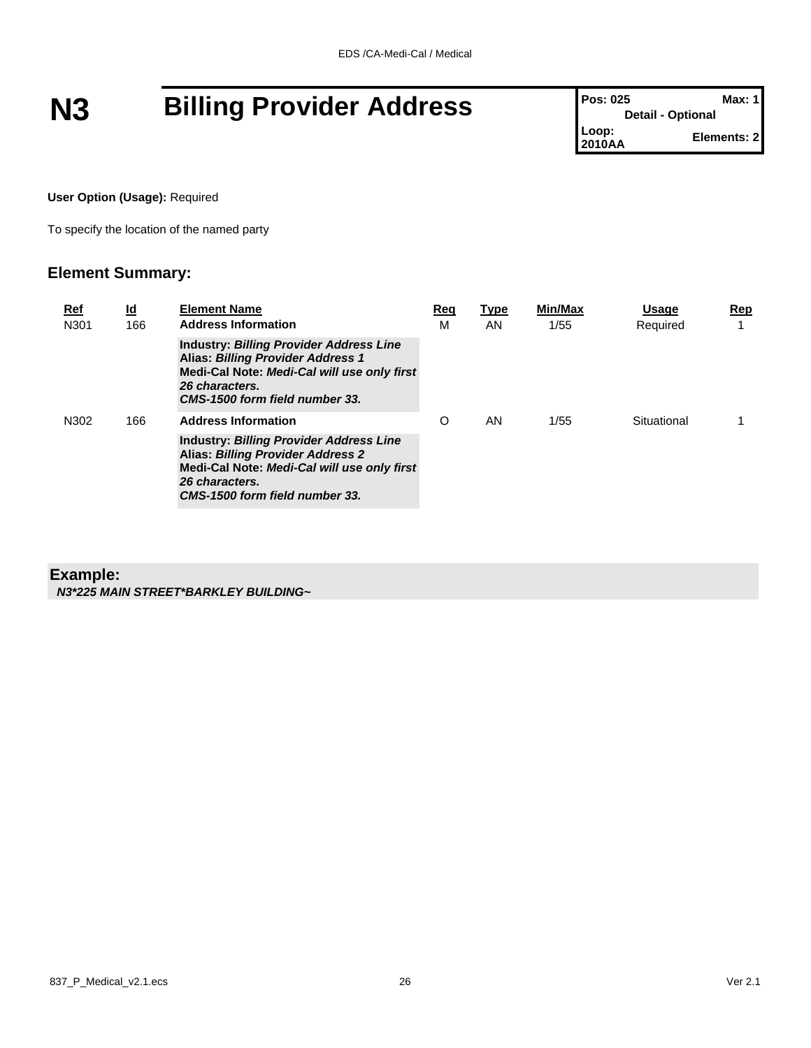# N3 Billing Provider Address

| Pos: 025 | Max: 1 |
|---|---|
| Detail - Optional | |
| Loop: 2010AA | Elements: 2 |

**User Option (Usage):** Required

To specify the location of the named party

## Element Summary:

| Ref | Id | Element Name | Req | Type | Min/Max | Usage | Rep |
|---|---|---|---|---|---|---|---|
| N301 | 166 | **Address Information**<br>**Industry:** ***Billing Provider Address Line***<br>**Alias:** ***Billing Provider Address 1***<br>**Medi-Cal Note:** ***Medi-Cal will use only first 26 characters.***<br>***CMS-1500 form field number 33.*** | M | AN | 1/55 | Required | 1 |
| N302 | 166 | **Address Information**<br>**Industry:** ***Billing Provider Address Line***<br>**Alias:** ***Billing Provider Address 2***<br>**Medi-Cal Note:** ***Medi-Cal will use only first 26 characters.***<br>***CMS-1500 form field number 33.*** | O | AN | 1/55 | Situational | 1 |

**Example:**

***N3*225 MAIN STREET*BARKLEY BUILDING~***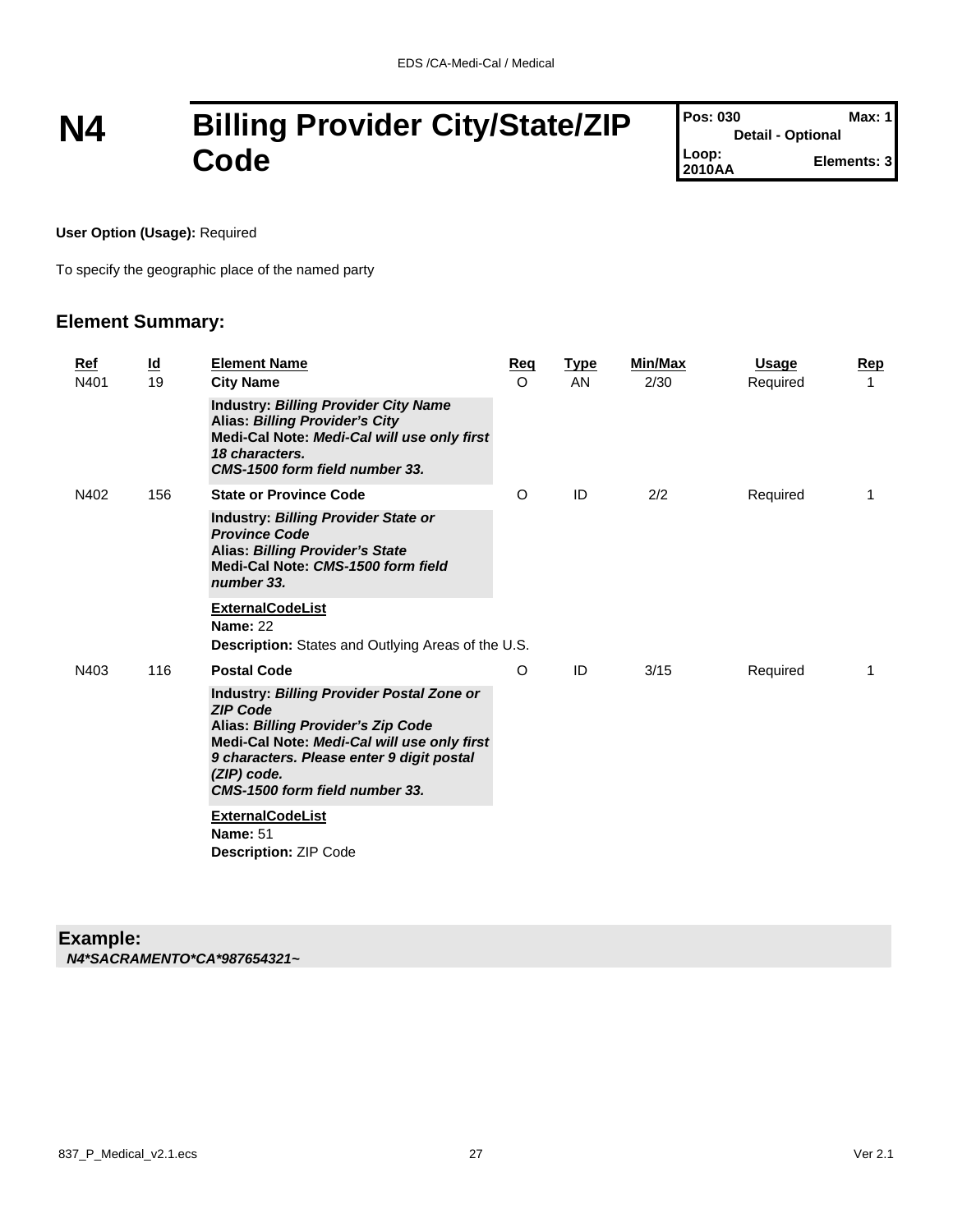# N4 Billing Provider City/State/ZIP Code

| Pos: 030 | Max: 1 |
| --- | --- |
| Detail - Optional | |
| Loop: 2010AA | Elements: 3 |

**User Option (Usage):** Required

To specify the geographic place of the named party

## Element Summary:

| Ref | Id | Element Name | Req | Type | Min/Max | Usage | Rep |
| --- | --- | --- | --- | --- | --- | --- | --- |
| N401 | 19 | **City Name** | O | AN | 2/30 | Required | 1 |
| | | **Industry:** ***Billing Provider City Name*** <br> **Alias:** ***Billing Provider's City*** <br> **Medi-Cal Note:** ***Medi-Cal will use only first 18 characters.*** <br> ***CMS-1500 form field number 33.*** | | | | | |
| N402 | 156 | **State or Province Code** | O | ID | 2/2 | Required | 1 |
| | | **Industry:** ***Billing Provider State or Province Code*** <br> **Alias:** ***Billing Provider's State*** <br> **Medi-Cal Note:** ***CMS-1500 form field number 33.*** | | | | | |
| | | **ExternalCodeList** <br> **Name:** 22 <br> **Description:** States and Outlying Areas of the U.S. | | | | | |
| N403 | 116 | **Postal Code** | O | ID | 3/15 | Required | 1 |
| | | **Industry:** ***Billing Provider Postal Zone or ZIP Code*** <br> **Alias:** ***Billing Provider's Zip Code*** <br> **Medi-Cal Note:** ***Medi-Cal will use only first 9 characters. Please enter 9 digit postal (ZIP) code.*** <br> ***CMS-1500 form field number 33.*** | | | | | |
| | | **ExternalCodeList** <br> **Name:** 51 <br> **Description:** ZIP Code | | | | | |

**Example:**

***N4*SACRAMENTO*CA*987654321~***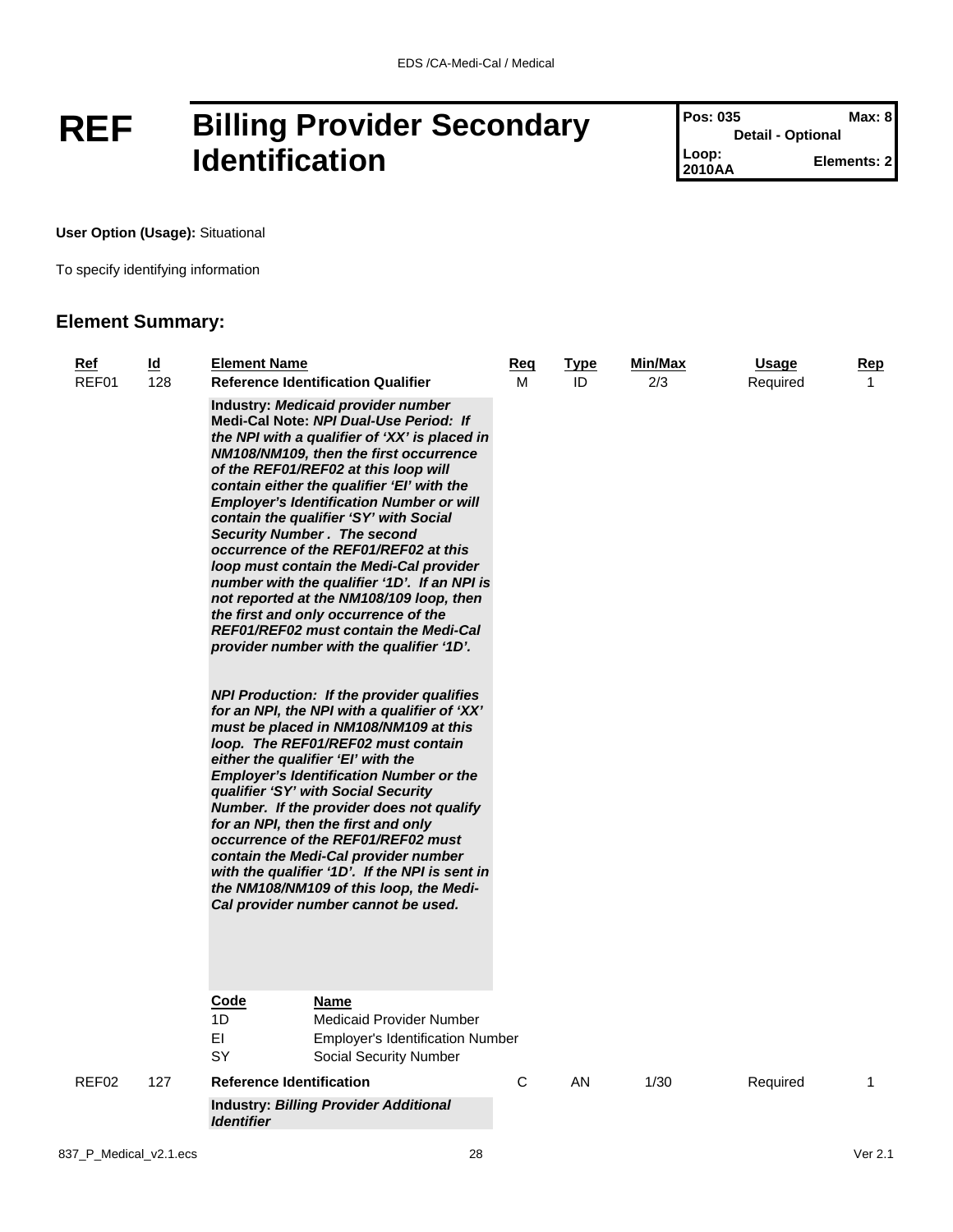# REF Billing Provider Secondary Identification

| Pos: 035 | Max: 8 |
|---|---|
| Detail - Optional | |
| Loop: 2010AA | Elements: 2 |

**User Option (Usage):** Situational

To specify identifying information

## Element Summary:

| Ref | Id | Element Name | Req | Type | Min/Max | Usage | Rep |
|---|---|---|---|---|---|---|---|
| REF01 | 128 | **Reference Identification Qualifier** | M | ID | 2/3 | Required | 1 |
| REF02 | 127 | **Reference Identification** | C | AN | 1/30 | Required | 1 |

**REF01 (128) Reference Identification Qualifier**

**Industry:** ***Medicaid provider number***

**Medi-Cal Note:** ***NPI Dual-Use Period: If the NPI with a qualifier of 'XX' is placed in NM108/NM109, then the first occurrence of the REF01/REF02 at this loop will contain either the qualifier 'EI' with the Employer's Identification Number or will contain the qualifier 'SY' with Social Security Number . The second occurrence of the REF01/REF02 at this loop must contain the Medi-Cal provider number with the qualifier '1D'. If an NPI is not reported at the NM108/109 loop, then the first and only occurrence of the REF01/REF02 must contain the Medi-Cal provider number with the qualifier '1D'.***

***NPI Production: If the provider qualifies for an NPI, the NPI with a qualifier of 'XX' must be placed in NM108/NM109 at this loop. The REF01/REF02 must contain either the qualifier 'EI' with the Employer's Identification Number or the qualifier 'SY' with Social Security Number. If the provider does not qualify for an NPI, then the first and only occurrence of the REF01/REF02 must contain the Medi-Cal provider number with the qualifier '1D'. If the NPI is sent in the NM108/NM109 of this loop, the Medi-Cal provider number cannot be used.***

| Code | Name |
|---|---|
| 1D | Medicaid Provider Number |
| EI | Employer's Identification Number |
| SY | Social Security Number |

**REF02 (127) Reference Identification**

**Industry:** ***Billing Provider Additional Identifier***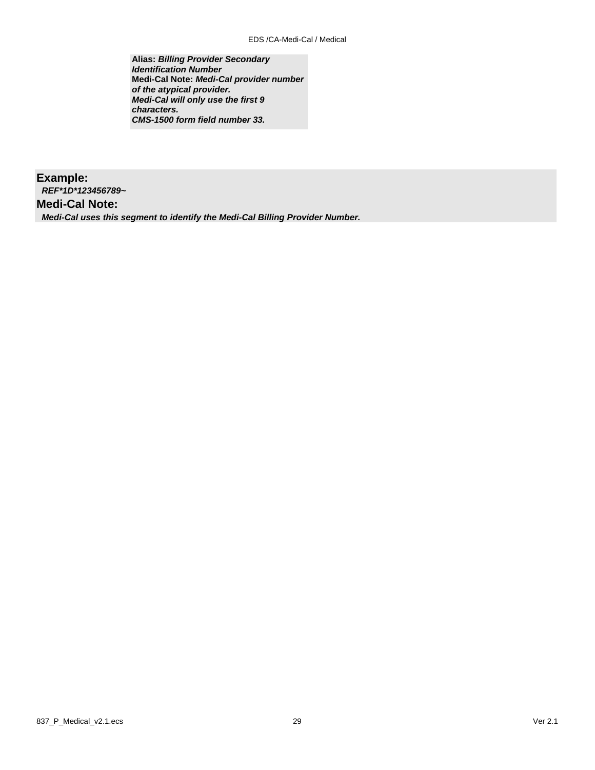**Alias:** ***Billing Provider Secondary Identification Number***
**Medi-Cal Note:** ***Medi-Cal provider number of the atypical provider.***
***Medi-Cal will only use the first 9 characters.***
***CMS-1500 form field number 33.***

**Example:**

***REF*1D*123456789~***

**Medi-Cal Note:**

***Medi-Cal uses this segment to identify the Medi-Cal Billing Provider Number.***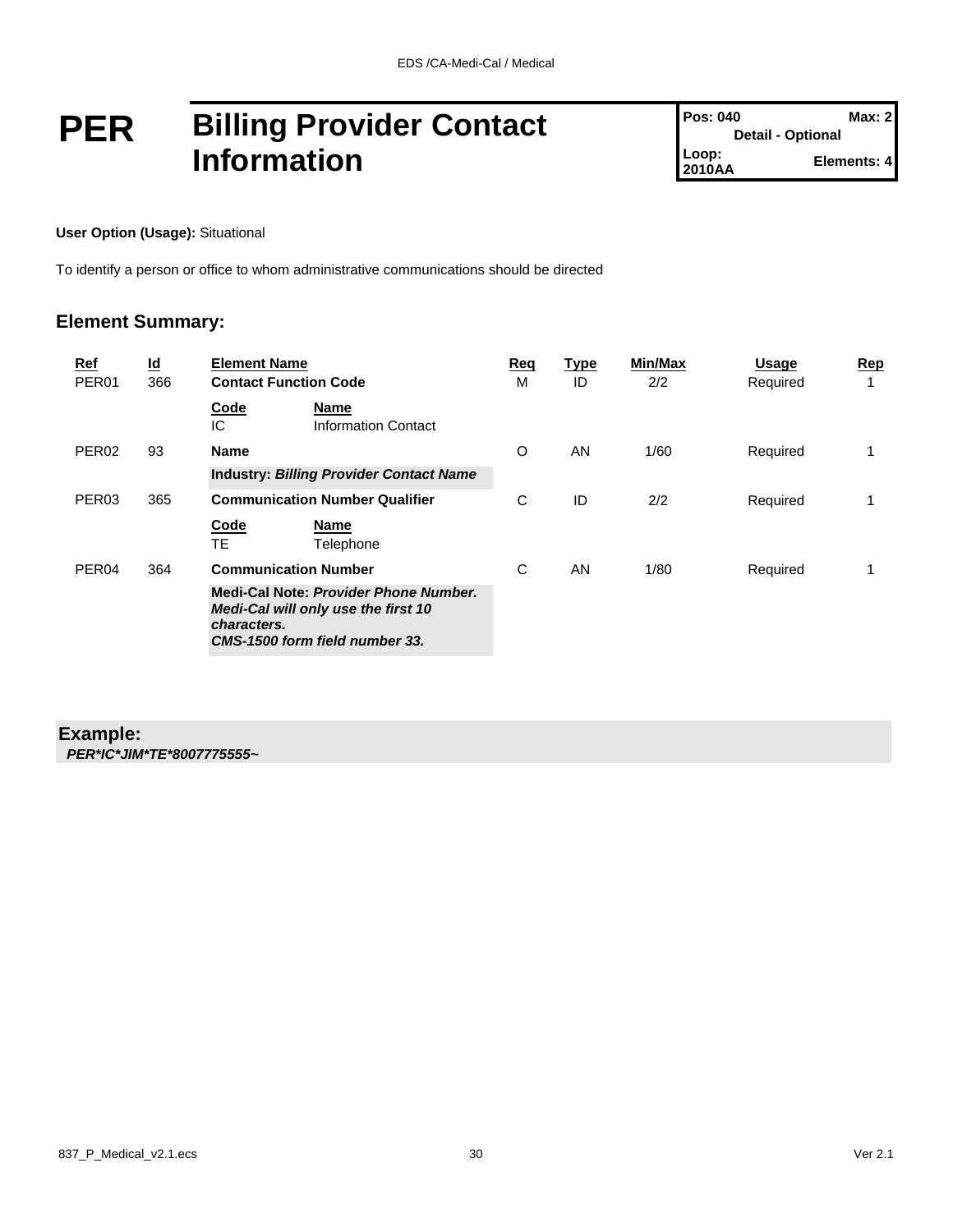# PER Billing Provider Contact Information

| Pos: 040 | Max: 2 |
|---|---|
| Detail - Optional | |
| Loop: 2010AA | Elements: 4 |

**User Option (Usage):** Situational

To identify a person or office to whom administrative communications should be directed

## Element Summary:

| Ref | Id | Element Name | Req | Type | Min/Max | Usage | Rep |
|---|---|---|---|---|---|---|---|
| PER01 | 366 | **Contact Function Code** | M | ID | 2/2 | Required | 1 |
| | | **Code** IC — **Name** Information Contact | | | | | |
| PER02 | 93 | **Name** | O | AN | 1/60 | Required | 1 |
| | | **Industry:** ***Billing Provider Contact Name*** | | | | | |
| PER03 | 365 | **Communication Number Qualifier** | C | ID | 2/2 | Required | 1 |
| | | **Code** TE — **Name** Telephone | | | | | |
| PER04 | 364 | **Communication Number** | C | AN | 1/80 | Required | 1 |
| | | **Medi-Cal Note:** ***Provider Phone Number. Medi-Cal will only use the first 10 characters. CMS-1500 form field number 33.*** | | | | | |

**Example:**
***PER*IC*JIM*TE*8007775555~***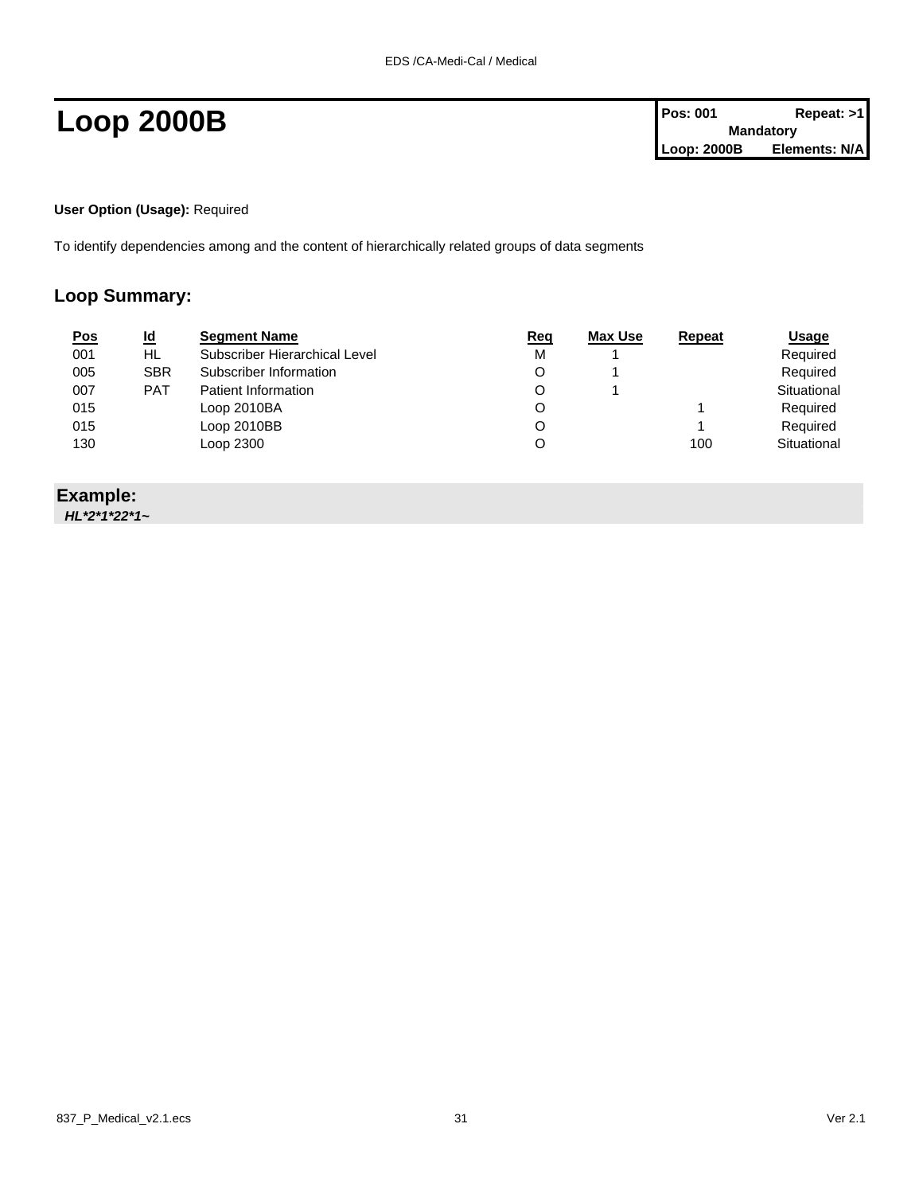# Loop 2000B

| Pos: 001 | Repeat: >1 |
|---|---|
| Mandatory | |
| Loop: 2000B | Elements: N/A |

**User Option (Usage):** Required

To identify dependencies among and the content of hierarchically related groups of data segments

## Loop Summary:

| Pos | Id | Segment Name | Req | Max Use | Repeat | Usage |
|---|---|---|---|---|---|---|
| 001 | HL | Subscriber Hierarchical Level | M | 1 | | Required |
| 005 | SBR | Subscriber Information | O | 1 | | Required |
| 007 | PAT | Patient Information | O | 1 | | Situational |
| 015 | | Loop 2010BA | O | | 1 | Required |
| 015 | | Loop 2010BB | O | | 1 | Required |
| 130 | | Loop 2300 | O | | 100 | Situational |

**Example:**

***HL*2*1*22*1~***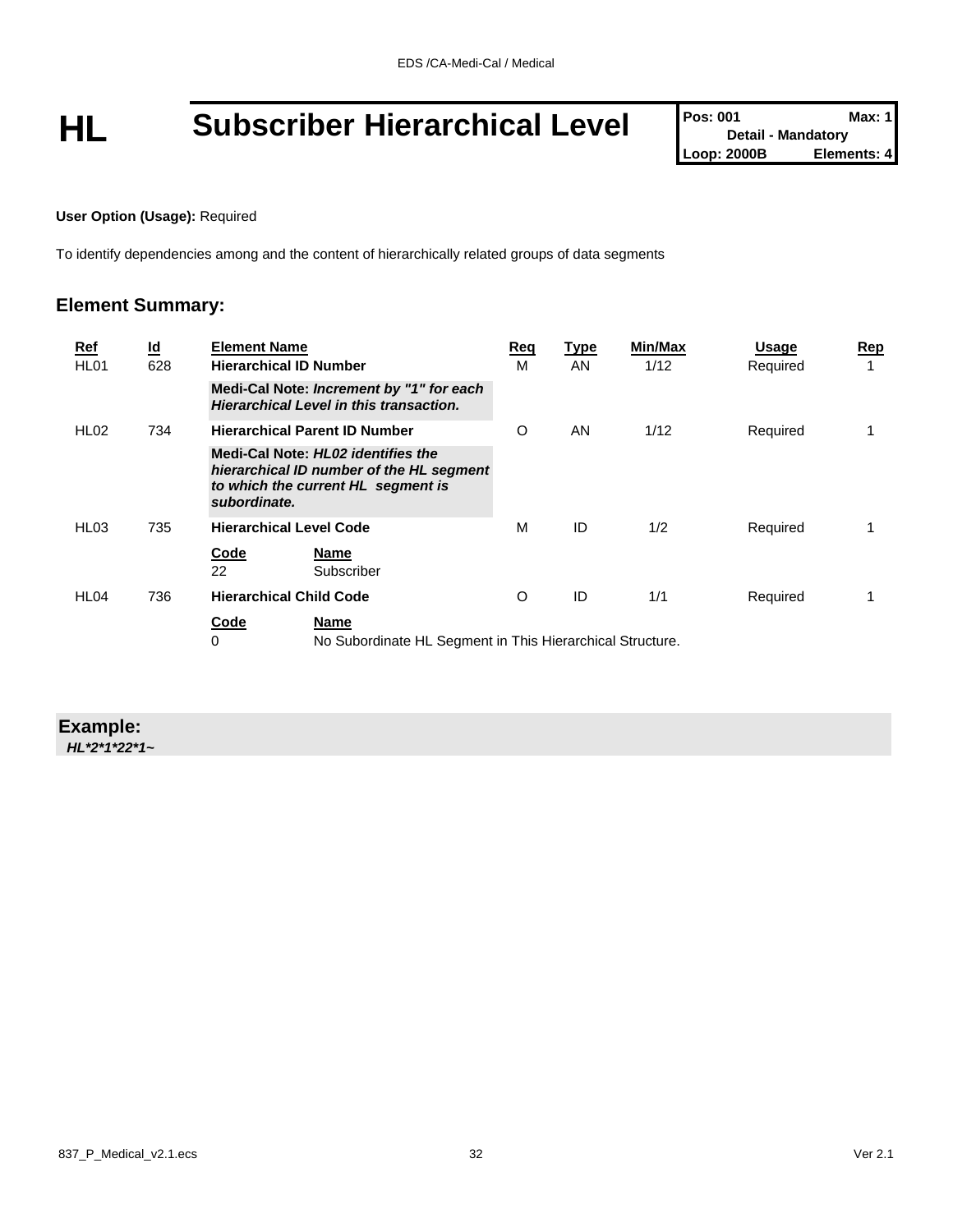# HL Subscriber Hierarchical Level

| Pos: 001 | Max: 1 |
|---|---|
| Detail - Mandatory | |
| Loop: 2000B | Elements: 4 |

**User Option (Usage):** Required

To identify dependencies among and the content of hierarchically related groups of data segments

## Element Summary:

| Ref | Id | Element Name | Req | Type | Min/Max | Usage | Rep |
|---|---|---|---|---|---|---|---|
| HL01 | 628 | **Hierarchical ID Number** | M | AN | 1/12 | Required | 1 |
| | | **Medi-Cal Note:** ***Increment by "1" for each Hierarchical Level in this transaction.*** | | | | | |
| HL02 | 734 | **Hierarchical Parent ID Number** | O | AN | 1/12 | Required | 1 |
| | | **Medi-Cal Note:** ***HL02 identifies the hierarchical ID number of the HL segment to which the current HL segment is subordinate.*** | | | | | |
| HL03 | 735 | **Hierarchical Level Code** | M | ID | 1/2 | Required | 1 |
| | | Code: 22 — Name: Subscriber | | | | | |
| HL04 | 736 | **Hierarchical Child Code** | O | ID | 1/1 | Required | 1 |
| | | Code: 0 — Name: No Subordinate HL Segment in This Hierarchical Structure. | | | | | |

**Example:**

***HL*2*1*22*1~***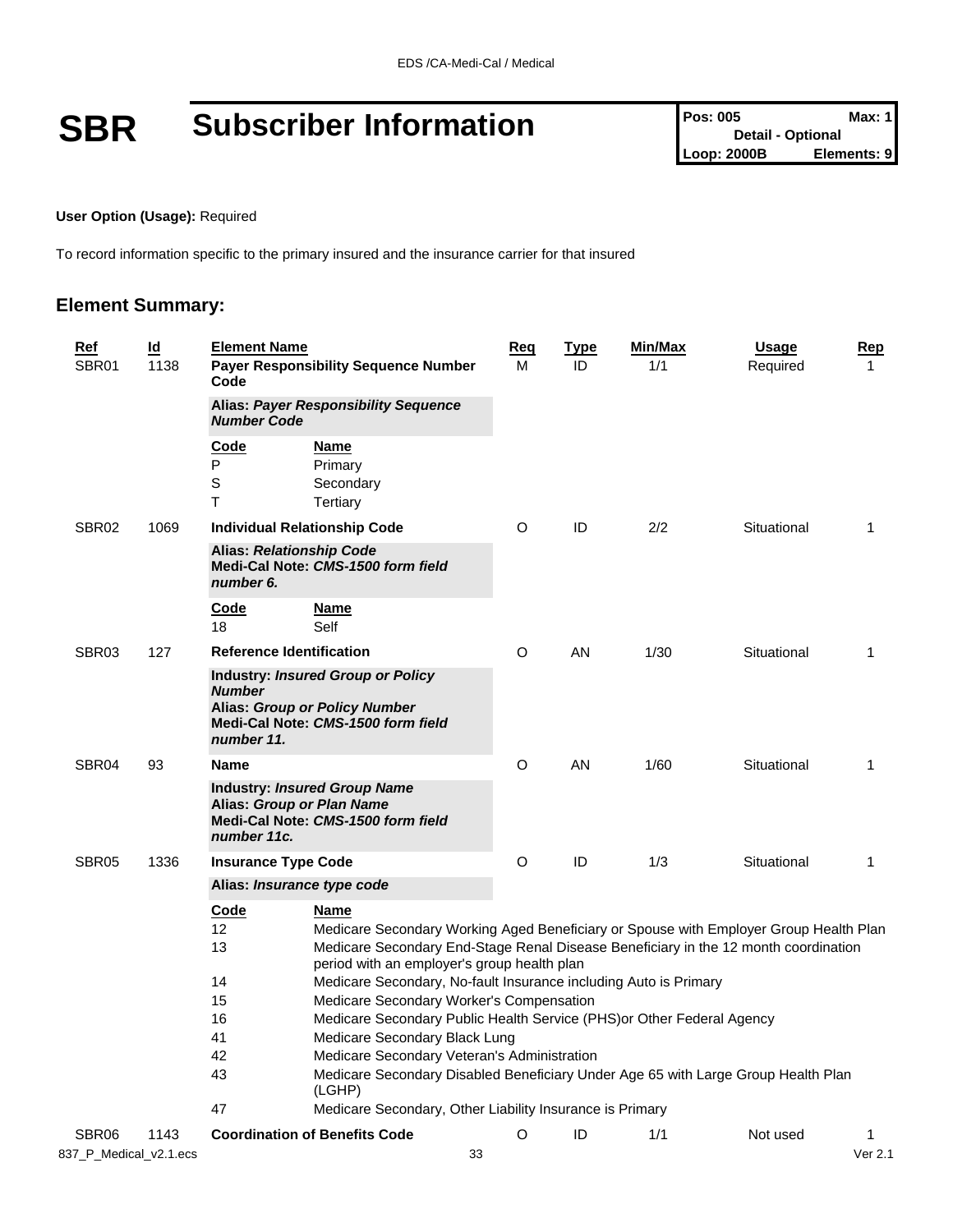# SBR Subscriber Information

| Pos: 005 | Max: 1 |
|---|---|
| Detail - Optional | |
| Loop: 2000B | Elements: 9 |

**User Option (Usage):** Required

To record information specific to the primary insured and the insurance carrier for that insured

## Element Summary:

| Ref | Id | Element Name | Req | Type | Min/Max | Usage | Rep |
|---|---|---|---|---|---|---|---|
| SBR01 | 1138 | **Payer Responsibility Sequence Number Code** | M | ID | 1/1 | Required | 1 |
| | | **Alias: *Payer Responsibility Sequence Number Code*** | | | | | |
| | | **Code** / **Name**<br>P Primary<br>S Secondary<br>T Tertiary | | | | | |
| SBR02 | 1069 | **Individual Relationship Code** | O | ID | 2/2 | Situational | 1 |
| | | **Alias: *Relationship Code***<br>**Medi-Cal Note: *CMS-1500 form field number 6.*** | | | | | |
| | | **Code** / **Name**<br>18 Self | | | | | |
| SBR03 | 127 | **Reference Identification** | O | AN | 1/30 | Situational | 1 |
| | | **Industry: *Insured Group or Policy Number***<br>**Alias: *Group or Policy Number***<br>**Medi-Cal Note: *CMS-1500 form field number 11.*** | | | | | |
| SBR04 | 93 | **Name** | O | AN | 1/60 | Situational | 1 |
| | | **Industry: *Insured Group Name***<br>**Alias: *Group or Plan Name***<br>**Medi-Cal Note: *CMS-1500 form field number 11c.*** | | | | | |
| SBR05 | 1336 | **Insurance Type Code** | O | ID | 1/3 | Situational | 1 |
| | | **Alias: *Insurance type code*** | | | | | |

| Code | Name |
|---|---|
| 12 | Medicare Secondary Working Aged Beneficiary or Spouse with Employer Group Health Plan |
| 13 | Medicare Secondary End-Stage Renal Disease Beneficiary in the 12 month coordination period with an employer's group health plan |
| 14 | Medicare Secondary, No-fault Insurance including Auto is Primary |
| 15 | Medicare Secondary Worker's Compensation |
| 16 | Medicare Secondary Public Health Service (PHS)or Other Federal Agency |
| 41 | Medicare Secondary Black Lung |
| 42 | Medicare Secondary Veteran's Administration |
| 43 | Medicare Secondary Disabled Beneficiary Under Age 65 with Large Group Health Plan (LGHP) |
| 47 | Medicare Secondary, Other Liability Insurance is Primary |

| Ref | Id | Element Name | Req | Type | Min/Max | Usage | Rep |
|---|---|---|---|---|---|---|---|
| SBR06 | 1143 | **Coordination of Benefits Code** | O | ID | 1/1 | Not used | 1 |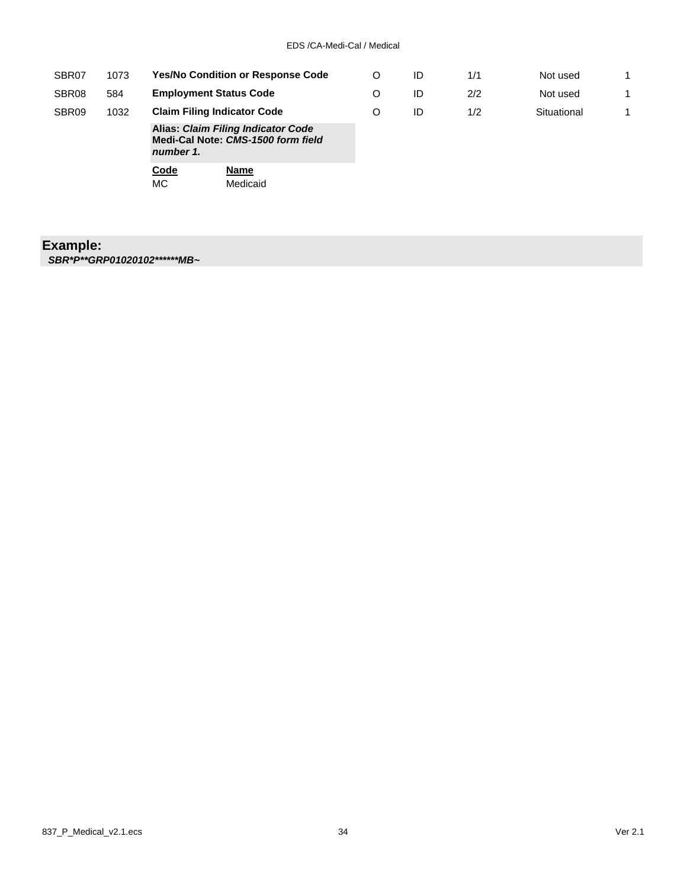| | | | | | | | |
|---|---|---|---|---|---|---|---|
| SBR07 | 1073 | **Yes/No Condition or Response Code** | O | ID | 1/1 | Not used | 1 |
| SBR08 | 584 | **Employment Status Code** | O | ID | 2/2 | Not used | 1 |
| SBR09 | 1032 | **Claim Filing Indicator Code** | O | ID | 1/2 | Situational | 1 |

**Alias:** ***Claim Filing Indicator Code***
**Medi-Cal Note:** ***CMS-1500 form field number 1.***

| Code | Name |
|---|---|
| MC | Medicaid |

**Example:**
***SBR*P**GRP01020102******MB~***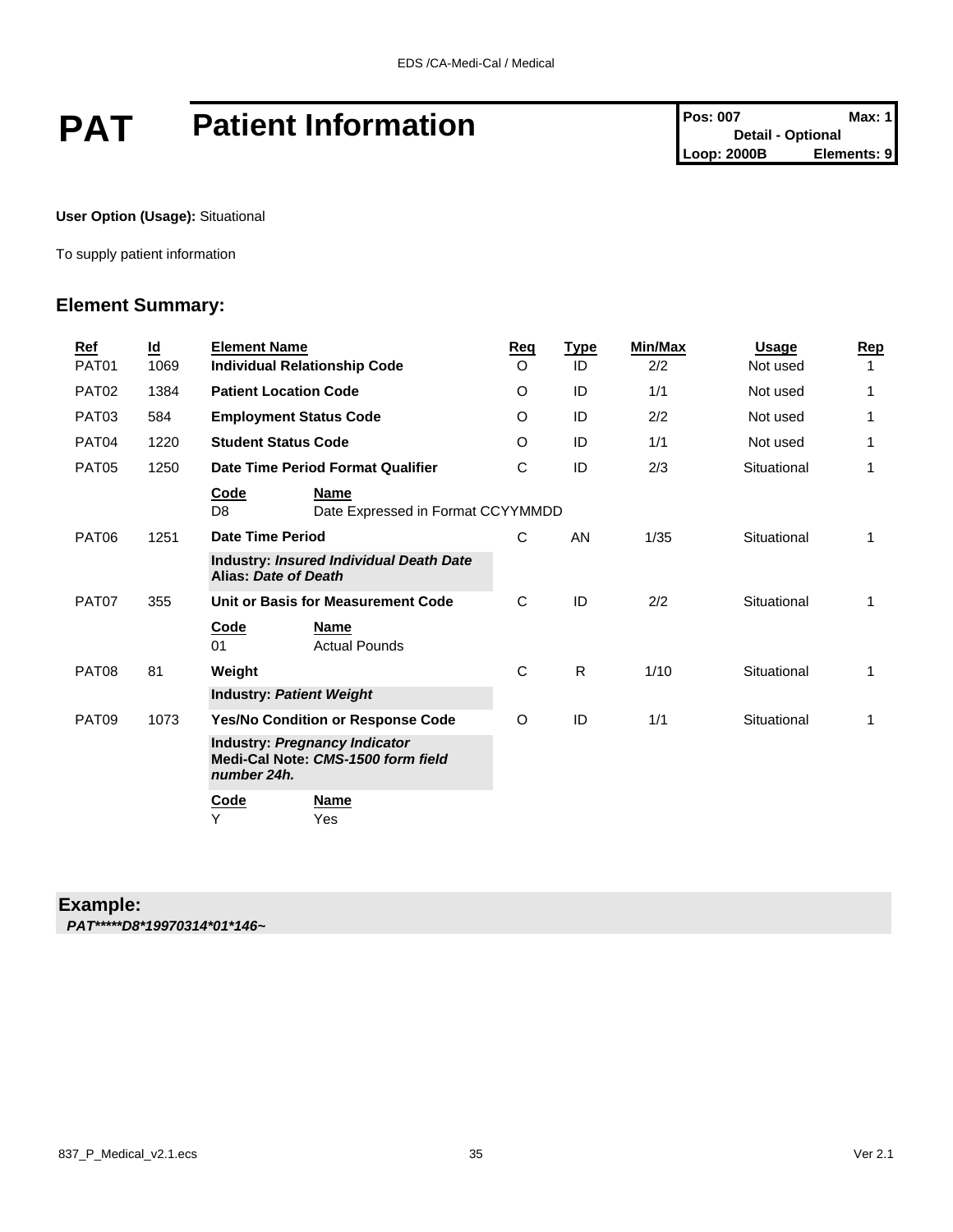# PAT Patient Information

| Pos: 007 | Max: 1 |
|---|---|
| Detail - Optional | |
| Loop: 2000B | Elements: 9 |

**User Option (Usage):** Situational

To supply patient information

## Element Summary:

| Ref | Id | Element Name | Req | Type | Min/Max | Usage | Rep |
|---|---|---|---|---|---|---|---|
| PAT01 | 1069 | **Individual Relationship Code** | O | ID | 2/2 | Not used | 1 |
| PAT02 | 1384 | **Patient Location Code** | O | ID | 1/1 | Not used | 1 |
| PAT03 | 584 | **Employment Status Code** | O | ID | 2/2 | Not used | 1 |
| PAT04 | 1220 | **Student Status Code** | O | ID | 1/1 | Not used | 1 |
| PAT05 | 1250 | **Date Time Period Format Qualifier** | C | ID | 2/3 | Situational | 1 |
| | | **Code** / **Name**<br>D8 — Date Expressed in Format CCYYMMDD | | | | | |
| PAT06 | 1251 | **Date Time Period** | C | AN | 1/35 | Situational | 1 |
| | | **Industry:** ***Insured Individual Death Date***<br>**Alias:** ***Date of Death*** | | | | | |
| PAT07 | 355 | **Unit or Basis for Measurement Code** | C | ID | 2/2 | Situational | 1 |
| | | **Code** / **Name**<br>01 — Actual Pounds | | | | | |
| PAT08 | 81 | **Weight** | C | R | 1/10 | Situational | 1 |
| | | **Industry:** ***Patient Weight*** | | | | | |
| PAT09 | 1073 | **Yes/No Condition or Response Code** | O | ID | 1/1 | Situational | 1 |
| | | **Industry:** ***Pregnancy Indicator***<br>**Medi-Cal Note:** ***CMS-1500 form field number 24h.*** | | | | | |
| | | **Code** / **Name**<br>Y — Yes | | | | | |

## Example:

***PAT*****D8*19970314*01*146~***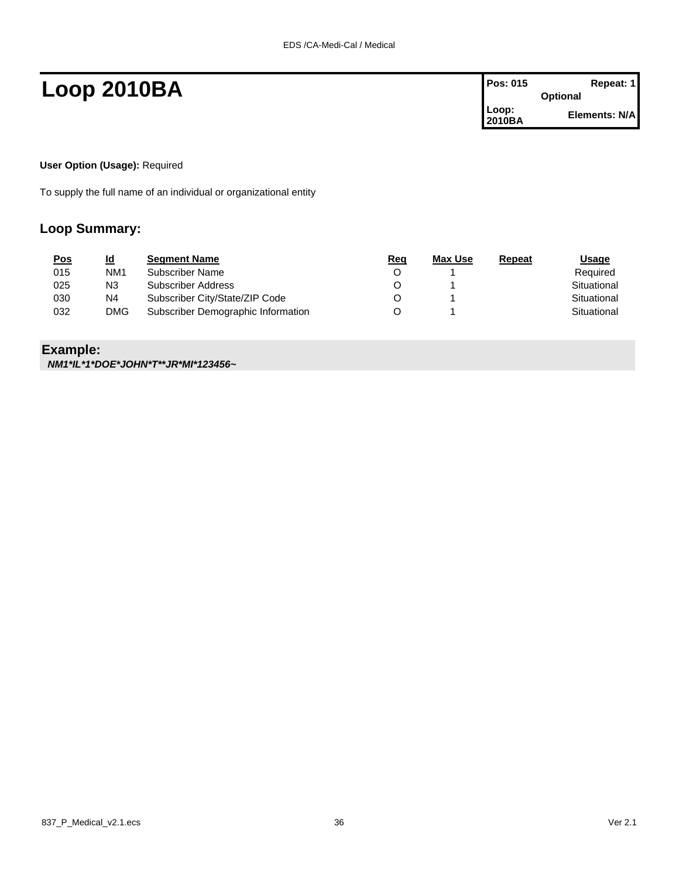# Loop 2010BA

| Pos: 015 | Repeat: 1 |
|---|---|
| | Optional |
| Loop: 2010BA | Elements: N/A |

**User Option (Usage):** Required

To supply the full name of an individual or organizational entity

## Loop Summary:

| Pos | Id | Segment Name | Req | Max Use | Repeat | Usage |
|---|---|---|---|---|---|---|
| 015 | NM1 | Subscriber Name | O | 1 | | Required |
| 025 | N3 | Subscriber Address | O | 1 | | Situational |
| 030 | N4 | Subscriber City/State/ZIP Code | O | 1 | | Situational |
| 032 | DMG | Subscriber Demographic Information | O | 1 | | Situational |

## Example:

***NM1*IL*1*DOE*JOHN*T**JR*MI*123456~***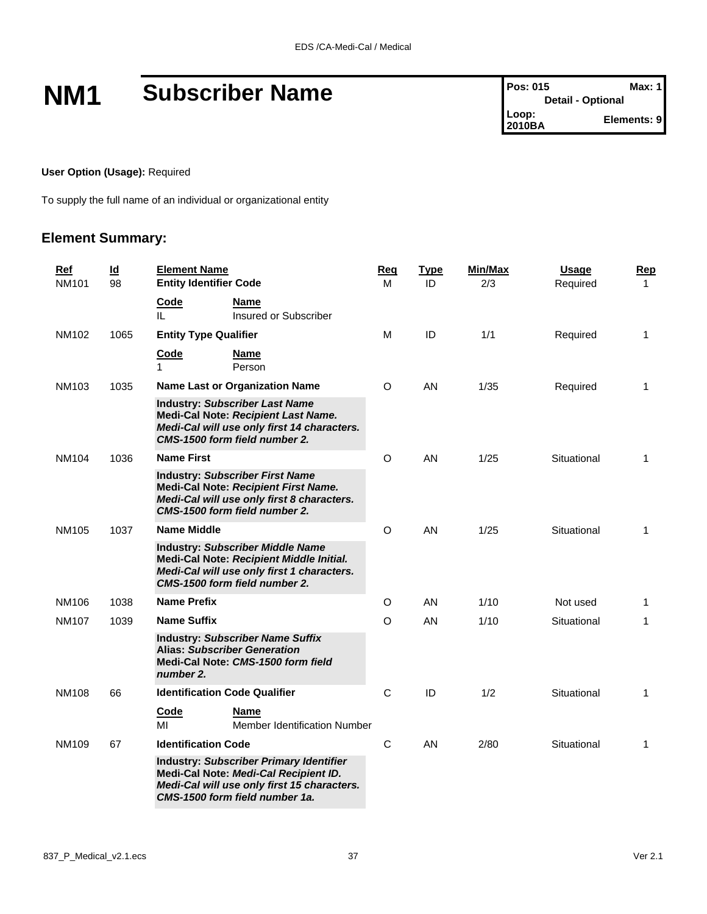# NM1 Subscriber Name

| Pos: 015 | Max: 1 |
|---|---|
| Detail - Optional | |
| Loop: 2010BA | Elements: 9 |

**User Option (Usage):** Required

To supply the full name of an individual or organizational entity

## Element Summary:

| Ref | Id | Element Name | Req | Type | Min/Max | Usage | Rep |
|---|---|---|---|---|---|---|---|
| NM101 | 98 | **Entity Identifier Code** | M | ID | 2/3 | Required | 1 |
| | | **Code** IL — **Name** Insured or Subscriber | | | | | |
| NM102 | 1065 | **Entity Type Qualifier** | M | ID | 1/1 | Required | 1 |
| | | **Code** 1 — **Name** Person | | | | | |
| NM103 | 1035 | **Name Last or Organization Name** | O | AN | 1/35 | Required | 1 |
| | | **Industry:** ***Subscriber Last Name*** **Medi-Cal Note:** ***Recipient Last Name. Medi-Cal will use only first 14 characters. CMS-1500 form field number 2.*** | | | | | |
| NM104 | 1036 | **Name First** | O | AN | 1/25 | Situational | 1 |
| | | **Industry:** ***Subscriber First Name*** **Medi-Cal Note:** ***Recipient First Name. Medi-Cal will use only first 8 characters. CMS-1500 form field number 2.*** | | | | | |
| NM105 | 1037 | **Name Middle** | O | AN | 1/25 | Situational | 1 |
| | | **Industry:** ***Subscriber Middle Name*** **Medi-Cal Note:** ***Recipient Middle Initial. Medi-Cal will use only first 1 characters. CMS-1500 form field number 2.*** | | | | | |
| NM106 | 1038 | **Name Prefix** | O | AN | 1/10 | Not used | 1 |
| NM107 | 1039 | **Name Suffix** | O | AN | 1/10 | Situational | 1 |
| | | **Industry:** ***Subscriber Name Suffix*** **Alias:** ***Subscriber Generation*** **Medi-Cal Note:** ***CMS-1500 form field number 2.*** | | | | | |
| NM108 | 66 | **Identification Code Qualifier** | C | ID | 1/2 | Situational | 1 |
| | | **Code** MI — **Name** Member Identification Number | | | | | |
| NM109 | 67 | **Identification Code** | C | AN | 2/80 | Situational | 1 |
| | | **Industry:** ***Subscriber Primary Identifier*** **Medi-Cal Note:** ***Medi-Cal Recipient ID. Medi-Cal will use only first 15 characters. CMS-1500 form field number 1a.*** | | | | | |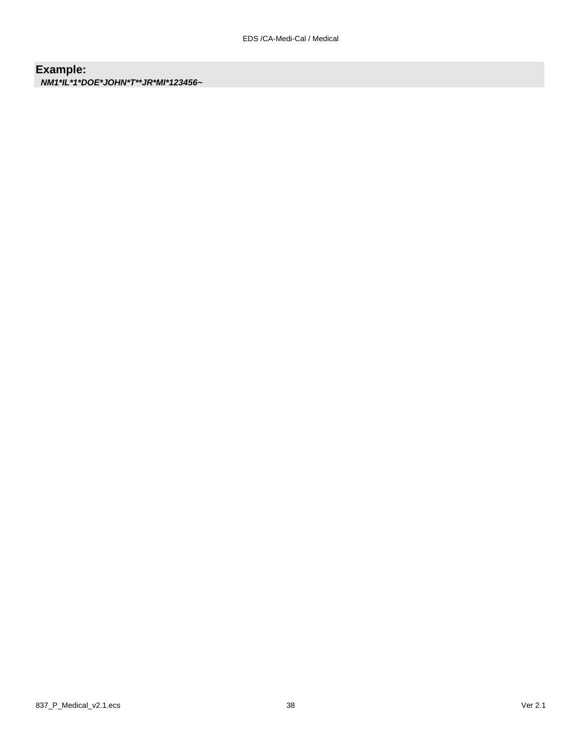**Example:**

***NM1*IL*1*DOE*JOHN*T**JR*MI*123456~***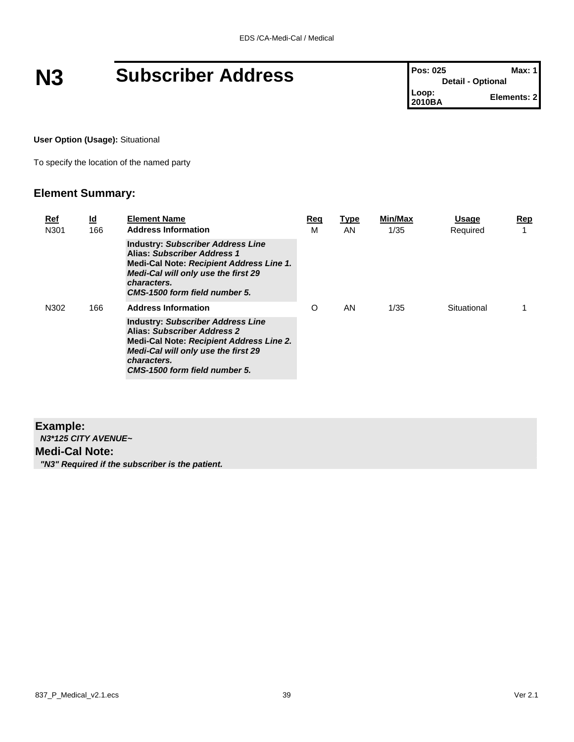# N3 Subscriber Address

| Pos: 025 | Max: 1 |
|---|---|
| Detail - Optional | |
| Loop: 2010BA | Elements: 2 |

**User Option (Usage):** Situational

To specify the location of the named party

## Element Summary:

| Ref | Id | Element Name | Req | Type | Min/Max | Usage | Rep |
|---|---|---|---|---|---|---|---|
| N301 | 166 | **Address Information** | M | AN | 1/35 | Required | 1 |
| | | **Industry:** ***Subscriber Address Line*** **Alias:** ***Subscriber Address 1*** **Medi-Cal Note:** ***Recipient Address Line 1. Medi-Cal will only use the first 29 characters. CMS-1500 form field number 5.*** | | | | | |
| N302 | 166 | **Address Information** | O | AN | 1/35 | Situational | 1 |
| | | **Industry:** ***Subscriber Address Line*** **Alias:** ***Subscriber Address 2*** **Medi-Cal Note:** ***Recipient Address Line 2. Medi-Cal will only use the first 29 characters. CMS-1500 form field number 5.*** | | | | | |

### Example:

***N3*125 CITY AVENUE~***

### Medi-Cal Note:

***"N3" Required if the subscriber is the patient.***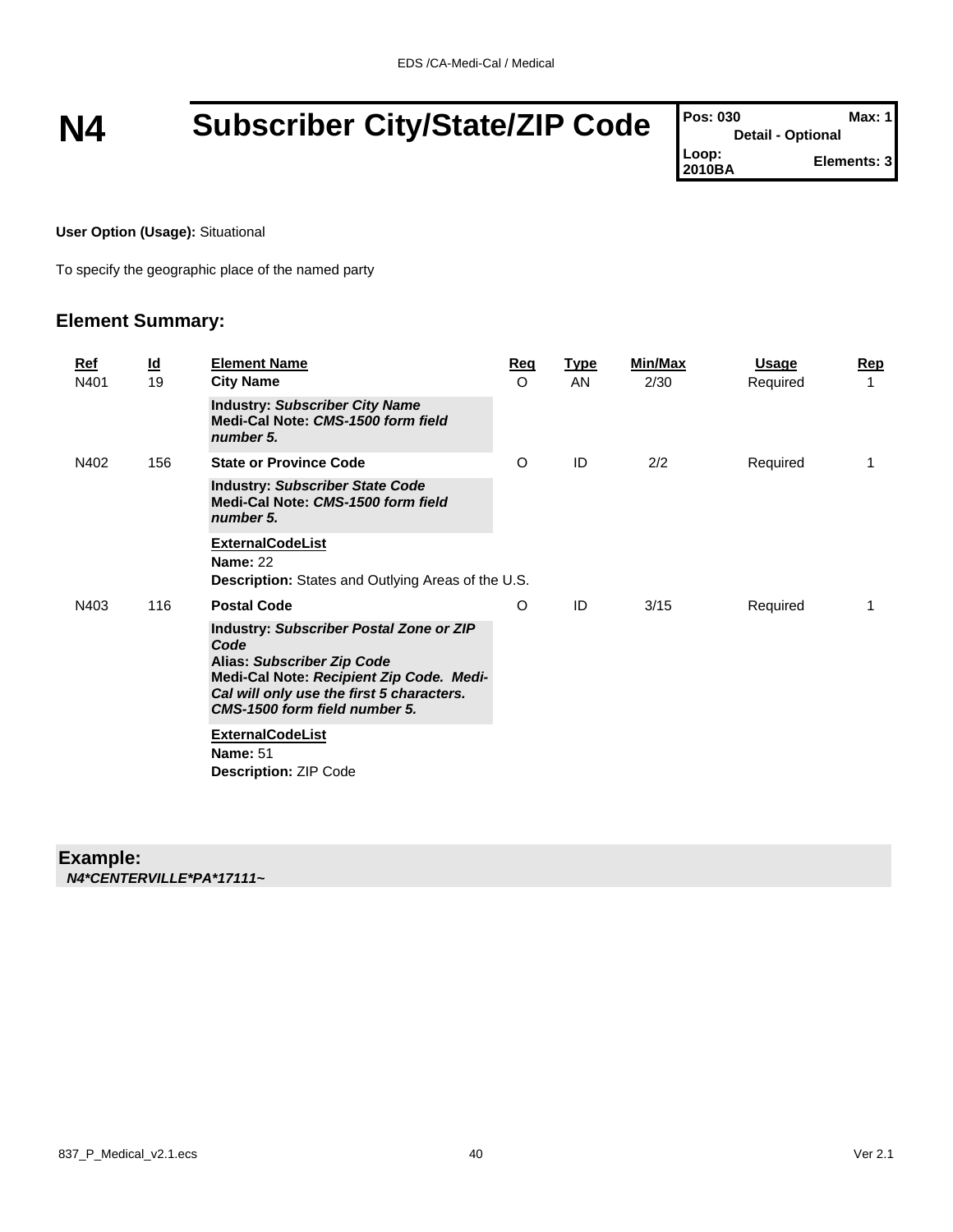# N4 Subscriber City/State/ZIP Code

| Pos: 030 | Max: 1 |
|---|---|
| Detail - Optional | |
| Loop: 2010BA | Elements: 3 |

**User Option (Usage):** Situational

To specify the geographic place of the named party

## Element Summary:

| Ref | Id | Element Name | Req | Type | Min/Max | Usage | Rep |
|---|---|---|---|---|---|---|---|
| N401 | 19 | **City Name** | O | AN | 2/30 | Required | 1 |
| | | **Industry:** ***Subscriber City Name*** **Medi-Cal Note:** ***CMS-1500 form field number 5.*** | | | | | |
| N402 | 156 | **State or Province Code** | O | ID | 2/2 | Required | 1 |
| | | **Industry:** ***Subscriber State Code*** **Medi-Cal Note:** ***CMS-1500 form field number 5.*** | | | | | |
| | | **ExternalCodeList** **Name:** 22 **Description:** States and Outlying Areas of the U.S. | | | | | |
| N403 | 116 | **Postal Code** | O | ID | 3/15 | Required | 1 |
| | | **Industry:** ***Subscriber Postal Zone or ZIP Code*** **Alias:** ***Subscriber Zip Code*** **Medi-Cal Note:** ***Recipient Zip Code. Medi-Cal will only use the first 5 characters. CMS-1500 form field number 5.*** | | | | | |
| | | **ExternalCodeList** **Name:** 51 **Description:** ZIP Code | | | | | |

**Example:**

***N4*CENTERVILLE*PA*17111~***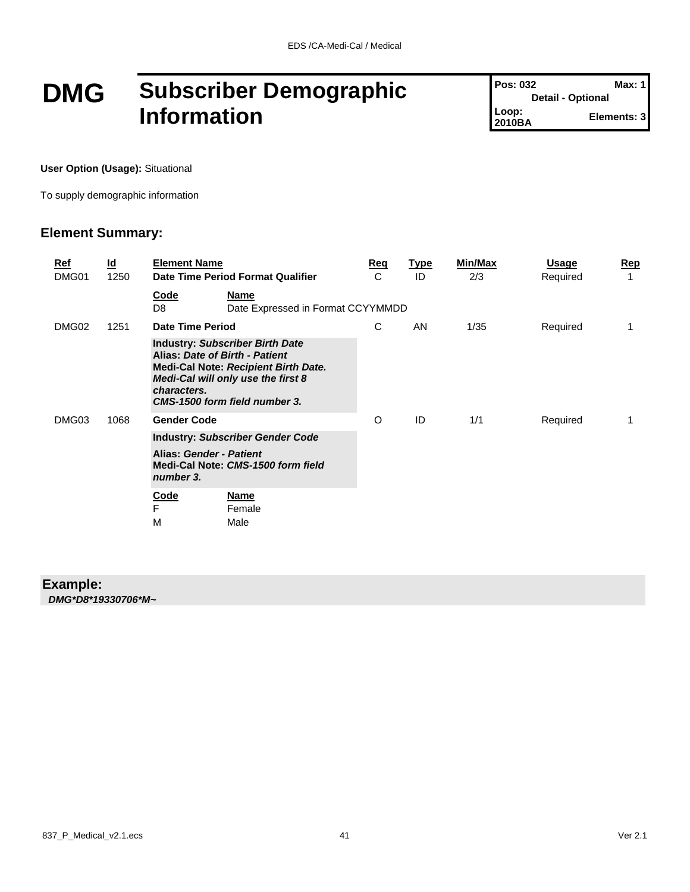# DMG Subscriber Demographic Information

| Pos: 032 | Max: 1 |
|---|---|
| Detail - Optional | |
| Loop: 2010BA | Elements: 3 |

**User Option (Usage):** Situational

To supply demographic information

## Element Summary:

| Ref | Id | Element Name | Req | Type | Min/Max | Usage | Rep |
|---|---|---|---|---|---|---|---|
| DMG01 | 1250 | **Date Time Period Format Qualifier** | C | ID | 2/3 | Required | 1 |
| | | **Code** / **Name**<br>D8 — Date Expressed in Format CCYYMMDD | | | | | |
| DMG02 | 1251 | **Date Time Period** | C | AN | 1/35 | Required | 1 |
| | | **Industry: *Subscriber Birth Date***<br>**Alias: *Date of Birth - Patient***<br>**Medi-Cal Note: *Recipient Birth Date. Medi-Cal will only use the first 8 characters. CMS-1500 form field number 3.*** | | | | | |
| DMG03 | 1068 | **Gender Code** | O | ID | 1/1 | Required | 1 |
| | | **Industry: *Subscriber Gender Code***<br>**Alias: *Gender - Patient***<br>**Medi-Cal Note: *CMS-1500 form field number 3.*** | | | | | |
| | | **Code** / **Name**<br>F — Female<br>M — Male | | | | | |

**Example:**

***DMG*D8*19330706*M~***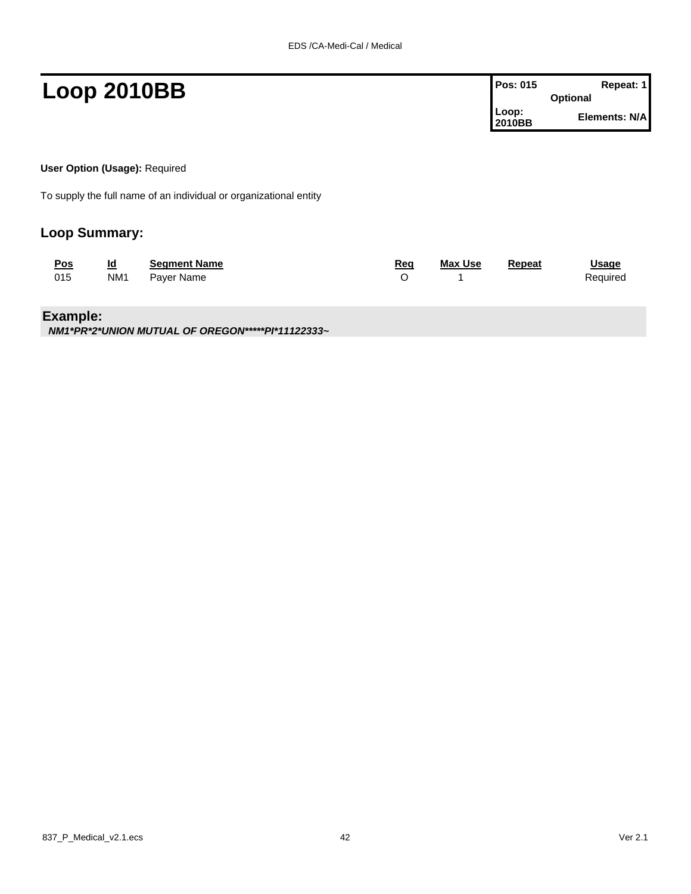# Loop 2010BB

| Pos: 015 | Repeat: 1 |
| --- | --- |
| Optional | |
| Loop: 2010BB | Elements: N/A |

**User Option (Usage):** Required

To supply the full name of an individual or organizational entity

## Loop Summary:

| Pos | Id | Segment Name | Req | Max Use | Repeat | Usage |
| --- | --- | --- | --- | --- | --- | --- |
| 015 | NM1 | Payer Name | O | 1 | | Required |

**Example:**

***NM1*PR*2*UNION MUTUAL OF OREGON*****PI*11122333~***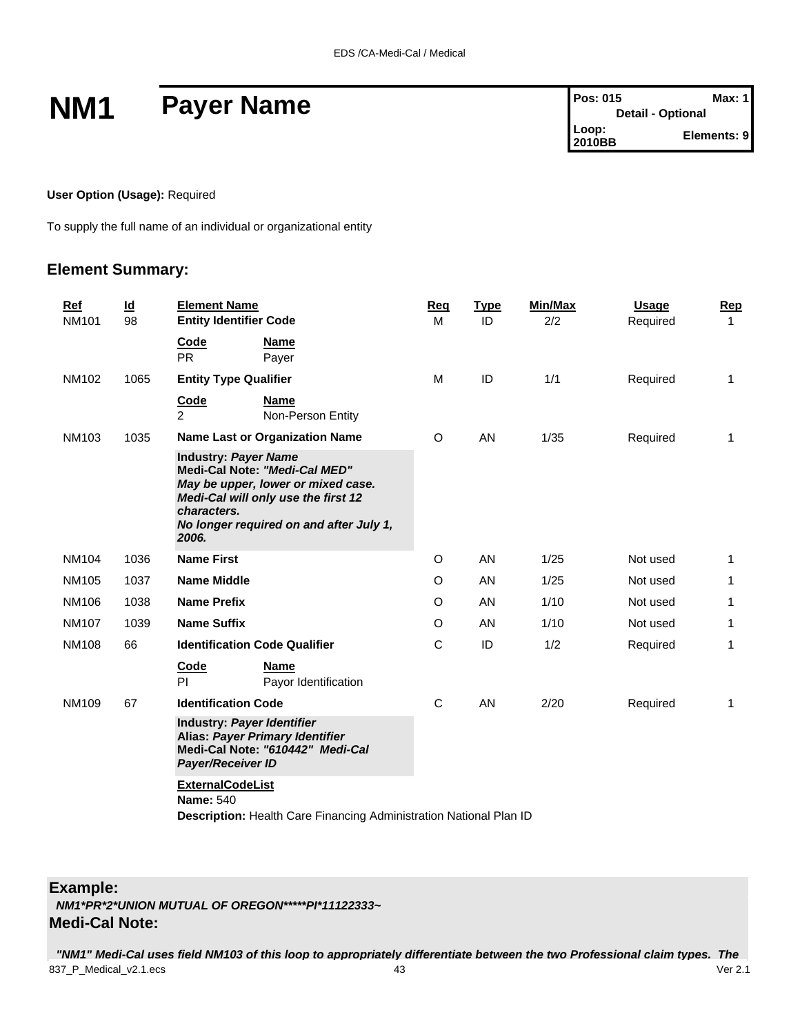# NM1 Payer Name

| Pos: 015 | Max: 1 |
|---|---|
| Detail - Optional | |
| Loop: 2010BB | Elements: 9 |

**User Option (Usage):** Required

To supply the full name of an individual or organizational entity

## Element Summary:

| Ref | Id | Element Name | Req | Type | Min/Max | Usage | Rep |
|---|---|---|---|---|---|---|---|
| NM101 | 98 | **Entity Identifier Code** | M | ID | 2/2 | Required | 1 |
| | | **Code** / **Name**<br>PR Payer | | | | | |
| NM102 | 1065 | **Entity Type Qualifier** | M | ID | 1/1 | Required | 1 |
| | | **Code** / **Name**<br>2 Non-Person Entity | | | | | |
| NM103 | 1035 | **Name Last or Organization Name** | O | AN | 1/35 | Required | 1 |
| | | **Industry:** ***Payer Name***<br>**Medi-Cal Note:** ***"Medi-Cal MED"***<br>***May be upper, lower or mixed case.***<br>***Medi-Cal will only use the first 12 characters.***<br>***No longer required on and after July 1, 2006.*** | | | | | |
| NM104 | 1036 | **Name First** | O | AN | 1/25 | Not used | 1 |
| NM105 | 1037 | **Name Middle** | O | AN | 1/25 | Not used | 1 |
| NM106 | 1038 | **Name Prefix** | O | AN | 1/10 | Not used | 1 |
| NM107 | 1039 | **Name Suffix** | O | AN | 1/10 | Not used | 1 |
| NM108 | 66 | **Identification Code Qualifier** | C | ID | 1/2 | Required | 1 |
| | | **Code** / **Name**<br>PI Payor Identification | | | | | |
| NM109 | 67 | **Identification Code** | C | AN | 2/20 | Required | 1 |
| | | **Industry:** ***Payer Identifier***<br>**Alias:** ***Payer Primary Identifier***<br>**Medi-Cal Note:** ***"610442" Medi-Cal Payer/Receiver ID***<br>**ExternalCodeList**<br>**Name:** 540<br>**Description:** Health Care Financing Administration National Plan ID | | | | | |

**Example:**

***NM1*PR*2*UNION MUTUAL OF OREGON*****PI*11122333~***

**Medi-Cal Note:**

***"NM1" Medi-Cal uses field NM103 of this loop to appropriately differentiate between the two Professional claim types. The***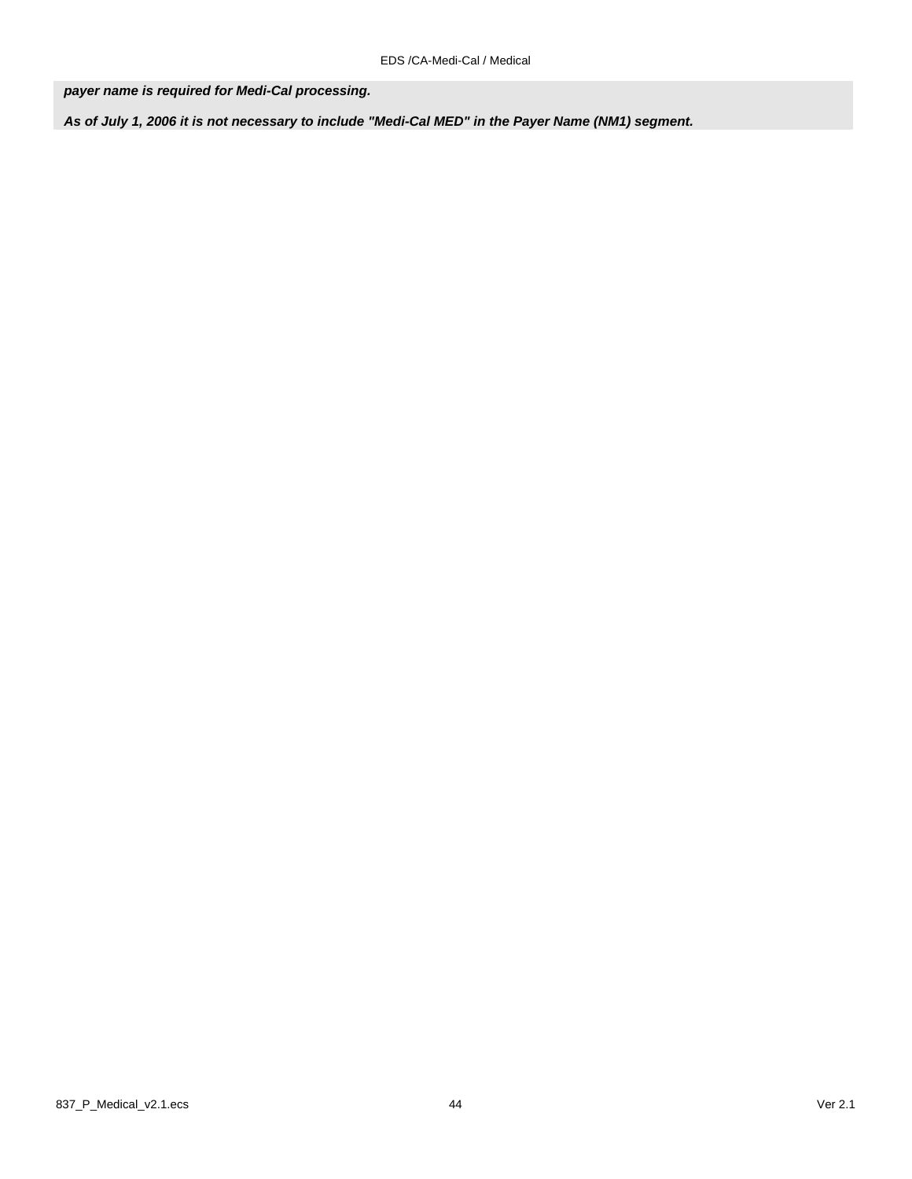***payer name is required for Medi-Cal processing.***

***As of July 1, 2006 it is not necessary to include "Medi-Cal MED" in the Payer Name (NM1) segment.***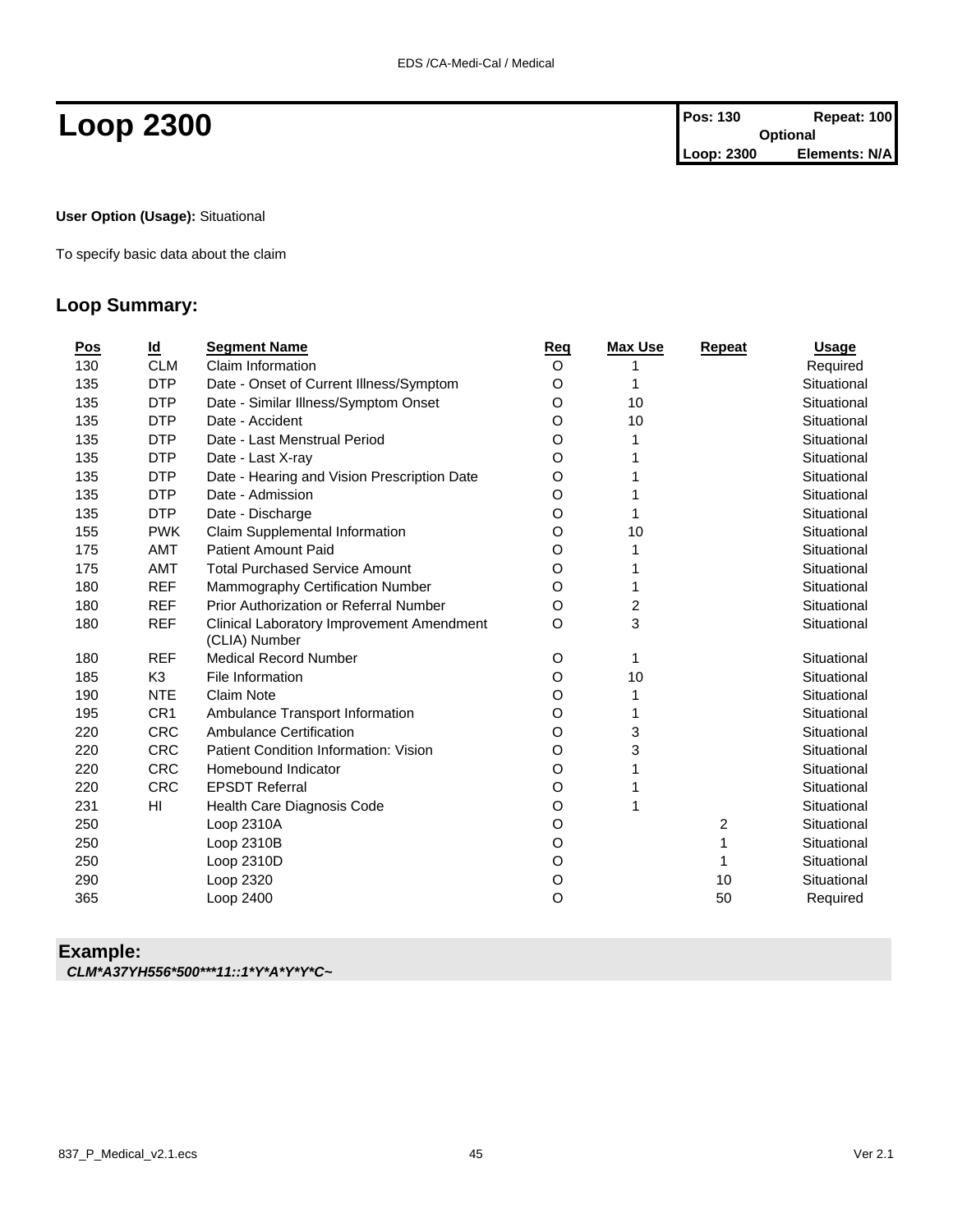# Loop 2300

| Pos: 130 | Repeat: 100 |
|---|---|
| Optional | |
| Loop: 2300 | Elements: N/A |

**User Option (Usage):** Situational

To specify basic data about the claim

## Loop Summary:

| Pos | Id | Segment Name | Req | Max Use | Repeat | Usage |
|---|---|---|---|---|---|---|
| 130 | CLM | Claim Information | O | 1 | | Required |
| 135 | DTP | Date - Onset of Current Illness/Symptom | O | 1 | | Situational |
| 135 | DTP | Date - Similar Illness/Symptom Onset | O | 10 | | Situational |
| 135 | DTP | Date - Accident | O | 10 | | Situational |
| 135 | DTP | Date - Last Menstrual Period | O | 1 | | Situational |
| 135 | DTP | Date - Last X-ray | O | 1 | | Situational |
| 135 | DTP | Date - Hearing and Vision Prescription Date | O | 1 | | Situational |
| 135 | DTP | Date - Admission | O | 1 | | Situational |
| 135 | DTP | Date - Discharge | O | 1 | | Situational |
| 155 | PWK | Claim Supplemental Information | O | 10 | | Situational |
| 175 | AMT | Patient Amount Paid | O | 1 | | Situational |
| 175 | AMT | Total Purchased Service Amount | O | 1 | | Situational |
| 180 | REF | Mammography Certification Number | O | 1 | | Situational |
| 180 | REF | Prior Authorization or Referral Number | O | 2 | | Situational |
| 180 | REF | Clinical Laboratory Improvement Amendment (CLIA) Number | O | 3 | | Situational |
| 180 | REF | Medical Record Number | O | 1 | | Situational |
| 185 | K3 | File Information | O | 10 | | Situational |
| 190 | NTE | Claim Note | O | 1 | | Situational |
| 195 | CR1 | Ambulance Transport Information | O | 1 | | Situational |
| 220 | CRC | Ambulance Certification | O | 3 | | Situational |
| 220 | CRC | Patient Condition Information: Vision | O | 3 | | Situational |
| 220 | CRC | Homebound Indicator | O | 1 | | Situational |
| 220 | CRC | EPSDT Referral | O | 1 | | Situational |
| 231 | HI | Health Care Diagnosis Code | O | 1 | | Situational |
| 250 | | Loop 2310A | O | | 2 | Situational |
| 250 | | Loop 2310B | O | | 1 | Situational |
| 250 | | Loop 2310D | O | | 1 | Situational |
| 290 | | Loop 2320 | O | | 10 | Situational |
| 365 | | Loop 2400 | O | | 50 | Required |

### Example:

***CLM*A37YH556*500***11::1*Y*A*Y*Y*C~***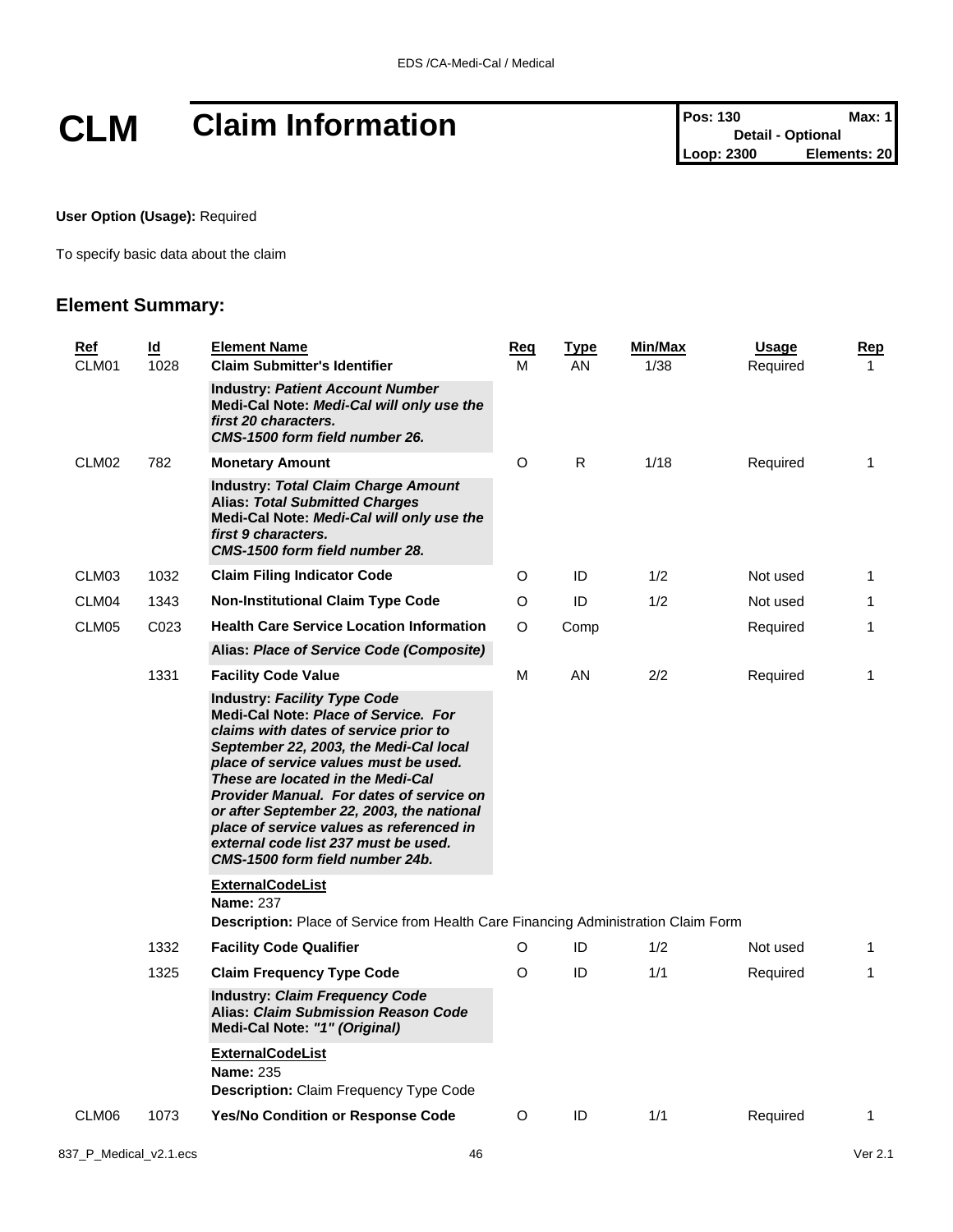# CLM Claim Information

| Pos: 130 | Max: 1 |
|---|---|
| Detail - Optional | |
| Loop: 2300 | Elements: 20 |

**User Option (Usage):** Required

To specify basic data about the claim

## Element Summary:

| Ref | Id | Element Name | Req | Type | Min/Max | Usage | Rep |
|---|---|---|---|---|---|---|---|
| CLM01 | 1028 | **Claim Submitter's Identifier** | M | AN | 1/38 | Required | 1 |
| | | **Industry:** ***Patient Account Number*** **Medi-Cal Note:** ***Medi-Cal will only use the first 20 characters. CMS-1500 form field number 26.*** | | | | | |
| CLM02 | 782 | **Monetary Amount** | O | R | 1/18 | Required | 1 |
| | | **Industry:** ***Total Claim Charge Amount*** **Alias:** ***Total Submitted Charges*** **Medi-Cal Note:** ***Medi-Cal will only use the first 9 characters. CMS-1500 form field number 28.*** | | | | | |
| CLM03 | 1032 | **Claim Filing Indicator Code** | O | ID | 1/2 | Not used | 1 |
| CLM04 | 1343 | **Non-Institutional Claim Type Code** | O | ID | 1/2 | Not used | 1 |
| CLM05 | C023 | **Health Care Service Location Information** | O | Comp | | Required | 1 |
| | | **Alias:** ***Place of Service Code (Composite)*** | | | | | |
| | 1331 | **Facility Code Value** | M | AN | 2/2 | Required | 1 |
| | | **Industry:** ***Facility Type Code*** **Medi-Cal Note:** ***Place of Service. For claims with dates of service prior to September 22, 2003, the Medi-Cal local place of service values must be used. These are located in the Medi-Cal Provider Manual. For dates of service on or after September 22, 2003, the national place of service values as referenced in external code list 237 must be used. CMS-1500 form field number 24b.*** | | | | | |
| | | **ExternalCodeList** **Name:** 237 **Description:** Place of Service from Health Care Financing Administration Claim Form | | | | | |
| | 1332 | **Facility Code Qualifier** | O | ID | 1/2 | Not used | 1 |
| | 1325 | **Claim Frequency Type Code** | O | ID | 1/1 | Required | 1 |
| | | **Industry:** ***Claim Frequency Code*** **Alias:** ***Claim Submission Reason Code*** **Medi-Cal Note:** ***"1" (Original)*** | | | | | |
| | | **ExternalCodeList** **Name:** 235 **Description:** Claim Frequency Type Code | | | | | |
| CLM06 | 1073 | **Yes/No Condition or Response Code** | O | ID | 1/1 | Required | 1 |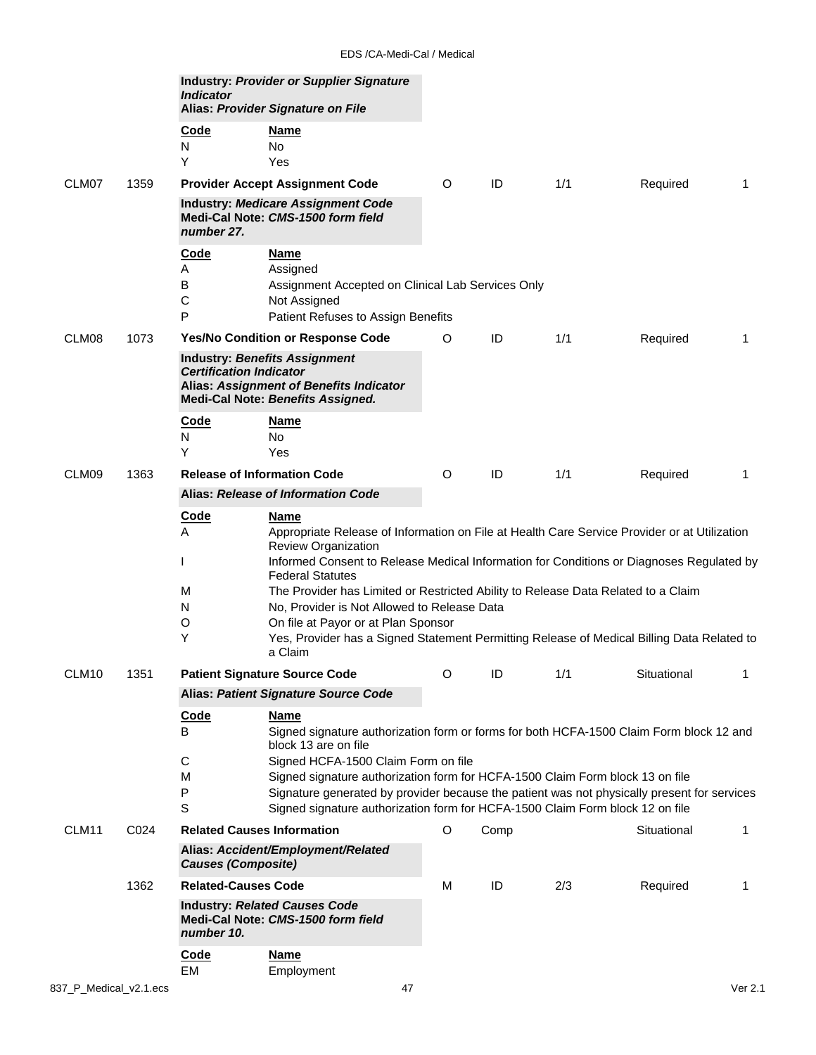**Industry:** ***Provider or Supplier Signature Indicator***
**Alias:** ***Provider Signature on File***

| Code | Name |
|---|---|
| N | No |
| Y | Yes |

| CLM07 | 1359 | **Provider Accept Assignment Code** | O | ID | 1/1 | Required | 1 |
|---|---|---|---|---|---|---|---|

**Industry:** ***Medicare Assignment Code***
**Medi-Cal Note:** ***CMS-1500 form field number 27.***

| Code | Name |
|---|---|
| A | Assigned |
| B | Assignment Accepted on Clinical Lab Services Only |
| C | Not Assigned |
| P | Patient Refuses to Assign Benefits |

| CLM08 | 1073 | **Yes/No Condition or Response Code** | O | ID | 1/1 | Required | 1 |
|---|---|---|---|---|---|---|---|

**Industry:** ***Benefits Assignment Certification Indicator***
**Alias:** ***Assignment of Benefits Indicator***
**Medi-Cal Note:** ***Benefits Assigned.***

| Code | Name |
|---|---|
| N | No |
| Y | Yes |

| CLM09 | 1363 | **Release of Information Code** | O | ID | 1/1 | Required | 1 |
|---|---|---|---|---|---|---|---|

**Alias:** ***Release of Information Code***

| Code | Name |
|---|---|
| A | Appropriate Release of Information on File at Health Care Service Provider or at Utilization Review Organization |
| I | Informed Consent to Release Medical Information for Conditions or Diagnoses Regulated by Federal Statutes |
| M | The Provider has Limited or Restricted Ability to Release Data Related to a Claim |
| N | No, Provider is Not Allowed to Release Data |
| O | On file at Payor or at Plan Sponsor |
| Y | Yes, Provider has a Signed Statement Permitting Release of Medical Billing Data Related to a Claim |

| CLM10 | 1351 | **Patient Signature Source Code** | O | ID | 1/1 | Situational | 1 |
|---|---|---|---|---|---|---|---|

**Alias:** ***Patient Signature Source Code***

| Code | Name |
|---|---|
| B | Signed signature authorization form or forms for both HCFA-1500 Claim Form block 12 and block 13 are on file |
| C | Signed HCFA-1500 Claim Form on file |
| M | Signed signature authorization form for HCFA-1500 Claim Form block 13 on file |
| P | Signature generated by provider because the patient was not physically present for services |
| S | Signed signature authorization form for HCFA-1500 Claim Form block 12 on file |

| CLM11 | C024 | **Related Causes Information** | O | Comp | | Situational | 1 |
|---|---|---|---|---|---|---|---|

**Alias:** ***Accident/Employment/Related Causes (Composite)***

| | 1362 | **Related-Causes Code** | M | ID | 2/3 | Required | 1 |
|---|---|---|---|---|---|---|---|

**Industry:** ***Related Causes Code***
**Medi-Cal Note:** ***CMS-1500 form field number 10.***

| Code | Name |
|---|---|
| EM | Employment |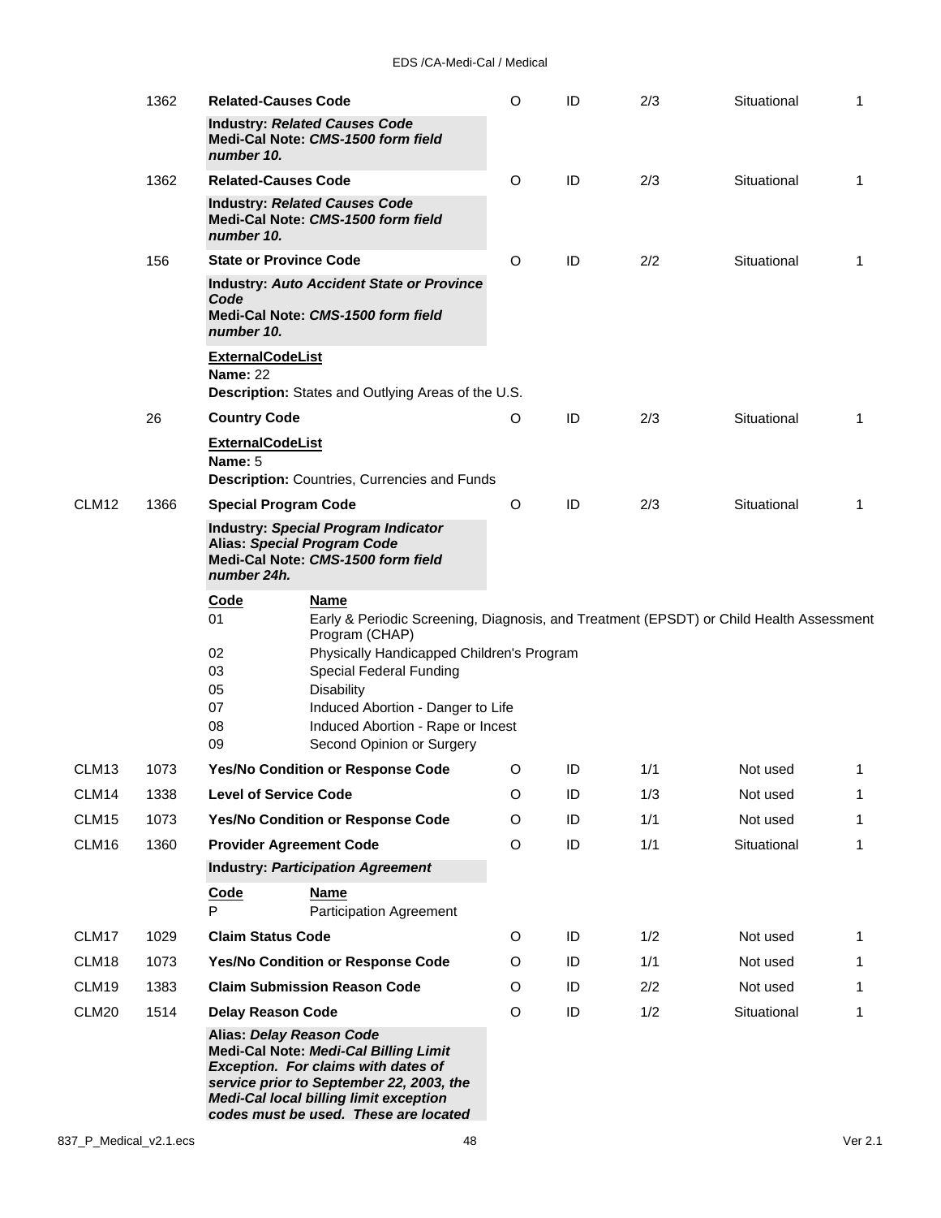| Ref | Data Element | Name | Attributes | | | Usage | Rep |
|---|---|---|---|---|---|---|---|
| | 1362 | **Related-Causes Code** | O | ID | 2/3 | Situational | 1 |
| | | **Industry: *Related Causes Code*** **Medi-Cal Note: *CMS-1500 form field number 10.*** | | | | | |
| | 1362 | **Related-Causes Code** | O | ID | 2/3 | Situational | 1 |
| | | **Industry: *Related Causes Code*** **Medi-Cal Note: *CMS-1500 form field number 10.*** | | | | | |
| | 156 | **State or Province Code** | O | ID | 2/2 | Situational | 1 |
| | | **Industry: *Auto Accident State or Province Code*** **Medi-Cal Note: *CMS-1500 form field number 10.*** | | | | | |
| | | **ExternalCodeList** **Name:** 22 **Description:** States and Outlying Areas of the U.S. | | | | | |
| | 26 | **Country Code** | O | ID | 2/3 | Situational | 1 |
| | | **ExternalCodeList** **Name:** 5 **Description:** Countries, Currencies and Funds | | | | | |
| CLM12 | 1366 | **Special Program Code** | O | ID | 2/3 | Situational | 1 |
| | | **Industry: *Special Program Indicator*** **Alias: *Special Program Code*** **Medi-Cal Note: *CMS-1500 form field number 24h.*** | | | | | |

| Code | Name |
|---|---|
| 01 | Early & Periodic Screening, Diagnosis, and Treatment (EPSDT) or Child Health Assessment Program (CHAP) |
| 02 | Physically Handicapped Children's Program |
| 03 | Special Federal Funding |
| 05 | Disability |
| 07 | Induced Abortion - Danger to Life |
| 08 | Induced Abortion - Rape or Incest |
| 09 | Second Opinion or Surgery |

| Ref | Data Element | Name | Attributes | | | Usage | Rep |
|---|---|---|---|---|---|---|---|
| CLM13 | 1073 | **Yes/No Condition or Response Code** | O | ID | 1/1 | Not used | 1 |
| CLM14 | 1338 | **Level of Service Code** | O | ID | 1/3 | Not used | 1 |
| CLM15 | 1073 | **Yes/No Condition or Response Code** | O | ID | 1/1 | Not used | 1 |
| CLM16 | 1360 | **Provider Agreement Code** | O | ID | 1/1 | Situational | 1 |
| | | **Industry: *Participation Agreement*** | | | | | |

| Code | Name |
|---|---|
| P | Participation Agreement |

| Ref | Data Element | Name | Attributes | | | Usage | Rep |
|---|---|---|---|---|---|---|---|
| CLM17 | 1029 | **Claim Status Code** | O | ID | 1/2 | Not used | 1 |
| CLM18 | 1073 | **Yes/No Condition or Response Code** | O | ID | 1/1 | Not used | 1 |
| CLM19 | 1383 | **Claim Submission Reason Code** | O | ID | 2/2 | Not used | 1 |
| CLM20 | 1514 | **Delay Reason Code** | O | ID | 1/2 | Situational | 1 |
| | | **Alias: *Delay Reason Code*** **Medi-Cal Note: *Medi-Cal Billing Limit Exception. For claims with dates of service prior to September 22, 2003, the Medi-Cal local billing limit exception codes must be used. These are located*** | | | | | |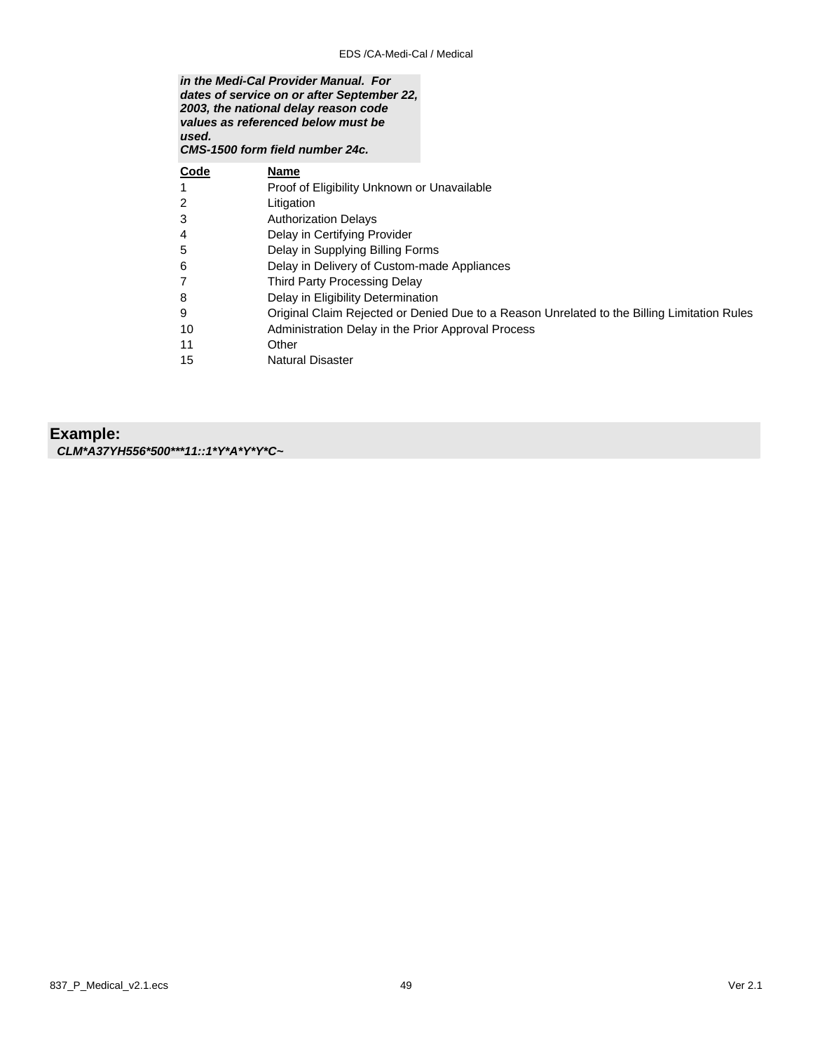***in the Medi-Cal Provider Manual. For dates of service on or after September 22, 2003, the national delay reason code values as referenced below must be used.***
***CMS-1500 form field number 24c.***

| Code | Name |
| --- | --- |
| 1 | Proof of Eligibility Unknown or Unavailable |
| 2 | Litigation |
| 3 | Authorization Delays |
| 4 | Delay in Certifying Provider |
| 5 | Delay in Supplying Billing Forms |
| 6 | Delay in Delivery of Custom-made Appliances |
| 7 | Third Party Processing Delay |
| 8 | Delay in Eligibility Determination |
| 9 | Original Claim Rejected or Denied Due to a Reason Unrelated to the Billing Limitation Rules |
| 10 | Administration Delay in the Prior Approval Process |
| 11 | Other |
| 15 | Natural Disaster |

**Example:**

***CLM*A37YH556*500***11::1*Y*A*Y*Y*C~***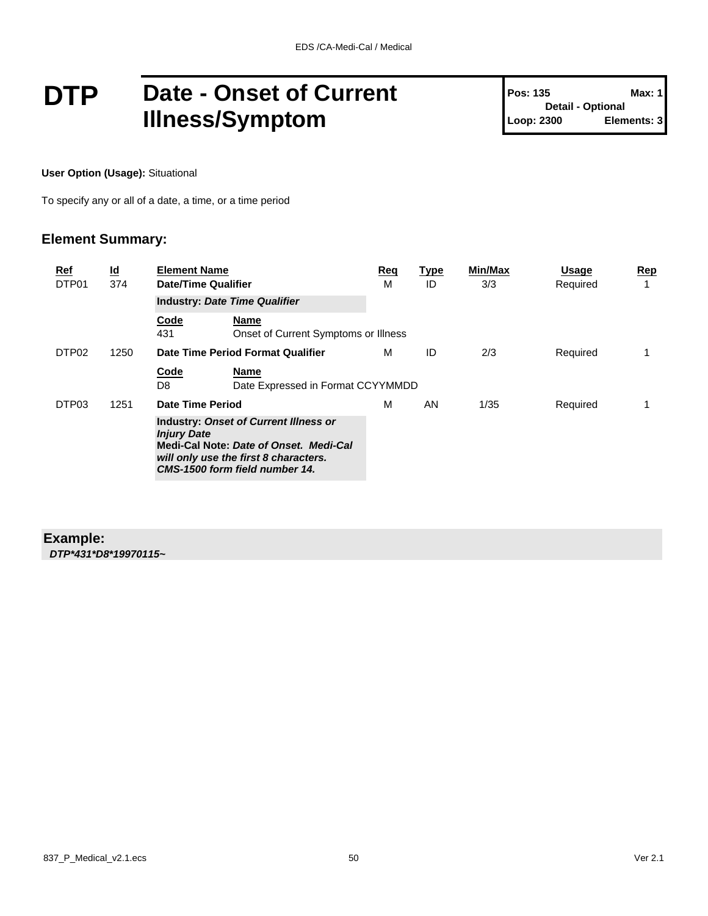# DTP Date - Onset of Current Illness/Symptom

**Pos: 135** **Max: 1**
**Detail - Optional**
**Loop: 2300** **Elements: 3**

**User Option (Usage):** Situational

To specify any or all of a date, a time, or a time period

## Element Summary:

| Ref | Id | Element Name | Req | Type | Min/Max | Usage | Rep |
|---|---|---|---|---|---|---|---|
| DTP01 | 374 | **Date/Time Qualifier** | M | ID | 3/3 | Required | 1 |
| | | **Industry:** ***Date Time Qualifier*** | | | | | |
| | | **Code** 431 — **Name** Onset of Current Symptoms or Illness | | | | | |
| DTP02 | 1250 | **Date Time Period Format Qualifier** | M | ID | 2/3 | Required | 1 |
| | | **Code** D8 — **Name** Date Expressed in Format CCYYMMDD | | | | | |
| DTP03 | 1251 | **Date Time Period** | M | AN | 1/35 | Required | 1 |
| | | **Industry:** ***Onset of Current Illness or Injury Date*** **Medi-Cal Note:** ***Date of Onset. Medi-Cal will only use the first 8 characters. CMS-1500 form field number 14.*** | | | | | |

**Example:**
***DTP*431*D8*19970115~***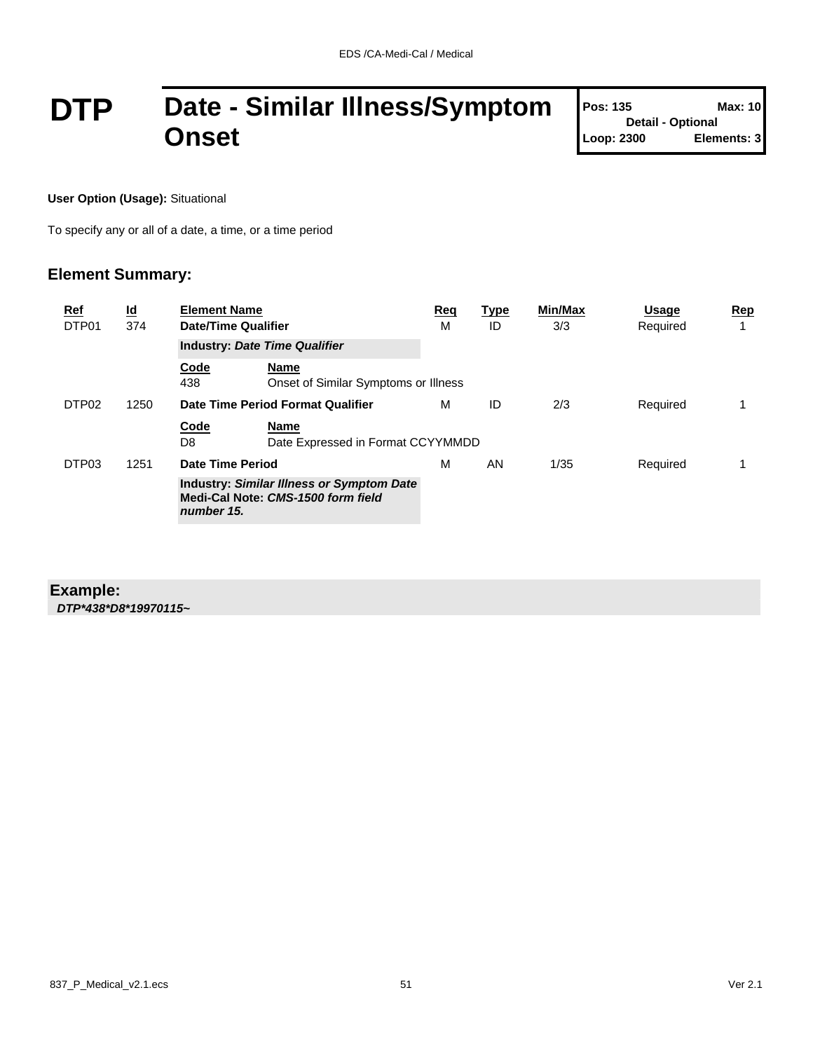# DTP Date - Similar Illness/Symptom Onset

**Pos: 135** **Max: 10**
**Detail - Optional**
**Loop: 2300** **Elements: 3**

**User Option (Usage):** Situational

To specify any or all of a date, a time, or a time period

## Element Summary:

| Ref | Id | Element Name | Req | Type | Min/Max | Usage | Rep |
|---|---|---|---|---|---|---|---|
| DTP01 | 374 | **Date/Time Qualifier** | M | ID | 3/3 | Required | 1 |
| | | **Industry:** ***Date Time Qualifier*** | | | | | |
| | | **Code** 438 — **Name** Onset of Similar Symptoms or Illness | | | | | |
| DTP02 | 1250 | **Date Time Period Format Qualifier** | M | ID | 2/3 | Required | 1 |
| | | **Code** D8 — **Name** Date Expressed in Format CCYYMMDD | | | | | |
| DTP03 | 1251 | **Date Time Period** | M | AN | 1/35 | Required | 1 |
| | | **Industry:** ***Similar Illness or Symptom Date*** **Medi-Cal Note:** ***CMS-1500 form field number 15.*** | | | | | |

**Example:**
***DTP*438*D8*19970115~***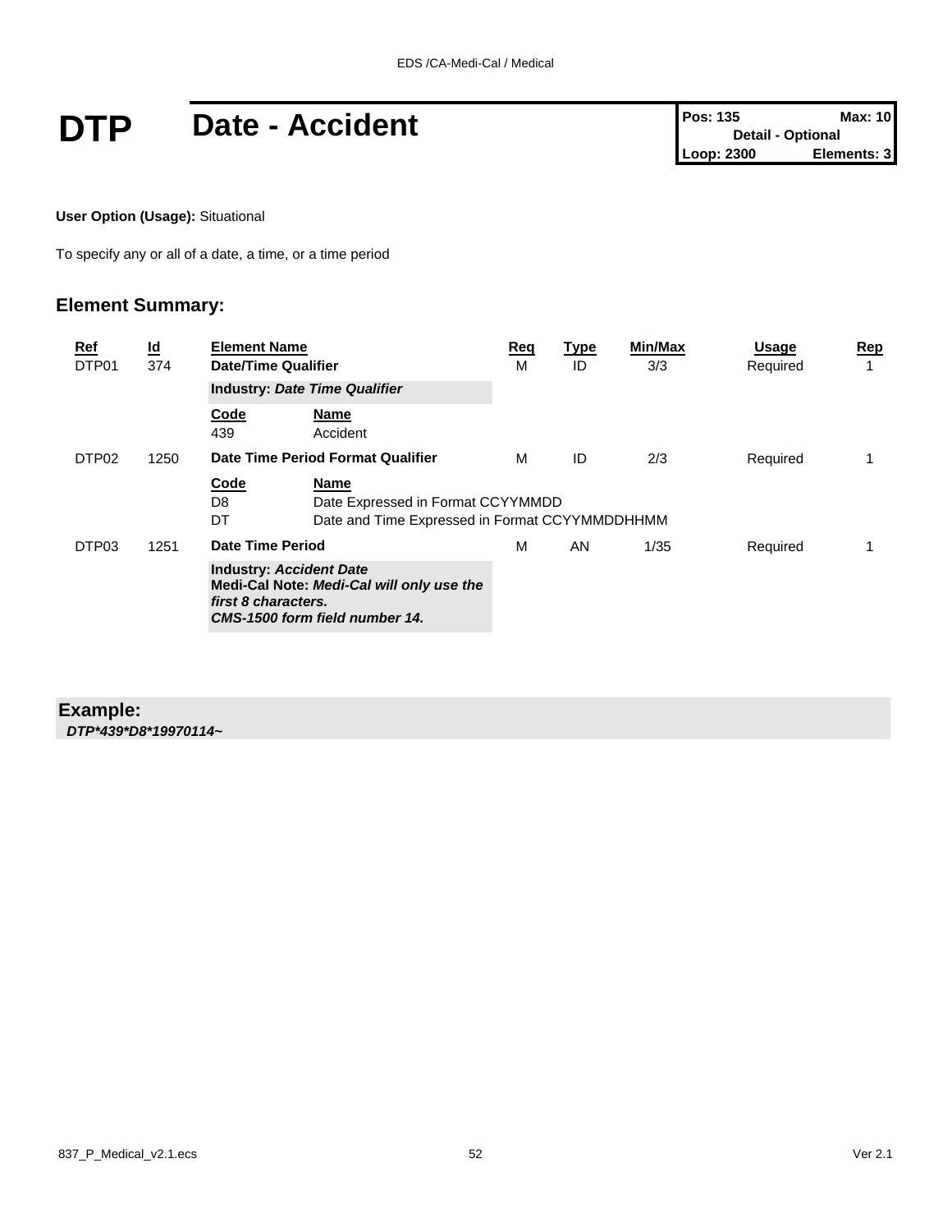# DTP Date - Accident

| Pos: 135 | Max: 10 |
|---|---|
| Detail - Optional | |
| Loop: 2300 | Elements: 3 |

**User Option (Usage):** Situational

To specify any or all of a date, a time, or a time period

## Element Summary:

| Ref | Id | Element Name | Req | Type | Min/Max | Usage | Rep |
|---|---|---|---|---|---|---|---|
| DTP01 | 374 | **Date/Time Qualifier**<br>**Industry:** ***Date Time Qualifier***<br>**Code** / **Name**<br>439 / Accident | M | ID | 3/3 | Required | 1 |
| DTP02 | 1250 | **Date Time Period Format Qualifier**<br>**Code** / **Name**<br>D8 / Date Expressed in Format CCYYMMDD<br>DT / Date and Time Expressed in Format CCYYMMDDHHMM | M | ID | 2/3 | Required | 1 |
| DTP03 | 1251 | **Date Time Period**<br>**Industry:** ***Accident Date***<br>**Medi-Cal Note:** ***Medi-Cal will only use the first 8 characters.***<br>***CMS-1500 form field number 14.*** | M | AN | 1/35 | Required | 1 |

**Example:**

***DTP*439*D8*19970114~***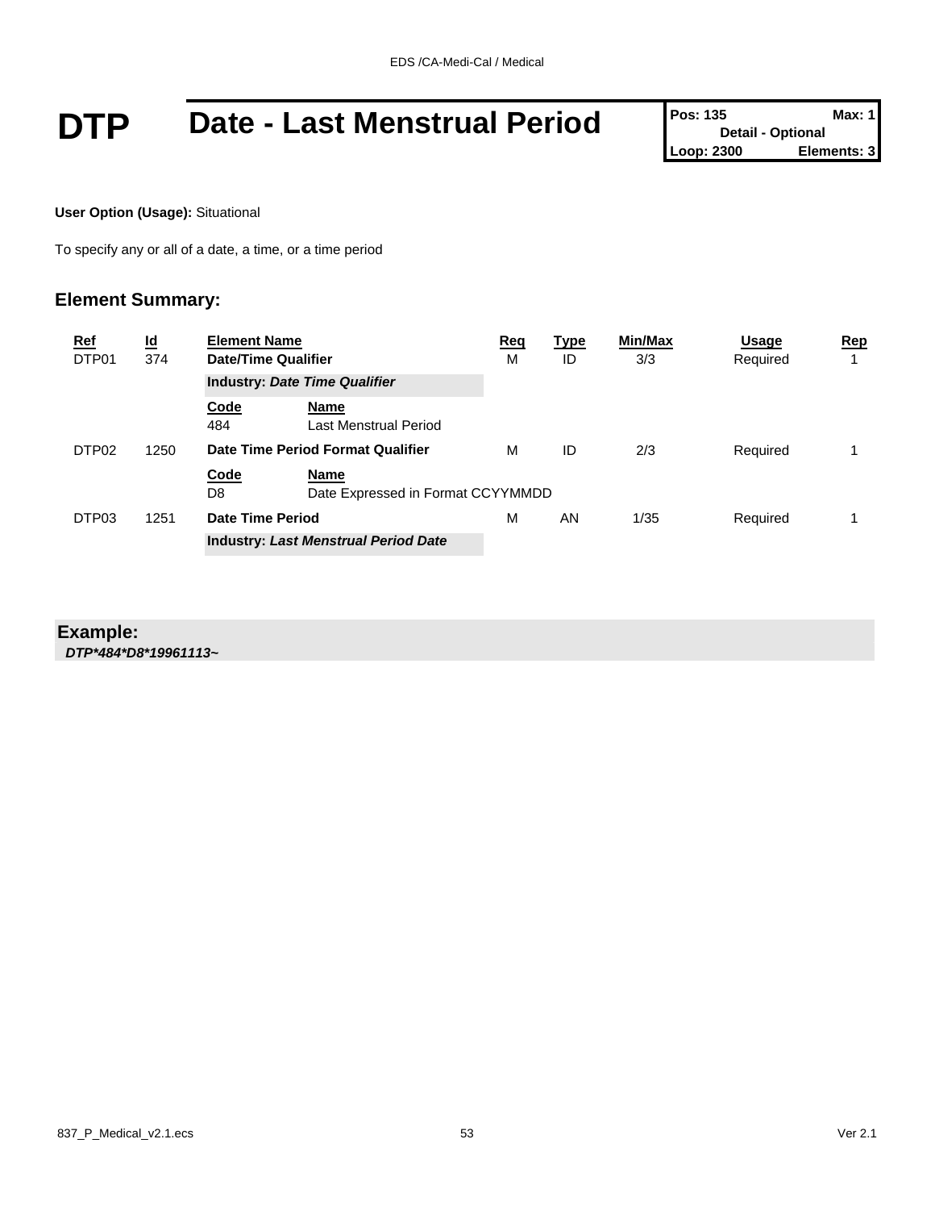# DTP Date - Last Menstrual Period

| Pos: 135 | Max: 1 |
|---|---|
| Detail - Optional | |
| Loop: 2300 | Elements: 3 |

**User Option (Usage):** Situational

To specify any or all of a date, a time, or a time period

## Element Summary:

| Ref | Id | Element Name | Req | Type | Min/Max | Usage | Rep |
|---|---|---|---|---|---|---|---|
| DTP01 | 374 | **Date/Time Qualifier** | M | ID | 3/3 | Required | 1 |
| | | **Industry:** ***Date Time Qualifier*** | | | | | |
| | | **Code** / **Name** | | | | | |
| | | 484 / Last Menstrual Period | | | | | |
| DTP02 | 1250 | **Date Time Period Format Qualifier** | M | ID | 2/3 | Required | 1 |
| | | **Code** / **Name** | | | | | |
| | | D8 / Date Expressed in Format CCYYMMDD | | | | | |
| DTP03 | 1251 | **Date Time Period** | M | AN | 1/35 | Required | 1 |
| | | **Industry:** ***Last Menstrual Period Date*** | | | | | |

**Example:**

***DTP*484*D8*19961113~***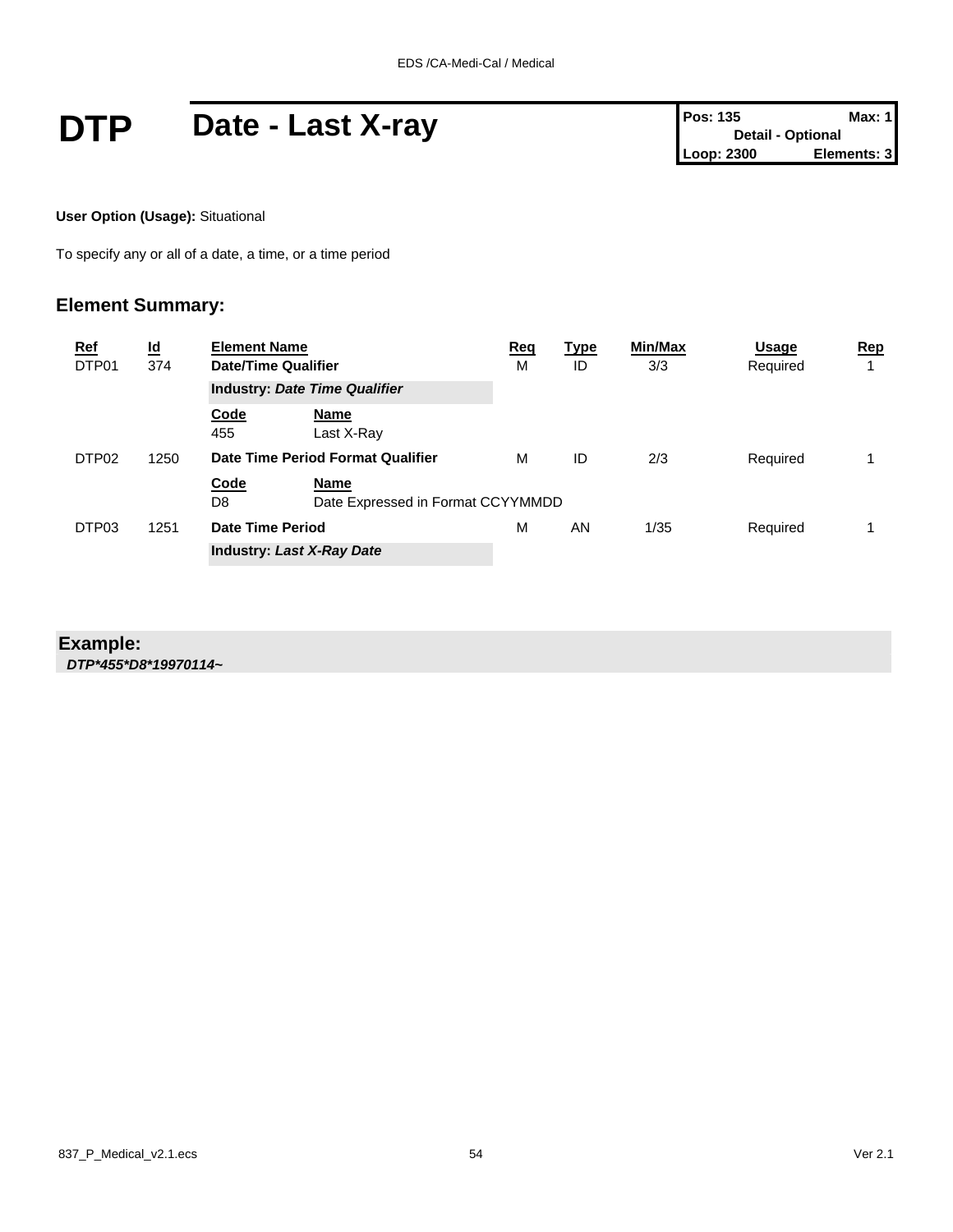# DTP Date - Last X-ray

| Pos: 135 | Max: 1 |
| --- | --- |
| Detail - Optional | |
| Loop: 2300 | Elements: 3 |

**User Option (Usage):** Situational

To specify any or all of a date, a time, or a time period

## Element Summary:

| Ref | Id | Element Name | Req | Type | Min/Max | Usage | Rep |
| --- | --- | --- | --- | --- | --- | --- | --- |
| DTP01 | 374 | **Date/Time Qualifier** | M | ID | 3/3 | Required | 1 |
| | | **Industry:** ***Date Time Qualifier*** | | | | | |
| | | **Code** / **Name** | | | | | |
| | | 455 — Last X-Ray | | | | | |
| DTP02 | 1250 | **Date Time Period Format Qualifier** | M | ID | 2/3 | Required | 1 |
| | | **Code** / **Name** | | | | | |
| | | D8 — Date Expressed in Format CCYYMMDD | | | | | |
| DTP03 | 1251 | **Date Time Period** | M | AN | 1/35 | Required | 1 |
| | | **Industry:** ***Last X-Ray Date*** | | | | | |

## Example:

***DTP*455*D8*19970114~***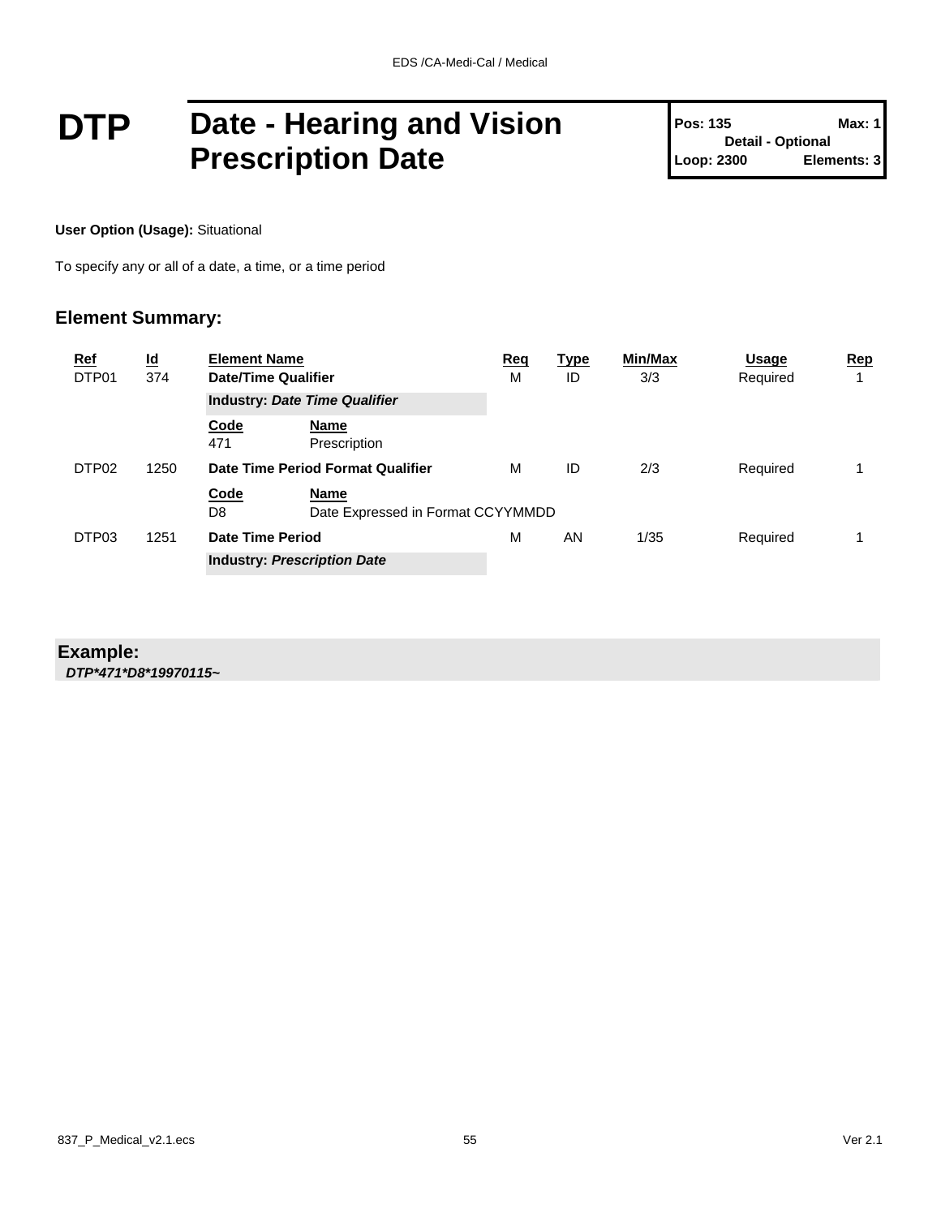# DTP Date - Hearing and Vision Prescription Date

**Pos: 135** **Max: 1**
**Detail - Optional**
**Loop: 2300** **Elements: 3**

**User Option (Usage):** Situational

To specify any or all of a date, a time, or a time period

## Element Summary:

| Ref | Id | Element Name | Req | Type | Min/Max | Usage | Rep |
|---|---|---|---|---|---|---|---|
| DTP01 | 374 | **Date/Time Qualifier** | M | ID | 3/3 | Required | 1 |
| | | **Industry:** ***Date Time Qualifier*** | | | | | |
| | | **Code** 471 — **Name** Prescription | | | | | |
| DTP02 | 1250 | **Date Time Period Format Qualifier** | M | ID | 2/3 | Required | 1 |
| | | **Code** D8 — **Name** Date Expressed in Format CCYYMMDD | | | | | |
| DTP03 | 1251 | **Date Time Period** | M | AN | 1/35 | Required | 1 |
| | | **Industry:** ***Prescription Date*** | | | | | |

**Example:**
***DTP*471*D8*19970115~***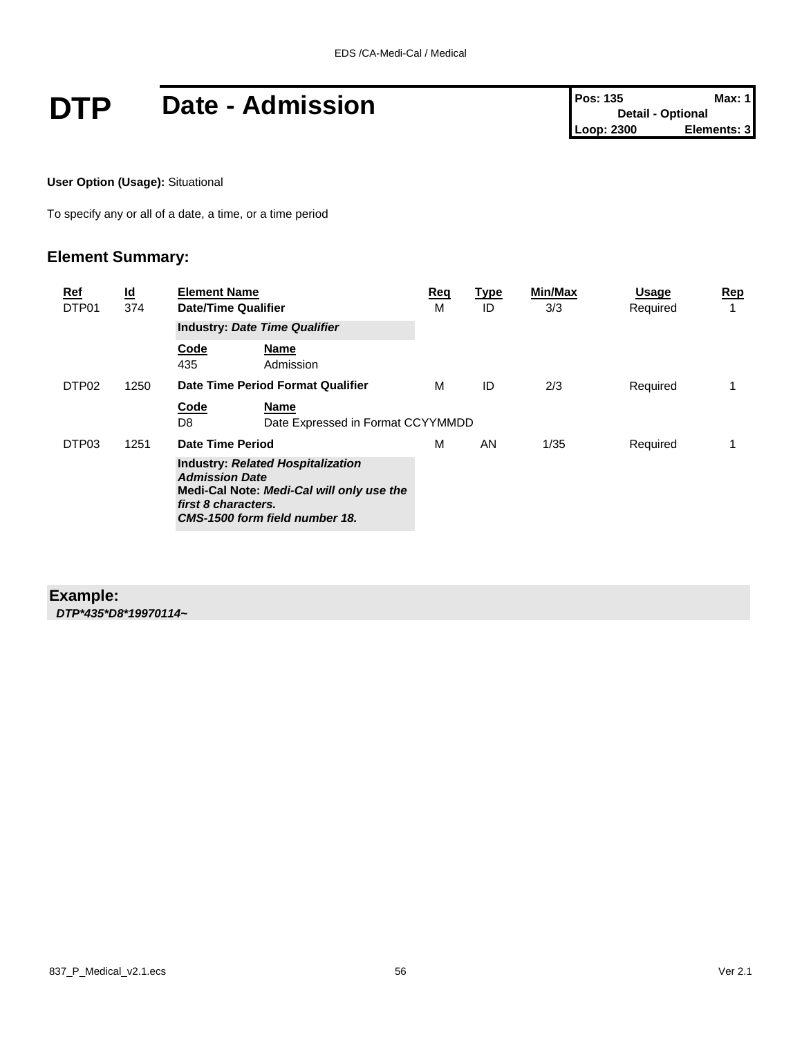# DTP Date - Admission

| Pos: 135 | Max: 1 |
| --- | --- |
| Detail - Optional | |
| Loop: 2300 | Elements: 3 |

**User Option (Usage):** Situational

To specify any or all of a date, a time, or a time period

## Element Summary:

| Ref | Id | Element Name | Req | Type | Min/Max | Usage | Rep |
| --- | --- | --- | --- | --- | --- | --- | --- |
| DTP01 | 374 | **Date/Time Qualifier** | M | ID | 3/3 | Required | 1 |
| | | **Industry:** ***Date Time Qualifier*** | | | | | |
| | | **Code** / **Name** | | | | | |
| | | 435 / Admission | | | | | |
| DTP02 | 1250 | **Date Time Period Format Qualifier** | M | ID | 2/3 | Required | 1 |
| | | **Code** / **Name** | | | | | |
| | | D8 / Date Expressed in Format CCYYMMDD | | | | | |
| DTP03 | 1251 | **Date Time Period** | M | AN | 1/35 | Required | 1 |
| | | **Industry:** ***Related Hospitalization Admission Date*** **Medi-Cal Note:** ***Medi-Cal will only use the first 8 characters.*** ***CMS-1500 form field number 18.*** | | | | | |

**Example:**
***DTP*435*D8*19970114~***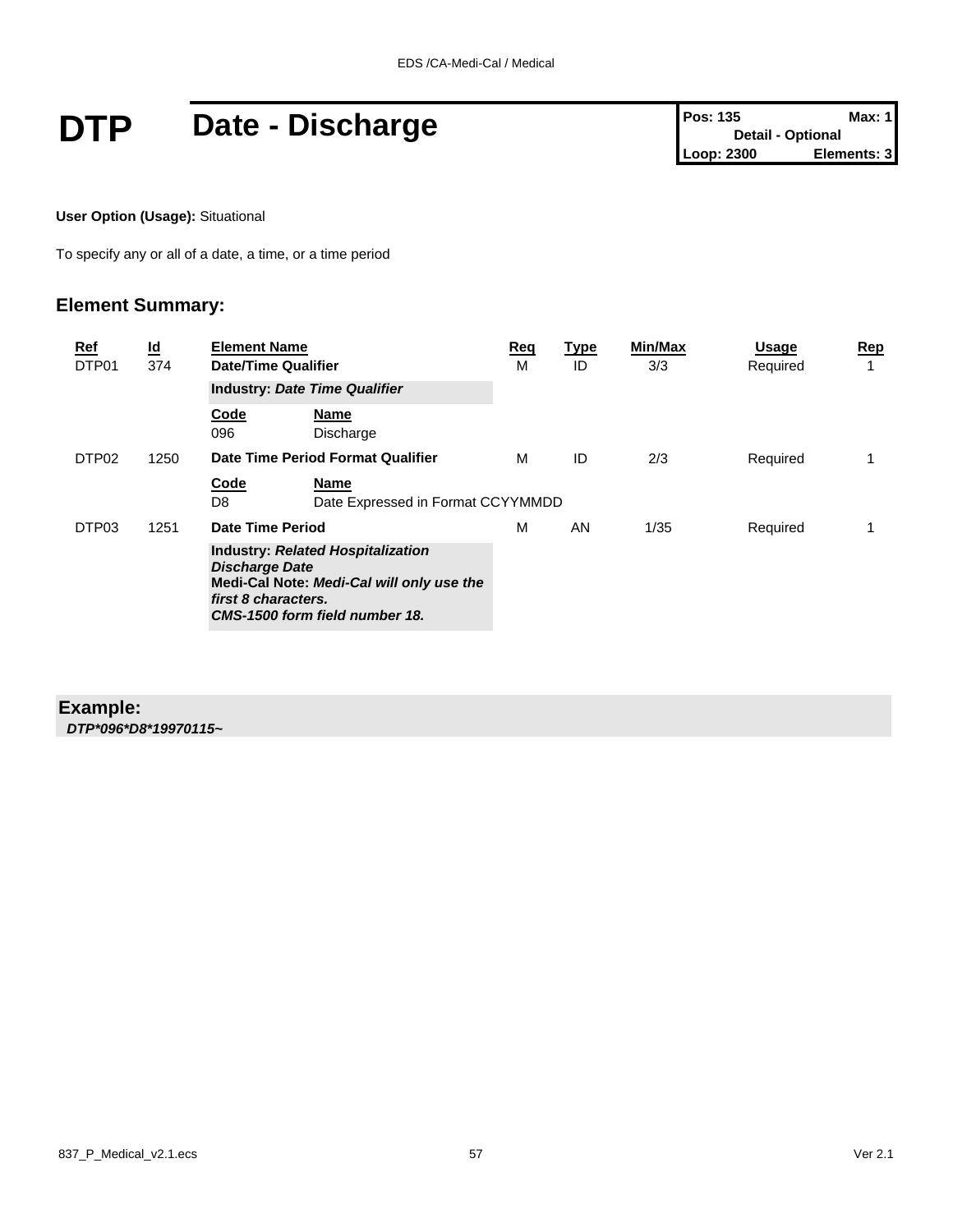# DTP Date - Discharge

| Pos: 135 | Max: 1 |
|---|---|
| Detail - Optional | |
| Loop: 2300 | Elements: 3 |

**User Option (Usage):** Situational

To specify any or all of a date, a time, or a time period

## Element Summary:

| Ref | Id | Element Name | Req | Type | Min/Max | Usage | Rep |
|---|---|---|---|---|---|---|---|
| DTP01 | 374 | **Date/Time Qualifier** | M | ID | 3/3 | Required | 1 |
| | | **Industry:** ***Date Time Qualifier*** | | | | | |
| | | **Code** 096 — **Name** Discharge | | | | | |
| DTP02 | 1250 | **Date Time Period Format Qualifier** | M | ID | 2/3 | Required | 1 |
| | | **Code** D8 — **Name** Date Expressed in Format CCYYMMDD | | | | | |
| DTP03 | 1251 | **Date Time Period** | M | AN | 1/35 | Required | 1 |
| | | **Industry:** ***Related Hospitalization Discharge Date*** **Medi-Cal Note:** ***Medi-Cal will only use the first 8 characters.*** ***CMS-1500 form field number 18.*** | | | | | |

**Example:**

***DTP*096*D8*19970115~***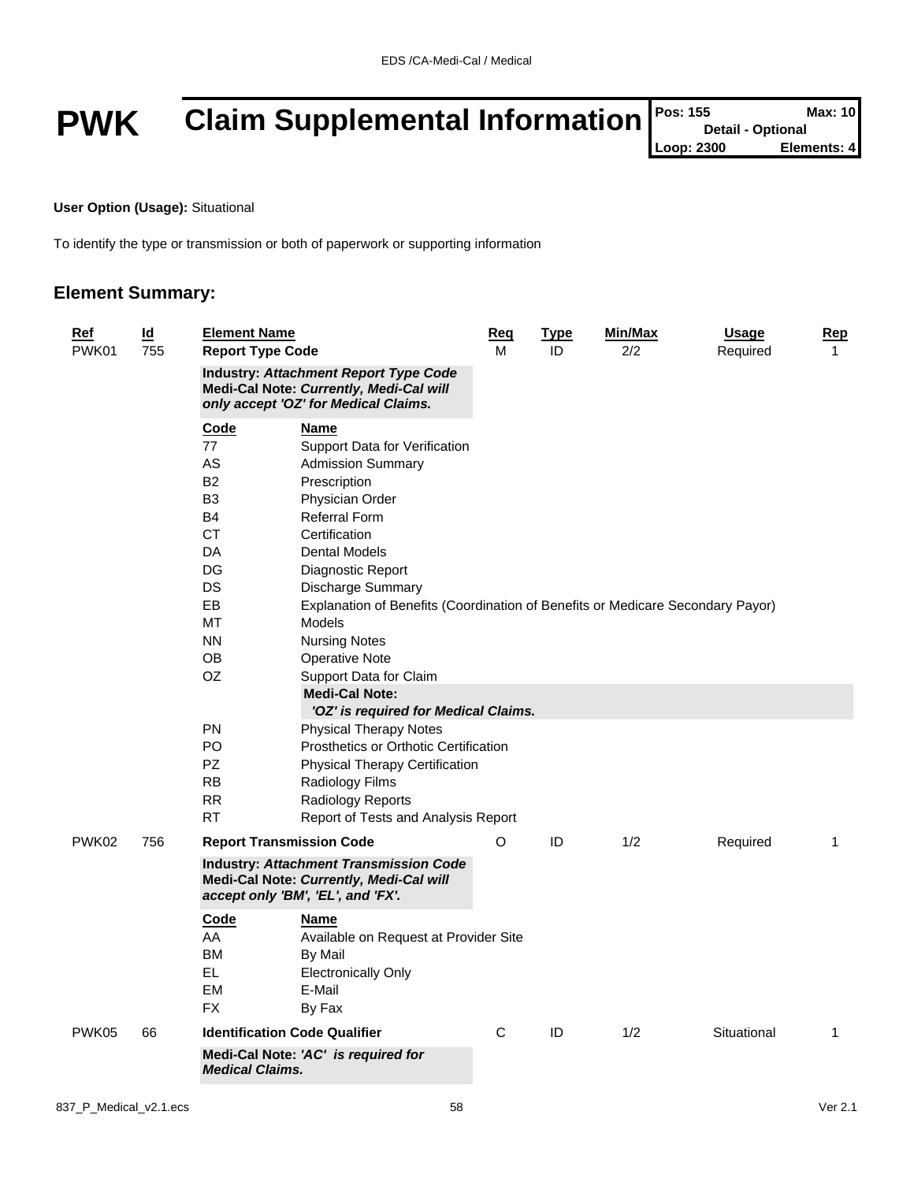# PWK Claim Supplemental Information

| Pos: 155 | Max: 10 |
| --- | --- |
| Detail - Optional | |
| Loop: 2300 | Elements: 4 |

**User Option (Usage):** Situational

To identify the type or transmission or both of paperwork or supporting information

## Element Summary:

| Ref | Id | Element Name | Req | Type | Min/Max | Usage | Rep |
| --- | --- | --- | --- | --- | --- | --- | --- |
| PWK01 | 755 | **Report Type Code** | M | ID | 2/2 | Required | 1 |

**Industry:** ***Attachment Report Type Code***
**Medi-Cal Note:** ***Currently, Medi-Cal will only accept 'OZ' for Medical Claims.***

| Code | Name |
| --- | --- |
| 77 | Support Data for Verification |
| AS | Admission Summary |
| B2 | Prescription |
| B3 | Physician Order |
| B4 | Referral Form |
| CT | Certification |
| DA | Dental Models |
| DG | Diagnostic Report |
| DS | Discharge Summary |
| EB | Explanation of Benefits (Coordination of Benefits or Medicare Secondary Payor) |
| MT | Models |
| NN | Nursing Notes |
| OB | Operative Note |
| OZ | Support Data for Claim<br>**Medi-Cal Note:**<br>***'OZ' is required for Medical Claims.*** |
| PN | Physical Therapy Notes |
| PO | Prosthetics or Orthotic Certification |
| PZ | Physical Therapy Certification |
| RB | Radiology Films |
| RR | Radiology Reports |
| RT | Report of Tests and Analysis Report |

| Ref | Id | Element Name | Req | Type | Min/Max | Usage | Rep |
| --- | --- | --- | --- | --- | --- | --- | --- |
| PWK02 | 756 | **Report Transmission Code** | O | ID | 1/2 | Required | 1 |

**Industry:** ***Attachment Transmission Code***
**Medi-Cal Note:** ***Currently, Medi-Cal will accept only 'BM', 'EL', and 'FX'.***

| Code | Name |
| --- | --- |
| AA | Available on Request at Provider Site |
| BM | By Mail |
| EL | Electronically Only |
| EM | E-Mail |
| FX | By Fax |

| Ref | Id | Element Name | Req | Type | Min/Max | Usage | Rep |
| --- | --- | --- | --- | --- | --- | --- | --- |
| PWK05 | 66 | **Identification Code Qualifier** | C | ID | 1/2 | Situational | 1 |

**Medi-Cal Note:** ***'AC' is required for Medical Claims.***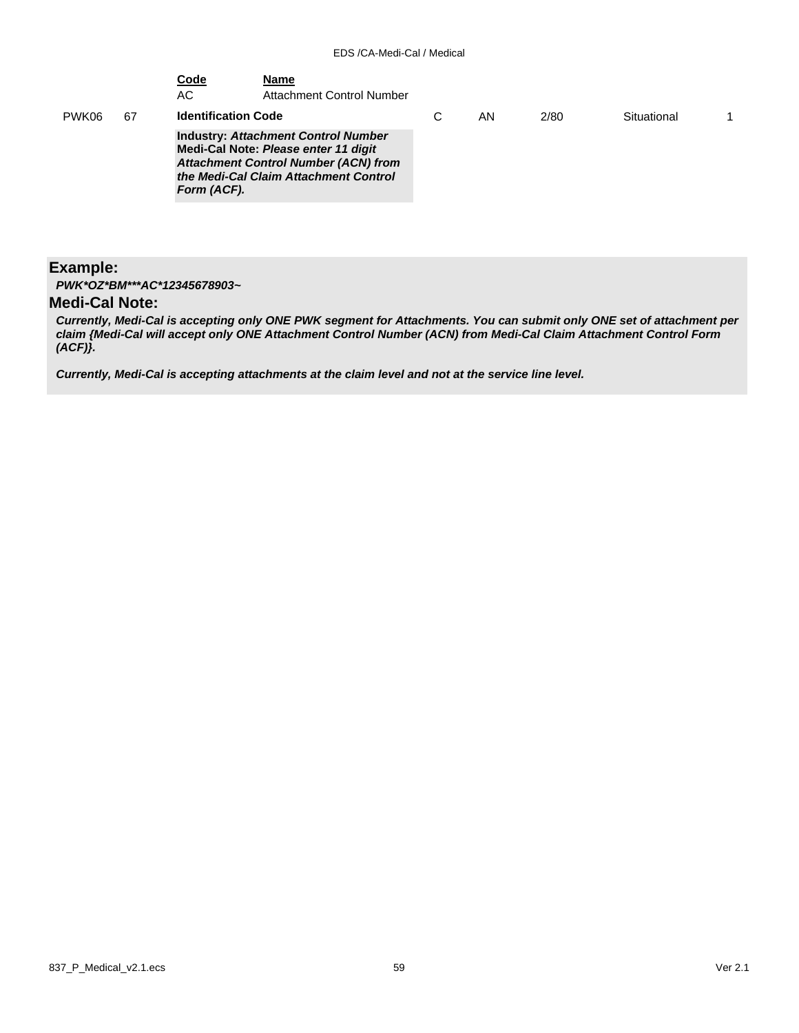| | | Code | Name | | | | | |
|---|---|---|---|---|---|---|---|---|
| | | AC | Attachment Control Number | | | | | |
| PWK06 | 67 | **Identification Code** | | C | AN | 2/80 | Situational | 1 |
| | | **Industry:** ***Attachment Control Number*** **Medi-Cal Note:** ***Please enter 11 digit Attachment Control Number (ACN) from the Medi-Cal Claim Attachment Control Form (ACF).*** | | | | | | |

## Example:

***PWK*OZ*BM***AC*12345678903~***

## Medi-Cal Note:

***Currently, Medi-Cal is accepting only ONE PWK segment for Attachments. You can submit only ONE set of attachment per claim {Medi-Cal will accept only ONE Attachment Control Number (ACN) from Medi-Cal Claim Attachment Control Form (ACF)}.***

***Currently, Medi-Cal is accepting attachments at the claim level and not at the service line level.***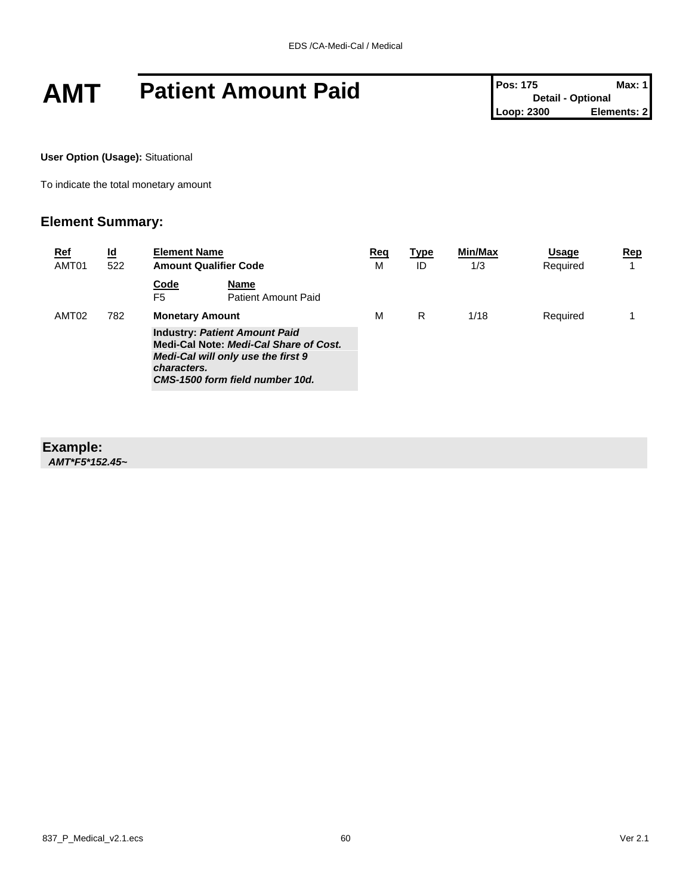# AMT Patient Amount Paid

| Pos: 175 | Max: 1 |
|---|---|
| Detail - Optional | |
| Loop: 2300 | Elements: 2 |

**User Option (Usage):** Situational

To indicate the total monetary amount

## Element Summary:

| Ref | Id | Element Name | Req | Type | Min/Max | Usage | Rep |
|---|---|---|---|---|---|---|---|
| AMT01 | 522 | **Amount Qualifier Code** | M | ID | 1/3 | Required | 1 |
| | | **Code** / **Name**<br>F5 — Patient Amount Paid | | | | | |
| AMT02 | 782 | **Monetary Amount** | M | R | 1/18 | Required | 1 |
| | | **Industry:** ***Patient Amount Paid***<br>**Medi-Cal Note:** ***Medi-Cal Share of Cost.***<br>***Medi-Cal will only use the first 9 characters.***<br>***CMS-1500 form field number 10d.*** | | | | | |

**Example:**
***AMT*F5*152.45~***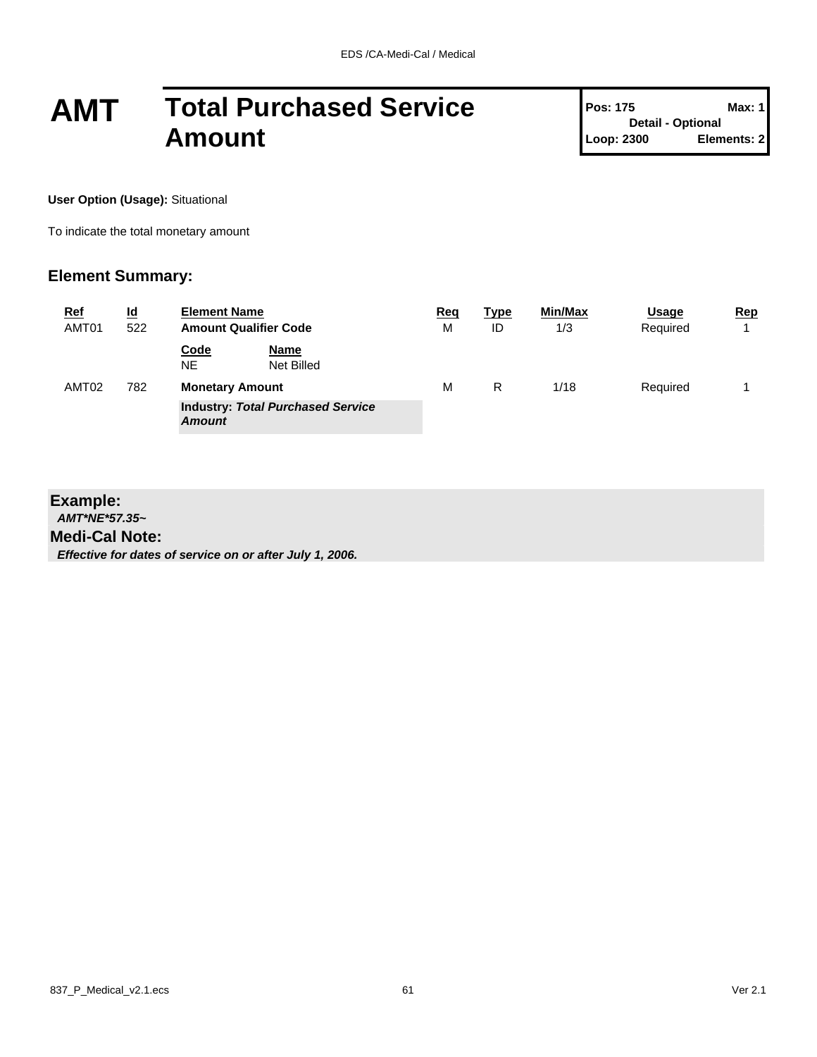# AMT Total Purchased Service Amount

| Pos: 175 | Max: 1 |
| --- | --- |
| Detail - Optional | |
| Loop: 2300 | Elements: 2 |

**User Option (Usage):** Situational

To indicate the total monetary amount

## Element Summary:

| Ref | Id | Element Name | Req | Type | Min/Max | Usage | Rep |
| --- | --- | --- | --- | --- | --- | --- | --- |
| AMT01 | 522 | **Amount Qualifier Code** | M | ID | 1/3 | Required | 1 |
| | | **Code** NE — **Name** Net Billed | | | | | |
| AMT02 | 782 | **Monetary Amount** | M | R | 1/18 | Required | 1 |
| | | **Industry:** ***Total Purchased Service Amount*** | | | | | |

**Example:**

***AMT*NE*57.35~***

**Medi-Cal Note:**

***Effective for dates of service on or after July 1, 2006.***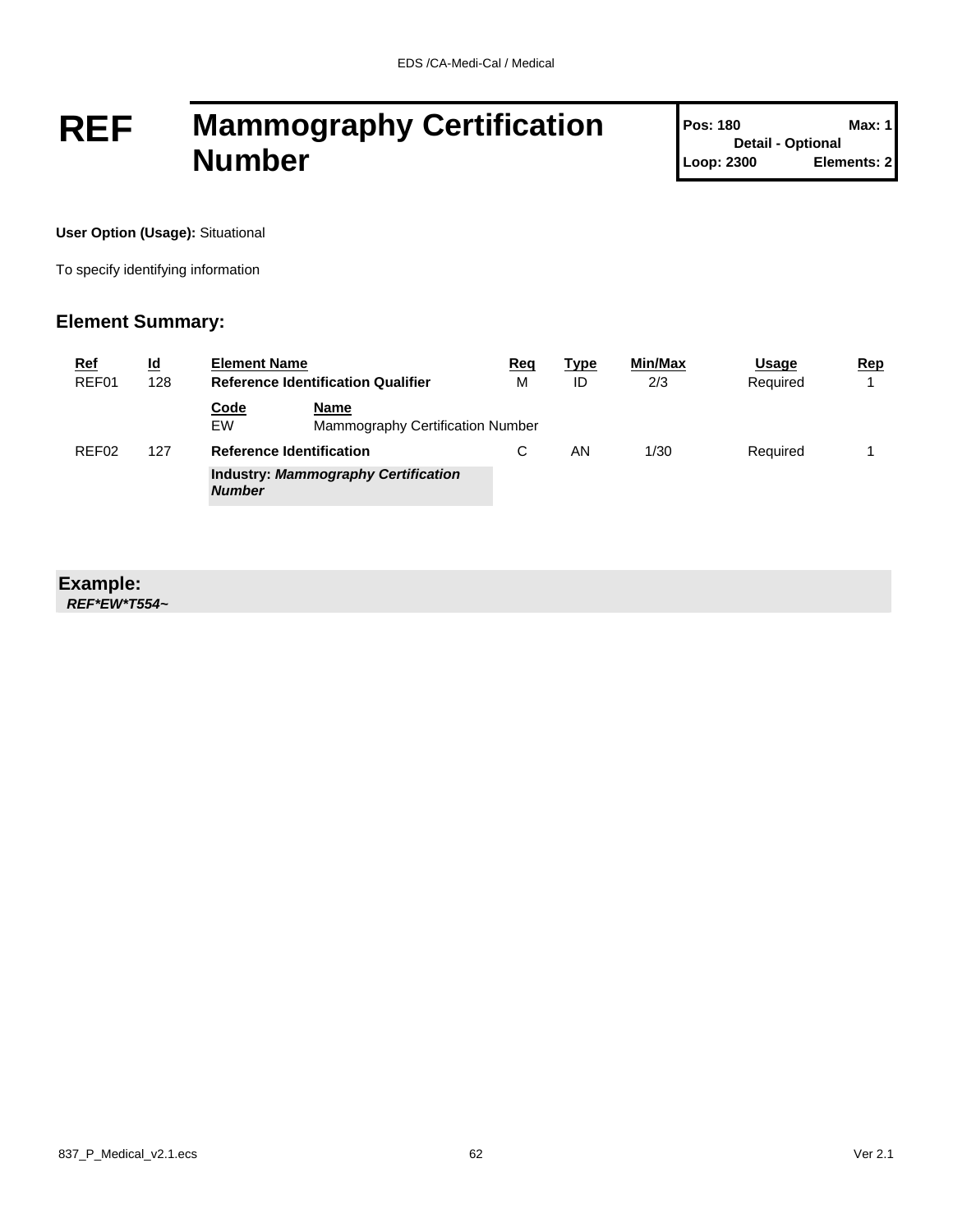# REF Mammography Certification Number

| Pos: 180 | Max: 1 |
|---|---|
| Detail - Optional | |
| Loop: 2300 | Elements: 2 |

**User Option (Usage):** Situational

To specify identifying information

## Element Summary:

| Ref | Id | Element Name | Req | Type | Min/Max | Usage | Rep |
|---|---|---|---|---|---|---|---|
| REF01 | 128 | **Reference Identification Qualifier** | M | ID | 2/3 | Required | 1 |
| | | **Code** EW — **Name** Mammography Certification Number | | | | | |
| REF02 | 127 | **Reference Identification** | C | AN | 1/30 | Required | 1 |
| | | **Industry:** ***Mammography Certification Number*** | | | | | |

**Example:**

***REF*EW*T554~***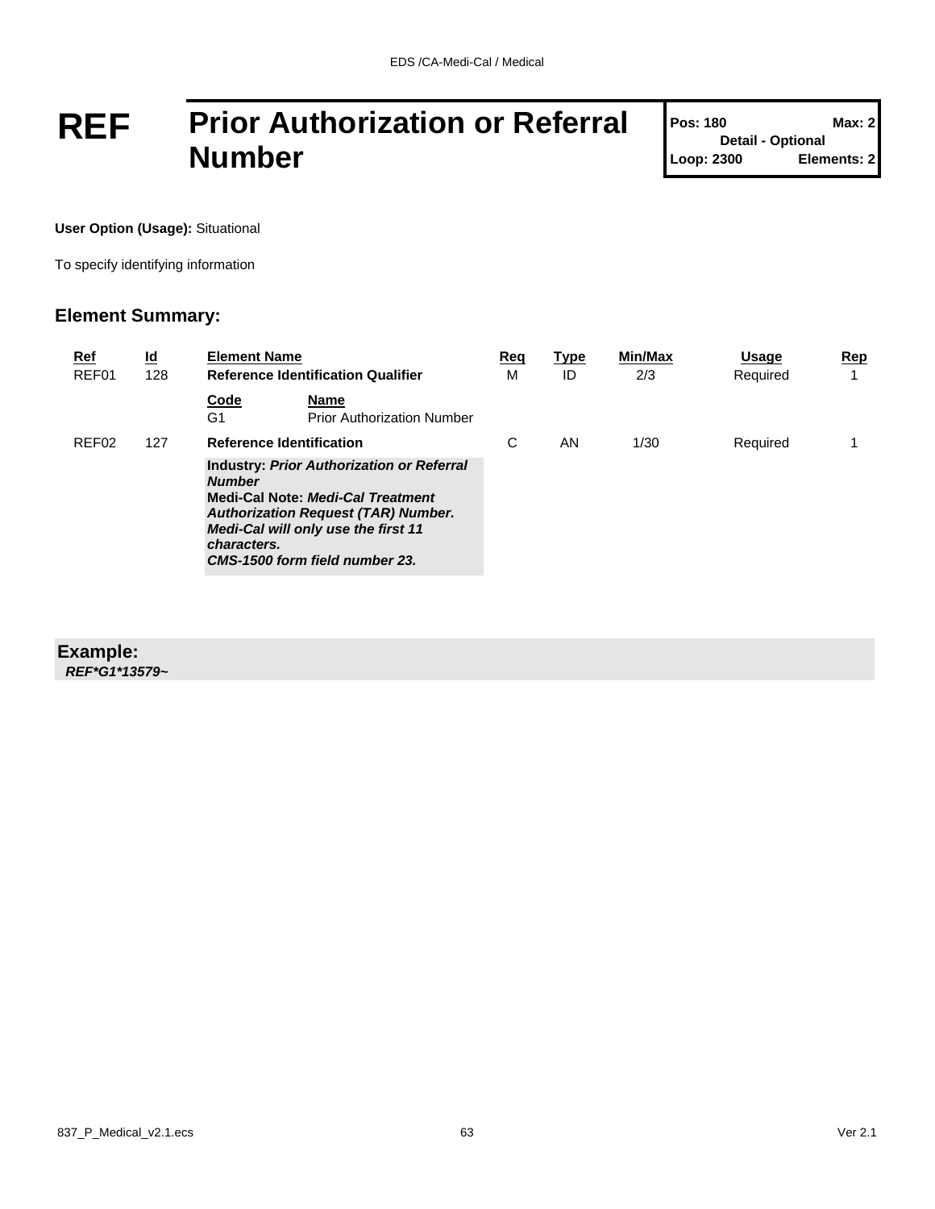# REF Prior Authorization or Referral Number

| Pos: 180 | Max: 2 |
|---|---|
| Detail - Optional | |
| Loop: 2300 | Elements: 2 |

**User Option (Usage):** Situational

To specify identifying information

## Element Summary:

| Ref | Id | Element Name | Req | Type | Min/Max | Usage | Rep |
|---|---|---|---|---|---|---|---|
| REF01 | 128 | **Reference Identification Qualifier** | M | ID | 2/3 | Required | 1 |
| | | **Code** G1 — **Name** Prior Authorization Number | | | | | |
| REF02 | 127 | **Reference Identification** | C | AN | 1/30 | Required | 1 |
| | | **Industry:** ***Prior Authorization or Referral Number*** <br> **Medi-Cal Note:** ***Medi-Cal Treatment Authorization Request (TAR) Number. Medi-Cal will only use the first 11 characters. CMS-1500 form field number 23.*** | | | | | |

## Example:

***REF*G1*13579~***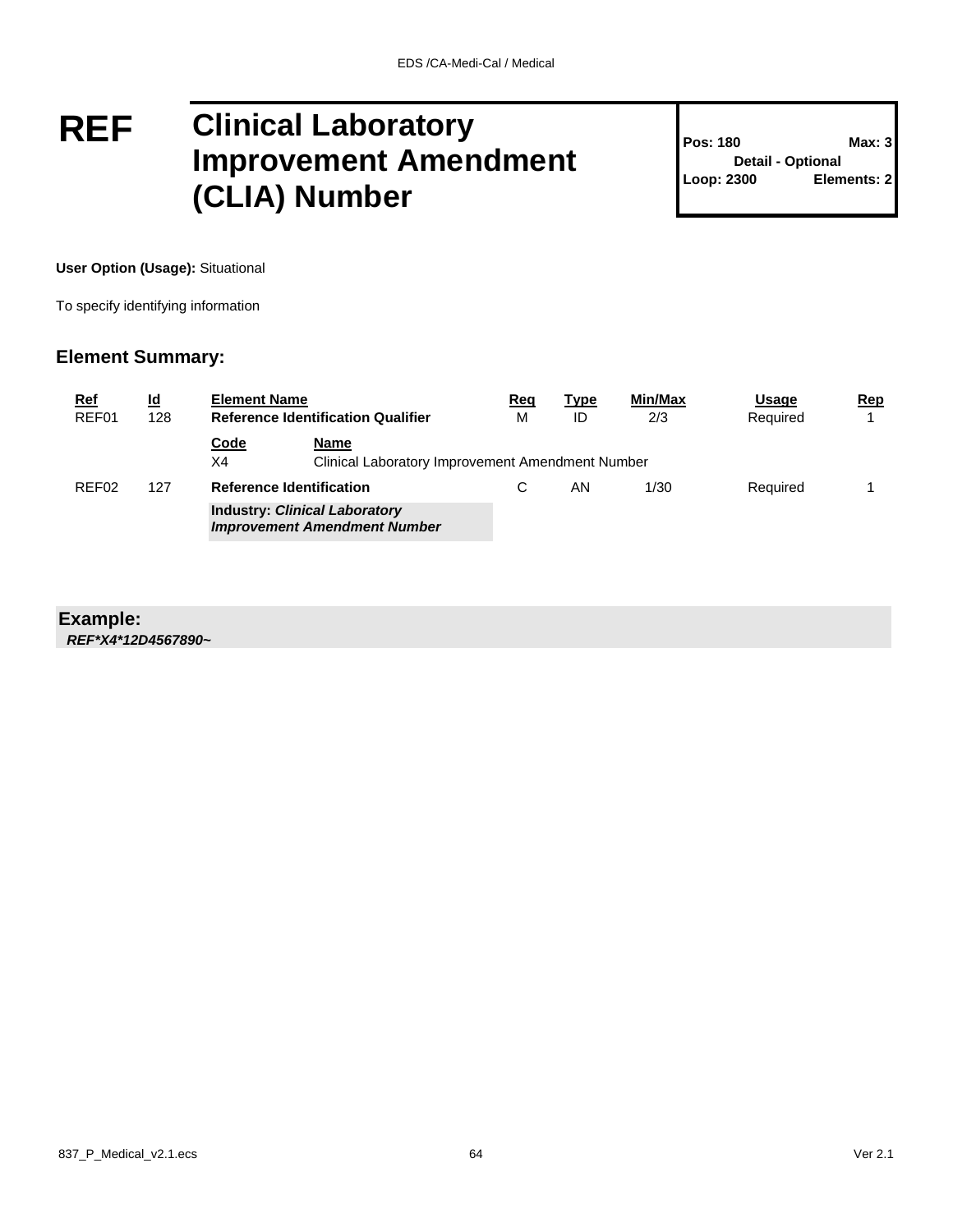# REF Clinical Laboratory Improvement Amendment (CLIA) Number

| Pos: 180 | Max: 3 |
|---|---|
| Detail - Optional | |
| Loop: 2300 | Elements: 2 |

**User Option (Usage):** Situational

To specify identifying information

## Element Summary:

| Ref | Id | Element Name | Req | Type | Min/Max | Usage | Rep |
|---|---|---|---|---|---|---|---|
| REF01 | 128 | **Reference Identification Qualifier** | M | ID | 2/3 | Required | 1 |
| | | **Code** X4 — **Name** Clinical Laboratory Improvement Amendment Number | | | | | |
| REF02 | 127 | **Reference Identification** | C | AN | 1/30 | Required | 1 |
| | | **Industry: *Clinical Laboratory Improvement Amendment Number*** | | | | | |

**Example:**

***REF*X4*12D4567890~***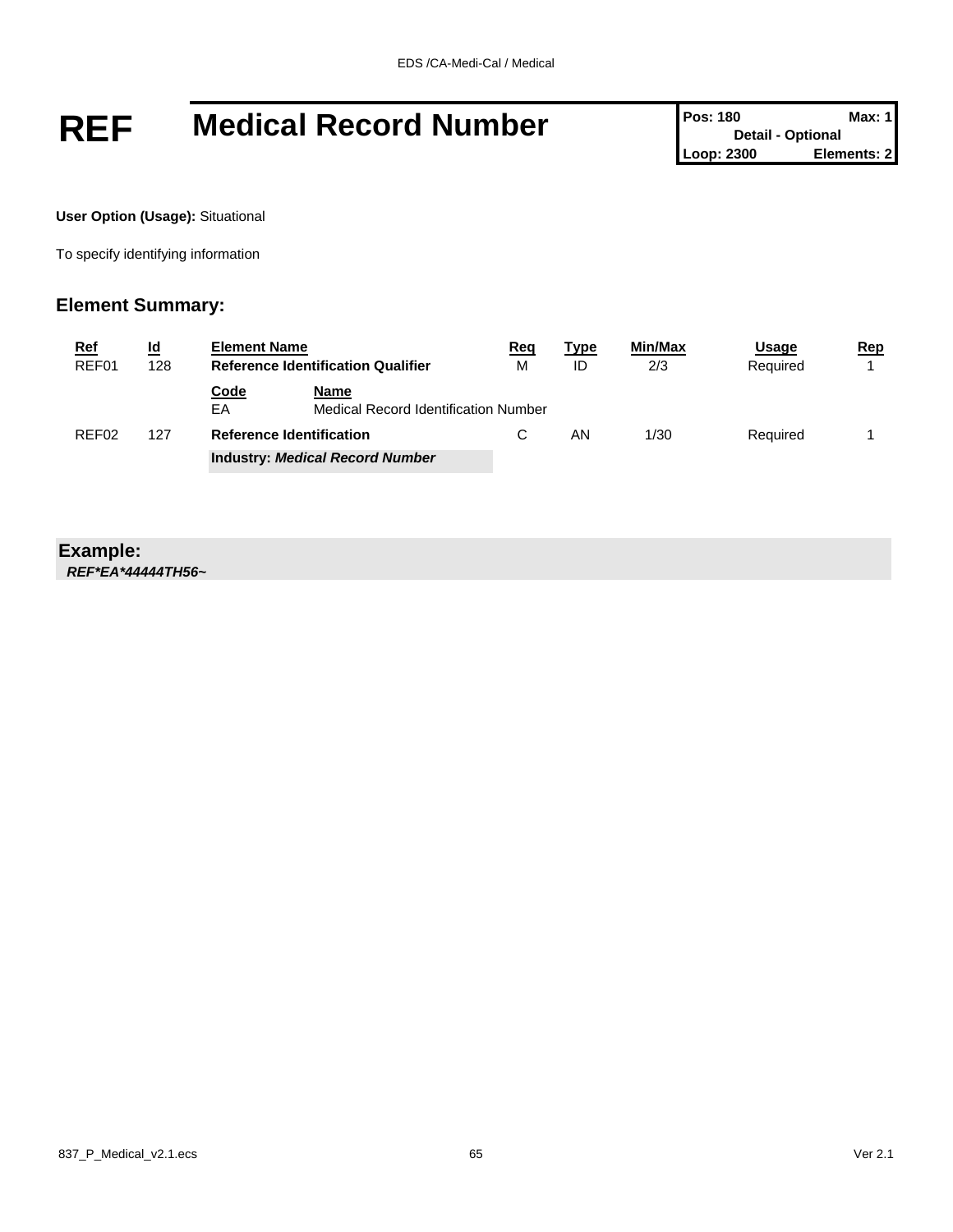# REF Medical Record Number

| Pos: 180 | Max: 1 |
| --- | --- |
| Detail - Optional | |
| Loop: 2300 | Elements: 2 |

**User Option (Usage):** Situational

To specify identifying information

## Element Summary:

| Ref | Id | Element Name | Req | Type | Min/Max | Usage | Rep |
| --- | --- | --- | --- | --- | --- | --- | --- |
| REF01 | 128 | **Reference Identification Qualifier** | M | ID | 2/3 | Required | 1 |
| | | **Code** EA — **Name** Medical Record Identification Number | | | | | |
| REF02 | 127 | **Reference Identification** | C | AN | 1/30 | Required | 1 |
| | | **Industry:** ***Medical Record Number*** | | | | | |

## Example:

***REF*EA*44444TH56~***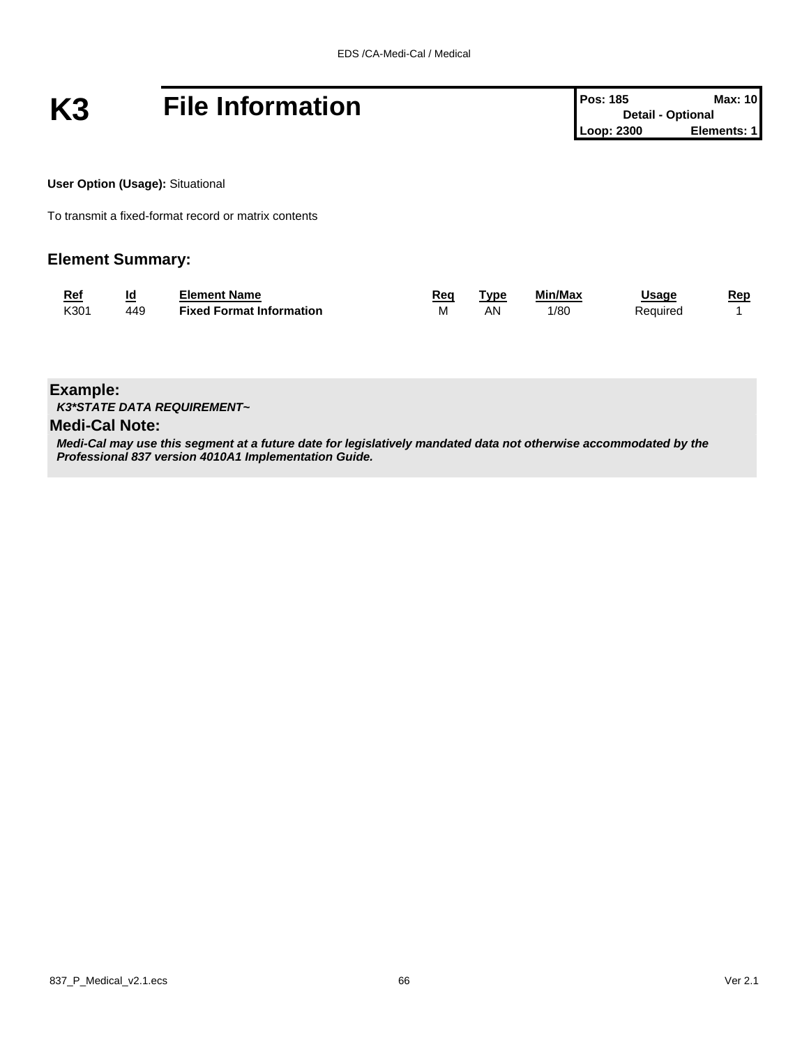# K3 File Information

| Pos: 185 | Max: 10 |
|---|---|
| Detail - Optional | |
| Loop: 2300 | Elements: 1 |

**User Option (Usage):** Situational

To transmit a fixed-format record or matrix contents

## Element Summary:

| Ref | Id | Element Name | Req | Type | Min/Max | Usage | Rep |
|---|---|---|---|---|---|---|---|
| K301 | 449 | **Fixed Format Information** | M | AN | 1/80 | Required | 1 |

**Example:**

***K3*STATE DATA REQUIREMENT~***

**Medi-Cal Note:**

***Medi-Cal may use this segment at a future date for legislatively mandated data not otherwise accommodated by the Professional 837 version 4010A1 Implementation Guide.***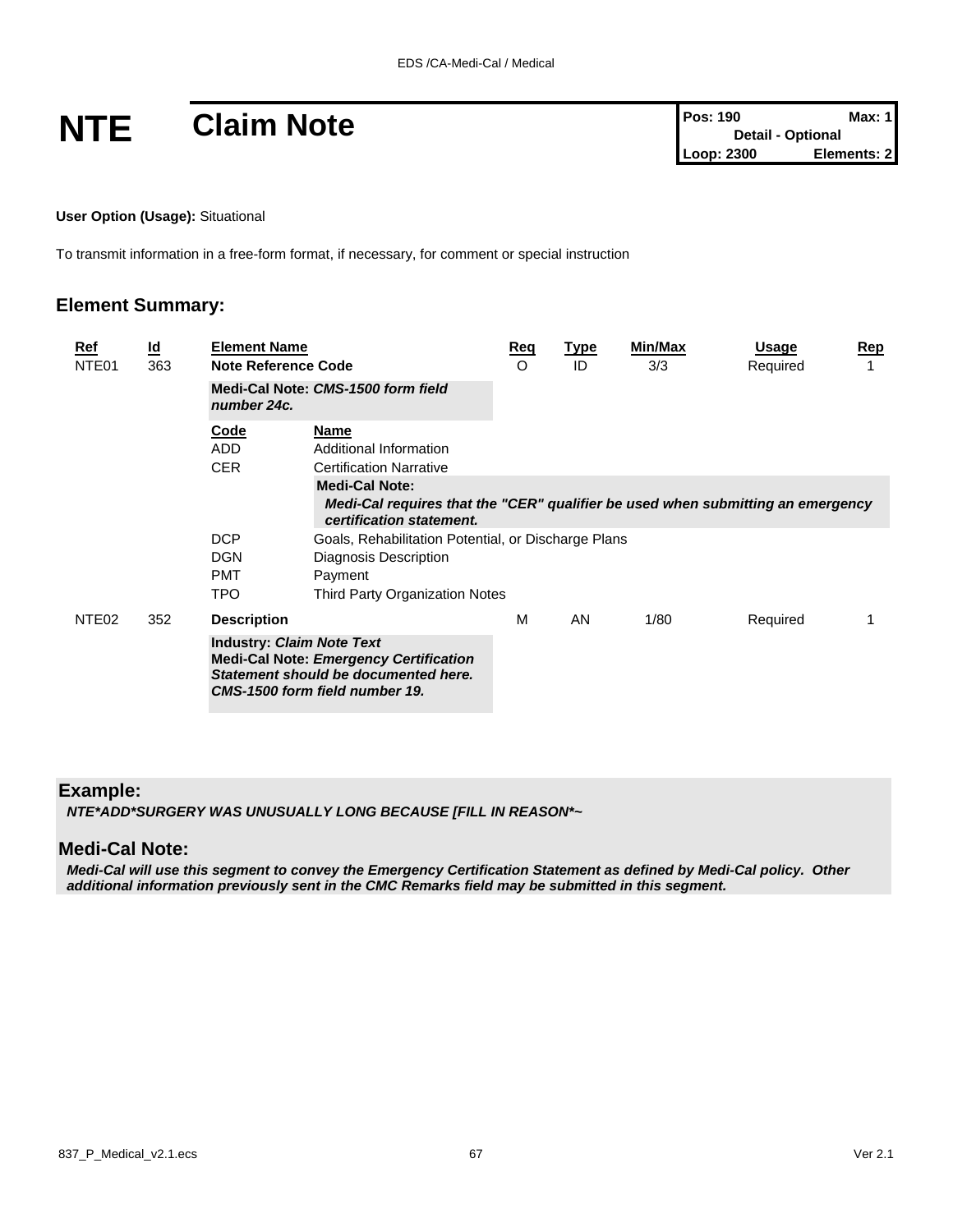# NTE Claim Note

| Pos: 190 | Max: 1 |
|---|---|
| Detail - Optional | |
| Loop: 2300 | Elements: 2 |

**User Option (Usage):** Situational

To transmit information in a free-form format, if necessary, for comment or special instruction

## Element Summary:

| Ref | Id | Element Name | Req | Type | Min/Max | Usage | Rep |
|---|---|---|---|---|---|---|---|
| NTE01 | 363 | **Note Reference Code** | O | ID | 3/3 | Required | 1 |
| | | **Medi-Cal Note:** ***CMS-1500 form field number 24c.*** | | | | | |
| | | **Code** / **Name** | | | | | |
| | | ADD — Additional Information | | | | | |
| | | CER — Certification Narrative | | | | | |
| | | **Medi-Cal Note:** ***Medi-Cal requires that the "CER" qualifier be used when submitting an emergency certification statement.*** | | | | | |
| | | DCP — Goals, Rehabilitation Potential, or Discharge Plans | | | | | |
| | | DGN — Diagnosis Description | | | | | |
| | | PMT — Payment | | | | | |
| | | TPO — Third Party Organization Notes | | | | | |
| NTE02 | 352 | **Description** | M | AN | 1/80 | Required | 1 |
| | | **Industry:** ***Claim Note Text*** **Medi-Cal Note:** ***Emergency Certification Statement should be documented here. CMS-1500 form field number 19.*** | | | | | |

## Example:

***NTE*ADD*SURGERY WAS UNUSUALLY LONG BECAUSE [FILL IN REASON*~***

## Medi-Cal Note:

***Medi-Cal will use this segment to convey the Emergency Certification Statement as defined by Medi-Cal policy. Other additional information previously sent in the CMC Remarks field may be submitted in this segment.***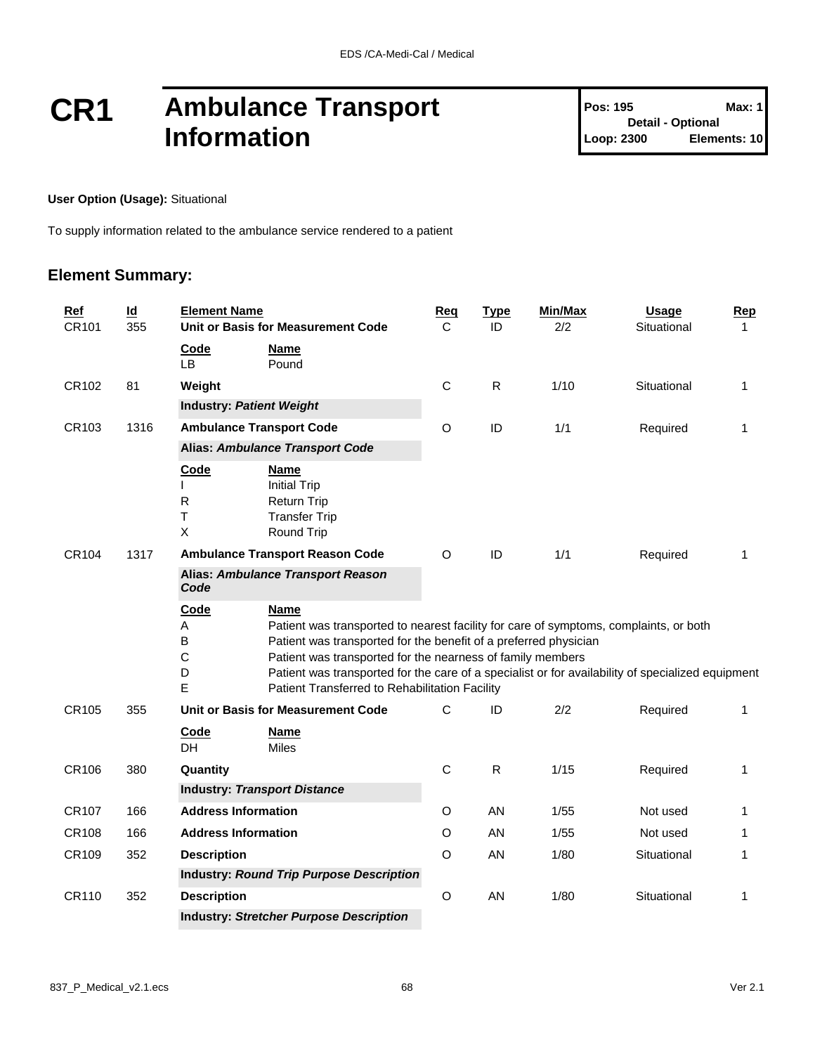# CR1 Ambulance Transport Information

**Pos: 195** **Max: 1**
**Detail - Optional**
**Loop: 2300** **Elements: 10**

**User Option (Usage):** Situational

To supply information related to the ambulance service rendered to a patient

## Element Summary:

| Ref | Id | Element Name | Req | Type | Min/Max | Usage | Rep |
|---|---|---|---|---|---|---|---|
| CR101 | 355 | **Unit or Basis for Measurement Code** | C | ID | 2/2 | Situational | 1 |
| | | **Code** / **Name**<br>LB Pound | | | | | |
| CR102 | 81 | **Weight** | C | R | 1/10 | Situational | 1 |
| | | **Industry:** ***Patient Weight*** | | | | | |
| CR103 | 1316 | **Ambulance Transport Code** | O | ID | 1/1 | Required | 1 |
| | | **Alias:** ***Ambulance Transport Code*** | | | | | |
| | | **Code** / **Name**<br>I Initial Trip<br>R Return Trip<br>T Transfer Trip<br>X Round Trip | | | | | |
| CR104 | 1317 | **Ambulance Transport Reason Code** | O | ID | 1/1 | Required | 1 |
| | | **Alias:** ***Ambulance Transport Reason Code*** | | | | | |
| | | **Code** / **Name**<br>A Patient was transported to nearest facility for care of symptoms, complaints, or both<br>B Patient was transported for the benefit of a preferred physician<br>C Patient was transported for the nearness of family members<br>D Patient was transported for the care of a specialist or for availability of specialized equipment<br>E Patient Transferred to Rehabilitation Facility | | | | | |
| CR105 | 355 | **Unit or Basis for Measurement Code** | C | ID | 2/2 | Required | 1 |
| | | **Code** / **Name**<br>DH Miles | | | | | |
| CR106 | 380 | **Quantity** | C | R | 1/15 | Required | 1 |
| | | **Industry:** ***Transport Distance*** | | | | | |
| CR107 | 166 | **Address Information** | O | AN | 1/55 | Not used | 1 |
| CR108 | 166 | **Address Information** | O | AN | 1/55 | Not used | 1 |
| CR109 | 352 | **Description** | O | AN | 1/80 | Situational | 1 |
| | | **Industry:** ***Round Trip Purpose Description*** | | | | | |
| CR110 | 352 | **Description** | O | AN | 1/80 | Situational | 1 |
| | | **Industry:** ***Stretcher Purpose Description*** | | | | | |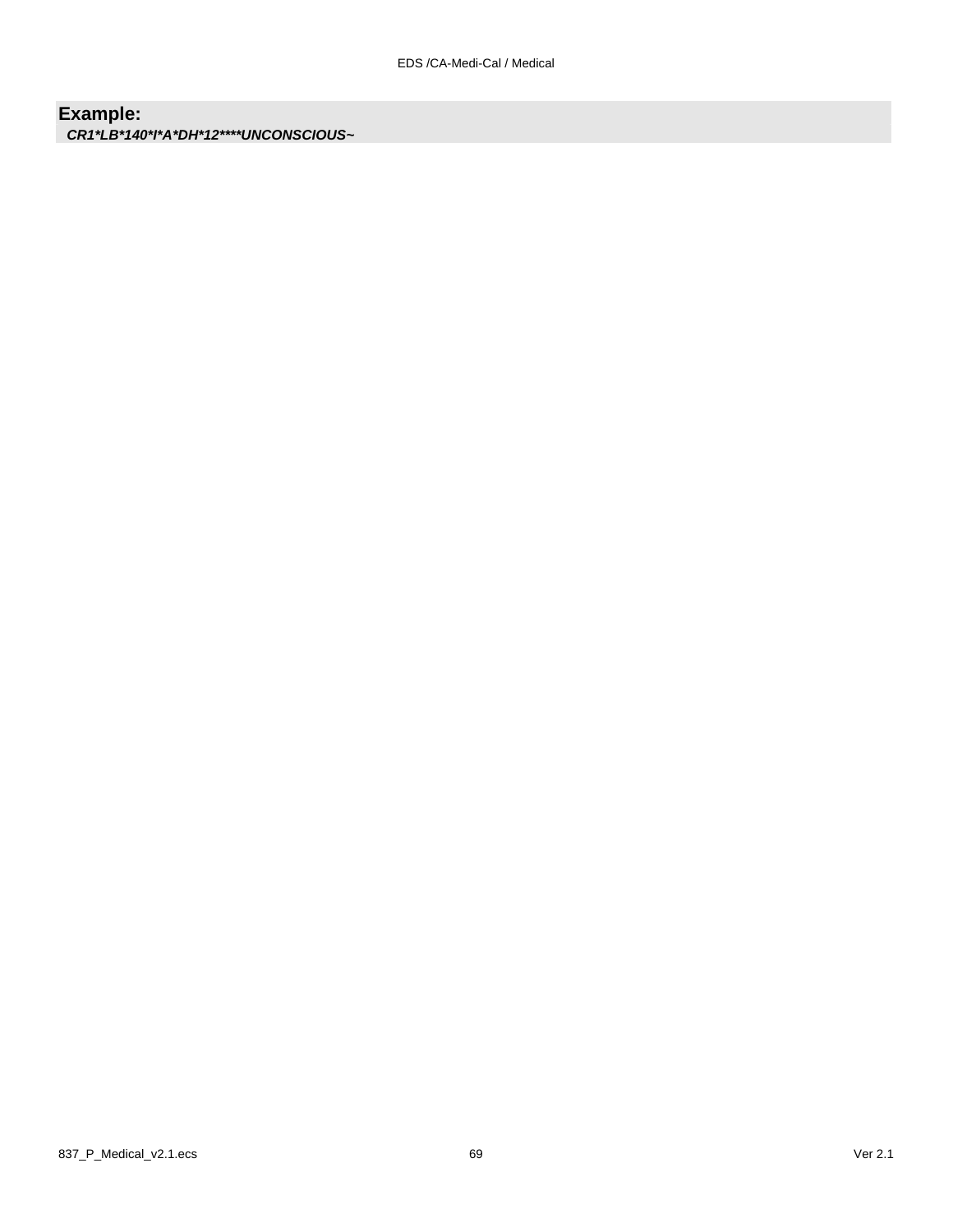**Example:**

***CR1*LB*140*I*A*DH*12****UNCONSCIOUS~***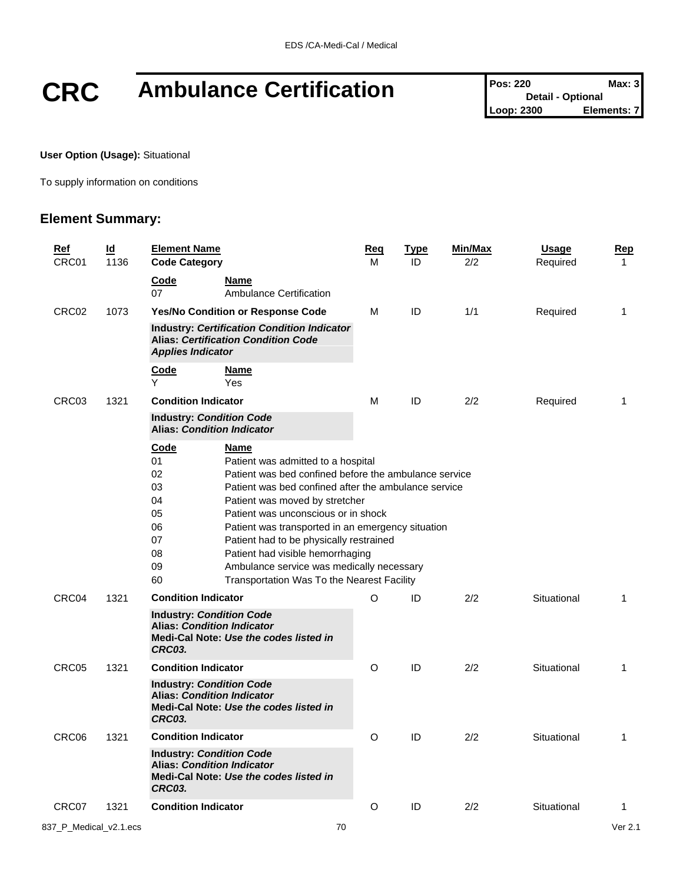# CRC Ambulance Certification

| Pos: 220 | Max: 3 |
|---|---|
| Detail - Optional | |
| Loop: 2300 | Elements: 7 |

**User Option (Usage):** Situational

To supply information on conditions

## Element Summary:

| Ref | Id | Element Name | Req | Type | Min/Max | Usage | Rep |
|---|---|---|---|---|---|---|---|
| CRC01 | 1136 | **Code Category** | M | ID | 2/2 | Required | 1 |
| | | **Code** / **Name**<br>07 Ambulance Certification | | | | | |
| CRC02 | 1073 | **Yes/No Condition or Response Code** | M | ID | 1/1 | Required | 1 |
| | | **Industry:** ***Certification Condition Indicator***<br>**Alias:** ***Certification Condition Code Applies Indicator*** | | | | | |
| | | **Code** / **Name**<br>Y Yes | | | | | |
| CRC03 | 1321 | **Condition Indicator** | M | ID | 2/2 | Required | 1 |
| | | **Industry:** ***Condition Code***<br>**Alias:** ***Condition Indicator*** | | | | | |
| | | **Code** / **Name**<br>01 Patient was admitted to a hospital<br>02 Patient was bed confined before the ambulance service<br>03 Patient was bed confined after the ambulance service<br>04 Patient was moved by stretcher<br>05 Patient was unconscious or in shock<br>06 Patient was transported in an emergency situation<br>07 Patient had to be physically restrained<br>08 Patient had visible hemorrhaging<br>09 Ambulance service was medically necessary<br>60 Transportation Was To the Nearest Facility | | | | | |
| CRC04 | 1321 | **Condition Indicator** | O | ID | 2/2 | Situational | 1 |
| | | **Industry:** ***Condition Code***<br>**Alias:** ***Condition Indicator***<br>**Medi-Cal Note:** ***Use the codes listed in CRC03.*** | | | | | |
| CRC05 | 1321 | **Condition Indicator** | O | ID | 2/2 | Situational | 1 |
| | | **Industry:** ***Condition Code***<br>**Alias:** ***Condition Indicator***<br>**Medi-Cal Note:** ***Use the codes listed in CRC03.*** | | | | | |
| CRC06 | 1321 | **Condition Indicator** | O | ID | 2/2 | Situational | 1 |
| | | **Industry:** ***Condition Code***<br>**Alias:** ***Condition Indicator***<br>**Medi-Cal Note:** ***Use the codes listed in CRC03.*** | | | | | |
| CRC07 | 1321 | **Condition Indicator** | O | ID | 2/2 | Situational | 1 |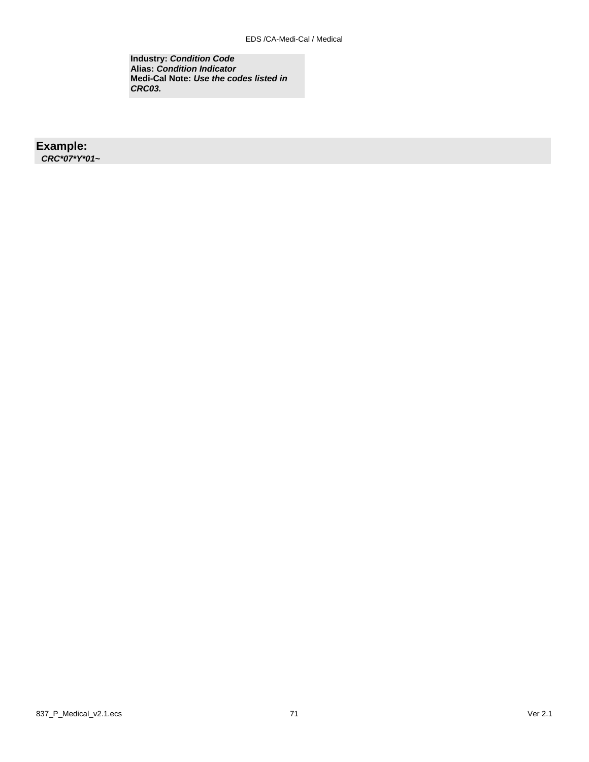**Industry:** ***Condition Code***
**Alias:** ***Condition Indicator***
**Medi-Cal Note:** ***Use the codes listed in CRC03.***

**Example:**
***CRC*07*Y*01~***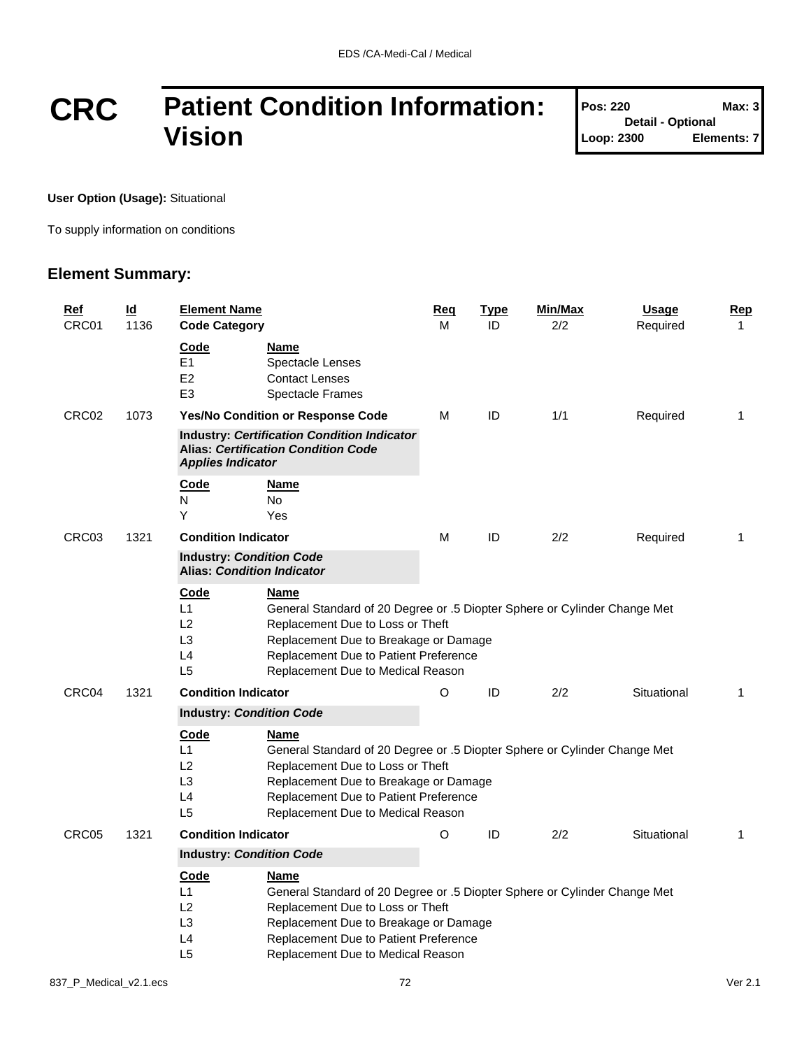# CRC Patient Condition Information: Vision

| Pos: 220 | Max: 3 |
| --- | --- |
| Detail - Optional | |
| Loop: 2300 | Elements: 7 |

**User Option (Usage):** Situational

To supply information on conditions

## Element Summary:

| Ref | Id | Element Name | Req | Type | Min/Max | Usage | Rep |
| --- | --- | --- | --- | --- | --- | --- | --- |
| CRC01 | 1136 | **Code Category** | M | ID | 2/2 | Required | 1 |
| | | **Code** / **Name**<br>E1 Spectacle Lenses<br>E2 Contact Lenses<br>E3 Spectacle Frames | | | | | |
| CRC02 | 1073 | **Yes/No Condition or Response Code** | M | ID | 1/1 | Required | 1 |
| | | **Industry: *Certification Condition Indicator***<br>**Alias: *Certification Condition Code Applies Indicator*** | | | | | |
| | | **Code** / **Name**<br>N No<br>Y Yes | | | | | |
| CRC03 | 1321 | **Condition Indicator** | M | ID | 2/2 | Required | 1 |
| | | **Industry: *Condition Code***<br>**Alias: *Condition Indicator*** | | | | | |
| | | **Code** / **Name**<br>L1 General Standard of 20 Degree or .5 Diopter Sphere or Cylinder Change Met<br>L2 Replacement Due to Loss or Theft<br>L3 Replacement Due to Breakage or Damage<br>L4 Replacement Due to Patient Preference<br>L5 Replacement Due to Medical Reason | | | | | |
| CRC04 | 1321 | **Condition Indicator** | O | ID | 2/2 | Situational | 1 |
| | | **Industry: *Condition Code*** | | | | | |
| | | **Code** / **Name**<br>L1 General Standard of 20 Degree or .5 Diopter Sphere or Cylinder Change Met<br>L2 Replacement Due to Loss or Theft<br>L3 Replacement Due to Breakage or Damage<br>L4 Replacement Due to Patient Preference<br>L5 Replacement Due to Medical Reason | | | | | |
| CRC05 | 1321 | **Condition Indicator** | O | ID | 2/2 | Situational | 1 |
| | | **Industry: *Condition Code*** | | | | | |
| | | **Code** / **Name**<br>L1 General Standard of 20 Degree or .5 Diopter Sphere or Cylinder Change Met<br>L2 Replacement Due to Loss or Theft<br>L3 Replacement Due to Breakage or Damage<br>L4 Replacement Due to Patient Preference<br>L5 Replacement Due to Medical Reason | | | | | |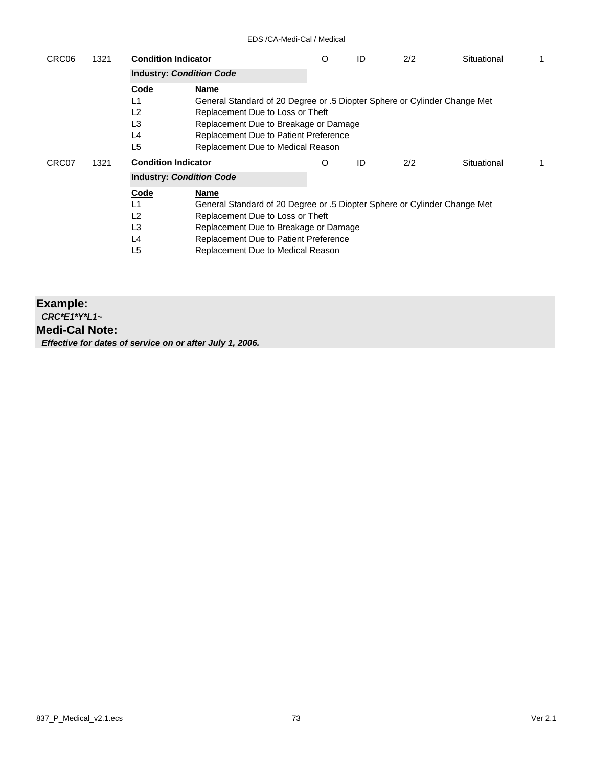| CRC06 | 1321 | **Condition Indicator** | O | ID | 2/2 | Situational | 1 |
|---|---|---|---|---|---|---|---|
| | | **Industry: *Condition Code*** | | | | | |

| Code | Name |
|---|---|
| L1 | General Standard of 20 Degree or .5 Diopter Sphere or Cylinder Change Met |
| L2 | Replacement Due to Loss or Theft |
| L3 | Replacement Due to Breakage or Damage |
| L4 | Replacement Due to Patient Preference |
| L5 | Replacement Due to Medical Reason |

| CRC07 | 1321 | **Condition Indicator** | O | ID | 2/2 | Situational | 1 |
|---|---|---|---|---|---|---|---|
| | | **Industry: *Condition Code*** | | | | | |

| Code | Name |
|---|---|
| L1 | General Standard of 20 Degree or .5 Diopter Sphere or Cylinder Change Met |
| L2 | Replacement Due to Loss or Theft |
| L3 | Replacement Due to Breakage or Damage |
| L4 | Replacement Due to Patient Preference |
| L5 | Replacement Due to Medical Reason |

**Example:**

***CRC*E1*Y*L1~***

**Medi-Cal Note:**

***Effective for dates of service on or after July 1, 2006.***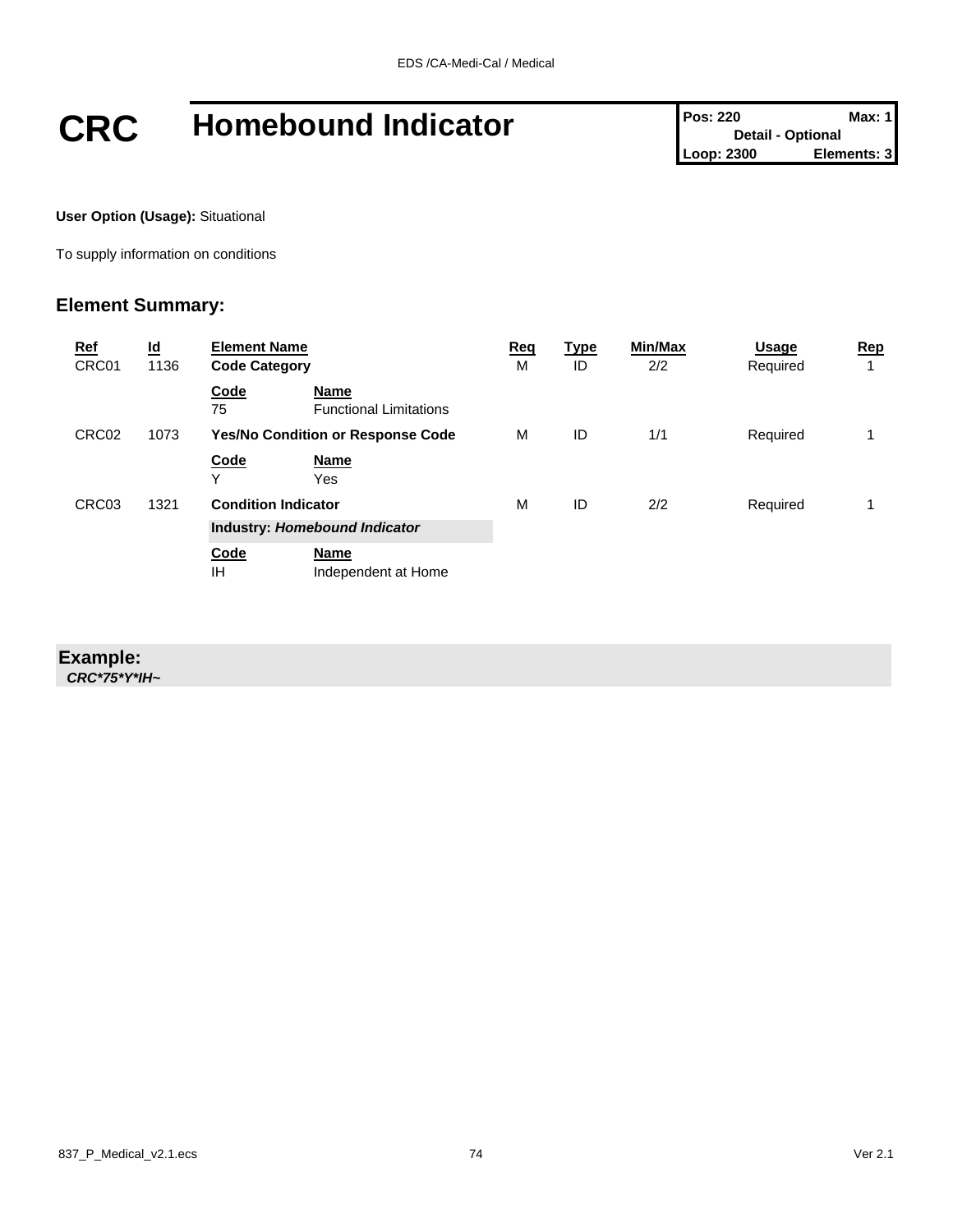# CRC Homebound Indicator

| Pos: 220 | Max: 1 |
| --- | --- |
| Detail - Optional | |
| Loop: 2300 | Elements: 3 |

**User Option (Usage):** Situational

To supply information on conditions

## Element Summary:

| Ref | Id | Element Name | Req | Type | Min/Max | Usage | Rep |
| --- | --- | --- | --- | --- | --- | --- | --- |
| CRC01 | 1136 | **Code Category** | M | ID | 2/2 | Required | 1 |
| | | Code: 75 — Functional Limitations | | | | | |
| CRC02 | 1073 | **Yes/No Condition or Response Code** | M | ID | 1/1 | Required | 1 |
| | | Code: Y — Yes | | | | | |
| CRC03 | 1321 | **Condition Indicator** | M | ID | 2/2 | Required | 1 |
| | | **Industry:** ***Homebound Indicator*** | | | | | |
| | | Code: IH — Independent at Home | | | | | |

## Example:

***CRC*75*Y*IH~***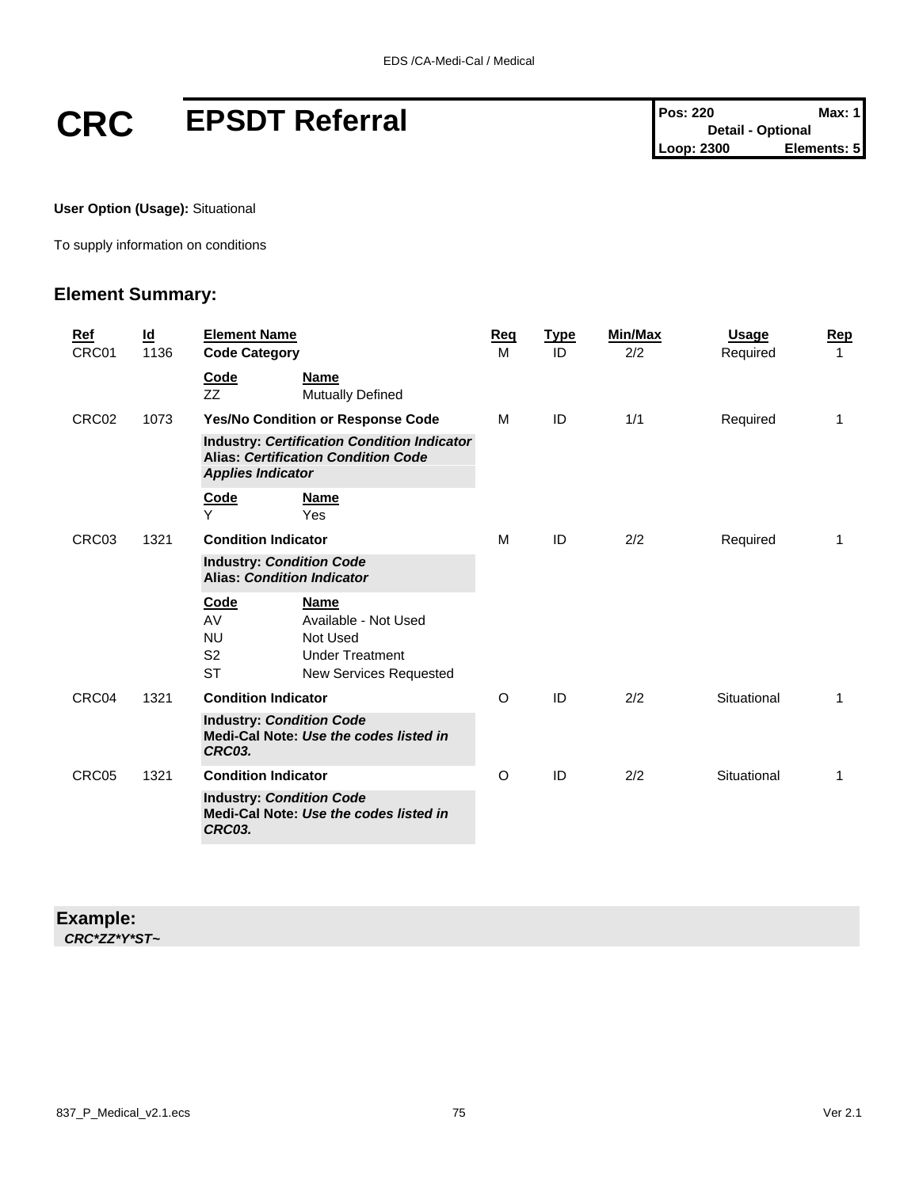# CRC EPSDT Referral

| Pos: 220 | Max: 1 |
|---|---|
| Detail - Optional | |
| Loop: 2300 | Elements: 5 |

**User Option (Usage):** Situational

To supply information on conditions

## Element Summary:

| Ref | Id | Element Name | Req | Type | Min/Max | Usage | Rep |
|---|---|---|---|---|---|---|---|
| CRC01 | 1136 | **Code Category** | M | ID | 2/2 | Required | 1 |
| | | Code: ZZ — Mutually Defined | | | | | |
| CRC02 | 1073 | **Yes/No Condition or Response Code** | M | ID | 1/1 | Required | 1 |
| | | **Industry:** ***Certification Condition Indicator*** **Alias:** ***Certification Condition Code Applies Indicator*** | | | | | |
| | | Code: Y — Yes | | | | | |
| CRC03 | 1321 | **Condition Indicator** | M | ID | 2/2 | Required | 1 |
| | | **Industry:** ***Condition Code*** **Alias:** ***Condition Indicator*** | | | | | |
| | | Code: AV — Available - Not Used | | | | | |
| | | Code: NU — Not Used | | | | | |
| | | Code: S2 — Under Treatment | | | | | |
| | | Code: ST — New Services Requested | | | | | |
| CRC04 | 1321 | **Condition Indicator** | O | ID | 2/2 | Situational | 1 |
| | | **Industry:** ***Condition Code*** **Medi-Cal Note:** ***Use the codes listed in CRC03.*** | | | | | |
| CRC05 | 1321 | **Condition Indicator** | O | ID | 2/2 | Situational | 1 |
| | | **Industry:** ***Condition Code*** **Medi-Cal Note:** ***Use the codes listed in CRC03.*** | | | | | |

**Example:**

***CRC*ZZ*Y*ST~***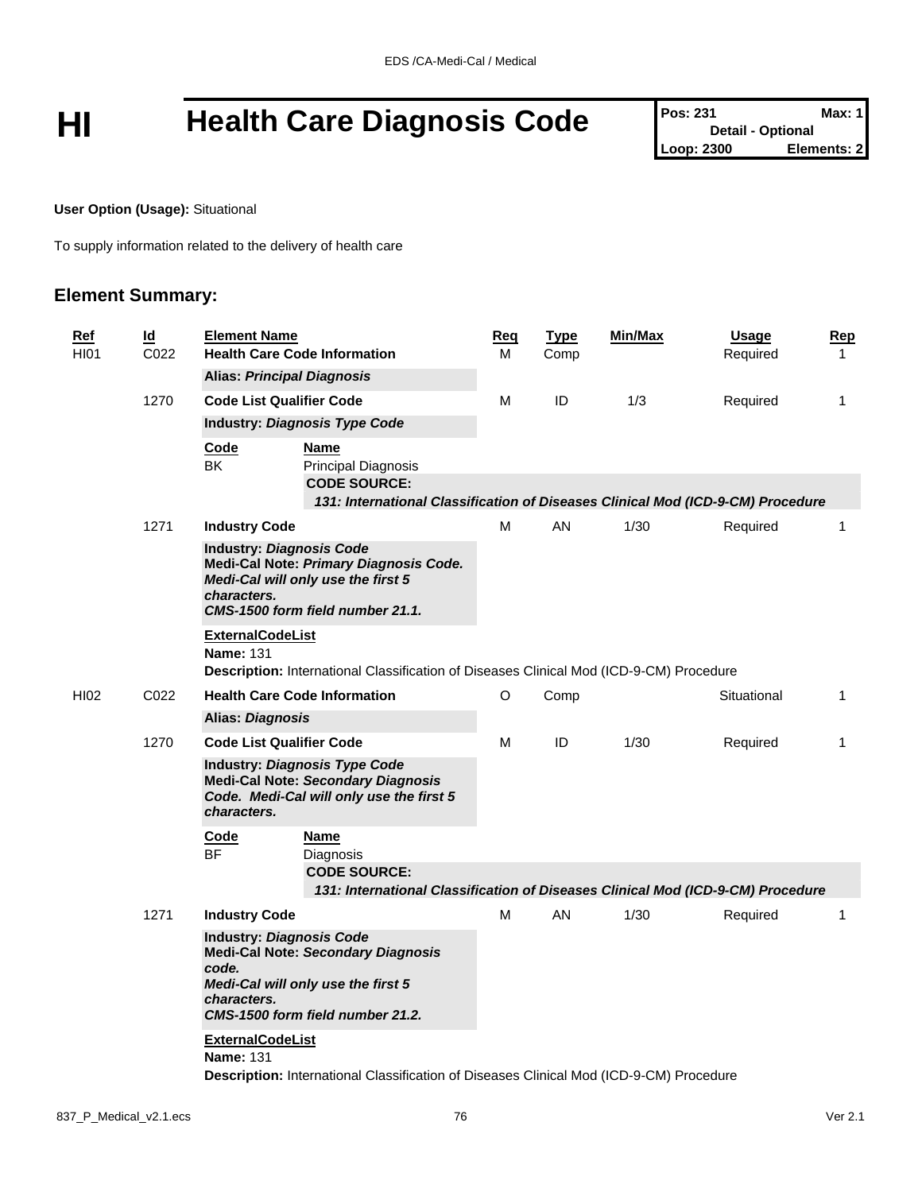# HI Health Care Diagnosis Code

| Pos: 231 | Max: 1 |
|---|---|
| Detail - Optional | |
| Loop: 2300 | Elements: 2 |

**User Option (Usage):** Situational

To supply information related to the delivery of health care

## Element Summary:

| Ref | Id | Element Name | Req | Type | Min/Max | Usage | Rep |
|---|---|---|---|---|---|---|---|
| HI01 | C022 | **Health Care Code Information** | M | Comp | | Required | 1 |
| | | **Alias: *Principal Diagnosis*** | | | | | |
| | 1270 | **Code List Qualifier Code** | M | ID | 1/3 | Required | 1 |
| | | **Industry: *Diagnosis Type Code*** | | | | | |
| | | **Code** BK — **Name** Principal Diagnosis<br>**CODE SOURCE:**<br>***131: International Classification of Diseases Clinical Mod (ICD-9-CM) Procedure*** | | | | | |
| | 1271 | **Industry Code** | M | AN | 1/30 | Required | 1 |
| | | **Industry: *Diagnosis Code***<br>**Medi-Cal Note: *Primary Diagnosis Code. Medi-Cal will only use the first 5 characters. CMS-1500 form field number 21.1.*** | | | | | |
| | | **ExternalCodeList**<br>**Name:** 131<br>**Description:** International Classification of Diseases Clinical Mod (ICD-9-CM) Procedure | | | | | |
| HI02 | C022 | **Health Care Code Information** | O | Comp | | Situational | 1 |
| | | **Alias: *Diagnosis*** | | | | | |
| | 1270 | **Code List Qualifier Code** | M | ID | 1/30 | Required | 1 |
| | | **Industry: *Diagnosis Type Code***<br>**Medi-Cal Note: *Secondary Diagnosis Code. Medi-Cal will only use the first 5 characters.*** | | | | | |
| | | **Code** BF — **Name** Diagnosis<br>**CODE SOURCE:**<br>***131: International Classification of Diseases Clinical Mod (ICD-9-CM) Procedure*** | | | | | |
| | 1271 | **Industry Code** | M | AN | 1/30 | Required | 1 |
| | | **Industry: *Diagnosis Code***<br>**Medi-Cal Note: *Secondary Diagnosis code. Medi-Cal will only use the first 5 characters. CMS-1500 form field number 21.2.*** | | | | | |
| | | **ExternalCodeList**<br>**Name:** 131<br>**Description:** International Classification of Diseases Clinical Mod (ICD-9-CM) Procedure | | | | | |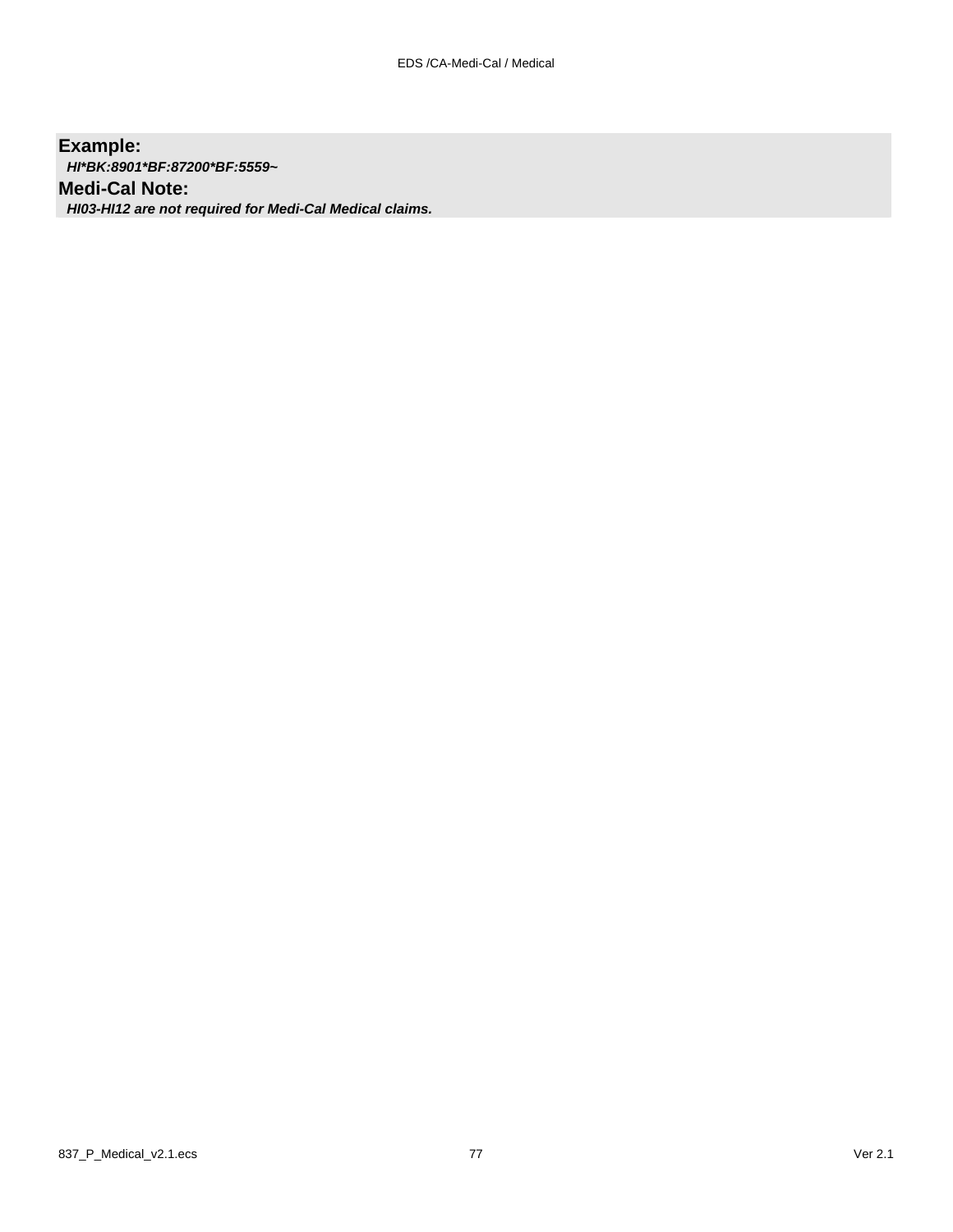**Example:**

***HI*BK:8901*BF:87200*BF:5559~***

**Medi-Cal Note:**

***HI03-HI12 are not required for Medi-Cal Medical claims.***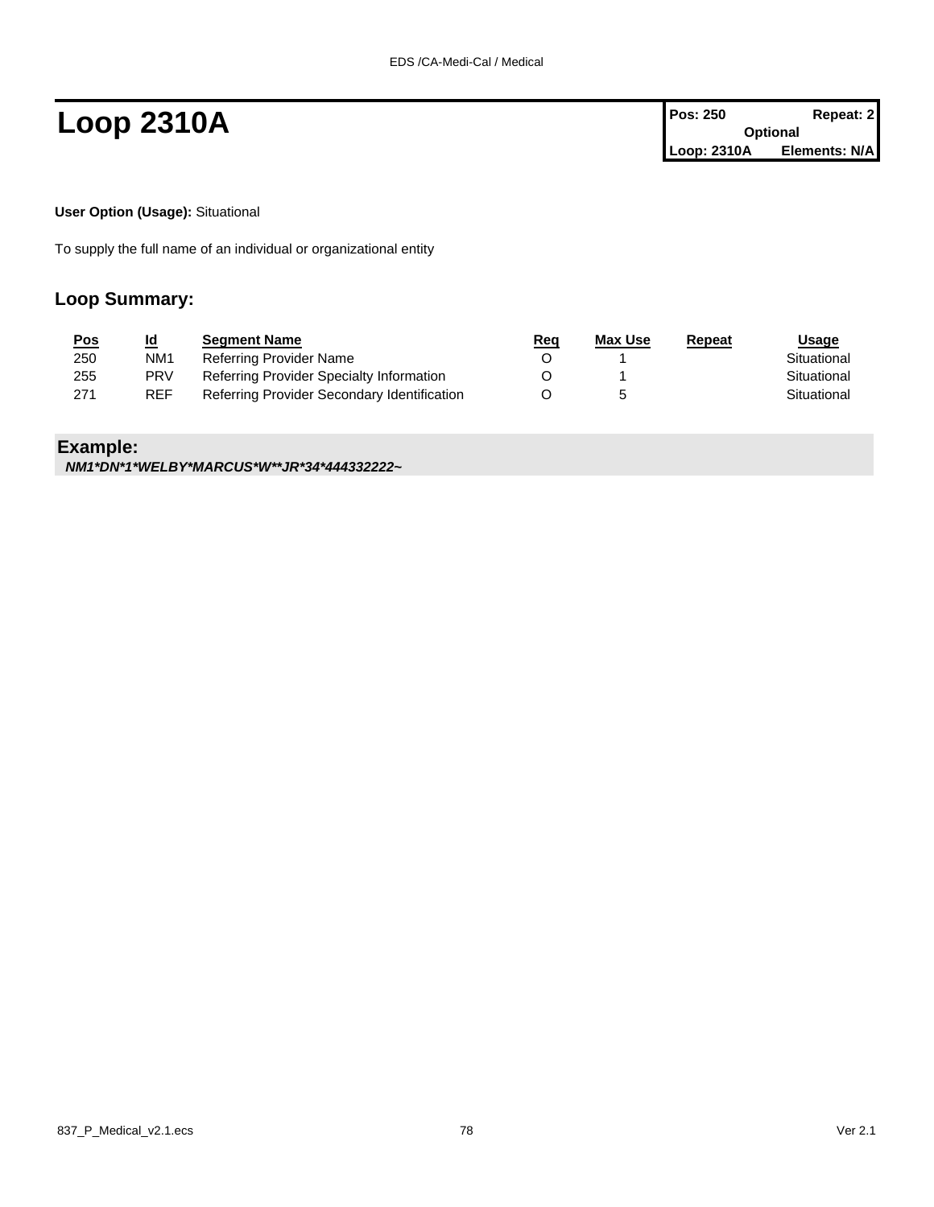# Loop 2310A

| Pos: 250 | Repeat: 2 |
| --- | --- |
| Optional | |
| Loop: 2310A | Elements: N/A |

**User Option (Usage):** Situational

To supply the full name of an individual or organizational entity

## Loop Summary:

| Pos | Id | Segment Name | Req | Max Use | Repeat | Usage |
| --- | --- | --- | --- | --- | --- | --- |
| 250 | NM1 | Referring Provider Name | O | 1 | | Situational |
| 255 | PRV | Referring Provider Specialty Information | O | 1 | | Situational |
| 271 | REF | Referring Provider Secondary Identification | O | 5 | | Situational |

## Example:

***NM1*DN*1*WELBY*MARCUS*W**JR*34*444332222~***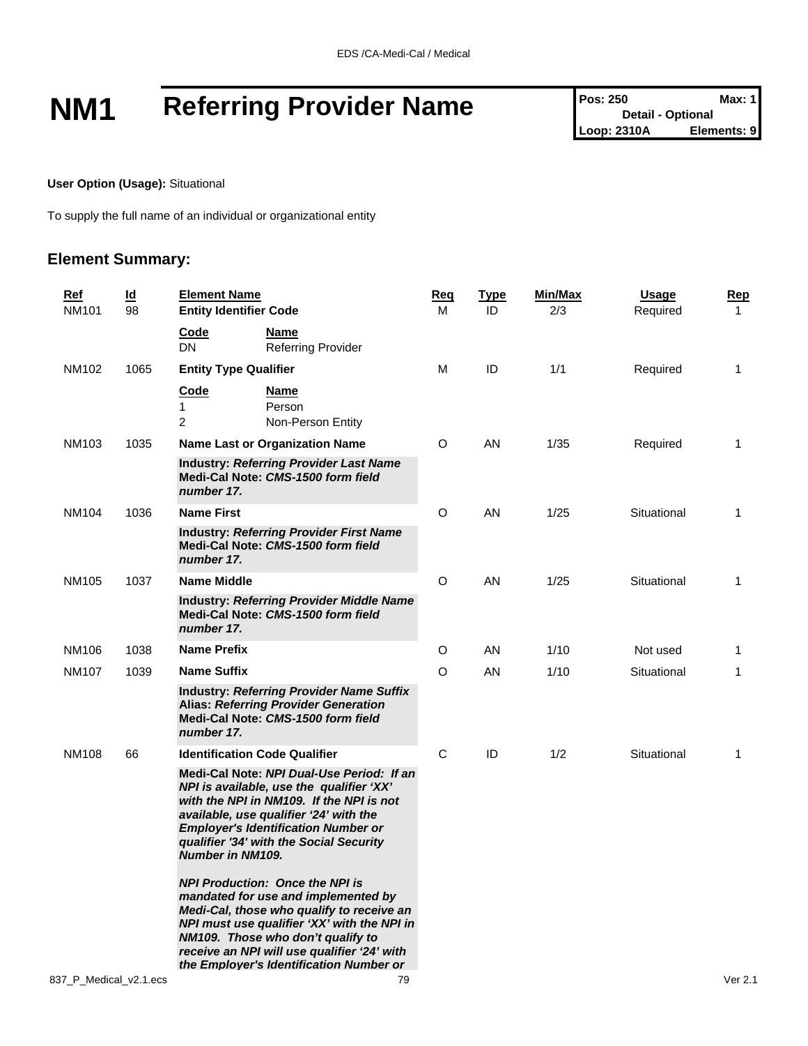# NM1 Referring Provider Name

| Pos: 250 | Max: 1 |
|---|---|
| Detail - Optional | |
| Loop: 2310A | Elements: 9 |

**User Option (Usage):** Situational

To supply the full name of an individual or organizational entity

## Element Summary:

| Ref | Id | Element Name | Req | Type | Min/Max | Usage | Rep |
|---|---|---|---|---|---|---|---|
| NM101 | 98 | **Entity Identifier Code** | M | ID | 2/3 | Required | 1 |
| | | **Code** / **Name**<br>DN — Referring Provider | | | | | |
| NM102 | 1065 | **Entity Type Qualifier** | M | ID | 1/1 | Required | 1 |
| | | **Code** / **Name**<br>1 — Person<br>2 — Non-Person Entity | | | | | |
| NM103 | 1035 | **Name Last or Organization Name** | O | AN | 1/35 | Required | 1 |
| | | **Industry:** ***Referring Provider Last Name***<br>**Medi-Cal Note:** ***CMS-1500 form field number 17.*** | | | | | |
| NM104 | 1036 | **Name First** | O | AN | 1/25 | Situational | 1 |
| | | **Industry:** ***Referring Provider First Name***<br>**Medi-Cal Note:** ***CMS-1500 form field number 17.*** | | | | | |
| NM105 | 1037 | **Name Middle** | O | AN | 1/25 | Situational | 1 |
| | | **Industry:** ***Referring Provider Middle Name***<br>**Medi-Cal Note:** ***CMS-1500 form field number 17.*** | | | | | |
| NM106 | 1038 | **Name Prefix** | O | AN | 1/10 | Not used | 1 |
| NM107 | 1039 | **Name Suffix** | O | AN | 1/10 | Situational | 1 |
| | | **Industry:** ***Referring Provider Name Suffix***<br>**Alias:** ***Referring Provider Generation***<br>**Medi-Cal Note:** ***CMS-1500 form field number 17.*** | | | | | |
| NM108 | 66 | **Identification Code Qualifier** | C | ID | 1/2 | Situational | 1 |
| | | **Medi-Cal Note:** ***NPI Dual-Use Period: If an NPI is available, use the qualifier 'XX' with the NPI in NM109. If the NPI is not available, use qualifier '24' with the Employer's Identification Number or qualifier '34' with the Social Security Number in NM109.***<br><br>***NPI Production: Once the NPI is mandated for use and implemented by Medi-Cal, those who qualify to receive an NPI must use qualifier 'XX' with the NPI in NM109. Those who don't qualify to receive an NPI will use qualifier '24' with the Employer's Identification Number or*** | | | | | |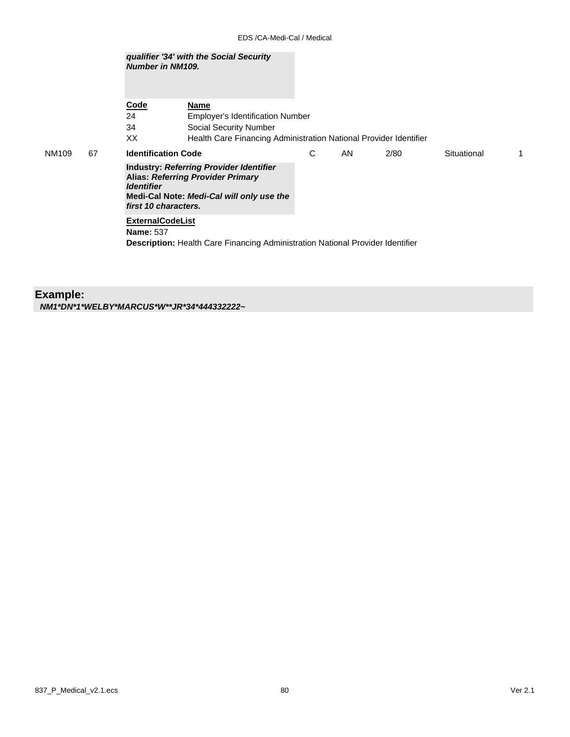***qualifier '34' with the Social Security Number in NM109.***

| Code | Name |
|---|---|
| 24 | Employer's Identification Number |
| 34 | Social Security Number |
| XX | Health Care Financing Administration National Provider Identifier |

| | | | | | | | |
|---|---|---|---|---|---|---|---|
| NM109 | 67 | **Identification Code** | C | AN | 2/80 | Situational | 1 |

**Industry:** ***Referring Provider Identifier***
**Alias:** ***Referring Provider Primary Identifier***
**Medi-Cal Note:** ***Medi-Cal will only use the first 10 characters.***

**ExternalCodeList**
**Name:** 537
**Description:** Health Care Financing Administration National Provider Identifier

**Example:**
***NM1*DN*1*WELBY*MARCUS*W**JR*34*444332222~***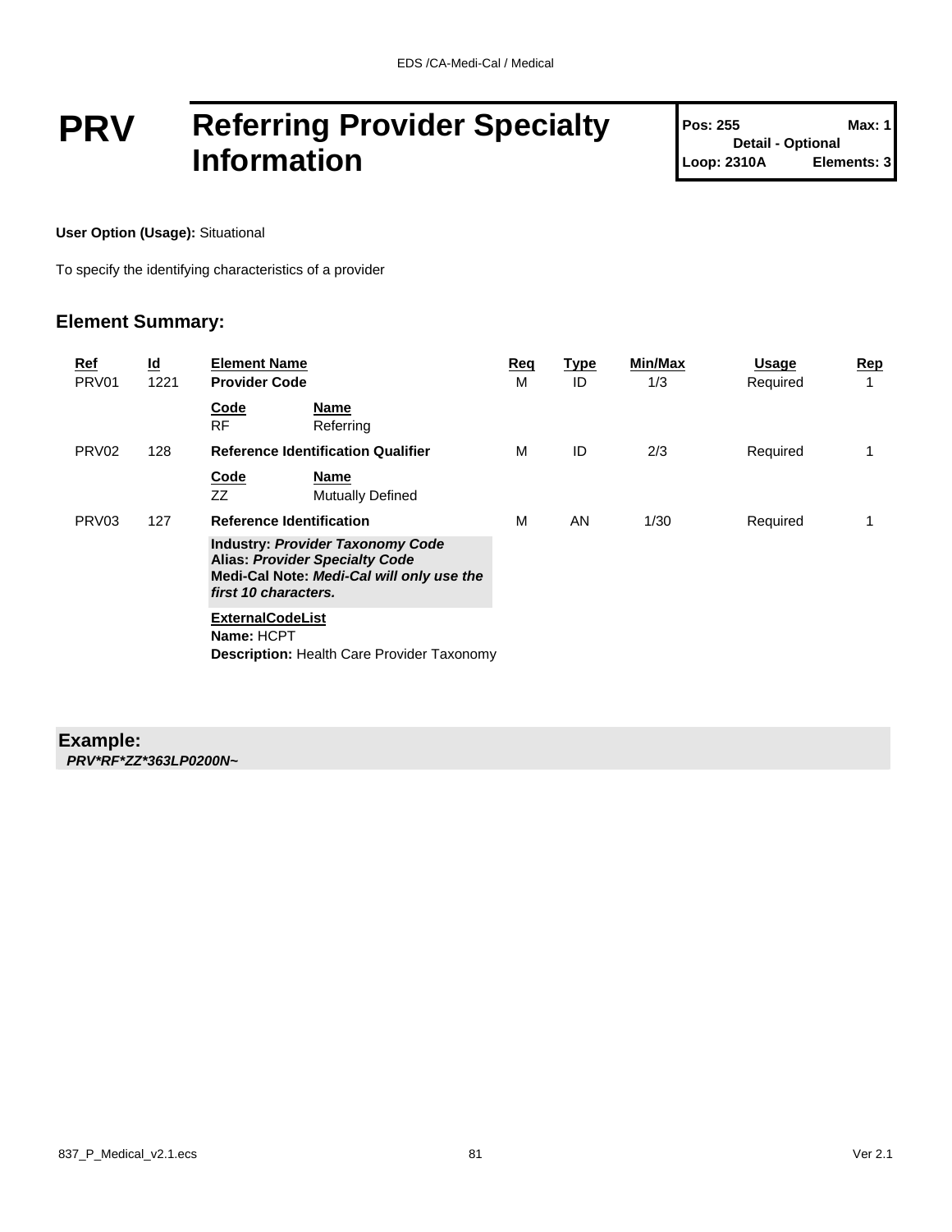# PRV Referring Provider Specialty Information

**Pos: 255** **Max: 1**
**Detail - Optional**
**Loop: 2310A** **Elements: 3**

**User Option (Usage):** Situational

To specify the identifying characteristics of a provider

## Element Summary:

| Ref | Id | Element Name | Req | Type | Min/Max | Usage | Rep |
|---|---|---|---|---|---|---|---|
| PRV01 | 1221 | **Provider Code** | M | ID | 1/3 | Required | 1 |
| | | **Code** / **Name**<br>RF / Referring | | | | | |
| PRV02 | 128 | **Reference Identification Qualifier** | M | ID | 2/3 | Required | 1 |
| | | **Code** / **Name**<br>ZZ / Mutually Defined | | | | | |
| PRV03 | 127 | **Reference Identification** | M | AN | 1/30 | Required | 1 |
| | | **Industry:** ***Provider Taxonomy Code***<br>**Alias:** ***Provider Specialty Code***<br>**Medi-Cal Note:** ***Medi-Cal will only use the first 10 characters.*** | | | | | |
| | | **ExternalCodeList**<br>**Name:** HCPT<br>**Description:** Health Care Provider Taxonomy | | | | | |

**Example:**

***PRV*RF*ZZ*363LP0200N~***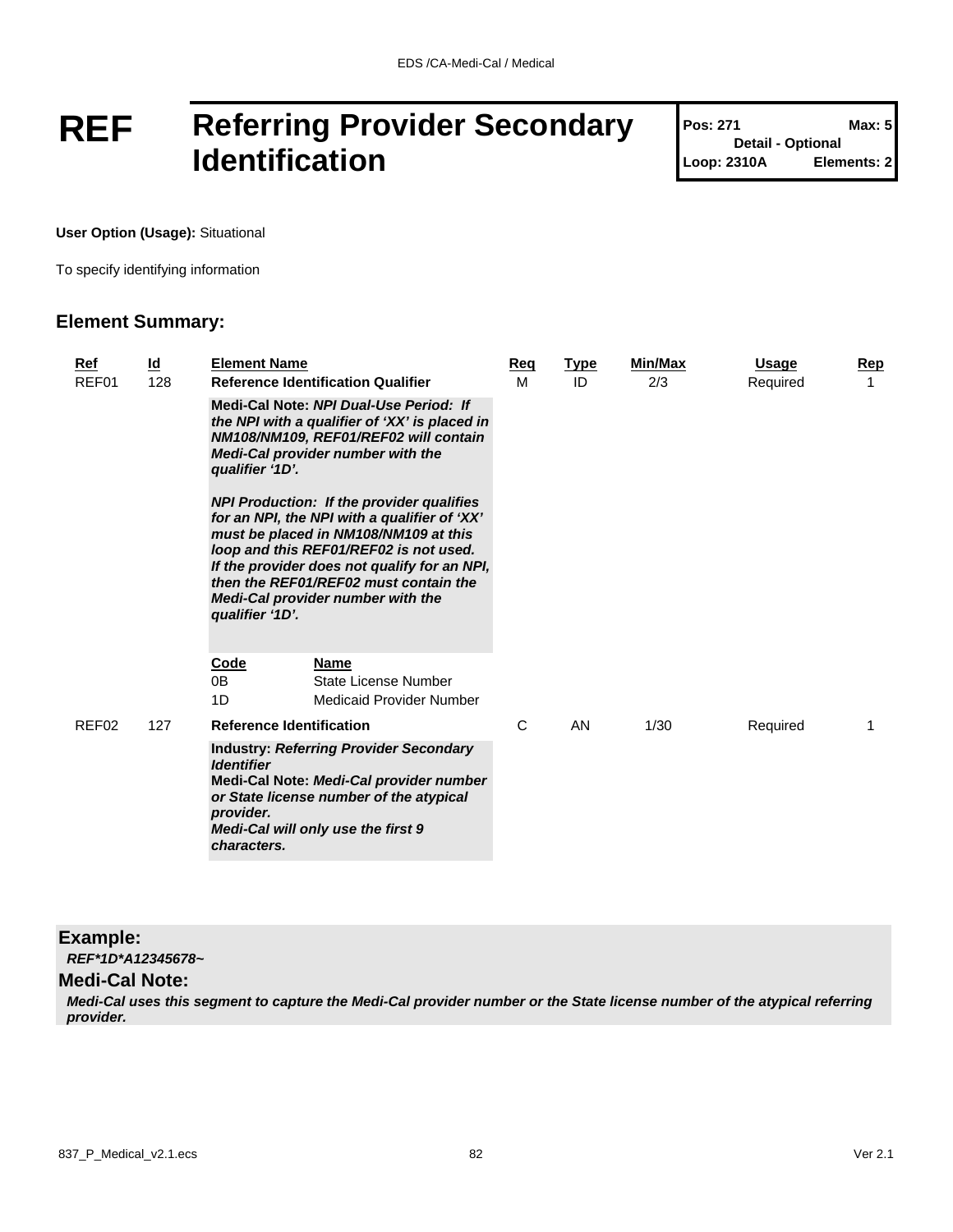# REF Referring Provider Secondary Identification

**Pos: 271** | **Max: 5**
**Detail - Optional**
**Loop: 2310A** | **Elements: 2**

**User Option (Usage):** Situational

To specify identifying information

## Element Summary:

| Ref | Id | Element Name | Req | Type | Min/Max | Usage | Rep |
|---|---|---|---|---|---|---|---|
| REF01 | 128 | **Reference Identification Qualifier** | M | ID | 2/3 | Required | 1 |
| | | **Medi-Cal Note:** ***NPI Dual-Use Period: If the NPI with a qualifier of 'XX' is placed in NM108/NM109, REF01/REF02 will contain Medi-Cal provider number with the qualifier '1D'.*** <br><br> ***NPI Production: If the provider qualifies for an NPI, the NPI with a qualifier of 'XX' must be placed in NM108/NM109 at this loop and this REF01/REF02 is not used. If the provider does not qualify for an NPI, then the REF01/REF02 must contain the Medi-Cal provider number with the qualifier '1D'.*** | | | | | |
| | | **Code** / **Name** <br> 0B State License Number <br> 1D Medicaid Provider Number | | | | | |
| REF02 | 127 | **Reference Identification** | C | AN | 1/30 | Required | 1 |
| | | **Industry:** ***Referring Provider Secondary Identifier*** <br> **Medi-Cal Note:** ***Medi-Cal provider number or State license number of the atypical provider.*** <br> ***Medi-Cal will only use the first 9 characters.*** | | | | | |

## Example:

***REF*1D*A12345678~***

## Medi-Cal Note:

***Medi-Cal uses this segment to capture the Medi-Cal provider number or the State license number of the atypical referring provider.***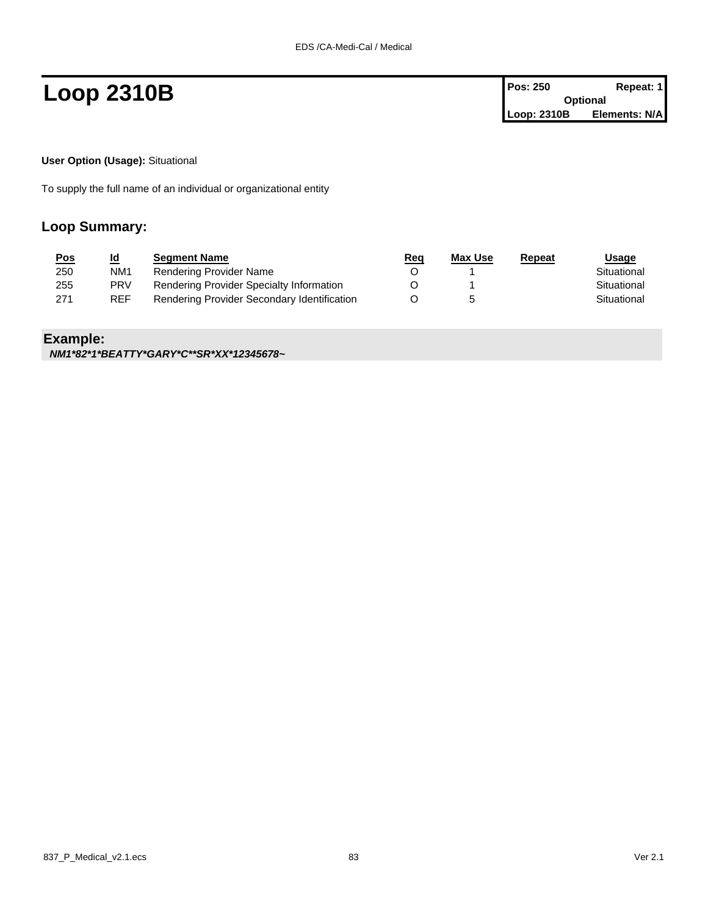# Loop 2310B

| Pos: 250 | Repeat: 1 |
| --- | --- |
| Optional | |
| Loop: 2310B | Elements: N/A |

**User Option (Usage):** Situational

To supply the full name of an individual or organizational entity

## Loop Summary:

| Pos | Id | Segment Name | Req | Max Use | Repeat | Usage |
| --- | --- | --- | --- | --- | --- | --- |
| 250 | NM1 | Rendering Provider Name | O | 1 | | Situational |
| 255 | PRV | Rendering Provider Specialty Information | O | 1 | | Situational |
| 271 | REF | Rendering Provider Secondary Identification | O | 5 | | Situational |

## Example:

***NM1*82*1*BEATTY*GARY*C**SR*XX*12345678~***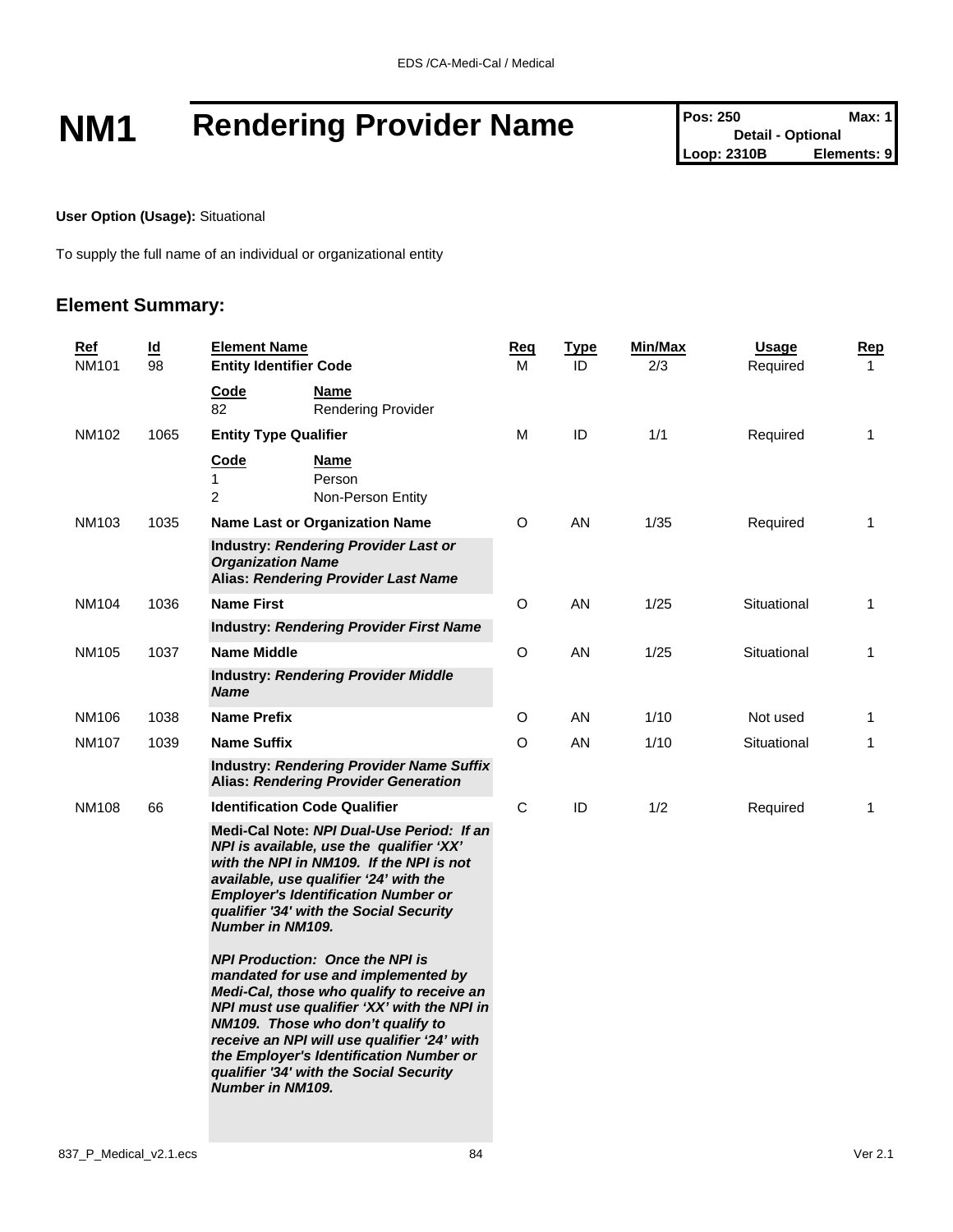# NM1 Rendering Provider Name

| Pos: 250 | Max: 1 |
|---|---|
| Detail - Optional | |
| Loop: 2310B | Elements: 9 |

**User Option (Usage):** Situational

To supply the full name of an individual or organizational entity

## Element Summary:

| Ref | Id | Element Name | Req | Type | Min/Max | Usage | Rep |
|---|---|---|---|---|---|---|---|
| NM101 | 98 | **Entity Identifier Code**<br>**Code** / **Name**<br>82 Rendering Provider | M | ID | 2/3 | Required | 1 |
| NM102 | 1065 | **Entity Type Qualifier**<br>**Code** / **Name**<br>1 Person<br>2 Non-Person Entity | M | ID | 1/1 | Required | 1 |
| NM103 | 1035 | **Name Last or Organization Name**<br>**Industry: *Rendering Provider Last or Organization Name***<br>**Alias: *Rendering Provider Last Name*** | O | AN | 1/35 | Required | 1 |
| NM104 | 1036 | **Name First**<br>**Industry: *Rendering Provider First Name*** | O | AN | 1/25 | Situational | 1 |
| NM105 | 1037 | **Name Middle**<br>**Industry: *Rendering Provider Middle Name*** | O | AN | 1/25 | Situational | 1 |
| NM106 | 1038 | **Name Prefix** | O | AN | 1/10 | Not used | 1 |
| NM107 | 1039 | **Name Suffix**<br>**Industry: *Rendering Provider Name Suffix***<br>**Alias: *Rendering Provider Generation*** | O | AN | 1/10 | Situational | 1 |
| NM108 | 66 | **Identification Code Qualifier**<br>**Medi-Cal Note: *NPI Dual-Use Period: If an NPI is available, use the qualifier 'XX' with the NPI in NM109. If the NPI is not available, use qualifier '24' with the Employer's Identification Number or qualifier '34' with the Social Security Number in NM109.***<br><br>***NPI Production: Once the NPI is mandated for use and implemented by Medi-Cal, those who qualify to receive an NPI must use qualifier 'XX' with the NPI in NM109. Those who don't qualify to receive an NPI will use qualifier '24' with the Employer's Identification Number or qualifier '34' with the Social Security Number in NM109.*** | C | ID | 1/2 | Required | 1 |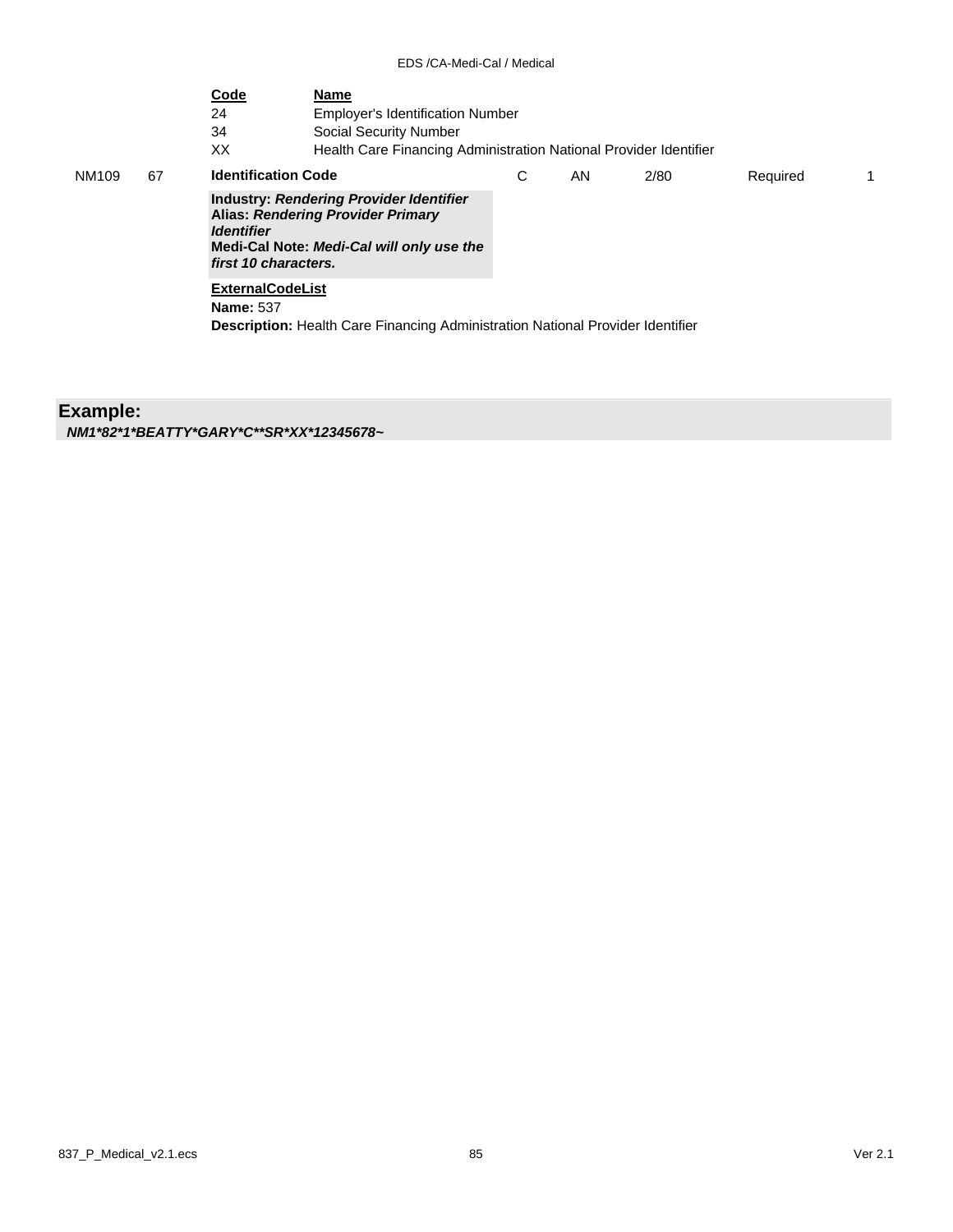| Code | Name |
|---|---|
| 24 | Employer's Identification Number |
| 34 | Social Security Number |
| XX | Health Care Financing Administration National Provider Identifier |

| | | | | | | | |
|---|---|---|---|---|---|---|---|
| NM109 | 67 | **Identification Code** | C | AN | 2/80 | Required | 1 |

**Industry:** ***Rendering Provider Identifier***
**Alias:** ***Rendering Provider Primary Identifier***
**Medi-Cal Note:** ***Medi-Cal will only use the first 10 characters.***

**ExternalCodeList**
**Name:** 537
**Description:** Health Care Financing Administration National Provider Identifier

## Example:

***NM1*82*1*BEATTY*GARY*C**SR*XX*12345678~***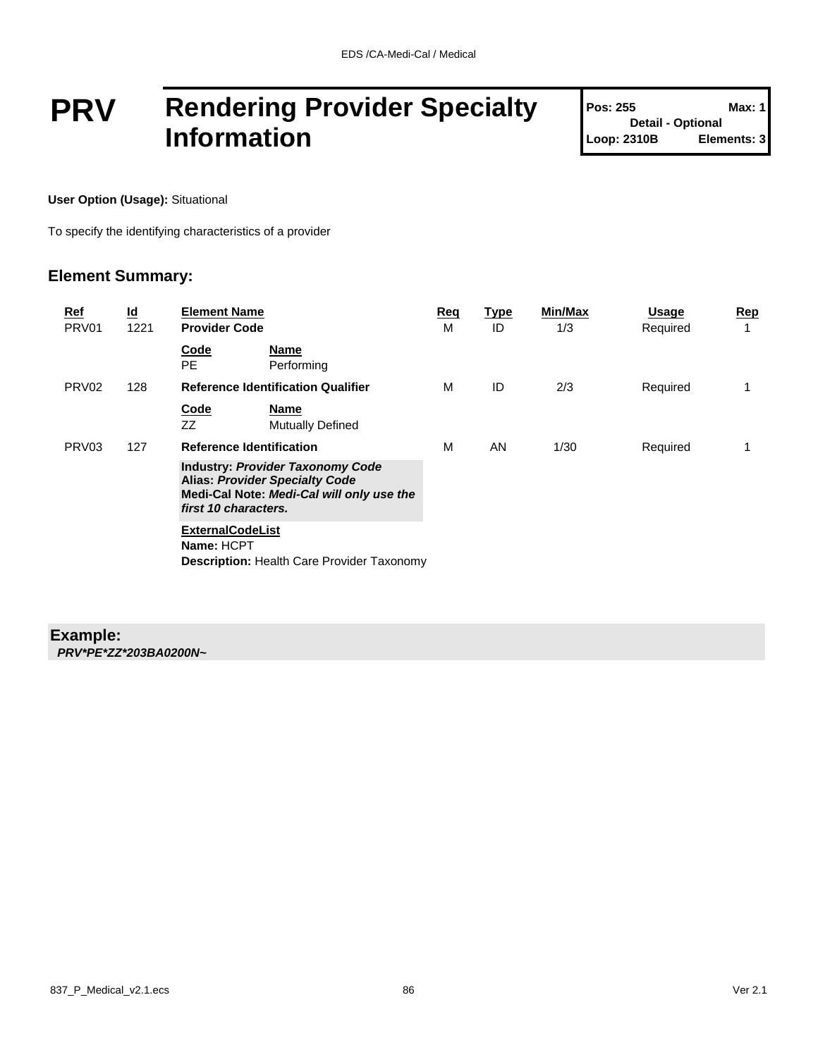# PRV Rendering Provider Specialty Information

| Pos: 255 | Max: 1 |
|---|---|
| Detail - Optional | |
| Loop: 2310B | Elements: 3 |

**User Option (Usage):** Situational

To specify the identifying characteristics of a provider

## Element Summary:

| Ref | Id | Element Name | Req | Type | Min/Max | Usage | Rep |
|---|---|---|---|---|---|---|---|
| PRV01 | 1221 | **Provider Code** | M | ID | 1/3 | Required | 1 |
| | | **Code** / **Name**<br>PE / Performing | | | | | |
| PRV02 | 128 | **Reference Identification Qualifier** | M | ID | 2/3 | Required | 1 |
| | | **Code** / **Name**<br>ZZ / Mutually Defined | | | | | |
| PRV03 | 127 | **Reference Identification** | M | AN | 1/30 | Required | 1 |
| | | **Industry:** ***Provider Taxonomy Code***<br>**Alias:** ***Provider Specialty Code***<br>**Medi-Cal Note:** ***Medi-Cal will only use the first 10 characters.*** | | | | | |
| | | **ExternalCodeList**<br>**Name:** HCPT<br>**Description:** Health Care Provider Taxonomy | | | | | |

**Example:**
***PRV*PE*ZZ*203BA0200N~***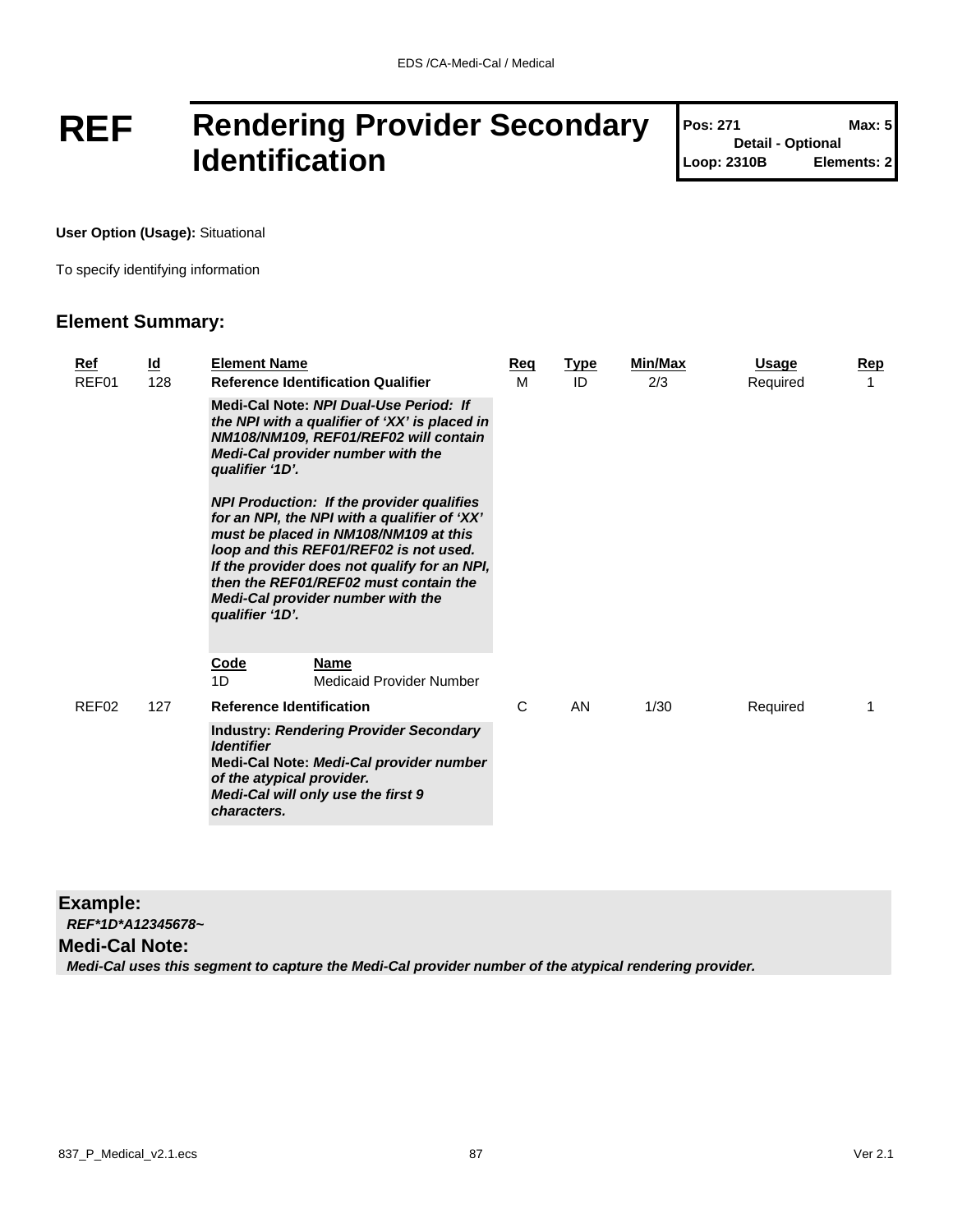# REF Rendering Provider Secondary Identification

| Pos: 271 | Max: 5 |
|---|---|
| Detail - Optional | |
| Loop: 2310B | Elements: 2 |

**User Option (Usage):** Situational

To specify identifying information

## Element Summary:

| Ref | Id | Element Name | Req | Type | Min/Max | Usage | Rep |
|---|---|---|---|---|---|---|---|
| REF01 | 128 | **Reference Identification Qualifier** | M | ID | 2/3 | Required | 1 |
| | | **Medi-Cal Note:** ***NPI Dual-Use Period: If the NPI with a qualifier of 'XX' is placed in NM108/NM109, REF01/REF02 will contain Medi-Cal provider number with the qualifier '1D'.*** <br><br> ***NPI Production: If the provider qualifies for an NPI, the NPI with a qualifier of 'XX' must be placed in NM108/NM109 at this loop and this REF01/REF02 is not used. If the provider does not qualify for an NPI, then the REF01/REF02 must contain the Medi-Cal provider number with the qualifier '1D'.*** | | | | | |
| | | **Code** / **Name** <br> 1D Medicaid Provider Number | | | | | |
| REF02 | 127 | **Reference Identification** | C | AN | 1/30 | Required | 1 |
| | | **Industry:** ***Rendering Provider Secondary Identifier*** <br> **Medi-Cal Note:** ***Medi-Cal provider number of the atypical provider.*** <br> ***Medi-Cal will only use the first 9 characters.*** | | | | | |

**Example:**

***REF*1D*A12345678~***

**Medi-Cal Note:**

***Medi-Cal uses this segment to capture the Medi-Cal provider number of the atypical rendering provider.***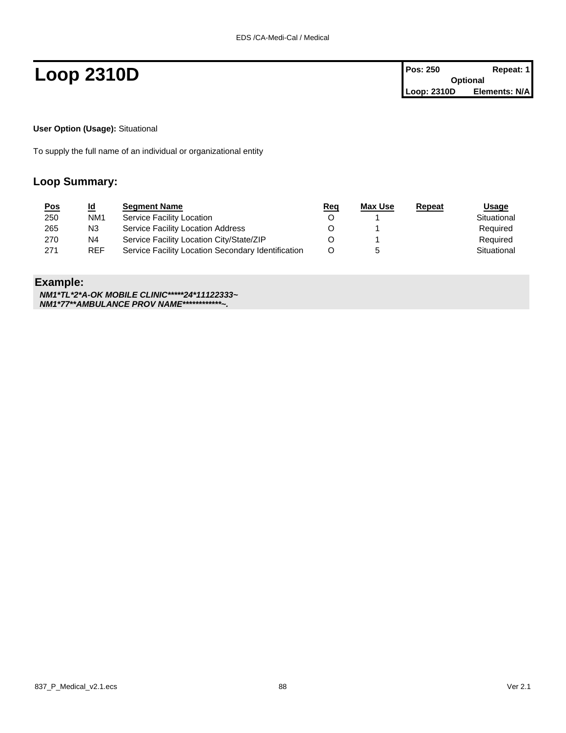# Loop 2310D

| Pos: 250 | Repeat: 1 |
|---|---|
| Optional | |
| Loop: 2310D | Elements: N/A |

**User Option (Usage):** Situational

To supply the full name of an individual or organizational entity

## Loop Summary:

| Pos | Id | Segment Name | Req | Max Use | Repeat | Usage |
|---|---|---|---|---|---|---|
| 250 | NM1 | Service Facility Location | O | 1 | | Situational |
| 265 | N3 | Service Facility Location Address | O | 1 | | Required |
| 270 | N4 | Service Facility Location City/State/ZIP | O | 1 | | Required |
| 271 | REF | Service Facility Location Secondary Identification | O | 5 | | Situational |

## Example:

***NM1*TL*2*A-OK MOBILE CLINIC*****24*11122333~***
***NM1*77**AMBULANCE PROV NAME************~.***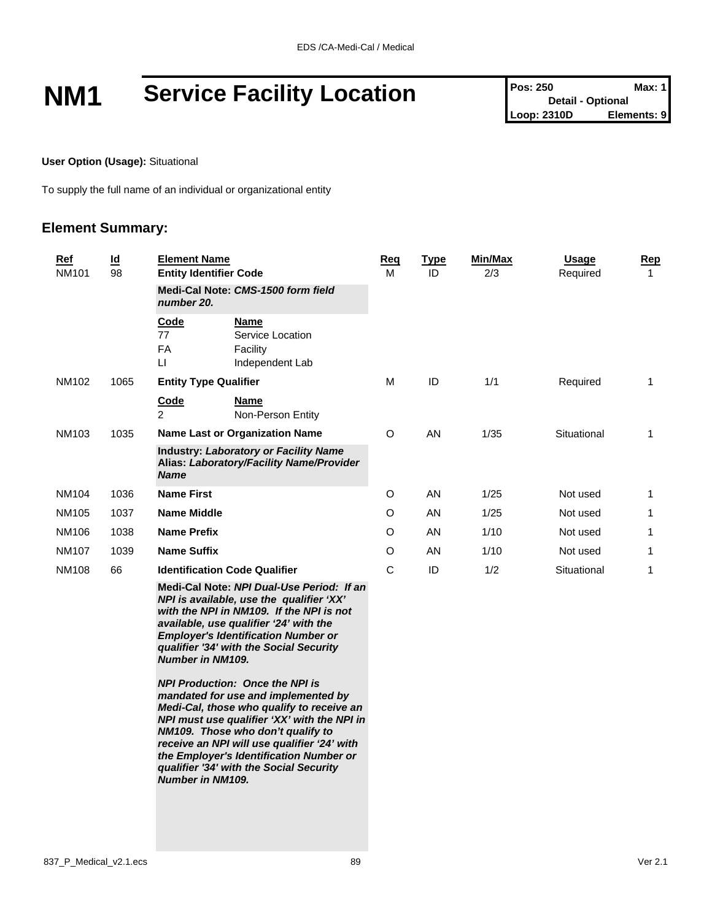# NM1 Service Facility Location

| Pos: 250 | Max: 1 |
|---|---|
| Detail - Optional | |
| Loop: 2310D | Elements: 9 |

**User Option (Usage):** Situational

To supply the full name of an individual or organizational entity

## Element Summary:

| Ref | Id | Element Name | Req | Type | Min/Max | Usage | Rep |
|---|---|---|---|---|---|---|---|
| NM101 | 98 | **Entity Identifier Code** | M | ID | 2/3 | Required | 1 |
| | | **Medi-Cal Note:** ***CMS-1500 form field number 20.*** | | | | | |
| | | **Code** / **Name**<br>77 Service Location<br>FA Facility<br>LI Independent Lab | | | | | |
| NM102 | 1065 | **Entity Type Qualifier** | M | ID | 1/1 | Required | 1 |
| | | **Code** / **Name**<br>2 Non-Person Entity | | | | | |
| NM103 | 1035 | **Name Last or Organization Name** | O | AN | 1/35 | Situational | 1 |
| | | **Industry:** ***Laboratory or Facility Name***<br>**Alias:** ***Laboratory/Facility Name/Provider Name*** | | | | | |
| NM104 | 1036 | **Name First** | O | AN | 1/25 | Not used | 1 |
| NM105 | 1037 | **Name Middle** | O | AN | 1/25 | Not used | 1 |
| NM106 | 1038 | **Name Prefix** | O | AN | 1/10 | Not used | 1 |
| NM107 | 1039 | **Name Suffix** | O | AN | 1/10 | Not used | 1 |
| NM108 | 66 | **Identification Code Qualifier** | C | ID | 1/2 | Situational | 1 |
| | | **Medi-Cal Note:** ***NPI Dual-Use Period: If an NPI is available, use the qualifier 'XX' with the NPI in NM109. If the NPI is not available, use qualifier '24' with the Employer's Identification Number or qualifier '34' with the Social Security Number in NM109.***<br><br>***NPI Production: Once the NPI is mandated for use and implemented by Medi-Cal, those who qualify to receive an NPI must use qualifier 'XX' with the NPI in NM109. Those who don't qualify to receive an NPI will use qualifier '24' with the Employer's Identification Number or qualifier '34' with the Social Security Number in NM109.*** | | | | | |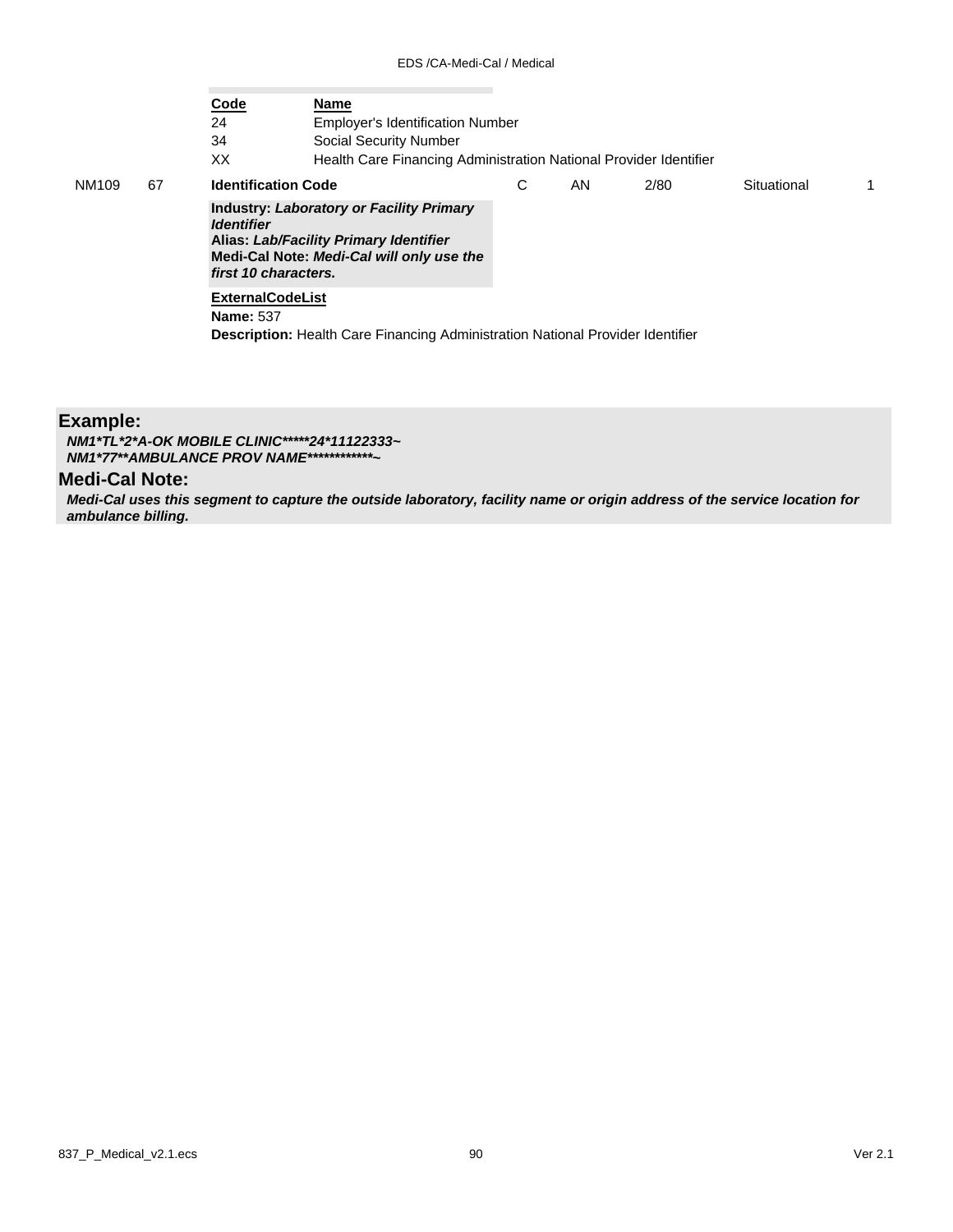| Code | Name |
| --- | --- |
| 24 | Employer's Identification Number |
| 34 | Social Security Number |
| XX | Health Care Financing Administration National Provider Identifier |

| | | | | | | | |
| --- | --- | --- | --- | --- | --- | --- | --- |
| NM109 | 67 | **Identification Code** | C | AN | 2/80 | Situational | 1 |

**Industry:** ***Laboratory or Facility Primary Identifier***
**Alias:** ***Lab/Facility Primary Identifier***
**Medi-Cal Note:** ***Medi-Cal will only use the first 10 characters.***

**ExternalCodeList**
**Name:** 537
**Description:** Health Care Financing Administration National Provider Identifier

## Example:

***NM1*TL*2*A-OK MOBILE CLINIC*****24*11122333~***
***NM1*77**AMBULANCE PROV NAME************~***

## Medi-Cal Note:

***Medi-Cal uses this segment to capture the outside laboratory, facility name or origin address of the service location for ambulance billing.***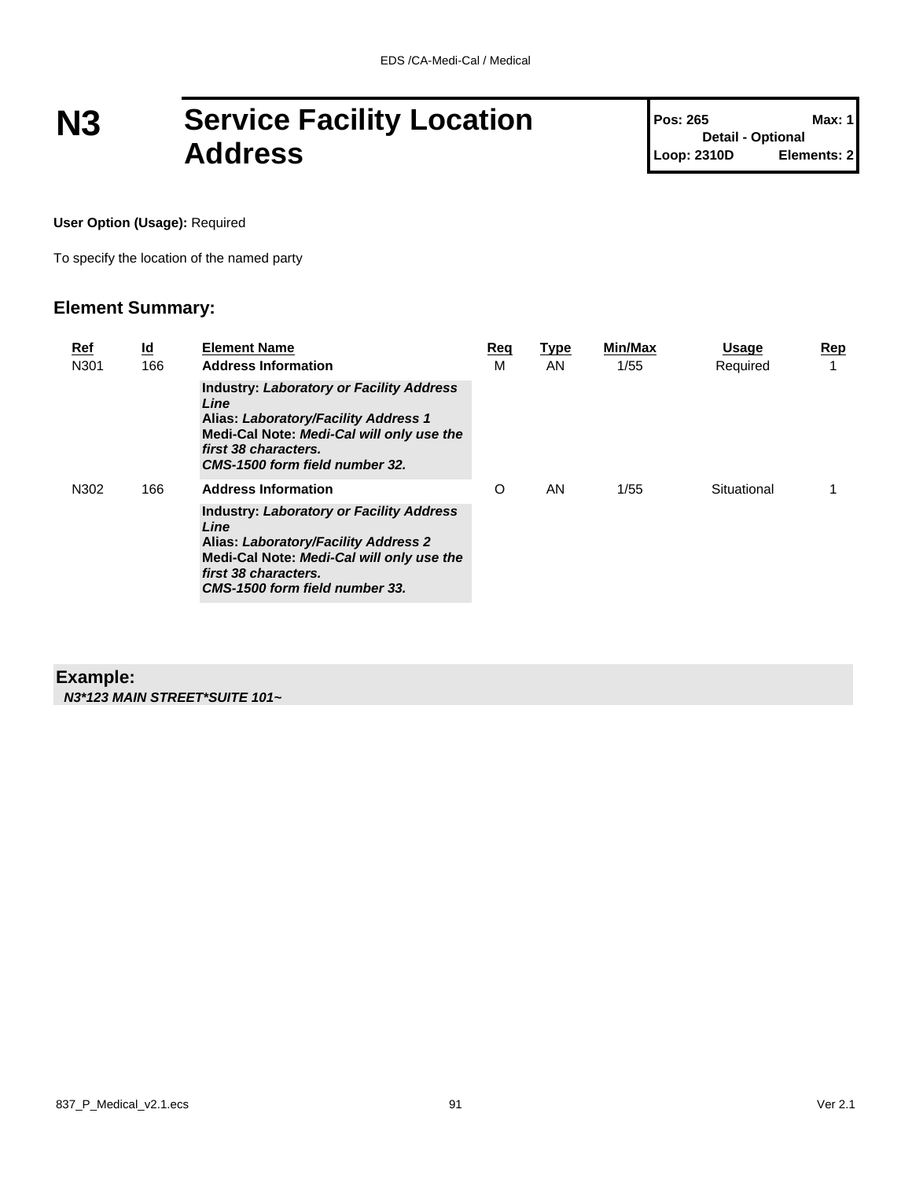# N3 Service Facility Location Address

| Pos: 265 | Max: 1 |
|---|---|
| Detail - Optional | |
| Loop: 2310D | Elements: 2 |

**User Option (Usage):** Required

To specify the location of the named party

## Element Summary:

| Ref | Id | Element Name | Req | Type | Min/Max | Usage | Rep |
|---|---|---|---|---|---|---|---|
| N301 | 166 | **Address Information** | M | AN | 1/55 | Required | 1 |
| | | **Industry:** ***Laboratory or Facility Address Line*** <br> **Alias:** ***Laboratory/Facility Address 1*** <br> **Medi-Cal Note:** ***Medi-Cal will only use the first 38 characters.*** <br> ***CMS-1500 form field number 32.*** | | | | | |
| N302 | 166 | **Address Information** | O | AN | 1/55 | Situational | 1 |
| | | **Industry:** ***Laboratory or Facility Address Line*** <br> **Alias:** ***Laboratory/Facility Address 2*** <br> **Medi-Cal Note:** ***Medi-Cal will only use the first 38 characters.*** <br> ***CMS-1500 form field number 33.*** | | | | | |

**Example:**

***N3*123 MAIN STREET*SUITE 101~***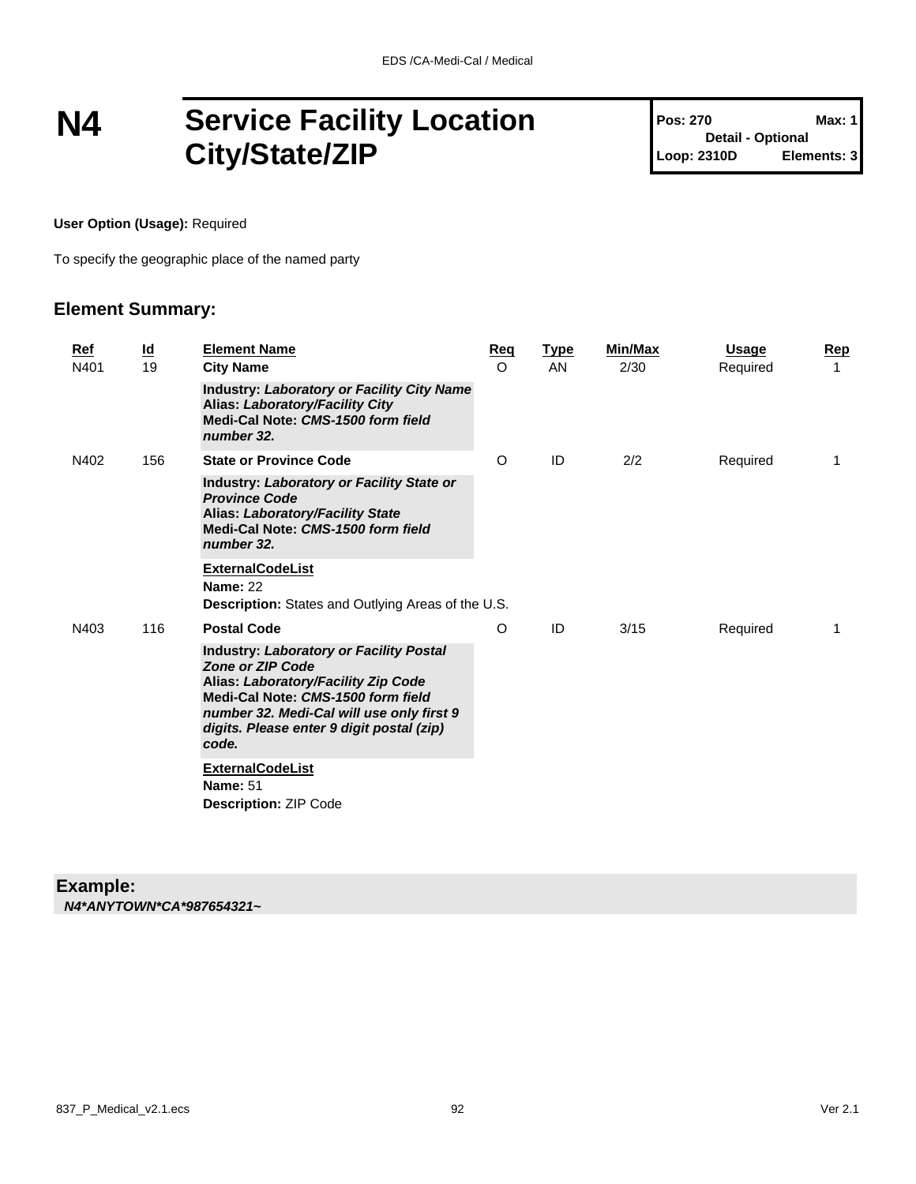# N4 Service Facility Location City/State/ZIP

| Pos: 270 | Max: 1 |
|---|---|
| Detail - Optional | |
| Loop: 2310D | Elements: 3 |

**User Option (Usage):** Required

To specify the geographic place of the named party

## Element Summary:

| Ref | Id | Element Name | Req | Type | Min/Max | Usage | Rep |
|---|---|---|---|---|---|---|---|
| N401 | 19 | **City Name**<br>**Industry:** ***Laboratory or Facility City Name***<br>**Alias:** ***Laboratory/Facility City***<br>**Medi-Cal Note:** ***CMS-1500 form field number 32.*** | O | AN | 2/30 | Required | 1 |
| N402 | 156 | **State or Province Code**<br>**Industry:** ***Laboratory or Facility State or Province Code***<br>**Alias:** ***Laboratory/Facility State***<br>**Medi-Cal Note:** ***CMS-1500 form field number 32.***<br>**ExternalCodeList**<br>**Name:** 22<br>**Description:** States and Outlying Areas of the U.S. | O | ID | 2/2 | Required | 1 |
| N403 | 116 | **Postal Code**<br>**Industry:** ***Laboratory or Facility Postal Zone or ZIP Code***<br>**Alias:** ***Laboratory/Facility Zip Code***<br>**Medi-Cal Note:** ***CMS-1500 form field number 32. Medi-Cal will use only first 9 digits. Please enter 9 digit postal (zip) code.***<br>**ExternalCodeList**<br>**Name:** 51<br>**Description:** ZIP Code | O | ID | 3/15 | Required | 1 |

**Example:**

***N4*ANYTOWN*CA*987654321~***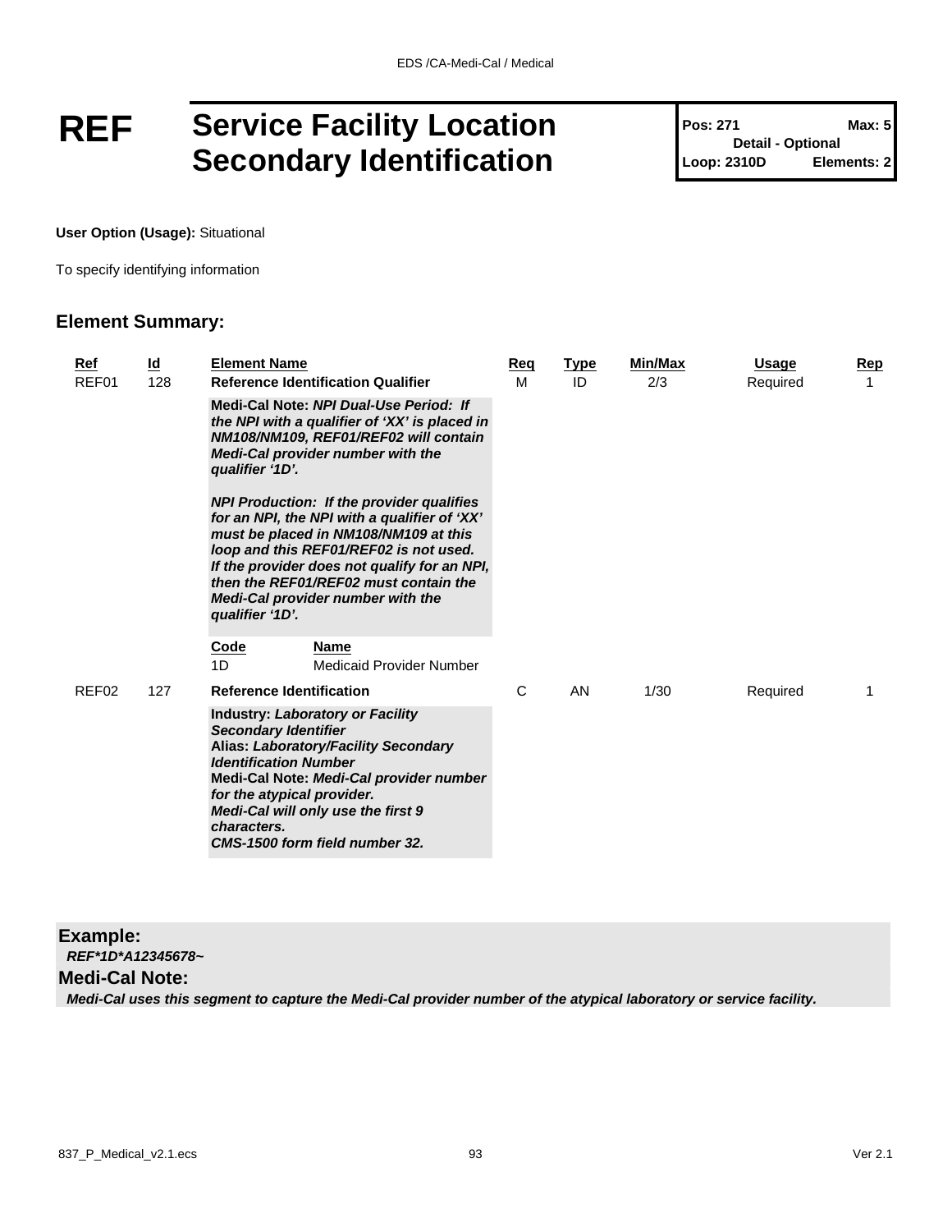# REF Service Facility Location Secondary Identification

**Pos: 271** | **Max: 5**
**Detail - Optional**
**Loop: 2310D** | **Elements: 2**

**User Option (Usage):** Situational

To specify identifying information

## Element Summary:

| Ref | Id | Element Name | Req | Type | Min/Max | Usage | Rep |
|---|---|---|---|---|---|---|---|
| REF01 | 128 | **Reference Identification Qualifier**<br>**Medi-Cal Note:** ***NPI Dual-Use Period: If the NPI with a qualifier of 'XX' is placed in NM108/NM109, REF01/REF02 will contain Medi-Cal provider number with the qualifier '1D'.***<br><br>***NPI Production: If the provider qualifies for an NPI, the NPI with a qualifier of 'XX' must be placed in NM108/NM109 at this loop and this REF01/REF02 is not used. If the provider does not qualify for an NPI, then the REF01/REF02 must contain the Medi-Cal provider number with the qualifier '1D'.***<br><br>**Code** / **Name**<br>1D / Medicaid Provider Number | M | ID | 2/3 | Required | 1 |
| REF02 | 127 | **Reference Identification**<br>**Industry:** ***Laboratory or Facility Secondary Identifier***<br>**Alias:** ***Laboratory/Facility Secondary Identification Number***<br>**Medi-Cal Note:** ***Medi-Cal provider number for the atypical provider.***<br>***Medi-Cal will only use the first 9 characters.***<br>***CMS-1500 form field number 32.*** | C | AN | 1/30 | Required | 1 |

### Example:

***REF*1D*A12345678~***

### Medi-Cal Note:

***Medi-Cal uses this segment to capture the Medi-Cal provider number of the atypical laboratory or service facility.***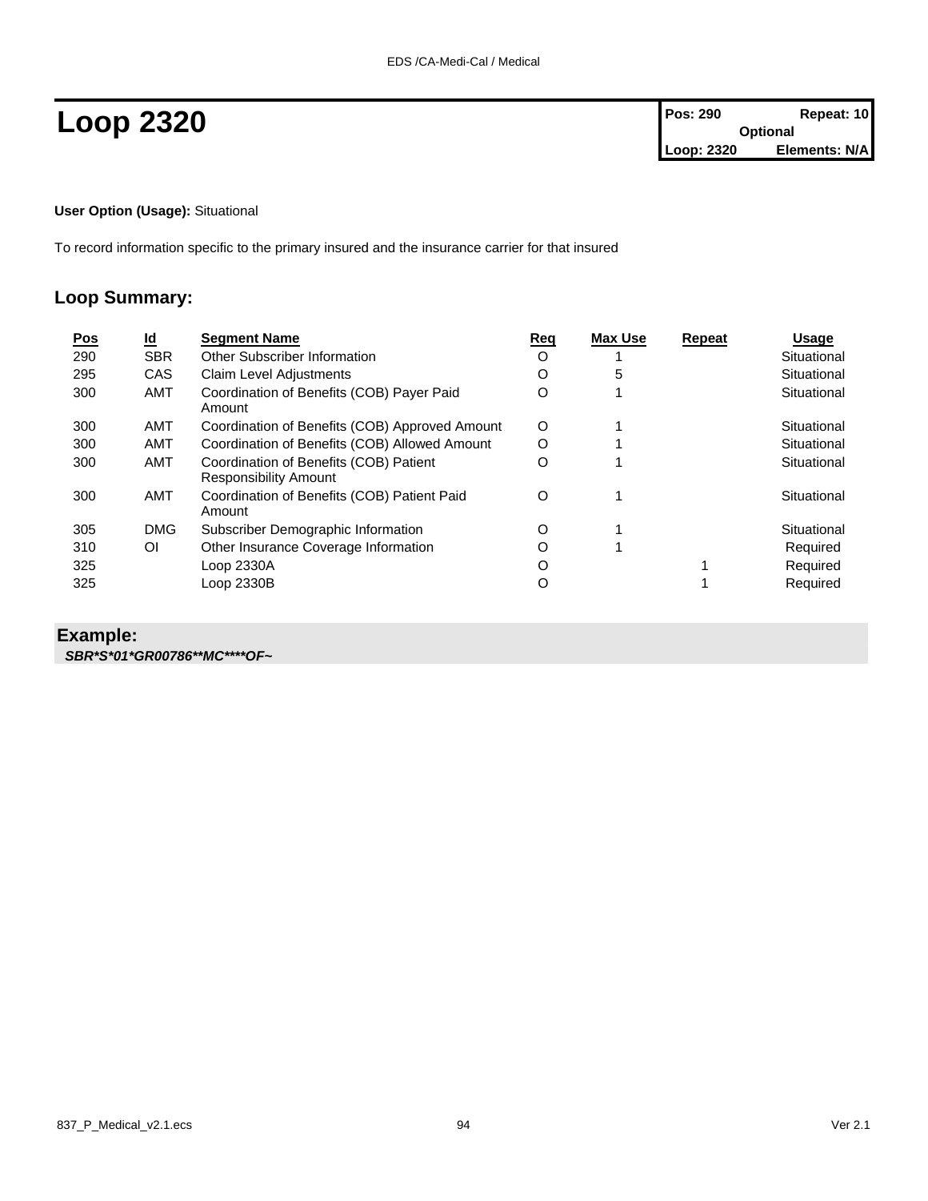# Loop 2320

| Pos: 290 | Repeat: 10 |
|---|---|
| Optional | |
| Loop: 2320 | Elements: N/A |

**User Option (Usage):** Situational

To record information specific to the primary insured and the insurance carrier for that insured

## Loop Summary:

| Pos | Id | Segment Name | Req | Max Use | Repeat | Usage |
|---|---|---|---|---|---|---|
| 290 | SBR | Other Subscriber Information | O | 1 | | Situational |
| 295 | CAS | Claim Level Adjustments | O | 5 | | Situational |
| 300 | AMT | Coordination of Benefits (COB) Payer Paid Amount | O | 1 | | Situational |
| 300 | AMT | Coordination of Benefits (COB) Approved Amount | O | 1 | | Situational |
| 300 | AMT | Coordination of Benefits (COB) Allowed Amount | O | 1 | | Situational |
| 300 | AMT | Coordination of Benefits (COB) Patient Responsibility Amount | O | 1 | | Situational |
| 300 | AMT | Coordination of Benefits (COB) Patient Paid Amount | O | 1 | | Situational |
| 305 | DMG | Subscriber Demographic Information | O | 1 | | Situational |
| 310 | OI | Other Insurance Coverage Information | O | 1 | | Required |
| 325 | | Loop 2330A | O | | 1 | Required |
| 325 | | Loop 2330B | O | | 1 | Required |

## Example:

***SBR*S*01*GR00786**MC****OF~***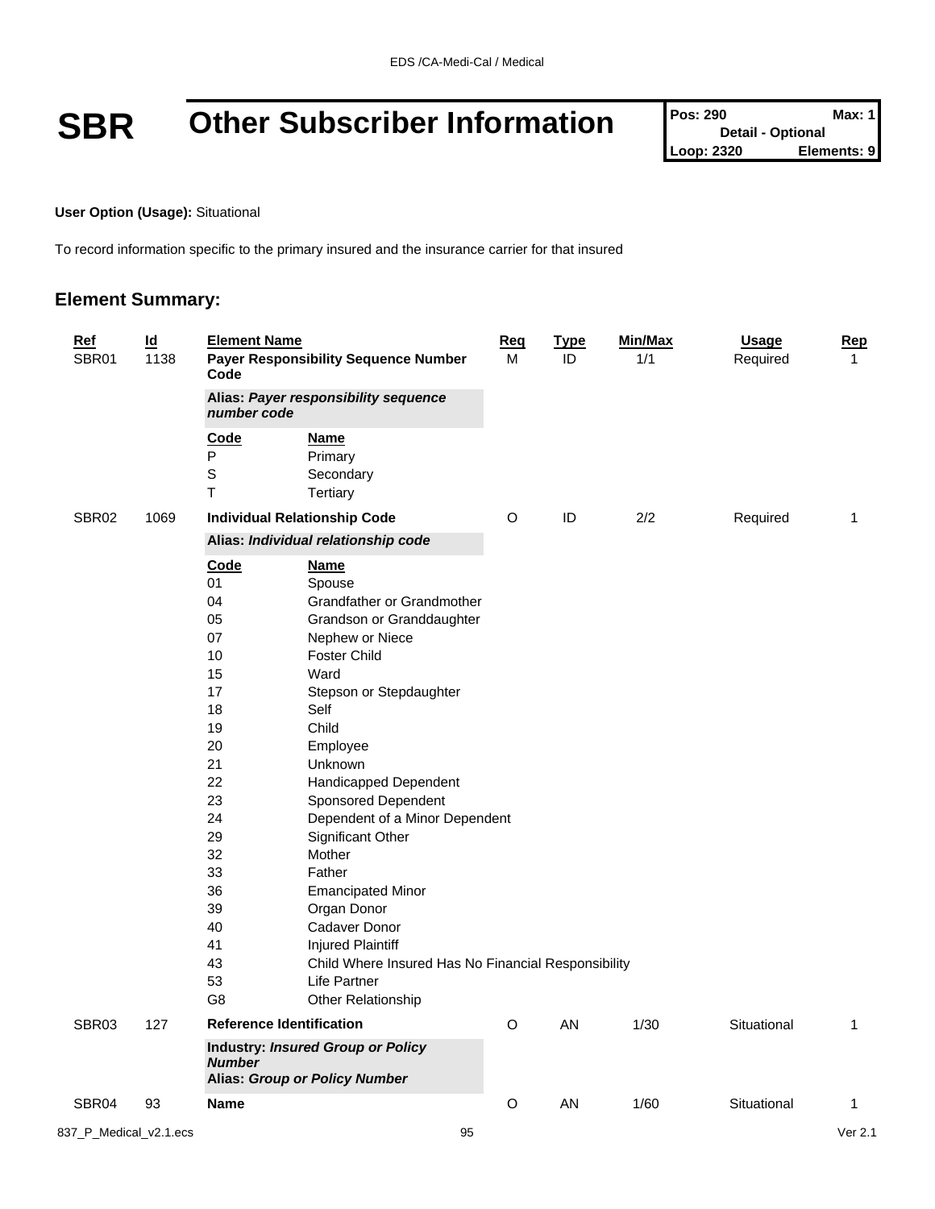# SBR Other Subscriber Information

| Pos: 290 | Max: 1 |
|---|---|
| Detail - Optional | |
| Loop: 2320 | Elements: 9 |

**User Option (Usage):** Situational

To record information specific to the primary insured and the insurance carrier for that insured

## Element Summary:

| Ref | Id | Element Name | Req | Type | Min/Max | Usage | Rep |
|---|---|---|---|---|---|---|---|
| SBR01 | 1138 | **Payer Responsibility Sequence Number Code** | M | ID | 1/1 | Required | 1 |
| | | **Alias:** ***Payer responsibility sequence number code*** | | | | | |
| | | **Code** / **Name** | | | | | |
| | | P Primary | | | | | |
| | | S Secondary | | | | | |
| | | T Tertiary | | | | | |
| SBR02 | 1069 | **Individual Relationship Code** | O | ID | 2/2 | Required | 1 |
| | | **Alias:** ***Individual relationship code*** | | | | | |
| | | **Code** / **Name** | | | | | |
| | | 01 Spouse | | | | | |
| | | 04 Grandfather or Grandmother | | | | | |
| | | 05 Grandson or Granddaughter | | | | | |
| | | 07 Nephew or Niece | | | | | |
| | | 10 Foster Child | | | | | |
| | | 15 Ward | | | | | |
| | | 17 Stepson or Stepdaughter | | | | | |
| | | 18 Self | | | | | |
| | | 19 Child | | | | | |
| | | 20 Employee | | | | | |
| | | 21 Unknown | | | | | |
| | | 22 Handicapped Dependent | | | | | |
| | | 23 Sponsored Dependent | | | | | |
| | | 24 Dependent of a Minor Dependent | | | | | |
| | | 29 Significant Other | | | | | |
| | | 32 Mother | | | | | |
| | | 33 Father | | | | | |
| | | 36 Emancipated Minor | | | | | |
| | | 39 Organ Donor | | | | | |
| | | 40 Cadaver Donor | | | | | |
| | | 41 Injured Plaintiff | | | | | |
| | | 43 Child Where Insured Has No Financial Responsibility | | | | | |
| | | 53 Life Partner | | | | | |
| | | G8 Other Relationship | | | | | |
| SBR03 | 127 | **Reference Identification** | O | AN | 1/30 | Situational | 1 |
| | | **Industry:** ***Insured Group or Policy Number*** **Alias:** ***Group or Policy Number*** | | | | | |
| SBR04 | 93 | **Name** | O | AN | 1/60 | Situational | 1 |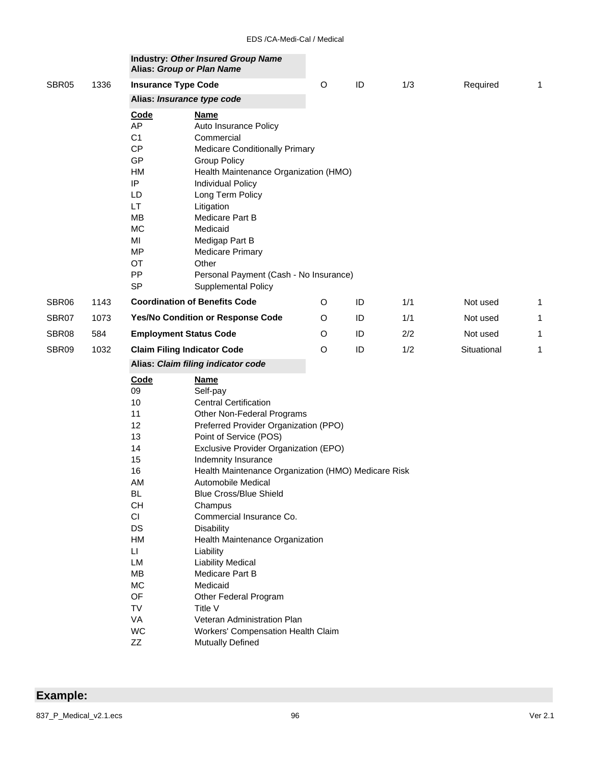**Industry: *Other Insured Group Name***
**Alias: *Group or Plan Name***

| | | | | | | | |
|---|---|---|---|---|---|---|---|
| SBR05 | 1336 | **Insurance Type Code** | O | ID | 1/3 | Required | 1 |

**Alias: *Insurance type code***

| Code | Name |
|---|---|
| AP | Auto Insurance Policy |
| C1 | Commercial |
| CP | Medicare Conditionally Primary |
| GP | Group Policy |
| HM | Health Maintenance Organization (HMO) |
| IP | Individual Policy |
| LD | Long Term Policy |
| LT | Litigation |
| MB | Medicare Part B |
| MC | Medicaid |
| MI | Medigap Part B |
| MP | Medicare Primary |
| OT | Other |
| PP | Personal Payment (Cash - No Insurance) |
| SP | Supplemental Policy |

| | | | | | | | |
|---|---|---|---|---|---|---|---|
| SBR06 | 1143 | **Coordination of Benefits Code** | O | ID | 1/1 | Not used | 1 |
| SBR07 | 1073 | **Yes/No Condition or Response Code** | O | ID | 1/1 | Not used | 1 |
| SBR08 | 584 | **Employment Status Code** | O | ID | 2/2 | Not used | 1 |
| SBR09 | 1032 | **Claim Filing Indicator Code** | O | ID | 1/2 | Situational | 1 |

**Alias: *Claim filing indicator code***

| Code | Name |
|---|---|
| 09 | Self-pay |
| 10 | Central Certification |
| 11 | Other Non-Federal Programs |
| 12 | Preferred Provider Organization (PPO) |
| 13 | Point of Service (POS) |
| 14 | Exclusive Provider Organization (EPO) |
| 15 | Indemnity Insurance |
| 16 | Health Maintenance Organization (HMO) Medicare Risk |
| AM | Automobile Medical |
| BL | Blue Cross/Blue Shield |
| CH | Champus |
| CI | Commercial Insurance Co. |
| DS | Disability |
| HM | Health Maintenance Organization |
| LI | Liability |
| LM | Liability Medical |
| MB | Medicare Part B |
| MC | Medicaid |
| OF | Other Federal Program |
| TV | Title V |
| VA | Veteran Administration Plan |
| WC | Workers' Compensation Health Claim |
| ZZ | Mutually Defined |

## Example: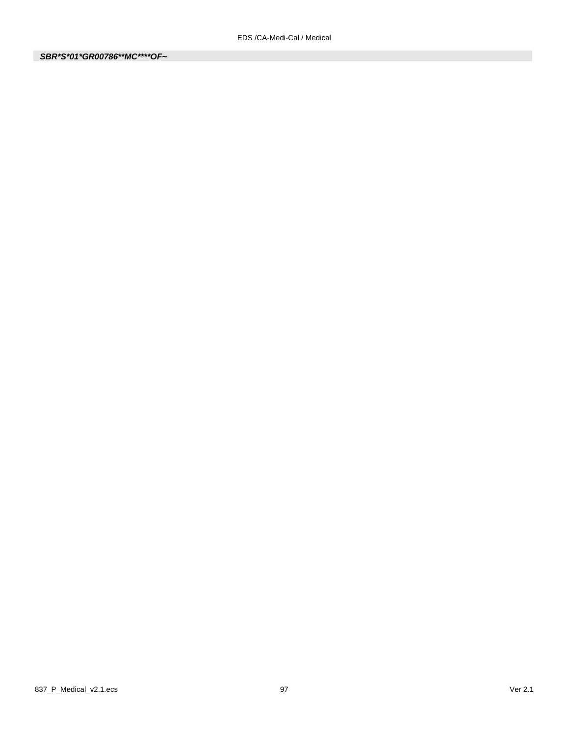***SBR*S*01*GR00786**MC****OF~***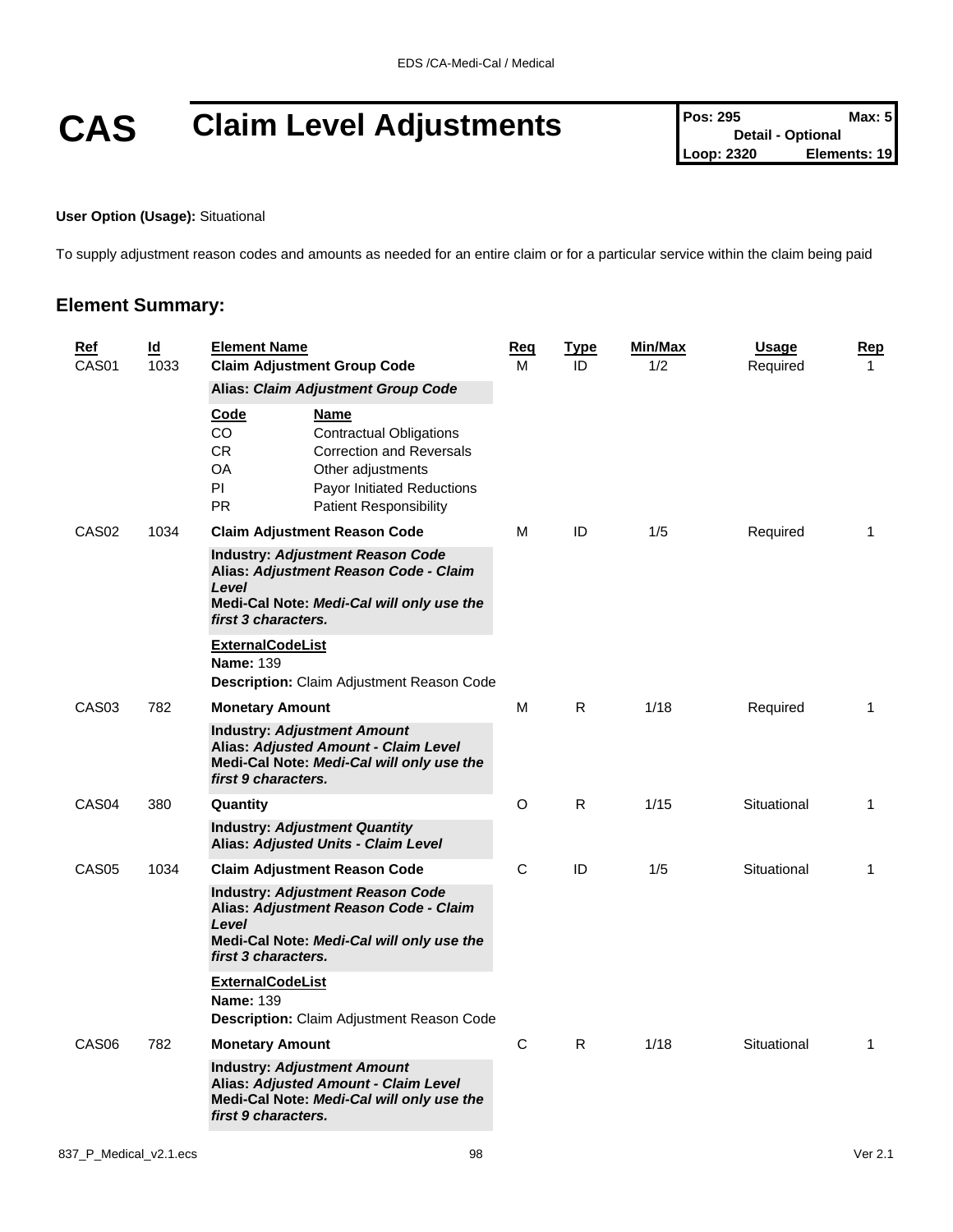# CAS Claim Level Adjustments

| Pos: 295 | Max: 5 |
| --- | --- |
| Detail - Optional | |
| Loop: 2320 | Elements: 19 |

**User Option (Usage):** Situational

To supply adjustment reason codes and amounts as needed for an entire claim or for a particular service within the claim being paid

## Element Summary:

| Ref | Id | Element Name | Req | Type | Min/Max | Usage | Rep |
| --- | --- | --- | --- | --- | --- | --- | --- |
| CAS01 | 1033 | **Claim Adjustment Group Code**<br>**Alias:** ***Claim Adjustment Group Code***<br>**Code / Name**<br>CO Contractual Obligations<br>CR Correction and Reversals<br>OA Other adjustments<br>PI Payor Initiated Reductions<br>PR Patient Responsibility | M | ID | 1/2 | Required | 1 |
| CAS02 | 1034 | **Claim Adjustment Reason Code**<br>**Industry:** ***Adjustment Reason Code***<br>**Alias:** ***Adjustment Reason Code - Claim Level***<br>**Medi-Cal Note:** ***Medi-Cal will only use the first 3 characters.***<br>**ExternalCodeList**<br>**Name:** 139<br>**Description:** Claim Adjustment Reason Code | M | ID | 1/5 | Required | 1 |
| CAS03 | 782 | **Monetary Amount**<br>**Industry:** ***Adjustment Amount***<br>**Alias:** ***Adjusted Amount - Claim Level***<br>**Medi-Cal Note:** ***Medi-Cal will only use the first 9 characters.*** | M | R | 1/18 | Required | 1 |
| CAS04 | 380 | **Quantity**<br>**Industry:** ***Adjustment Quantity***<br>**Alias:** ***Adjusted Units - Claim Level*** | O | R | 1/15 | Situational | 1 |
| CAS05 | 1034 | **Claim Adjustment Reason Code**<br>**Industry:** ***Adjustment Reason Code***<br>**Alias:** ***Adjustment Reason Code - Claim Level***<br>**Medi-Cal Note:** ***Medi-Cal will only use the first 3 characters.***<br>**ExternalCodeList**<br>**Name:** 139<br>**Description:** Claim Adjustment Reason Code | C | ID | 1/5 | Situational | 1 |
| CAS06 | 782 | **Monetary Amount**<br>**Industry:** ***Adjustment Amount***<br>**Alias:** ***Adjusted Amount - Claim Level***<br>**Medi-Cal Note:** ***Medi-Cal will only use the first 9 characters.*** | C | R | 1/18 | Situational | 1 |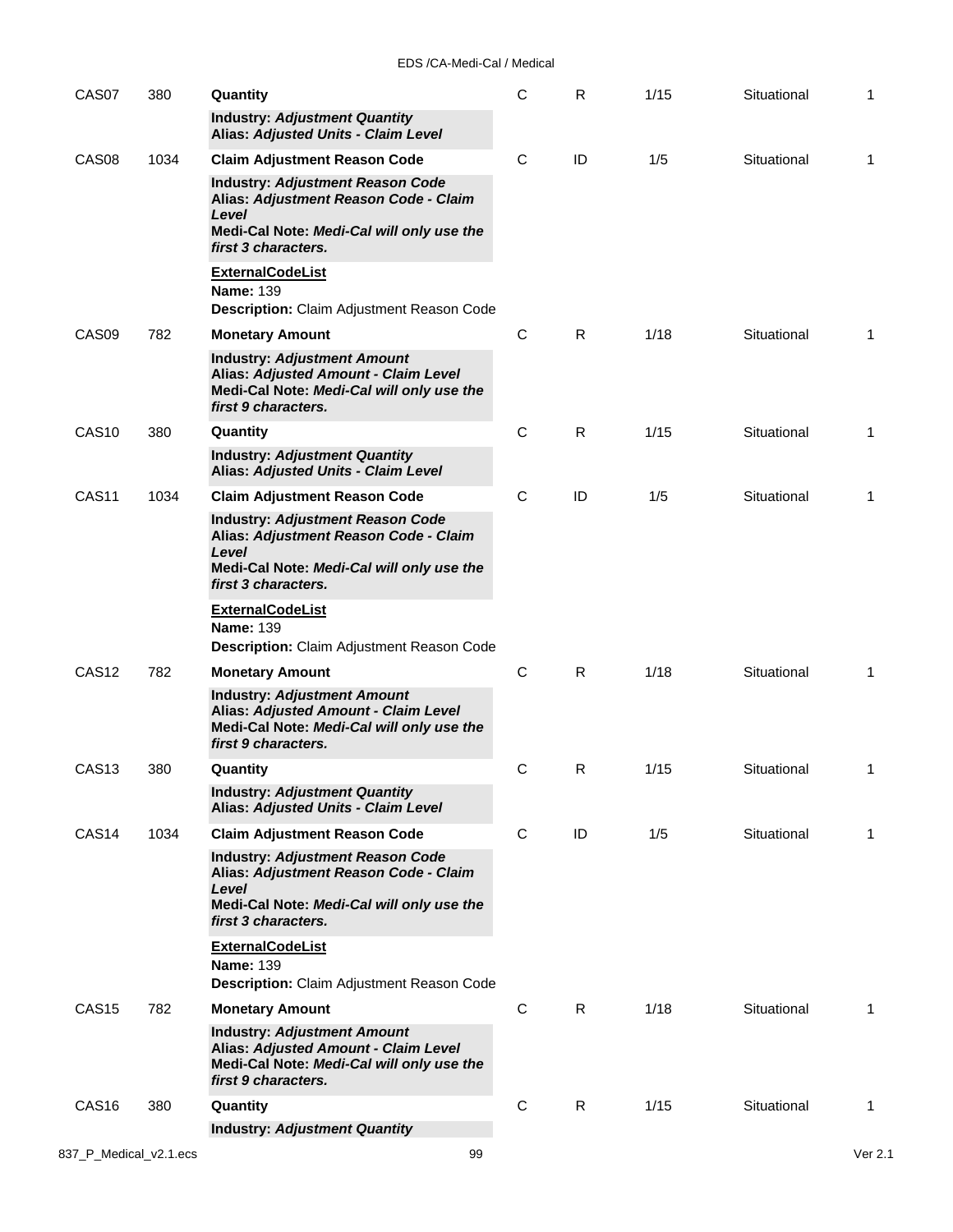| | | | | | | | |
|---|---|---|---|---|---|---|---|
| CAS07 | 380 | **Quantity** | C | R | 1/15 | Situational | 1 |
| | | **Industry: *Adjustment Quantity*** <br> **Alias: *Adjusted Units - Claim Level*** | | | | | |
| CAS08 | 1034 | **Claim Adjustment Reason Code** | C | ID | 1/5 | Situational | 1 |
| | | **Industry: *Adjustment Reason Code*** <br> **Alias: *Adjustment Reason Code - Claim Level*** <br> **Medi-Cal Note: *Medi-Cal will only use the first 3 characters.*** | | | | | |
| | | **ExternalCodeList** <br> **Name:** 139 <br> **Description:** Claim Adjustment Reason Code | | | | | |
| CAS09 | 782 | **Monetary Amount** | C | R | 1/18 | Situational | 1 |
| | | **Industry: *Adjustment Amount*** <br> **Alias: *Adjusted Amount - Claim Level*** <br> **Medi-Cal Note: *Medi-Cal will only use the first 9 characters.*** | | | | | |
| CAS10 | 380 | **Quantity** | C | R | 1/15 | Situational | 1 |
| | | **Industry: *Adjustment Quantity*** <br> **Alias: *Adjusted Units - Claim Level*** | | | | | |
| CAS11 | 1034 | **Claim Adjustment Reason Code** | C | ID | 1/5 | Situational | 1 |
| | | **Industry: *Adjustment Reason Code*** <br> **Alias: *Adjustment Reason Code - Claim Level*** <br> **Medi-Cal Note: *Medi-Cal will only use the first 3 characters.*** | | | | | |
| | | **ExternalCodeList** <br> **Name:** 139 <br> **Description:** Claim Adjustment Reason Code | | | | | |
| CAS12 | 782 | **Monetary Amount** | C | R | 1/18 | Situational | 1 |
| | | **Industry: *Adjustment Amount*** <br> **Alias: *Adjusted Amount - Claim Level*** <br> **Medi-Cal Note: *Medi-Cal will only use the first 9 characters.*** | | | | | |
| CAS13 | 380 | **Quantity** | C | R | 1/15 | Situational | 1 |
| | | **Industry: *Adjustment Quantity*** <br> **Alias: *Adjusted Units - Claim Level*** | | | | | |
| CAS14 | 1034 | **Claim Adjustment Reason Code** | C | ID | 1/5 | Situational | 1 |
| | | **Industry: *Adjustment Reason Code*** <br> **Alias: *Adjustment Reason Code - Claim Level*** <br> **Medi-Cal Note: *Medi-Cal will only use the first 3 characters.*** | | | | | |
| | | **ExternalCodeList** <br> **Name:** 139 <br> **Description:** Claim Adjustment Reason Code | | | | | |
| CAS15 | 782 | **Monetary Amount** | C | R | 1/18 | Situational | 1 |
| | | **Industry: *Adjustment Amount*** <br> **Alias: *Adjusted Amount - Claim Level*** <br> **Medi-Cal Note: *Medi-Cal will only use the first 9 characters.*** | | | | | |
| CAS16 | 380 | **Quantity** | C | R | 1/15 | Situational | 1 |
| | | **Industry: *Adjustment Quantity*** | | | | | |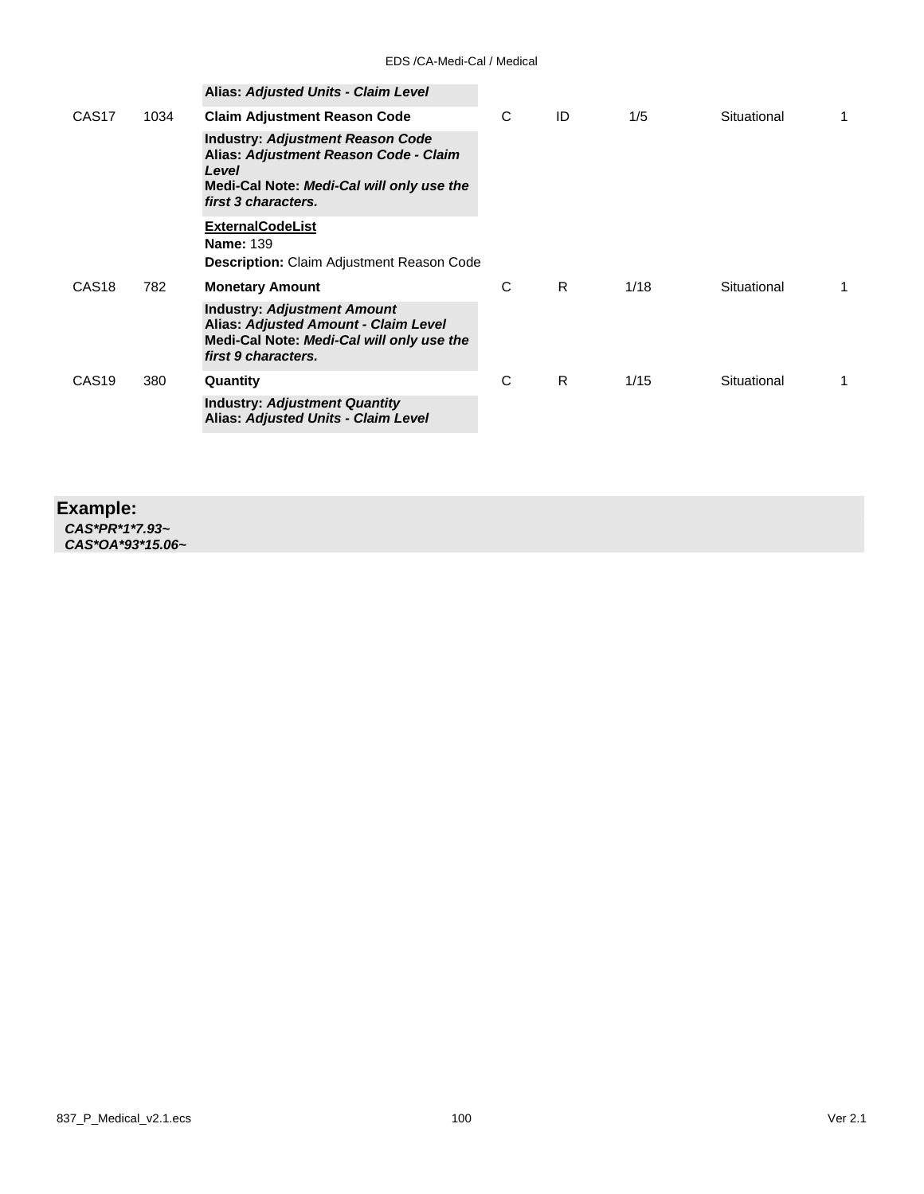| | | **Alias:** ***Adjusted Units - Claim Level*** | | | | | |
|---|---|---|---|---|---|---|---|
| CAS17 | 1034 | **Claim Adjustment Reason Code** | C | ID | 1/5 | Situational | 1 |
| | | **Industry:** ***Adjustment Reason Code*** **Alias:** ***Adjustment Reason Code - Claim Level*** **Medi-Cal Note:** ***Medi-Cal will only use the first 3 characters.*** | | | | | |
| | | **ExternalCodeList** **Name:** 139 **Description:** Claim Adjustment Reason Code | | | | | |
| CAS18 | 782 | **Monetary Amount** | C | R | 1/18 | Situational | 1 |
| | | **Industry:** ***Adjustment Amount*** **Alias:** ***Adjusted Amount - Claim Level*** **Medi-Cal Note:** ***Medi-Cal will only use the first 9 characters.*** | | | | | |
| CAS19 | 380 | **Quantity** | C | R | 1/15 | Situational | 1 |
| | | **Industry:** ***Adjustment Quantity*** **Alias:** ***Adjusted Units - Claim Level*** | | | | | |

**Example:**

***CAS*PR*1*7.93~***
***CAS*OA*93*15.06~***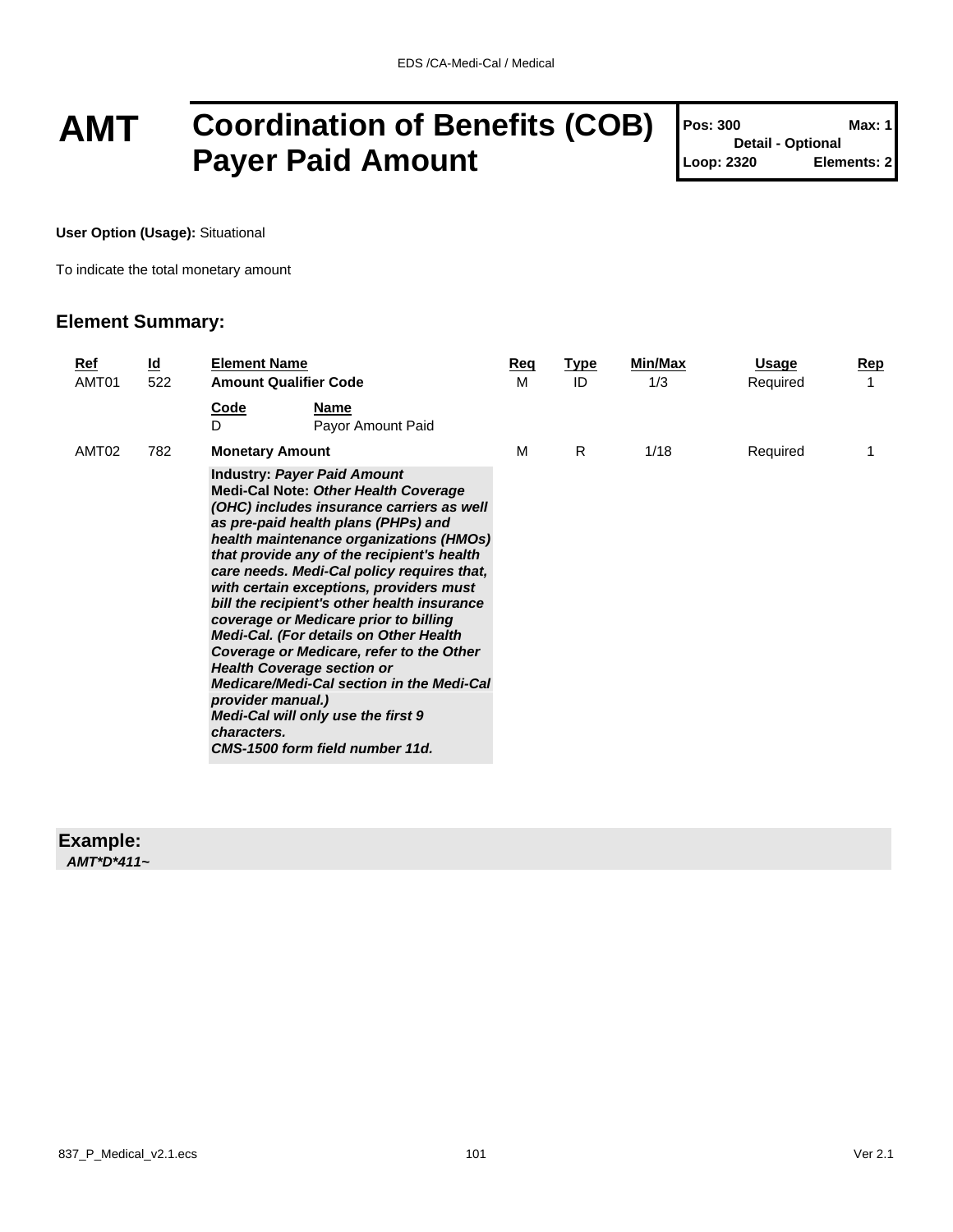# AMT Coordination of Benefits (COB) Payer Paid Amount

**Pos: 300** **Max: 1**
**Detail - Optional**
**Loop: 2320** **Elements: 2**

**User Option (Usage):** Situational

To indicate the total monetary amount

## Element Summary:

| Ref | Id | Element Name | Req | Type | Min/Max | Usage | Rep |
|---|---|---|---|---|---|---|---|
| AMT01 | 522 | **Amount Qualifier Code** | M | ID | 1/3 | Required | 1 |
| | | **Code** D — **Name** Payor Amount Paid | | | | | |
| AMT02 | 782 | **Monetary Amount** | M | R | 1/18 | Required | 1 |
| | | **Industry:** ***Payer Paid Amount*** **Medi-Cal Note:** ***Other Health Coverage (OHC) includes insurance carriers as well as pre-paid health plans (PHPs) and health maintenance organizations (HMOs) that provide any of the recipient's health care needs. Medi-Cal policy requires that, with certain exceptions, providers must bill the recipient's other health insurance coverage or Medicare prior to billing Medi-Cal. (For details on Other Health Coverage or Medicare, refer to the Other Health Coverage section or Medicare/Medi-Cal section in the Medi-Cal provider manual.) Medi-Cal will only use the first 9 characters. CMS-1500 form field number 11d.*** | | | | | |

**Example:**
***AMT*D*411~***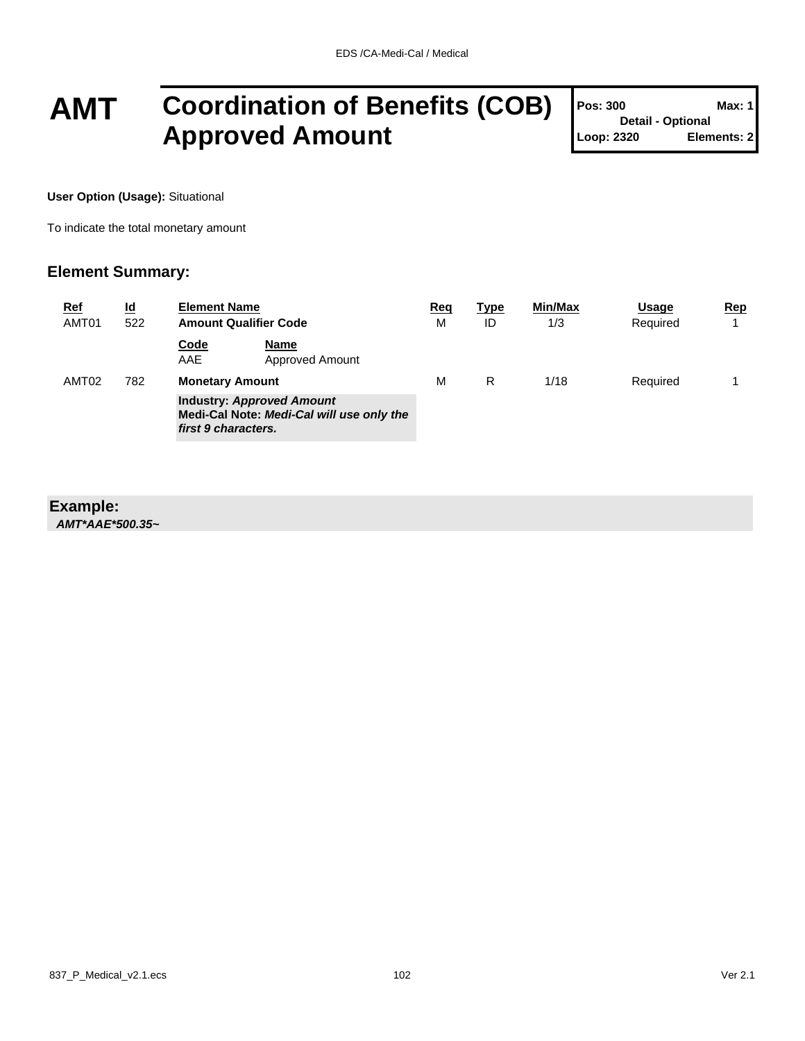# AMT Coordination of Benefits (COB) Approved Amount

**Pos: 300** | **Max: 1**
**Detail - Optional**
**Loop: 2320** | **Elements: 2**

**User Option (Usage):** Situational

To indicate the total monetary amount

## Element Summary:

| Ref | Id | Element Name | Req | Type | Min/Max | Usage | Rep |
|---|---|---|---|---|---|---|---|
| AMT01 | 522 | **Amount Qualifier Code** | M | ID | 1/3 | Required | 1 |
| | | **Code** / **Name**<br>AAE / Approved Amount | | | | | |
| AMT02 | 782 | **Monetary Amount** | M | R | 1/18 | Required | 1 |
| | | **Industry:** ***Approved Amount***<br>**Medi-Cal Note:** ***Medi-Cal will use only the first 9 characters.*** | | | | | |

**Example:**

***AMT*AAE*500.35~***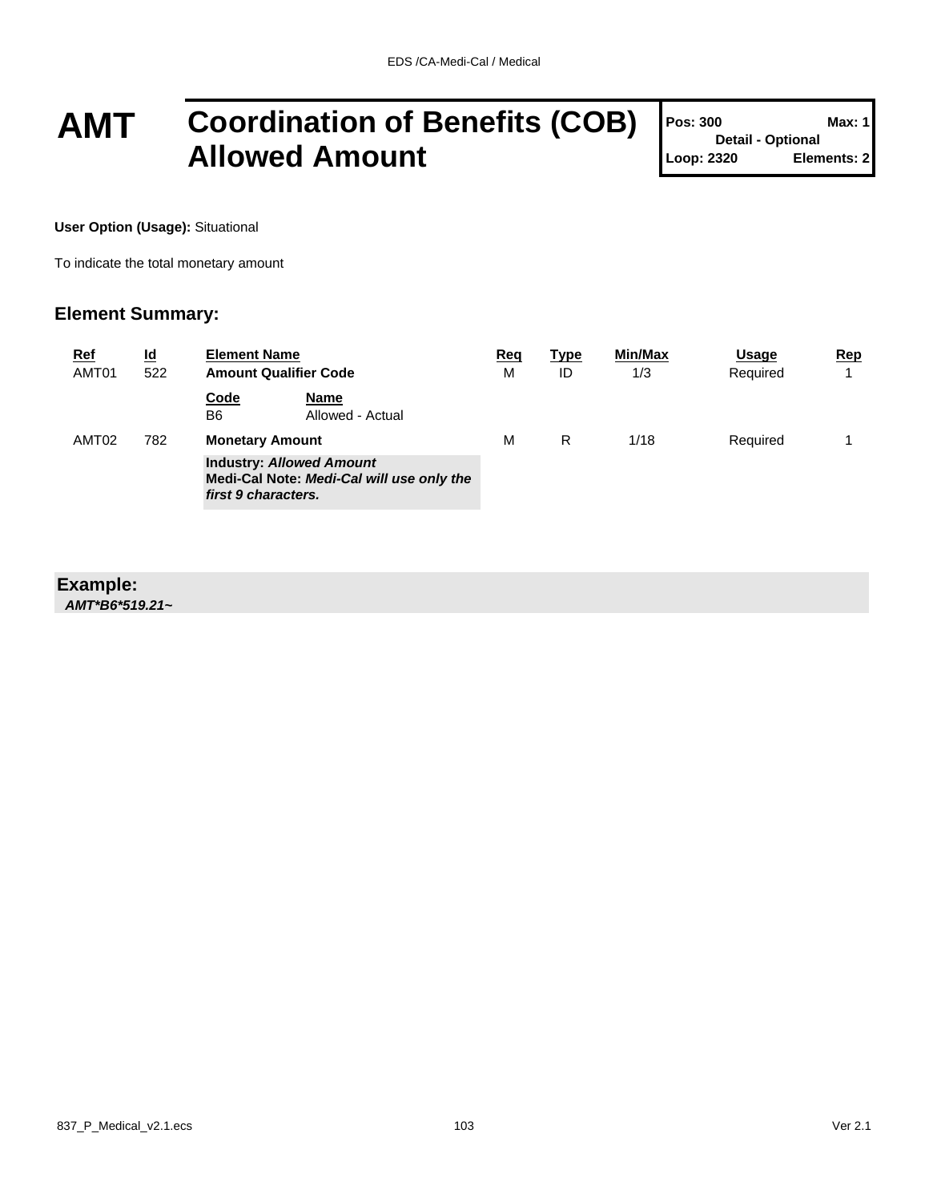# AMT Coordination of Benefits (COB) Allowed Amount

**Pos: 300** **Max: 1**
**Detail - Optional**
**Loop: 2320** **Elements: 2**

**User Option (Usage):** Situational

To indicate the total monetary amount

## Element Summary:

| Ref | Id | Element Name | | Req | Type | Min/Max | Usage | Rep |
|---|---|---|---|---|---|---|---|---|
| AMT01 | 522 | **Amount Qualifier Code** | | M | ID | 1/3 | Required | 1 |
| | | **Code** | **Name** | | | | | |
| | | B6 | Allowed - Actual | | | | | |
| AMT02 | 782 | **Monetary Amount** | | M | R | 1/18 | Required | 1 |
| | | **Industry:** ***Allowed Amount*** **Medi-Cal Note:** ***Medi-Cal will use only the first 9 characters.*** | | | | | | |

## Example:

***AMT*B6*519.21~***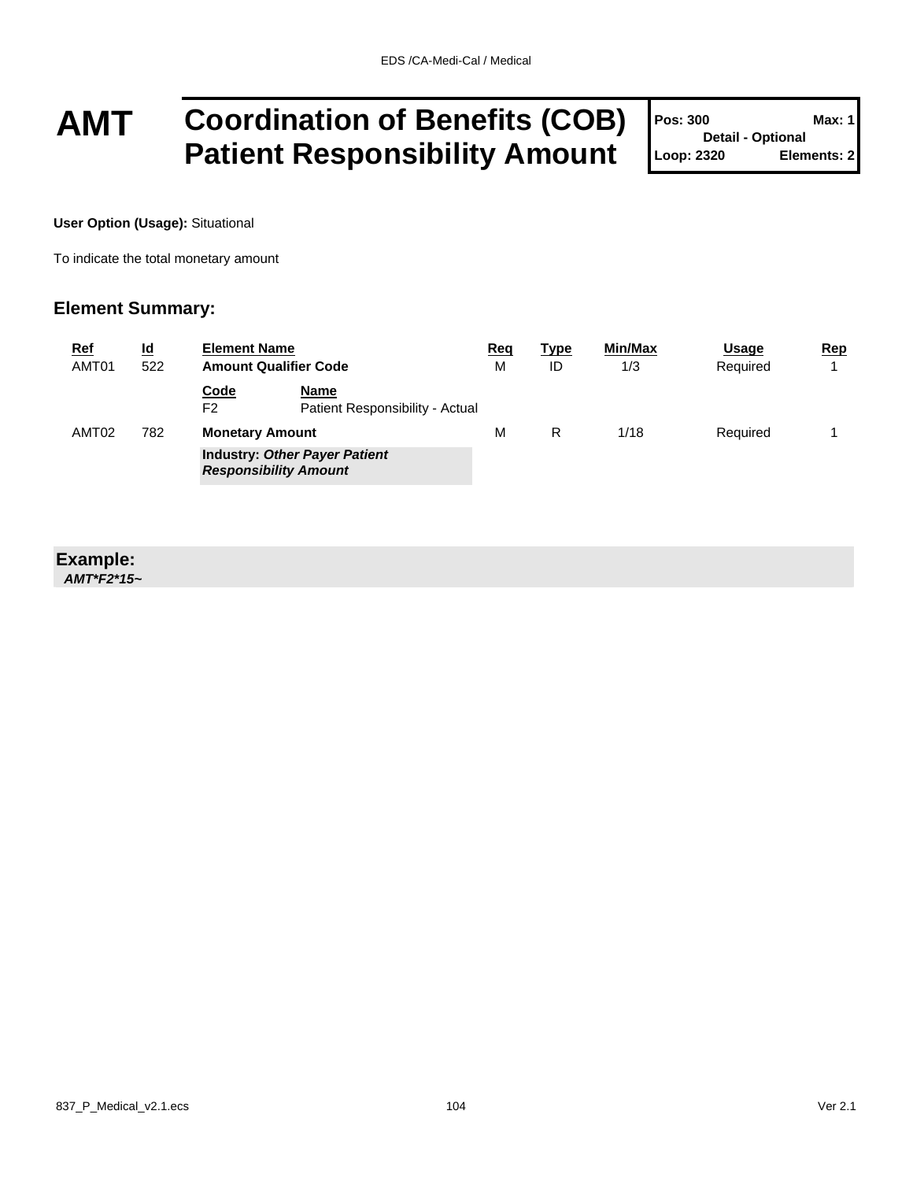# AMT Coordination of Benefits (COB) Patient Responsibility Amount

| Pos: 300 | Max: 1 |
|---|---|
| Detail - Optional | |
| Loop: 2320 | Elements: 2 |

**User Option (Usage):** Situational

To indicate the total monetary amount

## Element Summary:

| Ref | Id | Element Name | Req | Type | Min/Max | Usage | Rep |
|---|---|---|---|---|---|---|---|
| AMT01 | 522 | **Amount Qualifier Code** | M | ID | 1/3 | Required | 1 |
| | | **Code** / **Name**: F2 — Patient Responsibility - Actual | | | | | |
| AMT02 | 782 | **Monetary Amount** | M | R | 1/18 | Required | 1 |
| | | **Industry: *Other Payer Patient Responsibility Amount*** | | | | | |

**Example:**
***AMT*F2*15~***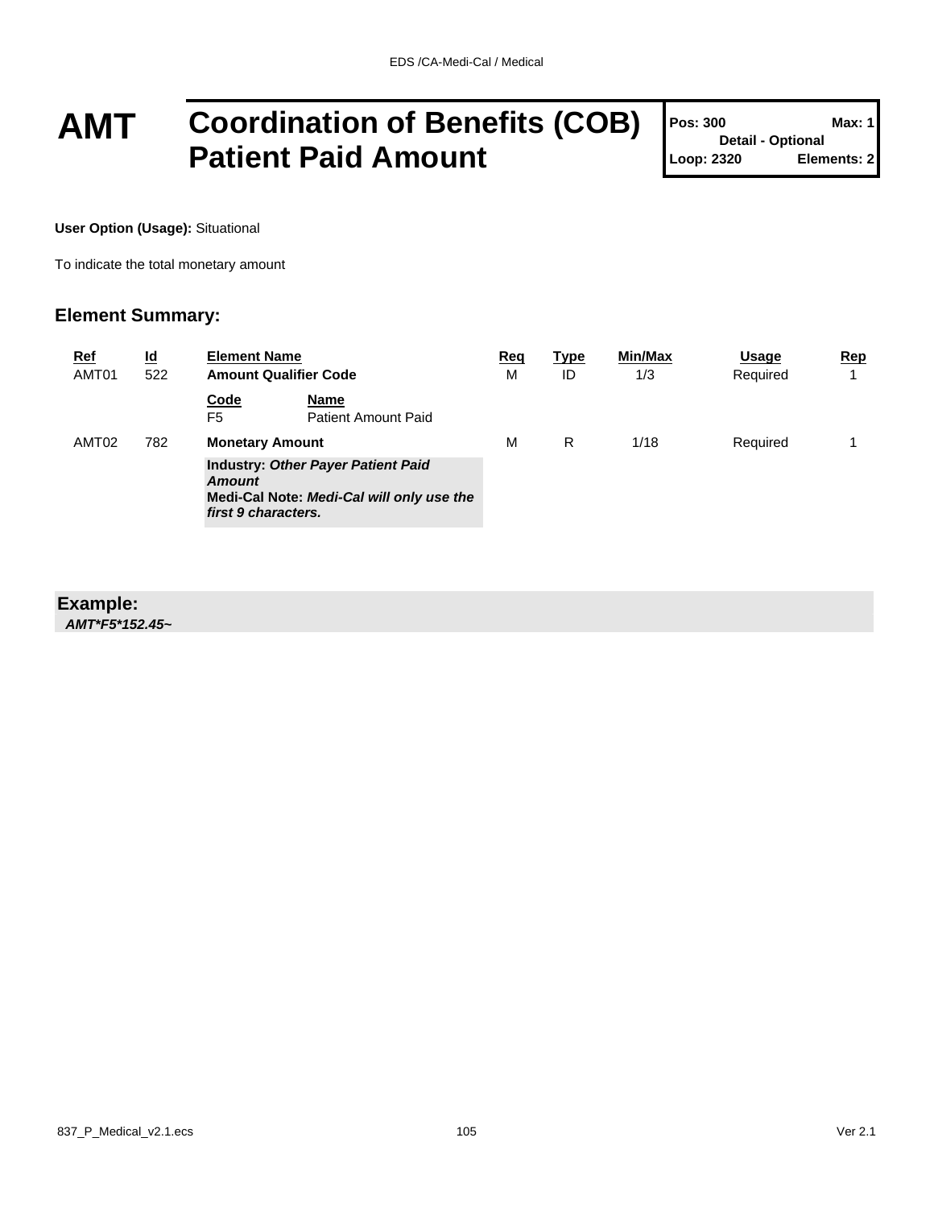# AMT Coordination of Benefits (COB) Patient Paid Amount

**Pos: 300** **Max: 1**
**Detail - Optional**
**Loop: 2320** **Elements: 2**

**User Option (Usage):** Situational

To indicate the total monetary amount

## Element Summary:

| Ref | Id | Element Name | Req | Type | Min/Max | Usage | Rep |
|---|---|---|---|---|---|---|---|
| AMT01 | 522 | **Amount Qualifier Code** | M | ID | 1/3 | Required | 1 |
| | | **Code** F5 — **Name** Patient Amount Paid | | | | | |
| AMT02 | 782 | **Monetary Amount** | M | R | 1/18 | Required | 1 |
| | | **Industry:** ***Other Payer Patient Paid Amount*** **Medi-Cal Note:** ***Medi-Cal will only use the first 9 characters.*** | | | | | |

## Example:

***AMT*F5*152.45~***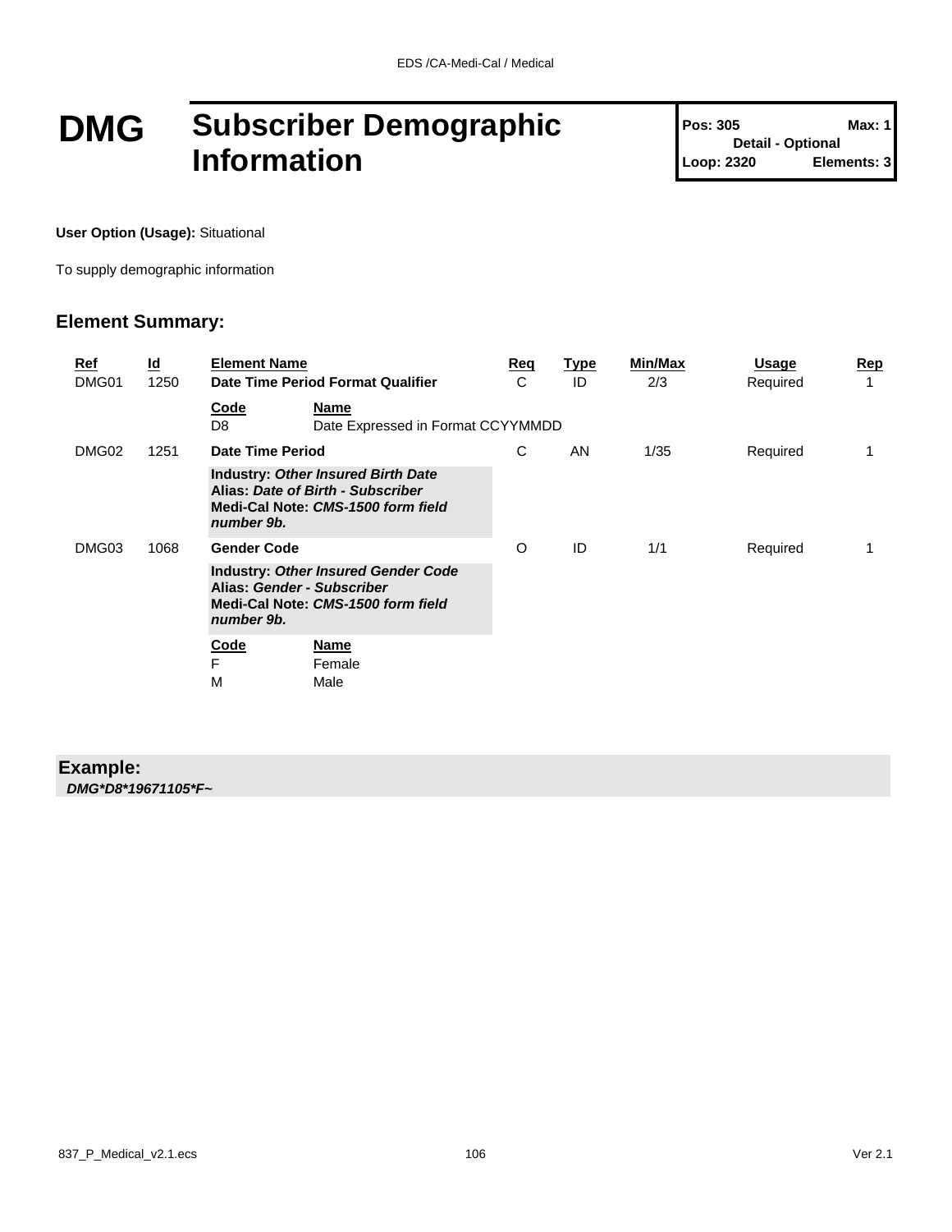# DMG Subscriber Demographic Information

| Pos: 305 | Max: 1 |
| --- | --- |
| Detail - Optional | |
| Loop: 2320 | Elements: 3 |

**User Option (Usage):** Situational

To supply demographic information

## Element Summary:

| Ref | Id | Element Name | Req | Type | Min/Max | Usage | Rep |
| --- | --- | --- | --- | --- | --- | --- | --- |
| DMG01 | 1250 | **Date Time Period Format Qualifier** | C | ID | 2/3 | Required | 1 |
| | | **Code** / **Name**<br>D8 — Date Expressed in Format CCYYMMDD | | | | | |
| DMG02 | 1251 | **Date Time Period** | C | AN | 1/35 | Required | 1 |
| | | **Industry:** ***Other Insured Birth Date***<br>**Alias:** ***Date of Birth - Subscriber***<br>**Medi-Cal Note:** ***CMS-1500 form field number 9b.*** | | | | | |
| DMG03 | 1068 | **Gender Code** | O | ID | 1/1 | Required | 1 |
| | | **Industry:** ***Other Insured Gender Code***<br>**Alias:** ***Gender - Subscriber***<br>**Medi-Cal Note:** ***CMS-1500 form field number 9b.*** | | | | | |
| | | **Code** / **Name**<br>F — Female<br>M — Male | | | | | |

## Example:

***DMG*D8*19671105*F~***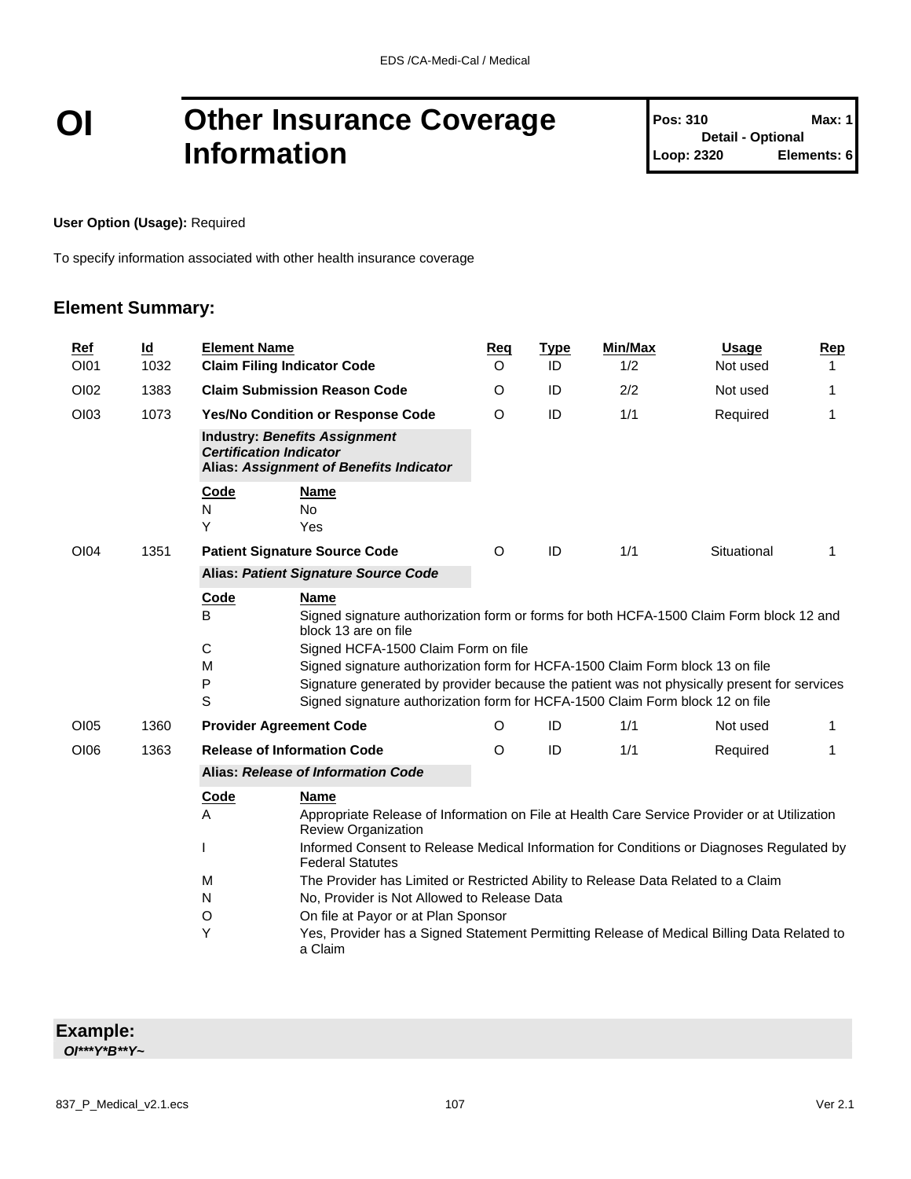# OI Other Insurance Coverage Information

| Pos: 310 | Max: 1 |
|---|---|
| Detail - Optional | |
| Loop: 2320 | Elements: 6 |

**User Option (Usage):** Required

To specify information associated with other health insurance coverage

## Element Summary:

| Ref | Id | Element Name | Req | Type | Min/Max | Usage | Rep |
|---|---|---|---|---|---|---|---|
| OI01 | 1032 | **Claim Filing Indicator Code** | O | ID | 1/2 | Not used | 1 |
| OI02 | 1383 | **Claim Submission Reason Code** | O | ID | 2/2 | Not used | 1 |
| OI03 | 1073 | **Yes/No Condition or Response Code** | O | ID | 1/1 | Required | 1 |
| OI04 | 1351 | **Patient Signature Source Code** | O | ID | 1/1 | Situational | 1 |
| OI05 | 1360 | **Provider Agreement Code** | O | ID | 1/1 | Not used | 1 |
| OI06 | 1363 | **Release of Information Code** | O | ID | 1/1 | Required | 1 |

**OI03 – Yes/No Condition or Response Code**

**Industry:** ***Benefits Assignment Certification Indicator***
**Alias:** ***Assignment of Benefits Indicator***

| Code | Name |
|---|---|
| N | No |
| Y | Yes |

**OI04 – Patient Signature Source Code**

**Alias:** ***Patient Signature Source Code***

| Code | Name |
|---|---|
| B | Signed signature authorization form or forms for both HCFA-1500 Claim Form block 12 and block 13 are on file |
| C | Signed HCFA-1500 Claim Form on file |
| M | Signed signature authorization form for HCFA-1500 Claim Form block 13 on file |
| P | Signature generated by provider because the patient was not physically present for services |
| S | Signed signature authorization form for HCFA-1500 Claim Form block 12 on file |

**OI06 – Release of Information Code**

**Alias:** ***Release of Information Code***

| Code | Name |
|---|---|
| A | Appropriate Release of Information on File at Health Care Service Provider or at Utilization Review Organization |
| I | Informed Consent to Release Medical Information for Conditions or Diagnoses Regulated by Federal Statutes |
| M | The Provider has Limited or Restricted Ability to Release Data Related to a Claim |
| N | No, Provider is Not Allowed to Release Data |
| O | On file at Payor or at Plan Sponsor |
| Y | Yes, Provider has a Signed Statement Permitting Release of Medical Billing Data Related to a Claim |

**Example:**

***OI***Y*B**Y~***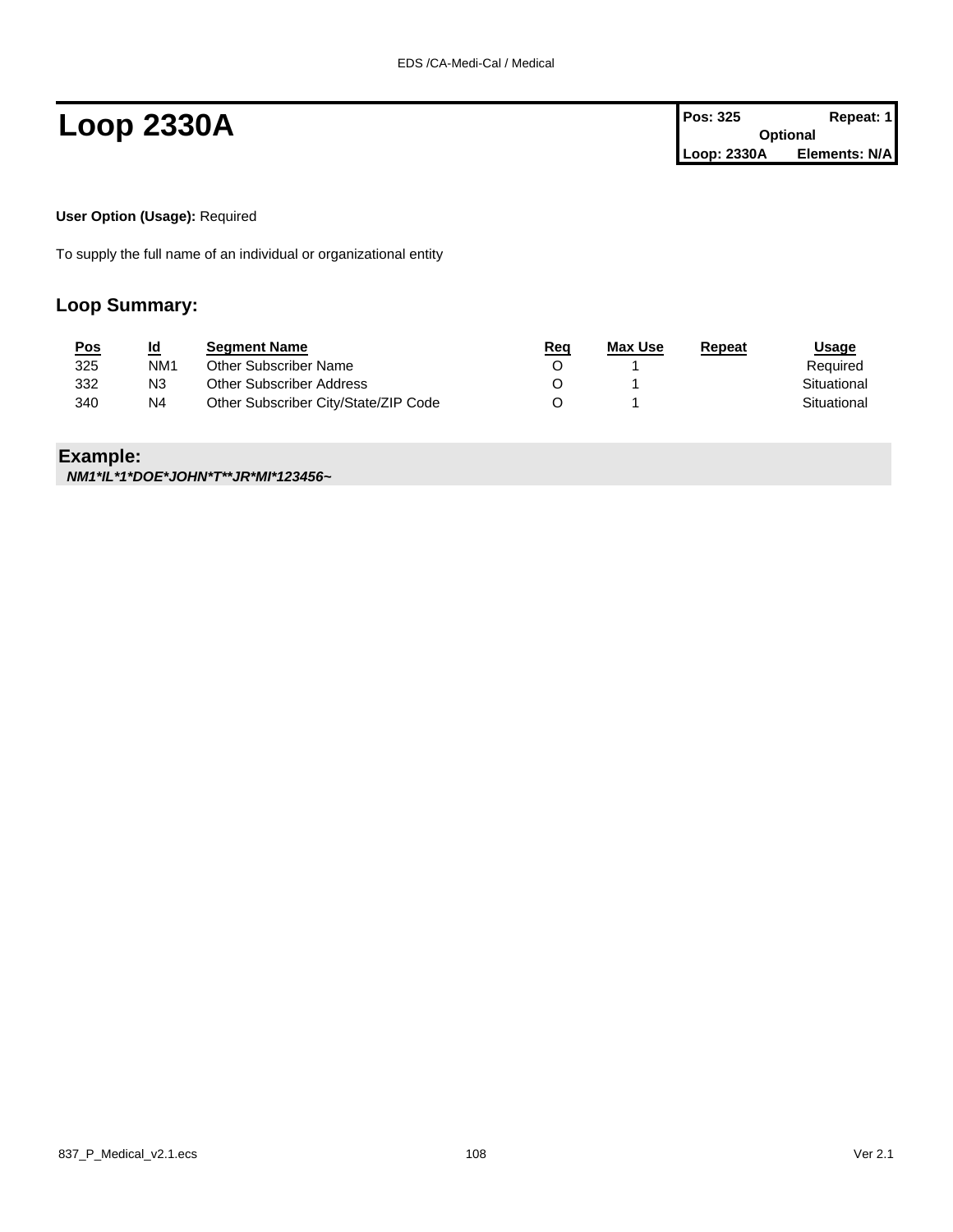# Loop 2330A

| Pos: 325 | Repeat: 1 |
|---|---|
| Optional | |
| Loop: 2330A | Elements: N/A |

**User Option (Usage):** Required

To supply the full name of an individual or organizational entity

## Loop Summary:

| Pos | Id | Segment Name | Req | Max Use | Repeat | Usage |
|---|---|---|---|---|---|---|
| 325 | NM1 | Other Subscriber Name | O | 1 | | Required |
| 332 | N3 | Other Subscriber Address | O | 1 | | Situational |
| 340 | N4 | Other Subscriber City/State/ZIP Code | O | 1 | | Situational |

## Example:

***NM1*IL*1*DOE*JOHN*T**JR*MI*123456~***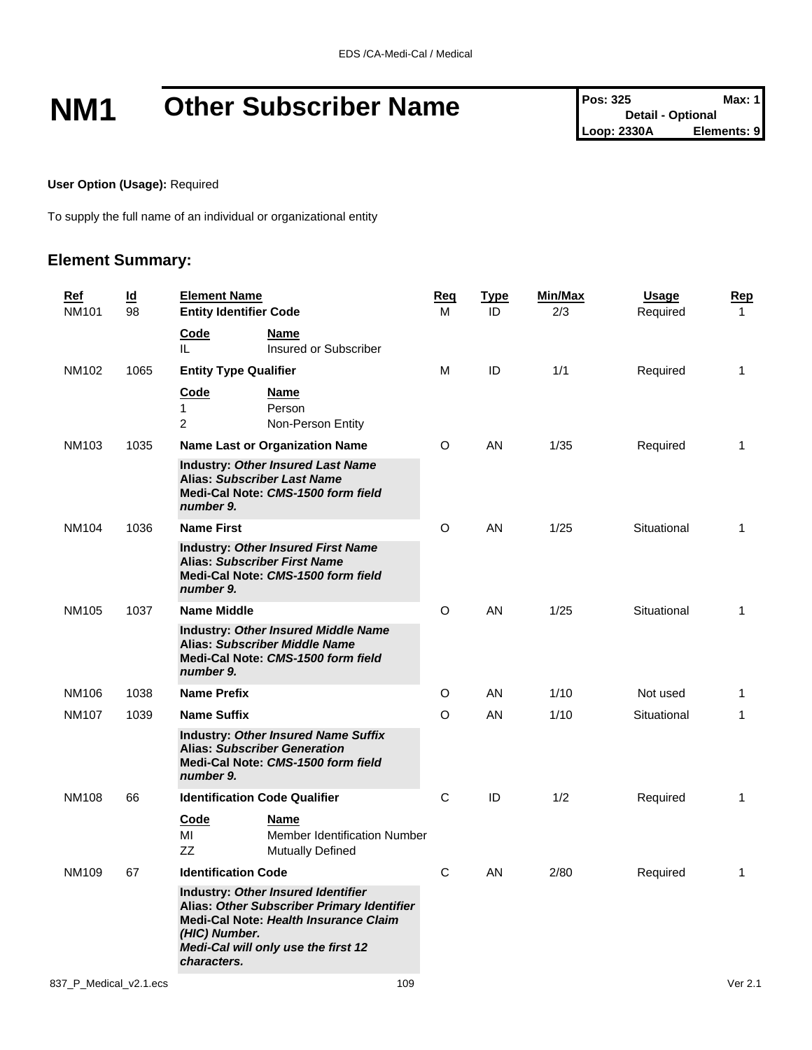# NM1 Other Subscriber Name

| Pos: 325 | Max: 1 |
|---|---|
| Detail - Optional | |
| Loop: 2330A | Elements: 9 |

**User Option (Usage):** Required

To supply the full name of an individual or organizational entity

## Element Summary:

| Ref | Id | Element Name | Req | Type | Min/Max | Usage | Rep |
|---|---|---|---|---|---|---|---|
| NM101 | 98 | **Entity Identifier Code** | M | ID | 2/3 | Required | 1 |
| | | **Code** / **Name**<br>IL — Insured or Subscriber | | | | | |
| NM102 | 1065 | **Entity Type Qualifier** | M | ID | 1/1 | Required | 1 |
| | | **Code** / **Name**<br>1 — Person<br>2 — Non-Person Entity | | | | | |
| NM103 | 1035 | **Name Last or Organization Name** | O | AN | 1/35 | Required | 1 |
| | | **Industry:** ***Other Insured Last Name***<br>**Alias:** ***Subscriber Last Name***<br>**Medi-Cal Note:** ***CMS-1500 form field number 9.*** | | | | | |
| NM104 | 1036 | **Name First** | O | AN | 1/25 | Situational | 1 |
| | | **Industry:** ***Other Insured First Name***<br>**Alias:** ***Subscriber First Name***<br>**Medi-Cal Note:** ***CMS-1500 form field number 9.*** | | | | | |
| NM105 | 1037 | **Name Middle** | O | AN | 1/25 | Situational | 1 |
| | | **Industry:** ***Other Insured Middle Name***<br>**Alias:** ***Subscriber Middle Name***<br>**Medi-Cal Note:** ***CMS-1500 form field number 9.*** | | | | | |
| NM106 | 1038 | **Name Prefix** | O | AN | 1/10 | Not used | 1 |
| NM107 | 1039 | **Name Suffix** | O | AN | 1/10 | Situational | 1 |
| | | **Industry:** ***Other Insured Name Suffix***<br>**Alias:** ***Subscriber Generation***<br>**Medi-Cal Note:** ***CMS-1500 form field number 9.*** | | | | | |
| NM108 | 66 | **Identification Code Qualifier** | C | ID | 1/2 | Required | 1 |
| | | **Code** / **Name**<br>MI — Member Identification Number<br>ZZ — Mutually Defined | | | | | |
| NM109 | 67 | **Identification Code** | C | AN | 2/80 | Required | 1 |
| | | **Industry:** ***Other Insured Identifier***<br>**Alias:** ***Other Subscriber Primary Identifier***<br>**Medi-Cal Note:** ***Health Insurance Claim (HIC) Number.***<br>***Medi-Cal will only use the first 12 characters.*** | | | | | |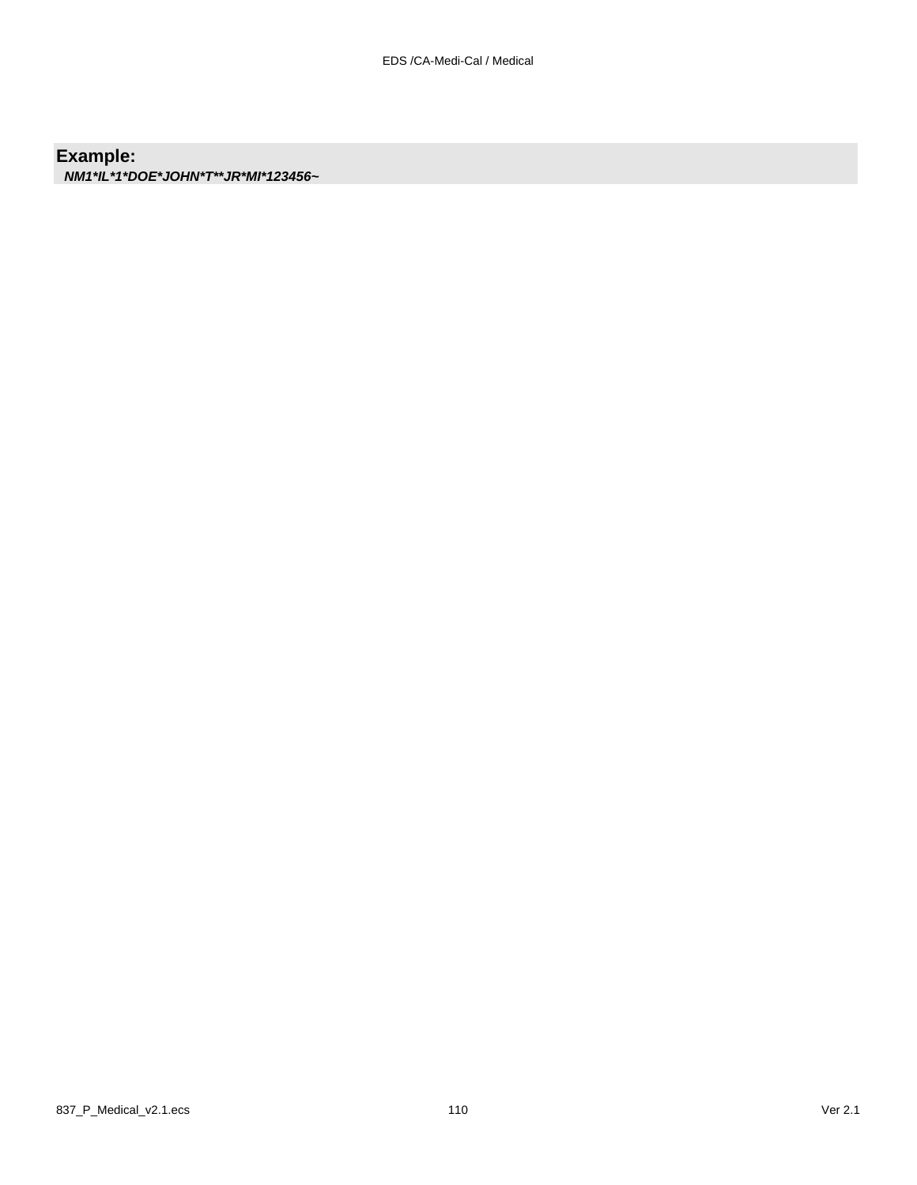**Example:**

***NM1*IL*1*DOE*JOHN*T**JR*MI*123456~***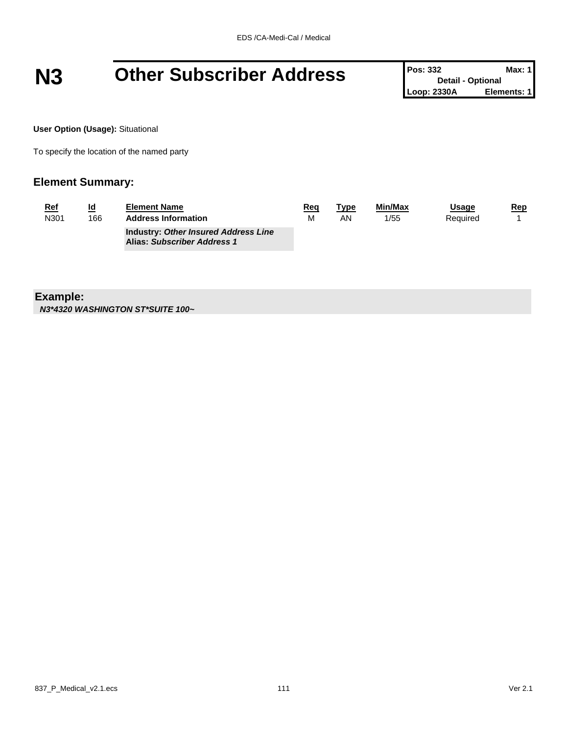# N3 Other Subscriber Address

| Pos: 332 | Max: 1 |
|---|---|
| Detail - Optional | |
| Loop: 2330A | Elements: 1 |

**User Option (Usage):** Situational

To specify the location of the named party

## Element Summary:

| Ref | Id | Element Name | Req | Type | Min/Max | Usage | Rep |
|---|---|---|---|---|---|---|---|
| N301 | 166 | **Address Information**<br>**Industry:** ***Other Insured Address Line***<br>**Alias:** ***Subscriber Address 1*** | M | AN | 1/55 | Required | 1 |

**Example:**

***N3*4320 WASHINGTON ST*SUITE 100~***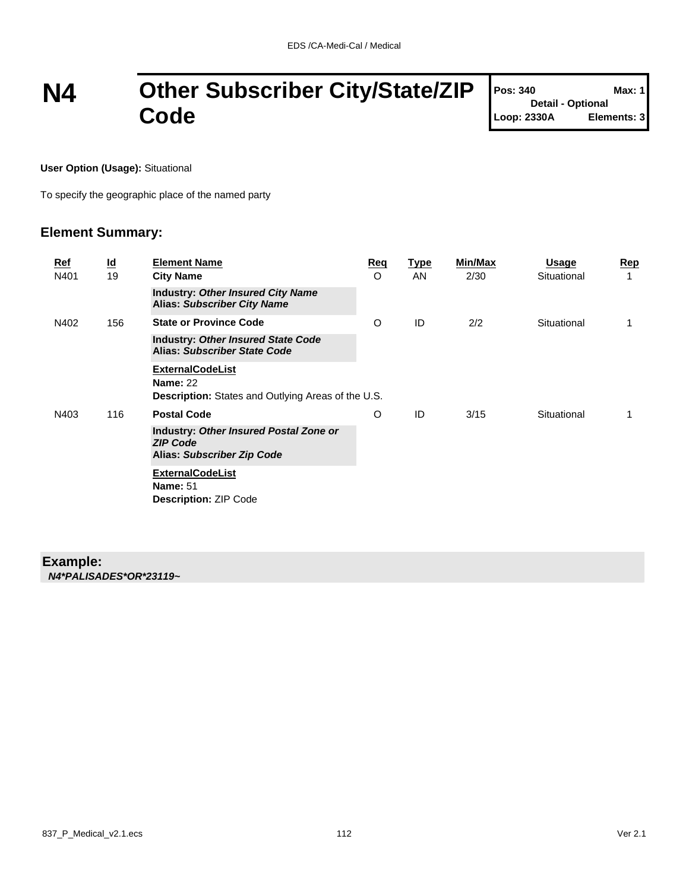# N4 Other Subscriber City/State/ZIP Code

| Pos: 340 | Max: 1 |
|---|---|
| Detail - Optional | |
| Loop: 2330A | Elements: 3 |

**User Option (Usage):** Situational

To specify the geographic place of the named party

## Element Summary:

| Ref | Id | Element Name | Req | Type | Min/Max | Usage | Rep |
|---|---|---|---|---|---|---|---|
| N401 | 19 | **City Name** | O | AN | 2/30 | Situational | 1 |
| | | **Industry:** ***Other Insured City Name*** **Alias:** ***Subscriber City Name*** | | | | | |
| N402 | 156 | **State or Province Code** | O | ID | 2/2 | Situational | 1 |
| | | **Industry:** ***Other Insured State Code*** **Alias:** ***Subscriber State Code*** | | | | | |
| | | **ExternalCodeList** **Name:** 22 **Description:** States and Outlying Areas of the U.S. | | | | | |
| N403 | 116 | **Postal Code** | O | ID | 3/15 | Situational | 1 |
| | | **Industry:** ***Other Insured Postal Zone or ZIP Code*** **Alias:** ***Subscriber Zip Code*** | | | | | |
| | | **ExternalCodeList** **Name:** 51 **Description:** ZIP Code | | | | | |

**Example:**

***N4*PALISADES*OR*23119~***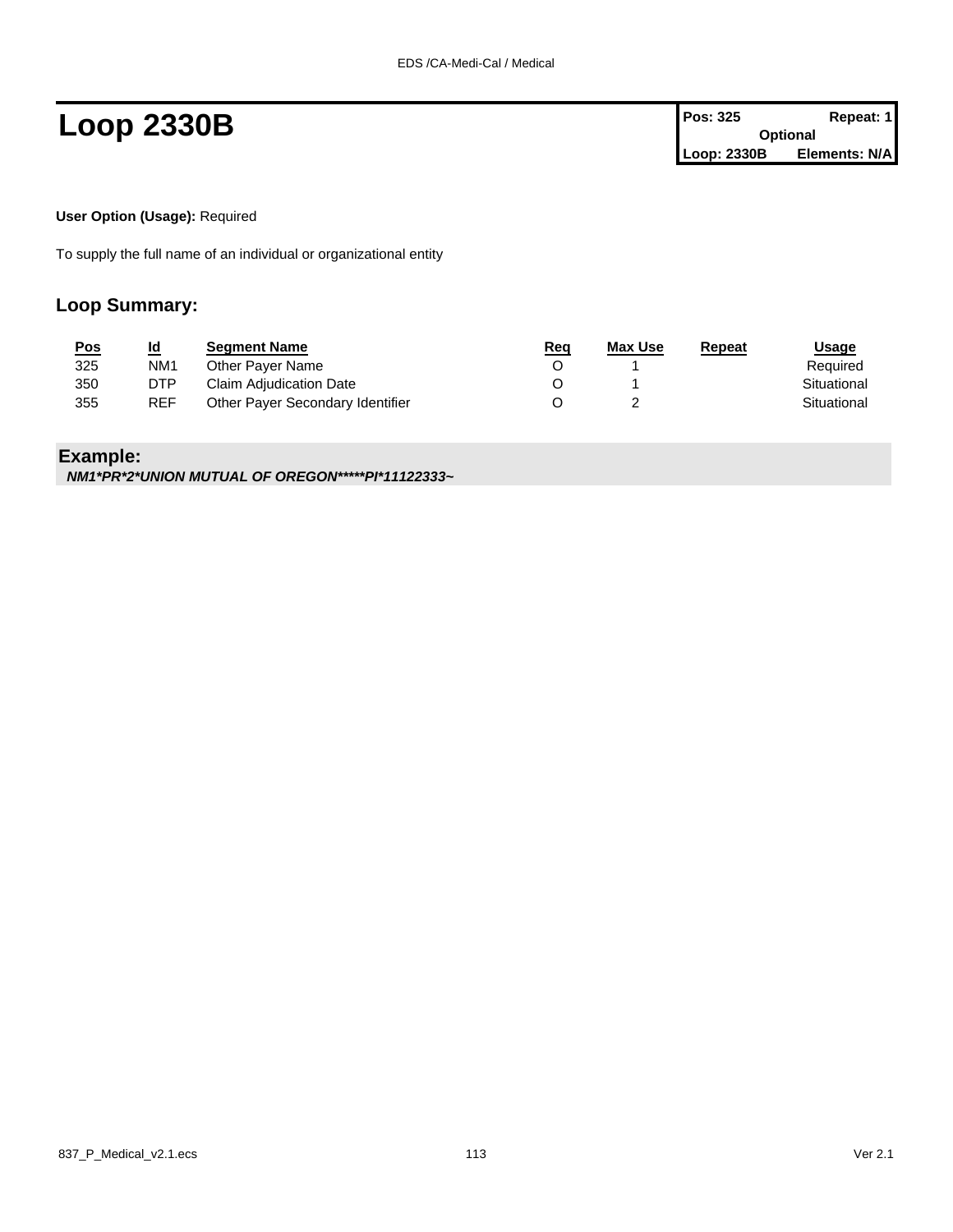# Loop 2330B

| Pos: 325 | Repeat: 1 |
| --- | --- |
| Optional | |
| Loop: 2330B | Elements: N/A |

**User Option (Usage):** Required

To supply the full name of an individual or organizational entity

## Loop Summary:

| Pos | Id | Segment Name | Req | Max Use | Repeat | Usage |
| --- | --- | --- | --- | --- | --- | --- |
| 325 | NM1 | Other Payer Name | O | 1 | | Required |
| 350 | DTP | Claim Adjudication Date | O | 1 | | Situational |
| 355 | REF | Other Payer Secondary Identifier | O | 2 | | Situational |

## Example:

***NM1*PR*2*UNION MUTUAL OF OREGON*****PI*11122333~***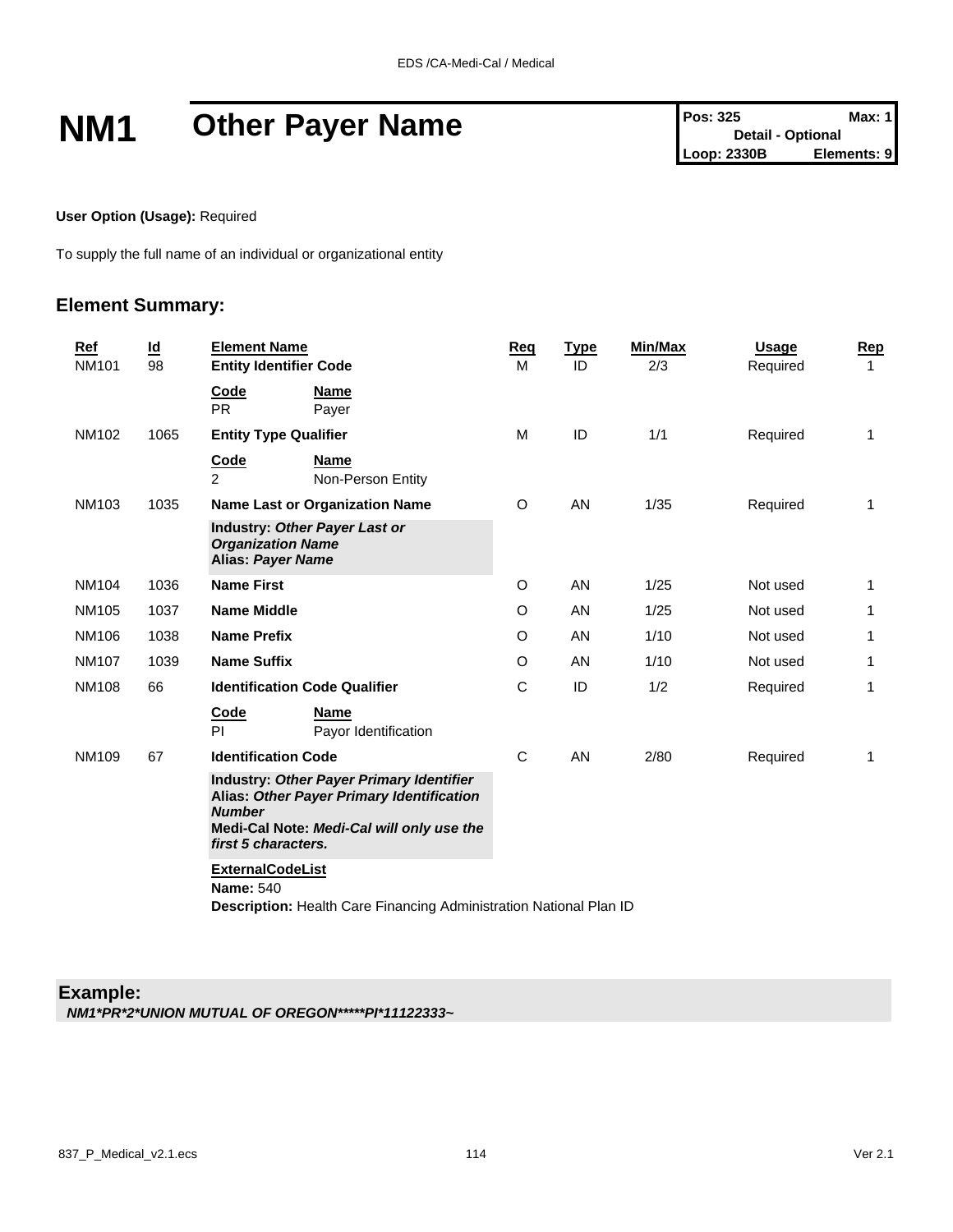# NM1 Other Payer Name

| Pos: 325 | Max: 1 |
|---|---|
| Detail - Optional | |
| Loop: 2330B | Elements: 9 |

**User Option (Usage):** Required

To supply the full name of an individual or organizational entity

## Element Summary:

| Ref | Id | Element Name | Req | Type | Min/Max | Usage | Rep |
|---|---|---|---|---|---|---|---|
| NM101 | 98 | **Entity Identifier Code** | M | ID | 2/3 | Required | 1 |
| | | **Code** / **Name**<br>PR Payer | | | | | |
| NM102 | 1065 | **Entity Type Qualifier** | M | ID | 1/1 | Required | 1 |
| | | **Code** / **Name**<br>2 Non-Person Entity | | | | | |
| NM103 | 1035 | **Name Last or Organization Name** | O | AN | 1/35 | Required | 1 |
| | | **Industry:** ***Other Payer Last or Organization Name***<br>**Alias:** ***Payer Name*** | | | | | |
| NM104 | 1036 | **Name First** | O | AN | 1/25 | Not used | 1 |
| NM105 | 1037 | **Name Middle** | O | AN | 1/25 | Not used | 1 |
| NM106 | 1038 | **Name Prefix** | O | AN | 1/10 | Not used | 1 |
| NM107 | 1039 | **Name Suffix** | O | AN | 1/10 | Not used | 1 |
| NM108 | 66 | **Identification Code Qualifier** | C | ID | 1/2 | Required | 1 |
| | | **Code** / **Name**<br>PI Payor Identification | | | | | |
| NM109 | 67 | **Identification Code** | C | AN | 2/80 | Required | 1 |
| | | **Industry:** ***Other Payer Primary Identifier***<br>**Alias:** ***Other Payer Primary Identification Number***<br>**Medi-Cal Note:** ***Medi-Cal will only use the first 5 characters.*** | | | | | |
| | | **ExternalCodeList**<br>**Name:** 540<br>**Description:** Health Care Financing Administration National Plan ID | | | | | |

**Example:**

***NM1*PR*2*UNION MUTUAL OF OREGON*****PI*11122333~***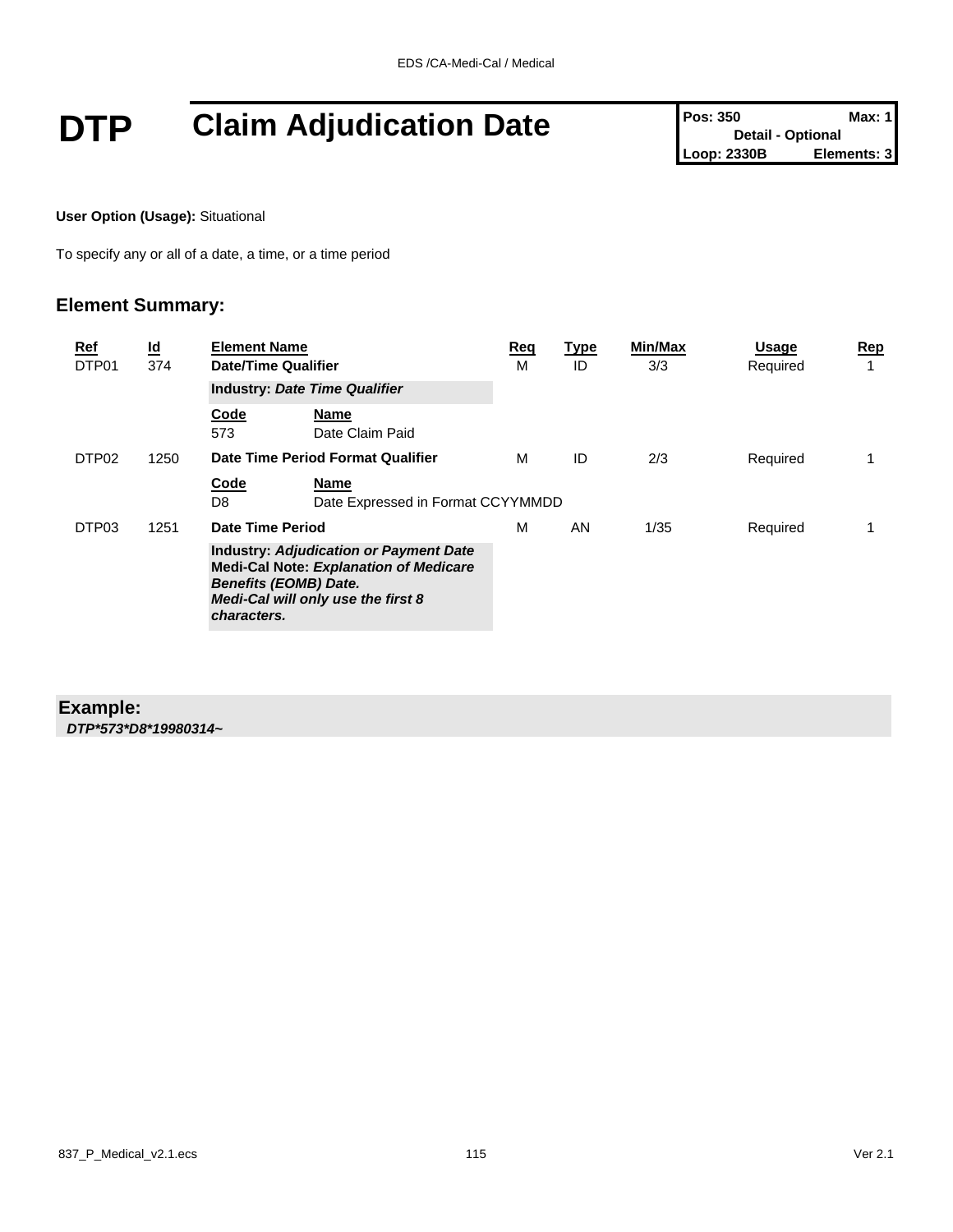# DTP Claim Adjudication Date

| Pos: 350 | Max: 1 |
| --- | --- |
| Detail - Optional | |
| Loop: 2330B | Elements: 3 |

**User Option (Usage):** Situational

To specify any or all of a date, a time, or a time period

## Element Summary:

| Ref | Id | Element Name | Req | Type | Min/Max | Usage | Rep |
| --- | --- | --- | --- | --- | --- | --- | --- |
| DTP01 | 374 | **Date/Time Qualifier**<br>**Industry:** ***Date Time Qualifier***<br>**Code** / **Name**<br>573 Date Claim Paid | M | ID | 3/3 | Required | 1 |
| DTP02 | 1250 | **Date Time Period Format Qualifier**<br>**Code** / **Name**<br>D8 Date Expressed in Format CCYYMMDD | M | ID | 2/3 | Required | 1 |
| DTP03 | 1251 | **Date Time Period**<br>**Industry:** ***Adjudication or Payment Date***<br>**Medi-Cal Note:** ***Explanation of Medicare Benefits (EOMB) Date.***<br>***Medi-Cal will only use the first 8 characters.*** | M | AN | 1/35 | Required | 1 |

**Example:**

***DTP*573*D8*19980314~***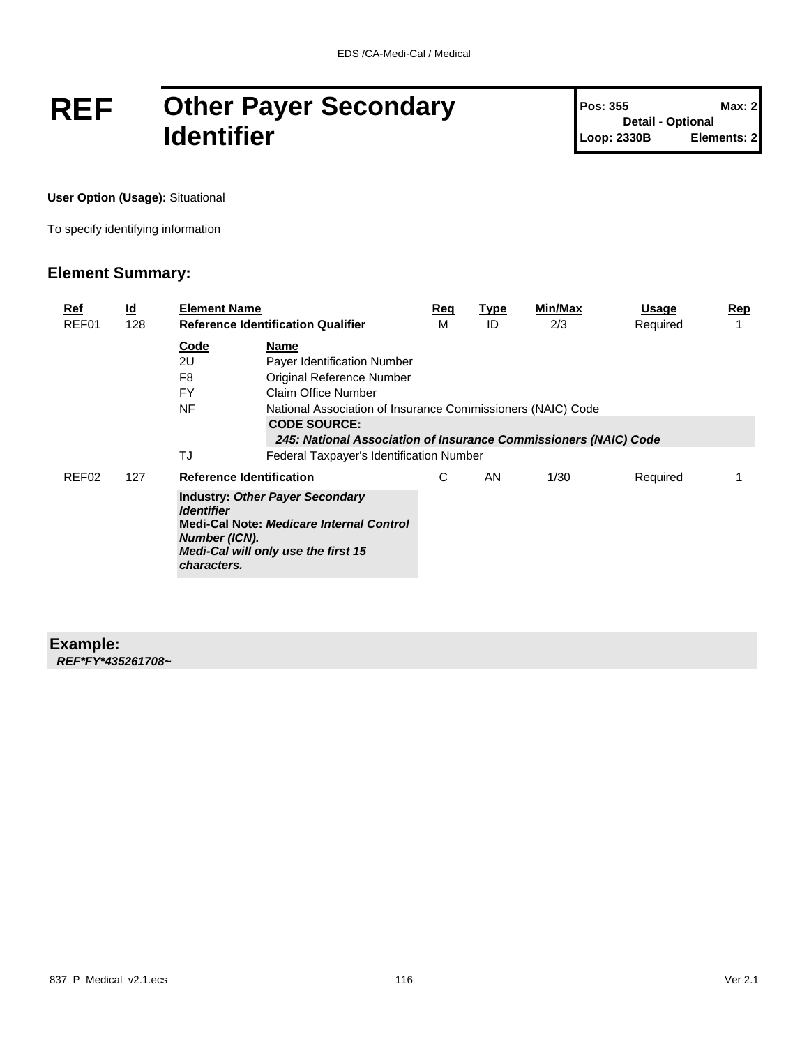# REF Other Payer Secondary Identifier

| Pos: 355 | Max: 2 |
|---|---|
| Detail - Optional | |
| Loop: 2330B | Elements: 2 |

**User Option (Usage):** Situational

To specify identifying information

## Element Summary:

| Ref | Id | Element Name | Req | Type | Min/Max | Usage | Rep |
|---|---|---|---|---|---|---|---|
| REF01 | 128 | **Reference Identification Qualifier** | M | ID | 2/3 | Required | 1 |
| REF02 | 127 | **Reference Identification** | C | AN | 1/30 | Required | 1 |

**REF01 Codes:**

| Code | Name |
|---|---|
| 2U | Payer Identification Number |
| F8 | Original Reference Number |
| FY | Claim Office Number |
| NF | National Association of Insurance Commissioners (NAIC) Code<br>**CODE SOURCE:**<br>***245: National Association of Insurance Commissioners (NAIC) Code*** |
| TJ | Federal Taxpayer's Identification Number |

**REF02:**

**Industry:** ***Other Payer Secondary Identifier***
**Medi-Cal Note:** ***Medicare Internal Control Number (ICN).***
***Medi-Cal will only use the first 15 characters.***

**Example:**
***REF*FY*435261708~***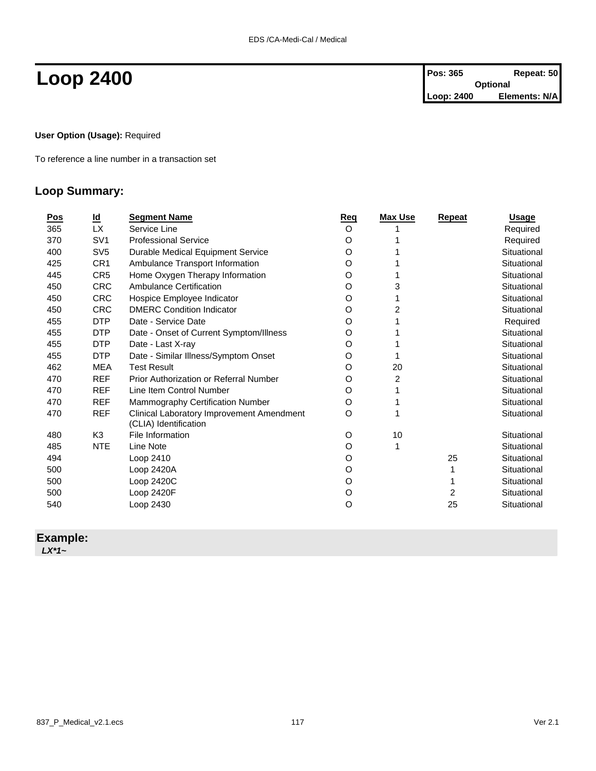# Loop 2400

| Pos: 365 | Repeat: 50 |
|---|---|
| Optional | |
| Loop: 2400 | Elements: N/A |

**User Option (Usage):** Required

To reference a line number in a transaction set

## Loop Summary:

| Pos | Id | Segment Name | Req | Max Use | Repeat | Usage |
|---|---|---|---|---|---|---|
| 365 | LX | Service Line | O | 1 | | Required |
| 370 | SV1 | Professional Service | O | 1 | | Required |
| 400 | SV5 | Durable Medical Equipment Service | O | 1 | | Situational |
| 425 | CR1 | Ambulance Transport Information | O | 1 | | Situational |
| 445 | CR5 | Home Oxygen Therapy Information | O | 1 | | Situational |
| 450 | CRC | Ambulance Certification | O | 3 | | Situational |
| 450 | CRC | Hospice Employee Indicator | O | 1 | | Situational |
| 450 | CRC | DMERC Condition Indicator | O | 2 | | Situational |
| 455 | DTP | Date - Service Date | O | 1 | | Required |
| 455 | DTP | Date - Onset of Current Symptom/Illness | O | 1 | | Situational |
| 455 | DTP | Date - Last X-ray | O | 1 | | Situational |
| 455 | DTP | Date - Similar Illness/Symptom Onset | O | 1 | | Situational |
| 462 | MEA | Test Result | O | 20 | | Situational |
| 470 | REF | Prior Authorization or Referral Number | O | 2 | | Situational |
| 470 | REF | Line Item Control Number | O | 1 | | Situational |
| 470 | REF | Mammography Certification Number | O | 1 | | Situational |
| 470 | REF | Clinical Laboratory Improvement Amendment (CLIA) Identification | O | 1 | | Situational |
| 480 | K3 | File Information | O | 10 | | Situational |
| 485 | NTE | Line Note | O | 1 | | Situational |
| 494 | | Loop 2410 | O | | 25 | Situational |
| 500 | | Loop 2420A | O | | 1 | Situational |
| 500 | | Loop 2420C | O | | 1 | Situational |
| 500 | | Loop 2420F | O | | 2 | Situational |
| 540 | | Loop 2430 | O | | 25 | Situational |

**Example:**

***LX*1~***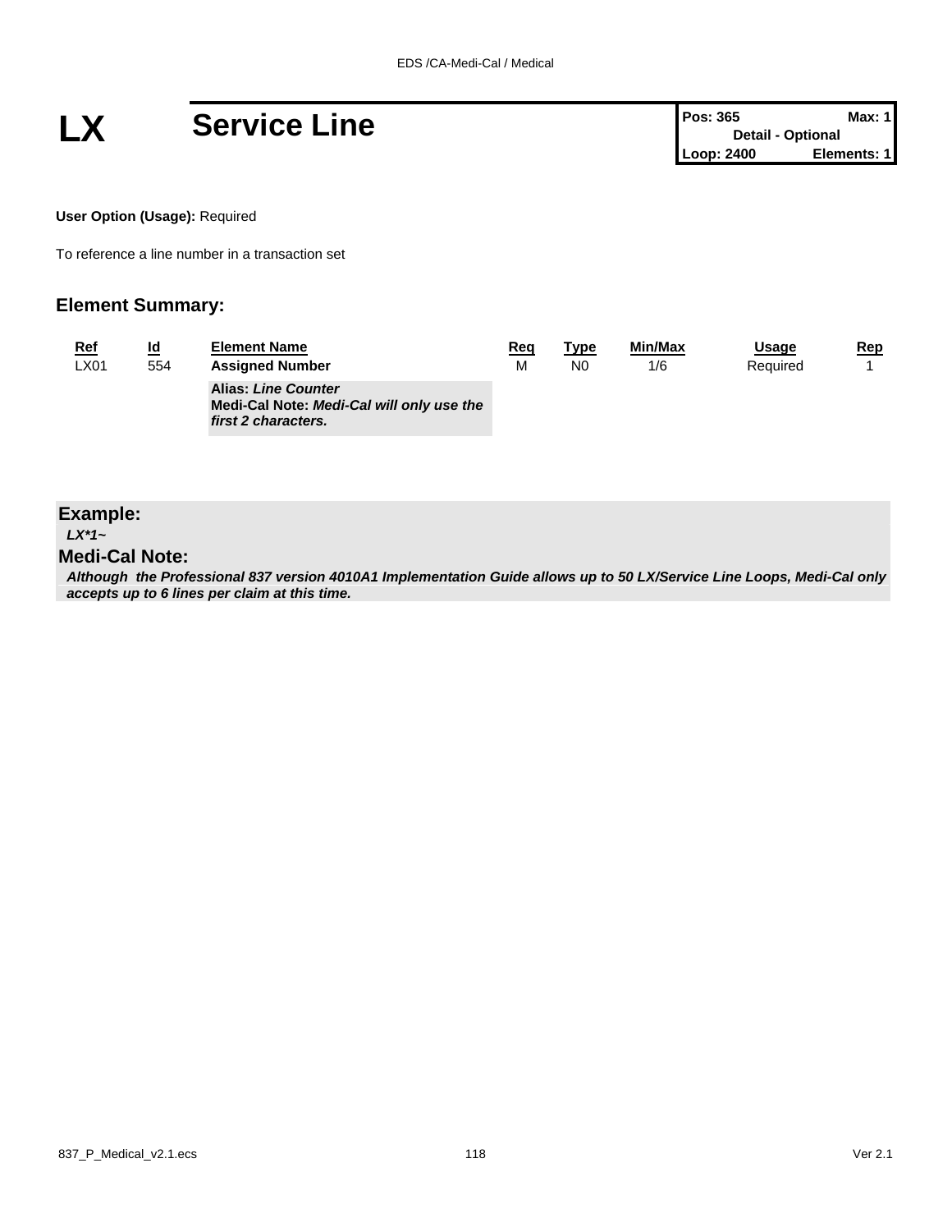# LX Service Line

| Pos: 365 | Max: 1 |
| --- | --- |
| Detail - Optional | |
| Loop: 2400 | Elements: 1 |

**User Option (Usage):** Required

To reference a line number in a transaction set

## Element Summary:

| Ref | Id | Element Name | Req | Type | Min/Max | Usage | Rep |
| --- | --- | --- | --- | --- | --- | --- | --- |
| LX01 | 554 | **Assigned Number** | M | N0 | 1/6 | Required | 1 |
| | | **Alias:** ***Line Counter*** <br> **Medi-Cal Note:** ***Medi-Cal will only use the first 2 characters.*** | | | | | |

## Example:

***LX*1~***

## Medi-Cal Note:

***Although the Professional 837 version 4010A1 Implementation Guide allows up to 50 LX/Service Line Loops, Medi-Cal only accepts up to 6 lines per claim at this time.***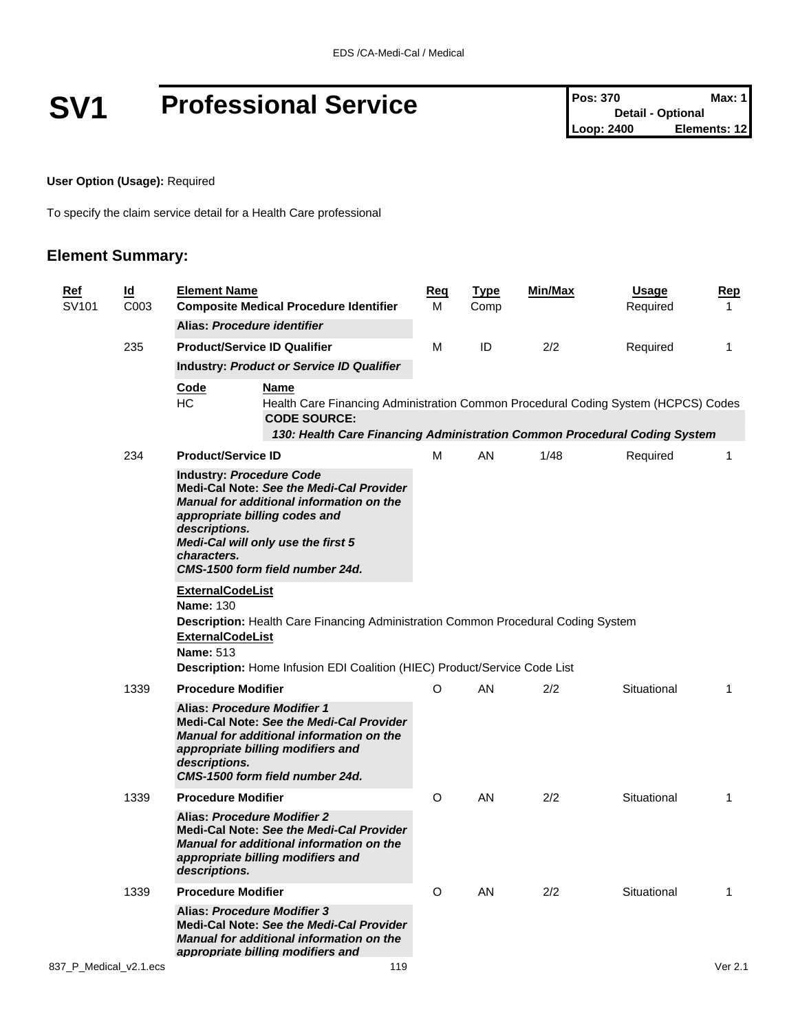# SV1 Professional Service

| Pos: 370 | Max: 1 |
| --- | --- |
| Detail - Optional | |
| Loop: 2400 | Elements: 12 |

**User Option (Usage):** Required

To specify the claim service detail for a Health Care professional

## Element Summary:

| Ref | Id | Element Name | Req | Type | Min/Max | Usage | Rep |
| --- | --- | --- | --- | --- | --- | --- | --- |
| SV101 | C003 | **Composite Medical Procedure Identifier**<br>**Alias:** ***Procedure identifier*** | M | Comp | | Required | 1 |
| | 235 | **Product/Service ID Qualifier**<br>**Industry:** ***Product or Service ID Qualifier*** | M | ID | 2/2 | Required | 1 |

| Code | Name |
| --- | --- |
| HC | Health Care Financing Administration Common Procedural Coding System (HCPCS) Codes<br>**CODE SOURCE:**<br>***130: Health Care Financing Administration Common Procedural Coding System*** |

| Ref | Id | Element Name | Req | Type | Min/Max | Usage | Rep |
| --- | --- | --- | --- | --- | --- | --- | --- |
| | 234 | **Product/Service ID**<br>**Industry:** ***Procedure Code***<br>**Medi-Cal Note:** ***See the Medi-Cal Provider Manual for additional information on the appropriate billing codes and descriptions.***<br>***Medi-Cal will only use the first 5 characters.***<br>***CMS-1500 form field number 24d.*** | M | AN | 1/48 | Required | 1 |

**ExternalCodeList**
**Name:** 130
**Description:** Health Care Financing Administration Common Procedural Coding System
**ExternalCodeList**
**Name:** 513
**Description:** Home Infusion EDI Coalition (HIEC) Product/Service Code List

| Ref | Id | Element Name | Req | Type | Min/Max | Usage | Rep |
| --- | --- | --- | --- | --- | --- | --- | --- |
| | 1339 | **Procedure Modifier**<br>**Alias:** ***Procedure Modifier 1***<br>**Medi-Cal Note:** ***See the Medi-Cal Provider Manual for additional information on the appropriate billing modifiers and descriptions.***<br>***CMS-1500 form field number 24d.*** | O | AN | 2/2 | Situational | 1 |
| | 1339 | **Procedure Modifier**<br>**Alias:** ***Procedure Modifier 2***<br>**Medi-Cal Note:** ***See the Medi-Cal Provider Manual for additional information on the appropriate billing modifiers and descriptions.*** | O | AN | 2/2 | Situational | 1 |
| | 1339 | **Procedure Modifier**<br>**Alias:** ***Procedure Modifier 3***<br>**Medi-Cal Note:** ***See the Medi-Cal Provider Manual for additional information on the appropriate billing modifiers and*** | O | AN | 2/2 | Situational | 1 |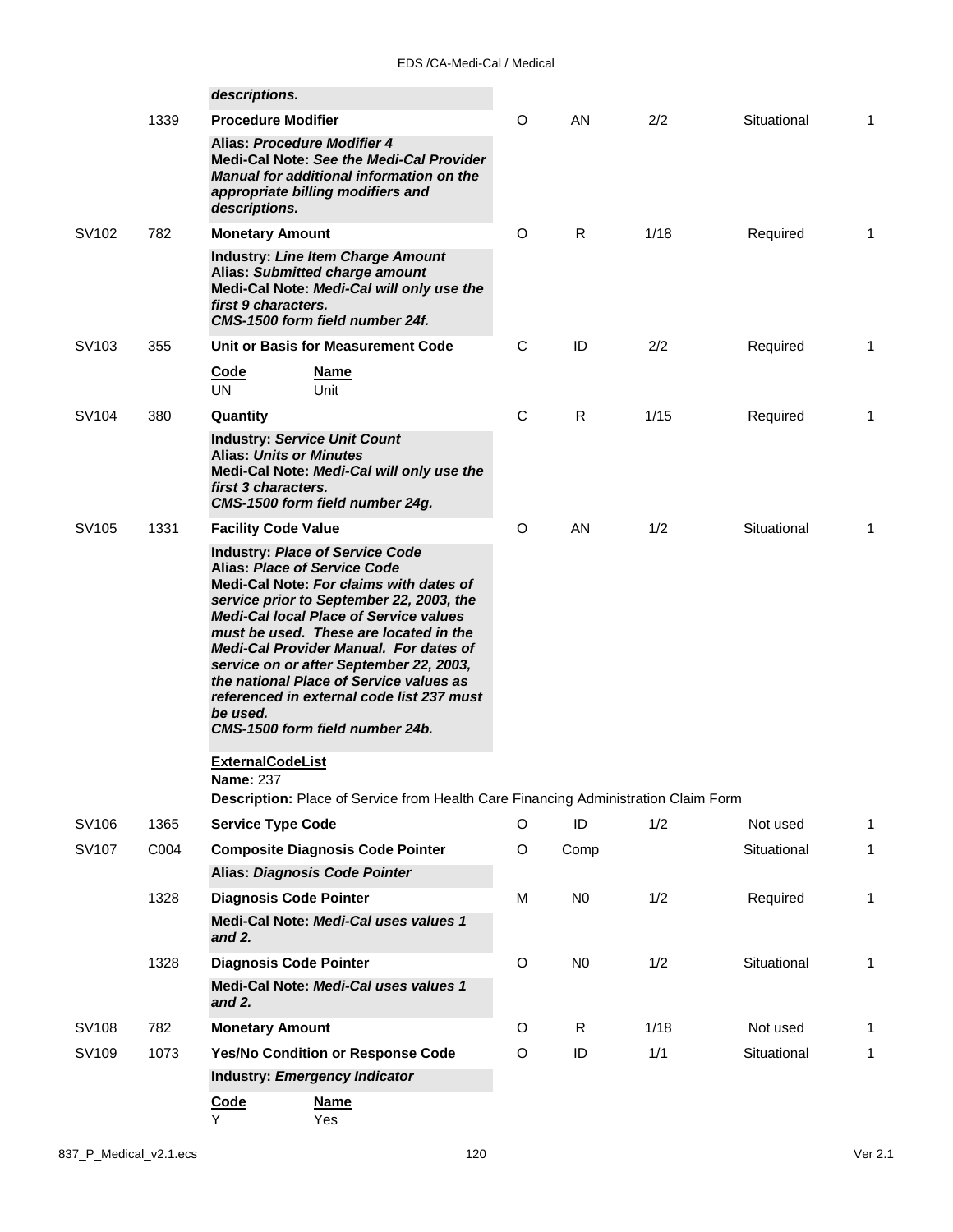| | | | | | | | |
|---|---|---|---|---|---|---|---|
| | | ***descriptions.*** | | | | | |
| | 1339 | **Procedure Modifier** | O | AN | 2/2 | Situational | 1 |
| | | **Alias:** ***Procedure Modifier 4***<br>**Medi-Cal Note:** ***See the Medi-Cal Provider Manual for additional information on the appropriate billing modifiers and descriptions.*** | | | | | |
| SV102 | 782 | **Monetary Amount** | O | R | 1/18 | Required | 1 |
| | | **Industry:** ***Line Item Charge Amount***<br>**Alias:** ***Submitted charge amount***<br>**Medi-Cal Note:** ***Medi-Cal will only use the first 9 characters.***<br>***CMS-1500 form field number 24f.*** | | | | | |
| SV103 | 355 | **Unit or Basis for Measurement Code** | C | ID | 2/2 | Required | 1 |
| | | **Code** / **Name**<br>UN — Unit | | | | | |
| SV104 | 380 | **Quantity** | C | R | 1/15 | Required | 1 |
| | | **Industry:** ***Service Unit Count***<br>**Alias:** ***Units or Minutes***<br>**Medi-Cal Note:** ***Medi-Cal will only use the first 3 characters.***<br>***CMS-1500 form field number 24g.*** | | | | | |
| SV105 | 1331 | **Facility Code Value** | O | AN | 1/2 | Situational | 1 |
| | | **Industry:** ***Place of Service Code***<br>**Alias:** ***Place of Service Code***<br>**Medi-Cal Note:** ***For claims with dates of service prior to September 22, 2003, the Medi-Cal local Place of Service values must be used. These are located in the Medi-Cal Provider Manual. For dates of service on or after September 22, 2003, the national Place of Service values as referenced in external code list 237 must be used.***<br>***CMS-1500 form field number 24b.*** | | | | | |
| | | **ExternalCodeList**<br>**Name:** 237<br>**Description:** Place of Service from Health Care Financing Administration Claim Form | | | | | |
| SV106 | 1365 | **Service Type Code** | O | ID | 1/2 | Not used | 1 |
| SV107 | C004 | **Composite Diagnosis Code Pointer** | O | Comp | | Situational | 1 |
| | | **Alias:** ***Diagnosis Code Pointer*** | | | | | |
| | 1328 | **Diagnosis Code Pointer** | M | N0 | 1/2 | Required | 1 |
| | | **Medi-Cal Note:** ***Medi-Cal uses values 1 and 2.*** | | | | | |
| | 1328 | **Diagnosis Code Pointer** | O | N0 | 1/2 | Situational | 1 |
| | | **Medi-Cal Note:** ***Medi-Cal uses values 1 and 2.*** | | | | | |
| SV108 | 782 | **Monetary Amount** | O | R | 1/18 | Not used | 1 |
| SV109 | 1073 | **Yes/No Condition or Response Code** | O | ID | 1/1 | Situational | 1 |
| | | **Industry:** ***Emergency Indicator*** | | | | | |
| | | **Code** / **Name**<br>Y — Yes | | | | | |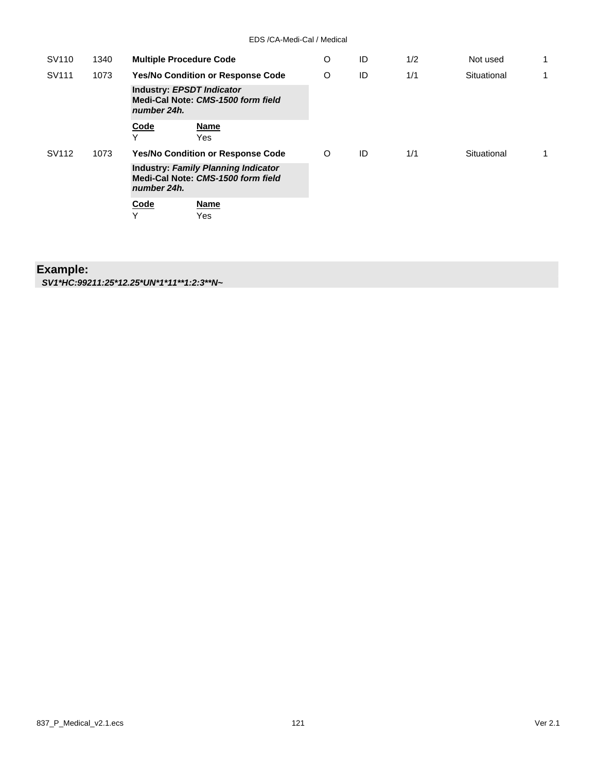| | | | | | | | |
|---|---|---|---|---|---|---|---|
| SV110 | 1340 | **Multiple Procedure Code** | O | ID | 1/2 | Not used | 1 |
| SV111 | 1073 | **Yes/No Condition or Response Code** | O | ID | 1/1 | Situational | 1 |
| | | **Industry:** ***EPSDT Indicator*** **Medi-Cal Note:** ***CMS-1500 form field number 24h.*** | | | | | |
| | | **Code** / **Name**: Y — Yes | | | | | |
| SV112 | 1073 | **Yes/No Condition or Response Code** | O | ID | 1/1 | Situational | 1 |
| | | **Industry:** ***Family Planning Indicator*** **Medi-Cal Note:** ***CMS-1500 form field number 24h.*** | | | | | |
| | | **Code** / **Name**: Y — Yes | | | | | |

**Example:**
***SV1*HC:99211:25*12.25*UN*1*11**1:2:3**N~***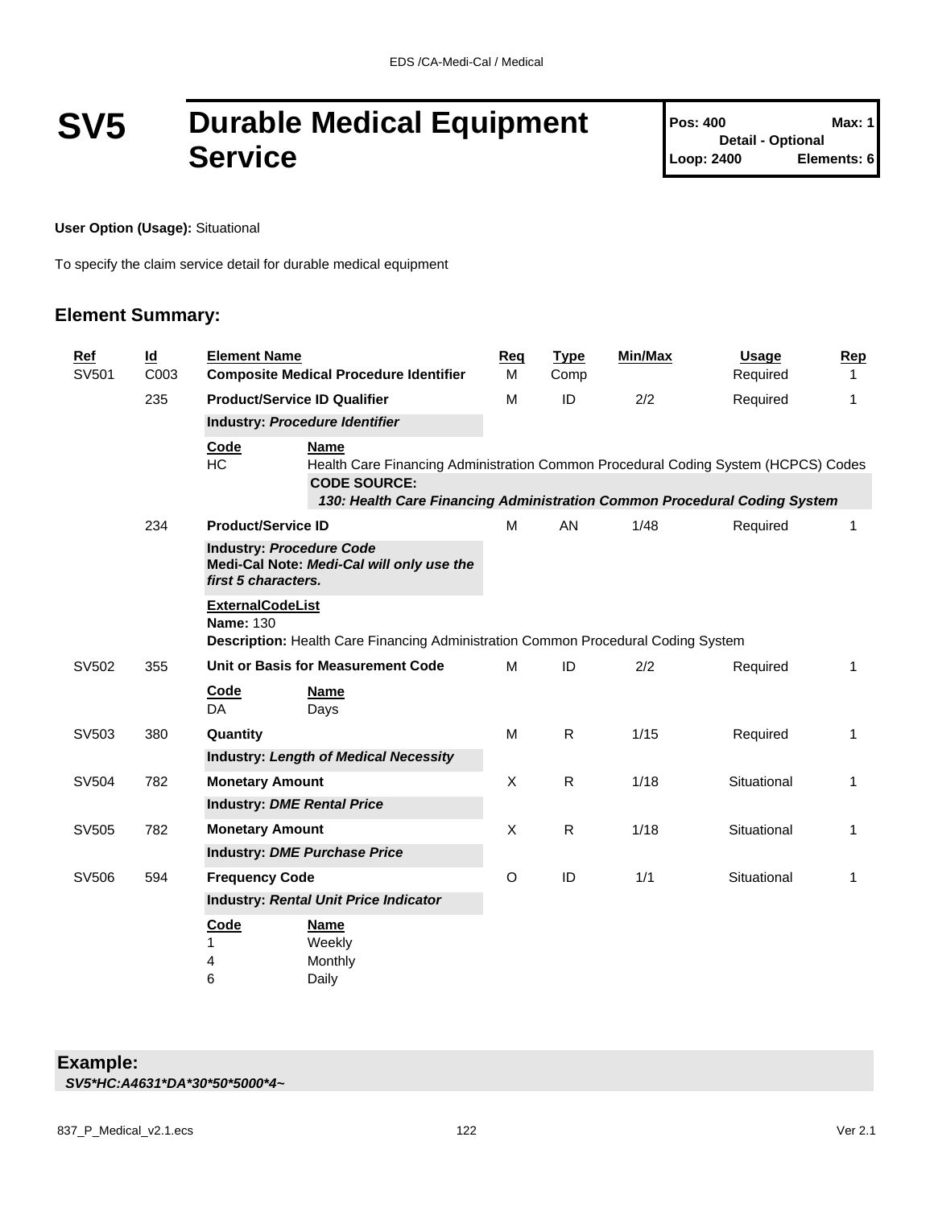# SV5 Durable Medical Equipment Service

**Pos: 400** **Max: 1**
**Detail - Optional**
**Loop: 2400** **Elements: 6**

**User Option (Usage):** Situational

To specify the claim service detail for durable medical equipment

## Element Summary:

| Ref | Id | Element Name | Req | Type | Min/Max | Usage | Rep |
|---|---|---|---|---|---|---|---|
| SV501 | C003 | **Composite Medical Procedure Identifier** | M | Comp | | Required | 1 |
| | 235 | **Product/Service ID Qualifier** | M | ID | 2/2 | Required | 1 |
| | | **Industry:** ***Procedure Identifier*** | | | | | |
| | | **Code** HC — **Name** Health Care Financing Administration Common Procedural Coding System (HCPCS) Codes<br>**CODE SOURCE:**<br>***130: Health Care Financing Administration Common Procedural Coding System*** | | | | | |
| | 234 | **Product/Service ID** | M | AN | 1/48 | Required | 1 |
| | | **Industry:** ***Procedure Code***<br>**Medi-Cal Note:** ***Medi-Cal will only use the first 5 characters.*** | | | | | |
| | | **ExternalCodeList**<br>**Name:** 130<br>**Description:** Health Care Financing Administration Common Procedural Coding System | | | | | |
| SV502 | 355 | **Unit or Basis for Measurement Code** | M | ID | 2/2 | Required | 1 |
| | | **Code** DA — **Name** Days | | | | | |
| SV503 | 380 | **Quantity** | M | R | 1/15 | Required | 1 |
| | | **Industry:** ***Length of Medical Necessity*** | | | | | |
| SV504 | 782 | **Monetary Amount** | X | R | 1/18 | Situational | 1 |
| | | **Industry:** ***DME Rental Price*** | | | | | |
| SV505 | 782 | **Monetary Amount** | X | R | 1/18 | Situational | 1 |
| | | **Industry:** ***DME Purchase Price*** | | | | | |
| SV506 | 594 | **Frequency Code** | O | ID | 1/1 | Situational | 1 |
| | | **Industry:** ***Rental Unit Price Indicator*** | | | | | |
| | | **Code** / **Name**<br>1 Weekly<br>4 Monthly<br>6 Daily | | | | | |

**Example:**
***SV5*HC:A4631*DA*30*50*5000*4~***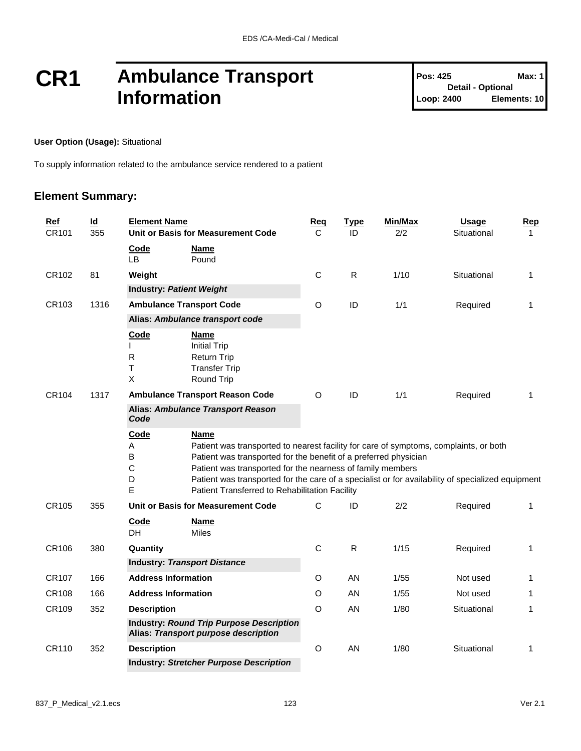# CR1 Ambulance Transport Information

| Pos: 425 | Max: 1 |
| --- | --- |
| Detail - Optional | |
| Loop: 2400 | Elements: 10 |

**User Option (Usage):** Situational

To supply information related to the ambulance service rendered to a patient

## Element Summary:

| Ref | Id | Element Name | Req | Type | Min/Max | Usage | Rep |
| --- | --- | --- | --- | --- | --- | --- | --- |
| CR101 | 355 | **Unit or Basis for Measurement Code** | C | ID | 2/2 | Situational | 1 |
| | | Code: LB — Pound | | | | | |
| CR102 | 81 | **Weight** | C | R | 1/10 | Situational | 1 |
| | | **Industry: *Patient Weight*** | | | | | |
| CR103 | 1316 | **Ambulance Transport Code** | O | ID | 1/1 | Required | 1 |
| | | **Alias: *Ambulance transport code*** | | | | | |
| | | Code: I — Initial Trip; R — Return Trip; T — Transfer Trip; X — Round Trip | | | | | |
| CR104 | 1317 | **Ambulance Transport Reason Code** | O | ID | 1/1 | Required | 1 |
| | | **Alias: *Ambulance Transport Reason Code*** | | | | | |
| | | Code: A — Patient was transported to nearest facility for care of symptoms, complaints, or both; B — Patient was transported for the benefit of a preferred physician; C — Patient was transported for the nearness of family members; D — Patient was transported for the care of a specialist or for availability of specialized equipment; E — Patient Transferred to Rehabilitation Facility | | | | | |
| CR105 | 355 | **Unit or Basis for Measurement Code** | C | ID | 2/2 | Required | 1 |
| | | Code: DH — Miles | | | | | |
| CR106 | 380 | **Quantity** | C | R | 1/15 | Required | 1 |
| | | **Industry: *Transport Distance*** | | | | | |
| CR107 | 166 | **Address Information** | O | AN | 1/55 | Not used | 1 |
| CR108 | 166 | **Address Information** | O | AN | 1/55 | Not used | 1 |
| CR109 | 352 | **Description** | O | AN | 1/80 | Situational | 1 |
| | | **Industry: *Round Trip Purpose Description*** **Alias: *Transport purpose description*** | | | | | |
| CR110 | 352 | **Description** | O | AN | 1/80 | Situational | 1 |
| | | **Industry: *Stretcher Purpose Description*** | | | | | |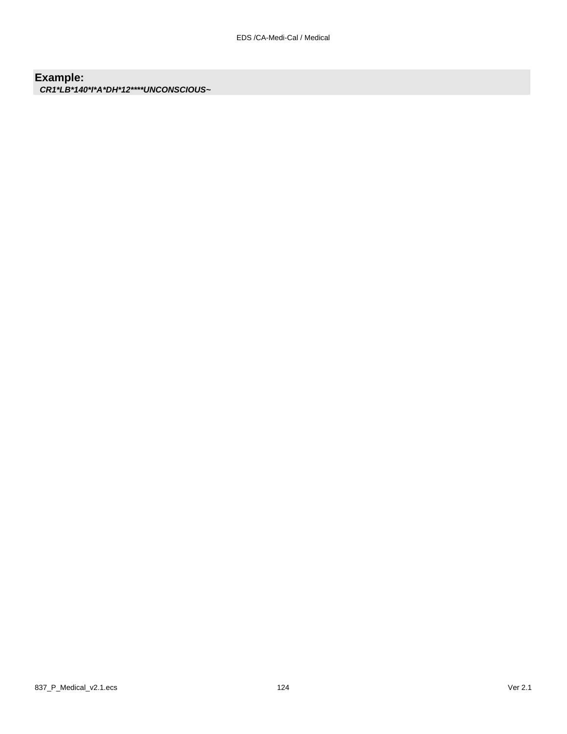**Example:**

***CR1*LB*140*I*A*DH*12****UNCONSCIOUS~***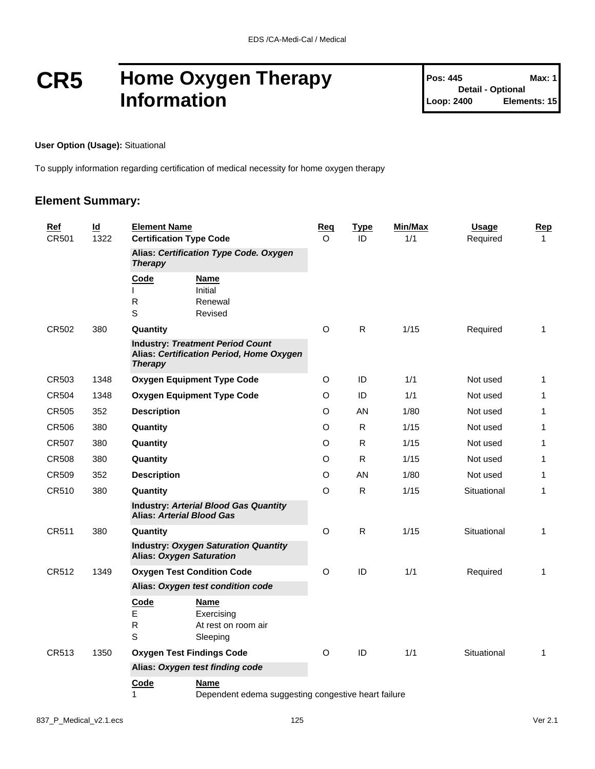# CR5 Home Oxygen Therapy Information

| Pos: 445 | Max: 1 |
|---|---|
| Detail - Optional | |
| Loop: 2400 | Elements: 15 |

**User Option (Usage):** Situational

To supply information regarding certification of medical necessity for home oxygen therapy

## Element Summary:

| Ref | Id | Element Name | Req | Type | Min/Max | Usage | Rep |
|---|---|---|---|---|---|---|---|
| CR501 | 1322 | **Certification Type Code** | O | ID | 1/1 | Required | 1 |
| | | **Alias: *Certification Type Code. Oxygen Therapy*** | | | | | |
| | | Code / Name: I Initial; R Renewal; S Revised | | | | | |
| CR502 | 380 | **Quantity** | O | R | 1/15 | Required | 1 |
| | | **Industry: *Treatment Period Count*** **Alias: *Certification Period, Home Oxygen Therapy*** | | | | | |
| CR503 | 1348 | **Oxygen Equipment Type Code** | O | ID | 1/1 | Not used | 1 |
| CR504 | 1348 | **Oxygen Equipment Type Code** | O | ID | 1/1 | Not used | 1 |
| CR505 | 352 | **Description** | O | AN | 1/80 | Not used | 1 |
| CR506 | 380 | **Quantity** | O | R | 1/15 | Not used | 1 |
| CR507 | 380 | **Quantity** | O | R | 1/15 | Not used | 1 |
| CR508 | 380 | **Quantity** | O | R | 1/15 | Not used | 1 |
| CR509 | 352 | **Description** | O | AN | 1/80 | Not used | 1 |
| CR510 | 380 | **Quantity** | O | R | 1/15 | Situational | 1 |
| | | **Industry: *Arterial Blood Gas Quantity*** **Alias: *Arterial Blood Gas*** | | | | | |
| CR511 | 380 | **Quantity** | O | R | 1/15 | Situational | 1 |
| | | **Industry: *Oxygen Saturation Quantity*** **Alias: *Oxygen Saturation*** | | | | | |
| CR512 | 1349 | **Oxygen Test Condition Code** | O | ID | 1/1 | Required | 1 |
| | | **Alias: *Oxygen test condition code*** | | | | | |
| | | Code / Name: E Exercising; R At rest on room air; S Sleeping | | | | | |
| CR513 | 1350 | **Oxygen Test Findings Code** | O | ID | 1/1 | Situational | 1 |
| | | **Alias: *Oxygen test finding code*** | | | | | |
| | | Code / Name: 1 Dependent edema suggesting congestive heart failure | | | | | |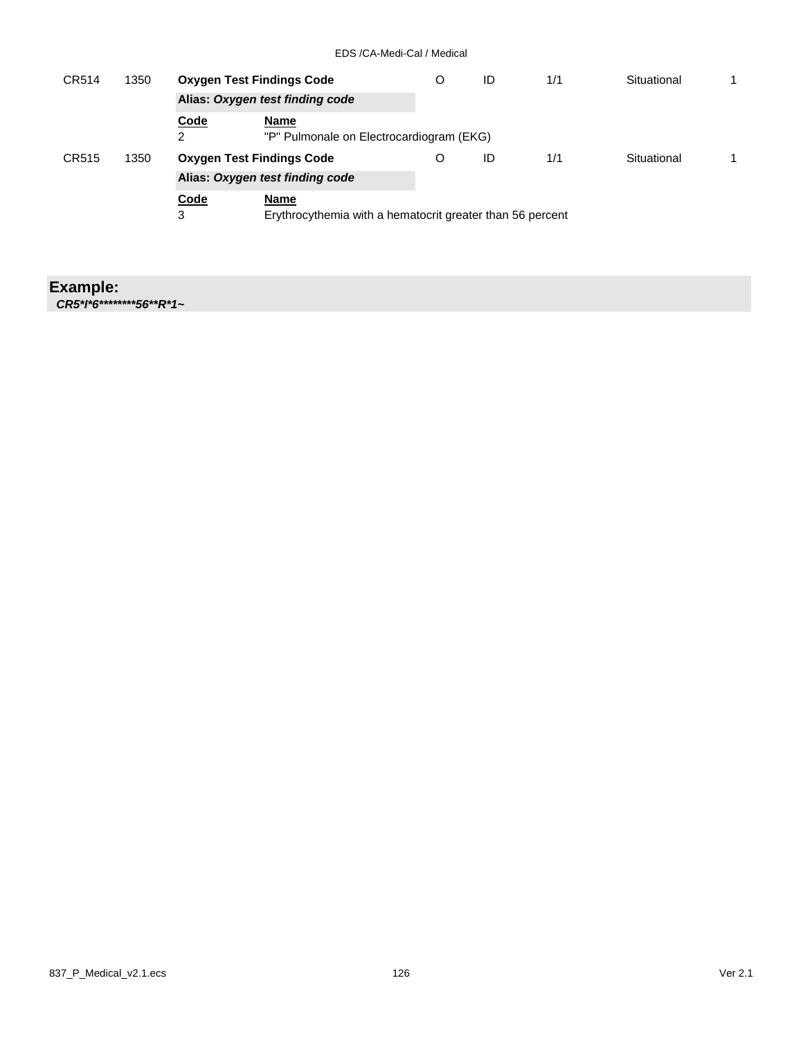| CR514 | 1350 | **Oxygen Test Findings Code** | O | ID | 1/1 | Situational | 1 |
|---|---|---|---|---|---|---|---|
| | | **Alias: *Oxygen test finding code*** | | | | | |
| | | **Code** / **Name** | | | | | |
| | | 2 — "P" Pulmonale on Electrocardiogram (EKG) | | | | | |
| CR515 | 1350 | **Oxygen Test Findings Code** | O | ID | 1/1 | Situational | 1 |
| | | **Alias: *Oxygen test finding code*** | | | | | |
| | | **Code** / **Name** | | | | | |
| | | 3 — Erythrocythemia with a hematocrit greater than 56 percent | | | | | |

## Example:

***CR5*I*6********56**R*1~***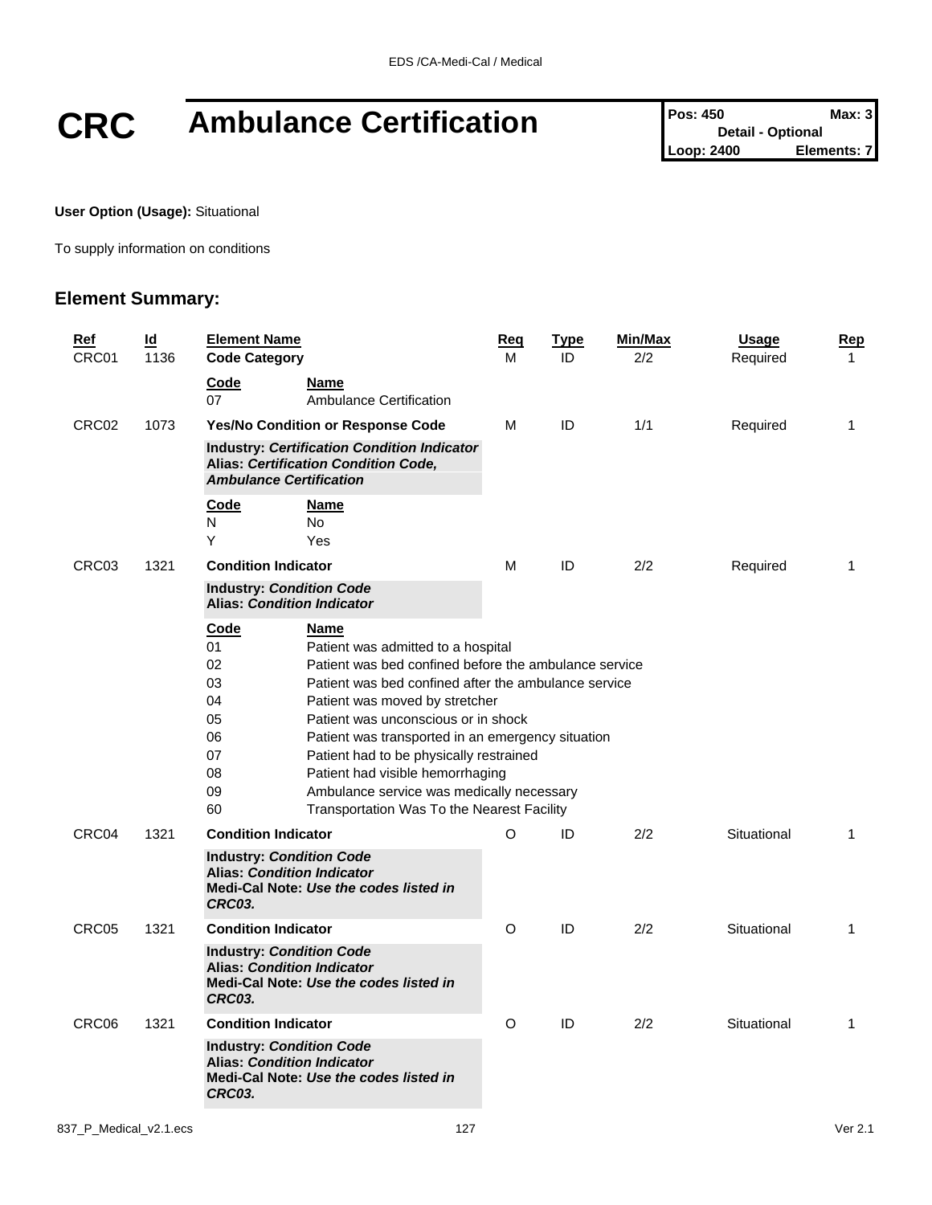# CRC Ambulance Certification

| Pos: 450 | Max: 3 |
| --- | --- |
| Detail - Optional | |
| Loop: 2400 | Elements: 7 |

**User Option (Usage):** Situational

To supply information on conditions

## Element Summary:

| Ref | Id | Element Name | Req | Type | Min/Max | Usage | Rep |
| --- | --- | --- | --- | --- | --- | --- | --- |
| CRC01 | 1136 | **Code Category** | M | ID | 2/2 | Required | 1 |
| | | **Code** / **Name**<br>07 Ambulance Certification | | | | | |
| CRC02 | 1073 | **Yes/No Condition or Response Code** | M | ID | 1/1 | Required | 1 |
| | | **Industry:** ***Certification Condition Indicator***<br>**Alias:** ***Certification Condition Code, Ambulance Certification*** | | | | | |
| | | **Code** / **Name**<br>N No<br>Y Yes | | | | | |
| CRC03 | 1321 | **Condition Indicator** | M | ID | 2/2 | Required | 1 |
| | | **Industry:** ***Condition Code***<br>**Alias:** ***Condition Indicator*** | | | | | |
| | | **Code** / **Name**<br>01 Patient was admitted to a hospital<br>02 Patient was bed confined before the ambulance service<br>03 Patient was bed confined after the ambulance service<br>04 Patient was moved by stretcher<br>05 Patient was unconscious or in shock<br>06 Patient was transported in an emergency situation<br>07 Patient had to be physically restrained<br>08 Patient had visible hemorrhaging<br>09 Ambulance service was medically necessary<br>60 Transportation Was To the Nearest Facility | | | | | |
| CRC04 | 1321 | **Condition Indicator** | O | ID | 2/2 | Situational | 1 |
| | | **Industry:** ***Condition Code***<br>**Alias:** ***Condition Indicator***<br>**Medi-Cal Note:** ***Use the codes listed in CRC03.*** | | | | | |
| CRC05 | 1321 | **Condition Indicator** | O | ID | 2/2 | Situational | 1 |
| | | **Industry:** ***Condition Code***<br>**Alias:** ***Condition Indicator***<br>**Medi-Cal Note:** ***Use the codes listed in CRC03.*** | | | | | |
| CRC06 | 1321 | **Condition Indicator** | O | ID | 2/2 | Situational | 1 |
| | | **Industry:** ***Condition Code***<br>**Alias:** ***Condition Indicator***<br>**Medi-Cal Note:** ***Use the codes listed in CRC03.*** | | | | | |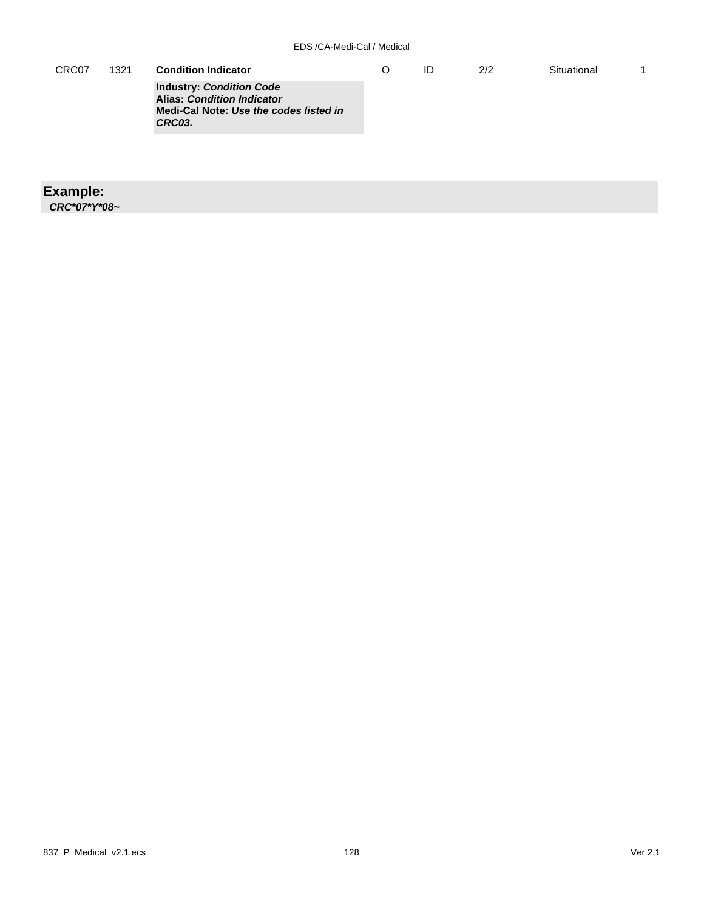| | | | | | | | |
|---|---|---|---|---|---|---|---|
| CRC07 | 1321 | **Condition Indicator**<br>**Industry:** ***Condition Code***<br>**Alias:** ***Condition Indicator***<br>**Medi-Cal Note:** ***Use the codes listed in CRC03.*** | O | ID | 2/2 | Situational | 1 |

**Example:**

***CRC*07*Y*08~***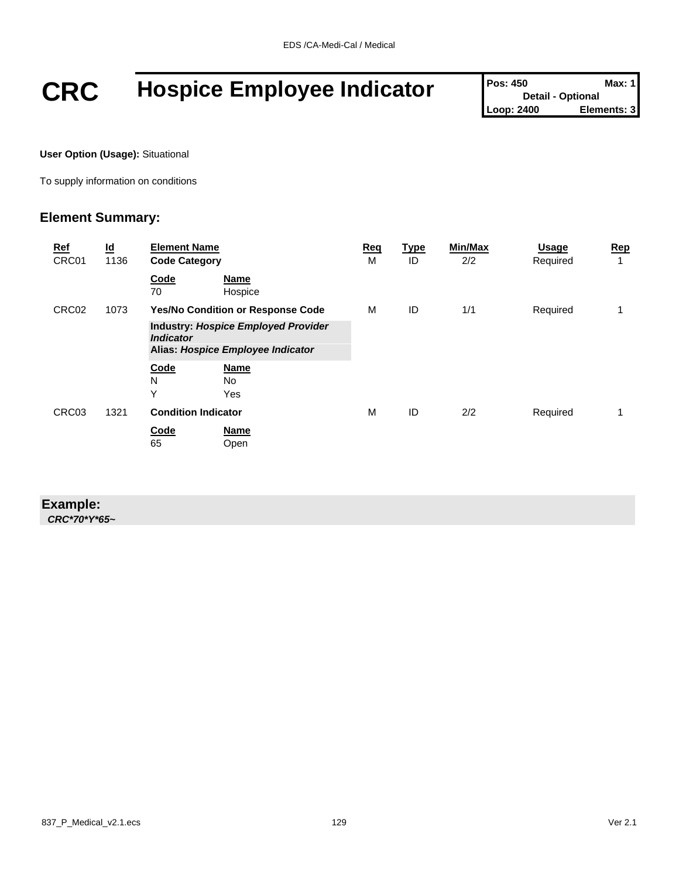# CRC Hospice Employee Indicator

| Pos: 450 | Max: 1 |
|---|---|
| Detail - Optional | |
| Loop: 2400 | Elements: 3 |

**User Option (Usage):** Situational

To supply information on conditions

## Element Summary:

| Ref | Id | Element Name | Req | Type | Min/Max | Usage | Rep |
|---|---|---|---|---|---|---|---|
| CRC01 | 1136 | **Code Category** | M | ID | 2/2 | Required | 1 |
| | | **Code** / **Name**<br>70 Hospice | | | | | |
| CRC02 | 1073 | **Yes/No Condition or Response Code** | M | ID | 1/1 | Required | 1 |
| | | **Industry: *Hospice Employed Provider Indicator***<br>**Alias: *Hospice Employee Indicator*** | | | | | |
| | | **Code** / **Name**<br>N No<br>Y Yes | | | | | |
| CRC03 | 1321 | **Condition Indicator** | M | ID | 2/2 | Required | 1 |
| | | **Code** / **Name**<br>65 Open | | | | | |

**Example:**

***CRC*70*Y*65~***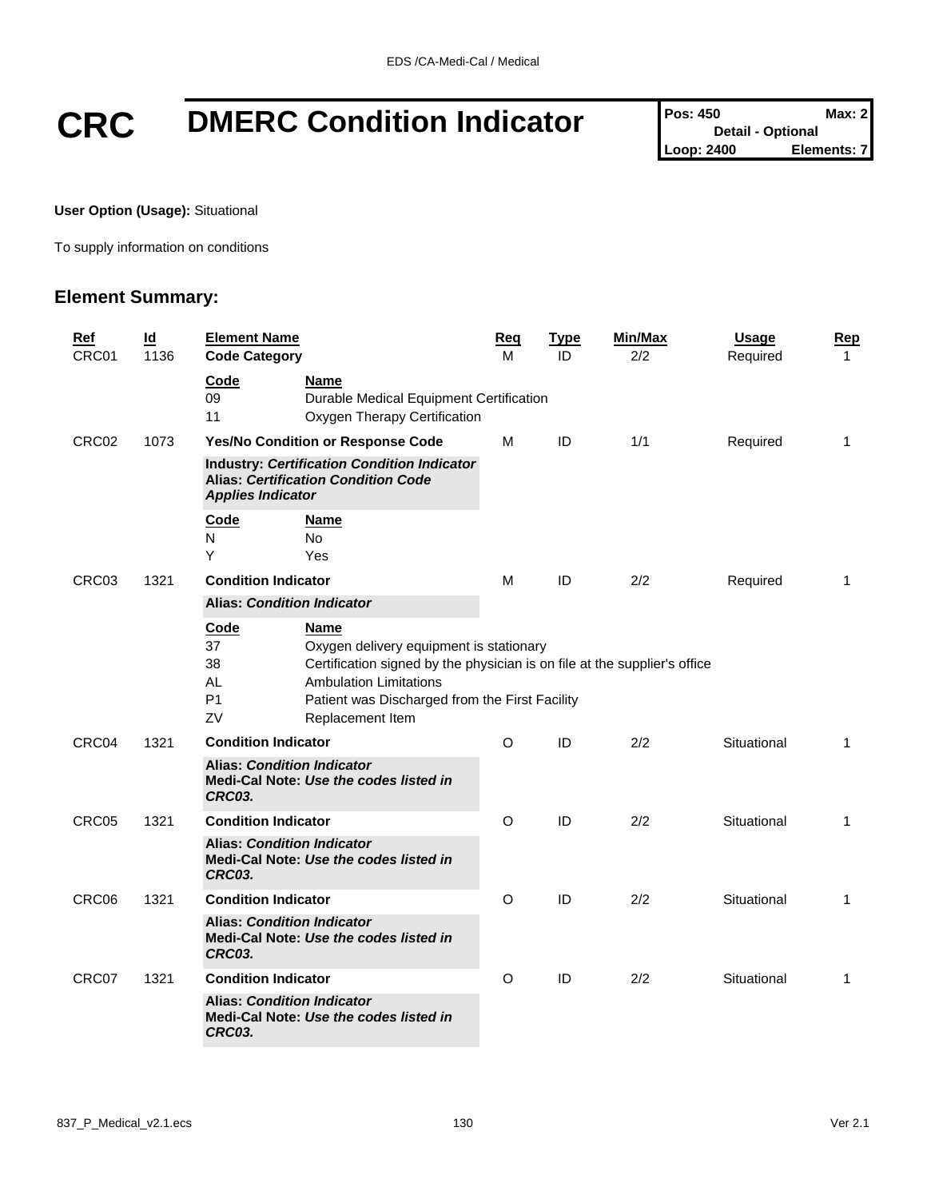# CRC DMERC Condition Indicator

| Pos: 450 | Max: 2 |
|---|---|
| Detail - Optional | |
| Loop: 2400 | Elements: 7 |

**User Option (Usage):** Situational

To supply information on conditions

## Element Summary:

| Ref | Id | Element Name | Req | Type | Min/Max | Usage | Rep |
|---|---|---|---|---|---|---|---|
| CRC01 | 1136 | **Code Category** | M | ID | 2/2 | Required | 1 |
| | | **Code** / **Name**<br>09 Durable Medical Equipment Certification<br>11 Oxygen Therapy Certification | | | | | |
| CRC02 | 1073 | **Yes/No Condition or Response Code** | M | ID | 1/1 | Required | 1 |
| | | **Industry:** ***Certification Condition Indicator***<br>**Alias:** ***Certification Condition Code Applies Indicator*** | | | | | |
| | | **Code** / **Name**<br>N No<br>Y Yes | | | | | |
| CRC03 | 1321 | **Condition Indicator** | M | ID | 2/2 | Required | 1 |
| | | **Alias:** ***Condition Indicator*** | | | | | |
| | | **Code** / **Name**<br>37 Oxygen delivery equipment is stationary<br>38 Certification signed by the physician is on file at the supplier's office<br>AL Ambulation Limitations<br>P1 Patient was Discharged from the First Facility<br>ZV Replacement Item | | | | | |
| CRC04 | 1321 | **Condition Indicator** | O | ID | 2/2 | Situational | 1 |
| | | **Alias:** ***Condition Indicator***<br>**Medi-Cal Note:** ***Use the codes listed in CRC03.*** | | | | | |
| CRC05 | 1321 | **Condition Indicator** | O | ID | 2/2 | Situational | 1 |
| | | **Alias:** ***Condition Indicator***<br>**Medi-Cal Note:** ***Use the codes listed in CRC03.*** | | | | | |
| CRC06 | 1321 | **Condition Indicator** | O | ID | 2/2 | Situational | 1 |
| | | **Alias:** ***Condition Indicator***<br>**Medi-Cal Note:** ***Use the codes listed in CRC03.*** | | | | | |
| CRC07 | 1321 | **Condition Indicator** | O | ID | 2/2 | Situational | 1 |
| | | **Alias:** ***Condition Indicator***<br>**Medi-Cal Note:** ***Use the codes listed in CRC03.*** | | | | | |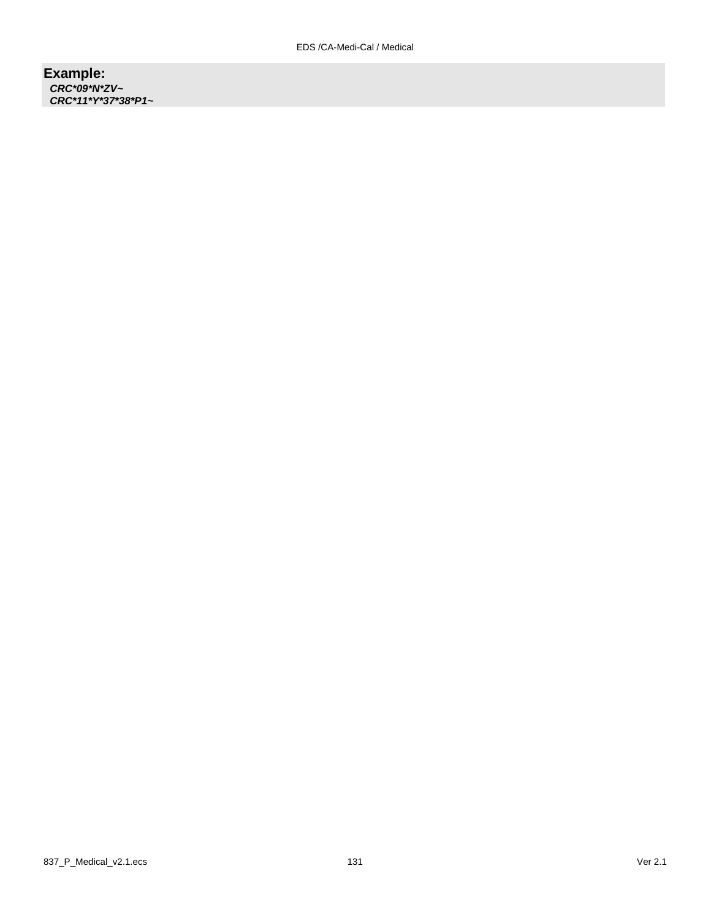**Example:**

***CRC*09*N*ZV~***

***CRC*11*Y*37*38*P1~***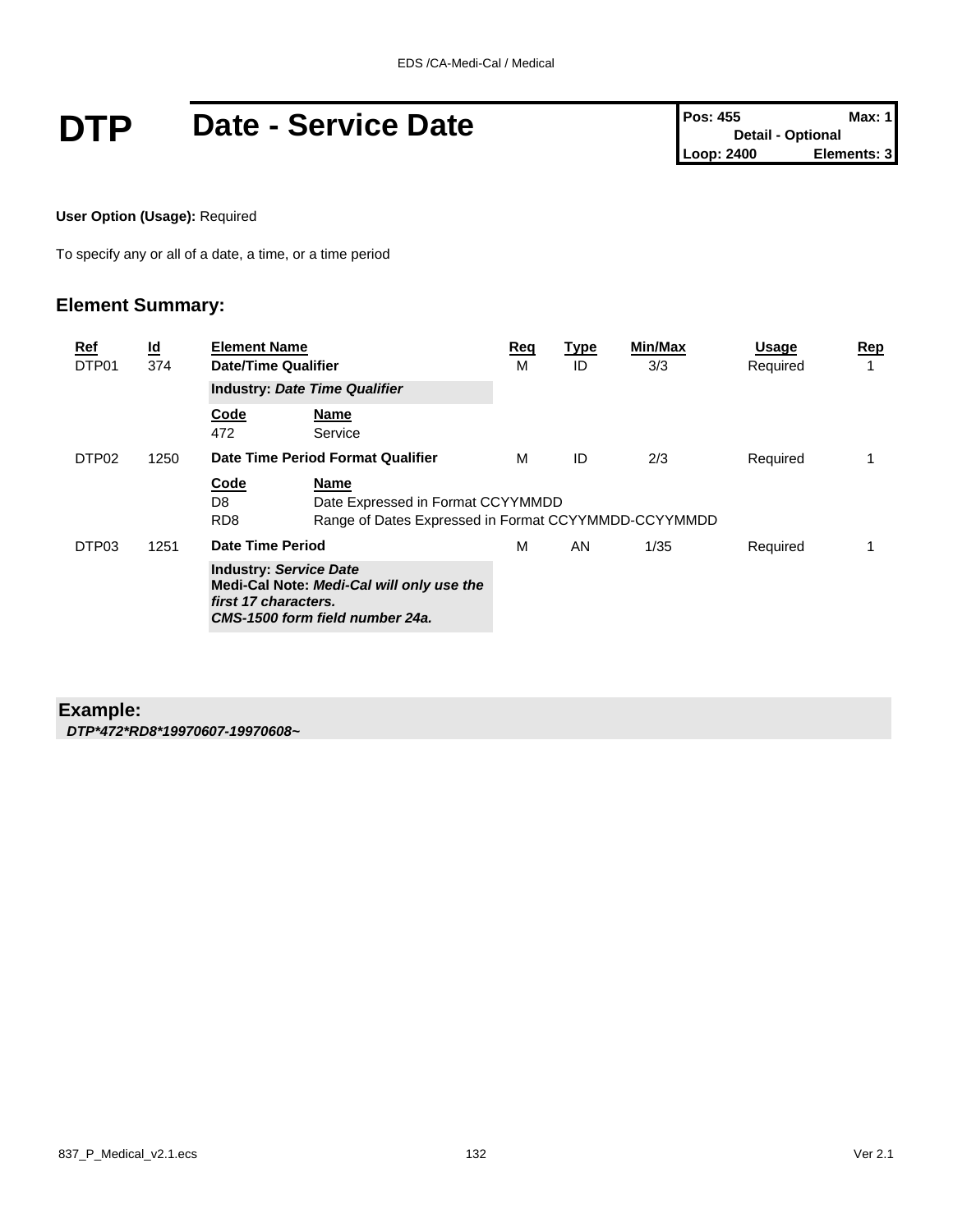# DTP Date - Service Date

| Pos: 455 | Max: 1 |
|---|---|
| Detail - Optional | |
| Loop: 2400 | Elements: 3 |

**User Option (Usage):** Required

To specify any or all of a date, a time, or a time period

## Element Summary:

| Ref | Id | Element Name | Req | Type | Min/Max | Usage | Rep |
|---|---|---|---|---|---|---|---|
| DTP01 | 374 | **Date/Time Qualifier**<br>**Industry:** ***Date Time Qualifier***<br>**Code** / **Name**<br>472 Service | M | ID | 3/3 | Required | 1 |
| DTP02 | 1250 | **Date Time Period Format Qualifier**<br>**Code** / **Name**<br>D8 Date Expressed in Format CCYYMMDD<br>RD8 Range of Dates Expressed in Format CCYYMMDD-CCYYMMDD | M | ID | 2/3 | Required | 1 |
| DTP03 | 1251 | **Date Time Period**<br>**Industry:** ***Service Date***<br>**Medi-Cal Note:** ***Medi-Cal will only use the first 17 characters.***<br>***CMS-1500 form field number 24a.*** | M | AN | 1/35 | Required | 1 |

## Example:

***DTP*472*RD8*19970607-19970608~***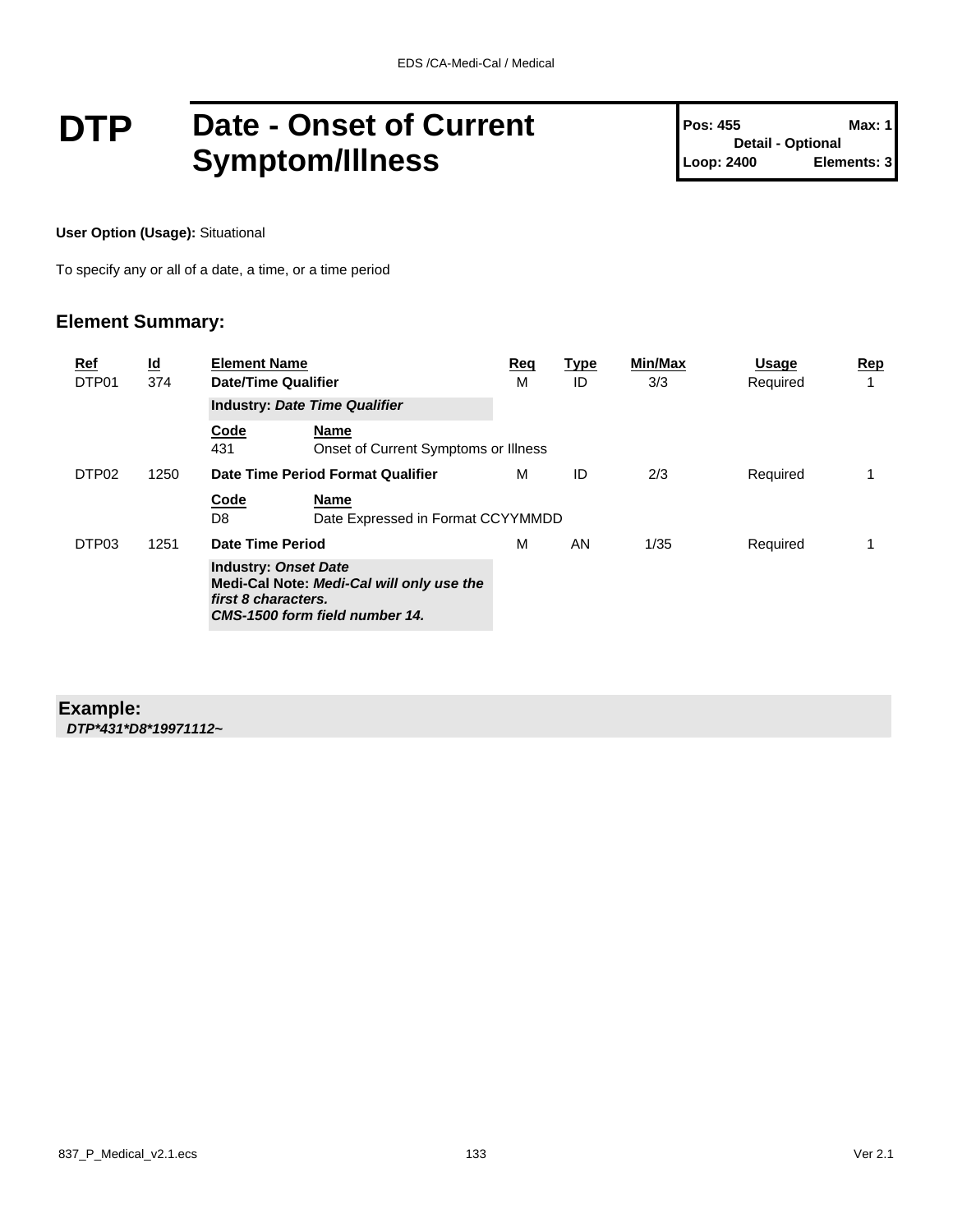# DTP Date - Onset of Current Symptom/Illness

**Pos: 455** **Max: 1**
**Detail - Optional**
**Loop: 2400** **Elements: 3**

**User Option (Usage):** Situational

To specify any or all of a date, a time, or a time period

## Element Summary:

| Ref | Id | Element Name | Req | Type | Min/Max | Usage | Rep |
|---|---|---|---|---|---|---|---|
| DTP01 | 374 | **Date/Time Qualifier** | M | ID | 3/3 | Required | 1 |
| | | **Industry:** ***Date Time Qualifier*** | | | | | |
| | | **Code** 431 — **Name** Onset of Current Symptoms or Illness | | | | | |
| DTP02 | 1250 | **Date Time Period Format Qualifier** | M | ID | 2/3 | Required | 1 |
| | | **Code** D8 — **Name** Date Expressed in Format CCYYMMDD | | | | | |
| DTP03 | 1251 | **Date Time Period** | M | AN | 1/35 | Required | 1 |
| | | **Industry:** ***Onset Date*** **Medi-Cal Note:** ***Medi-Cal will only use the first 8 characters.*** ***CMS-1500 form field number 14.*** | | | | | |

**Example:**
***DTP*431*D8*19971112~***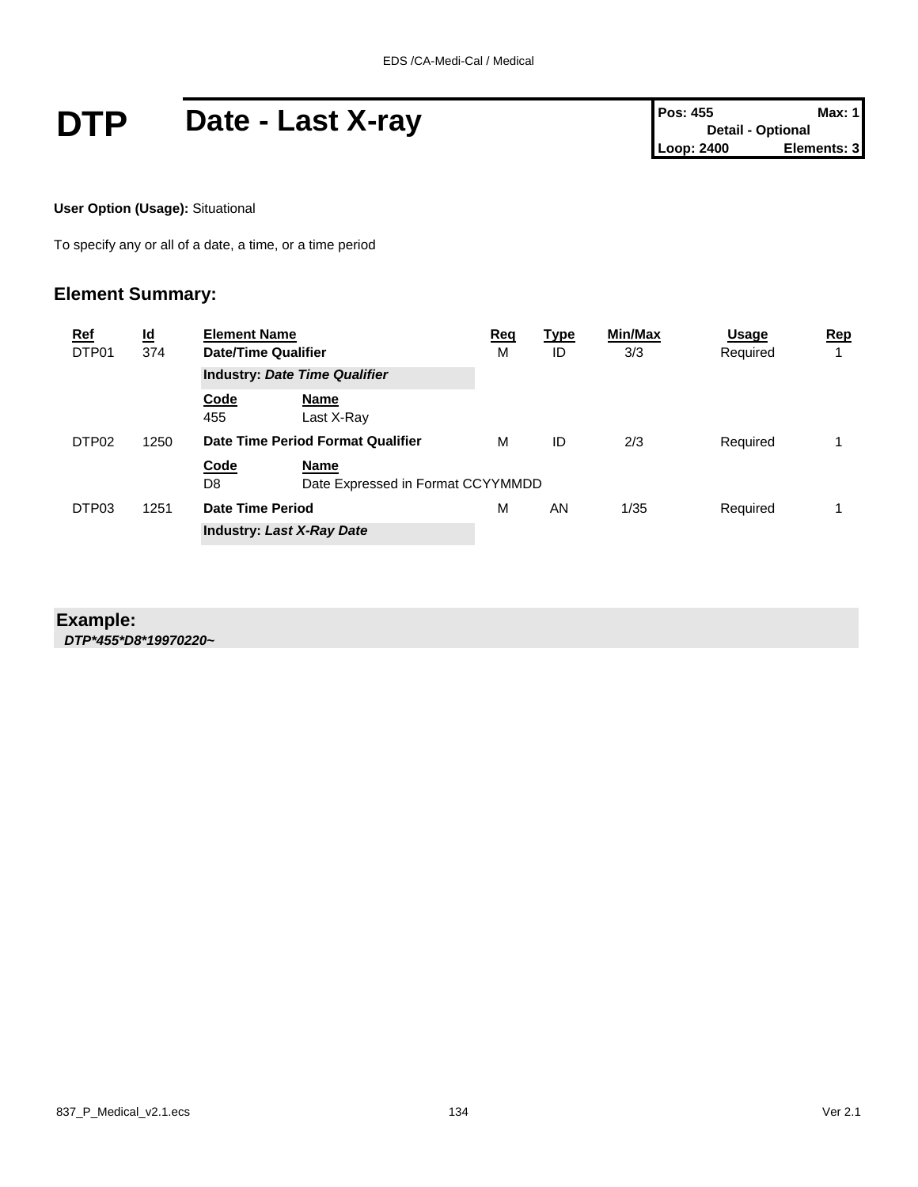# DTP Date - Last X-ray

| Pos: 455 | Max: 1 |
|---|---|
| Detail - Optional | |
| Loop: 2400 | Elements: 3 |

**User Option (Usage):** Situational

To specify any or all of a date, a time, or a time period

## Element Summary:

| Ref | Id | Element Name | Req | Type | Min/Max | Usage | Rep |
|---|---|---|---|---|---|---|---|
| DTP01 | 374 | **Date/Time Qualifier** | M | ID | 3/3 | Required | 1 |
| | | **Industry:** ***Date Time Qualifier*** | | | | | |
| | | **Code** 455 — **Name** Last X-Ray | | | | | |
| DTP02 | 1250 | **Date Time Period Format Qualifier** | M | ID | 2/3 | Required | 1 |
| | | **Code** D8 — **Name** Date Expressed in Format CCYYMMDD | | | | | |
| DTP03 | 1251 | **Date Time Period** | M | AN | 1/35 | Required | 1 |
| | | **Industry:** ***Last X-Ray Date*** | | | | | |

### Example:

***DTP*455*D8*19970220~***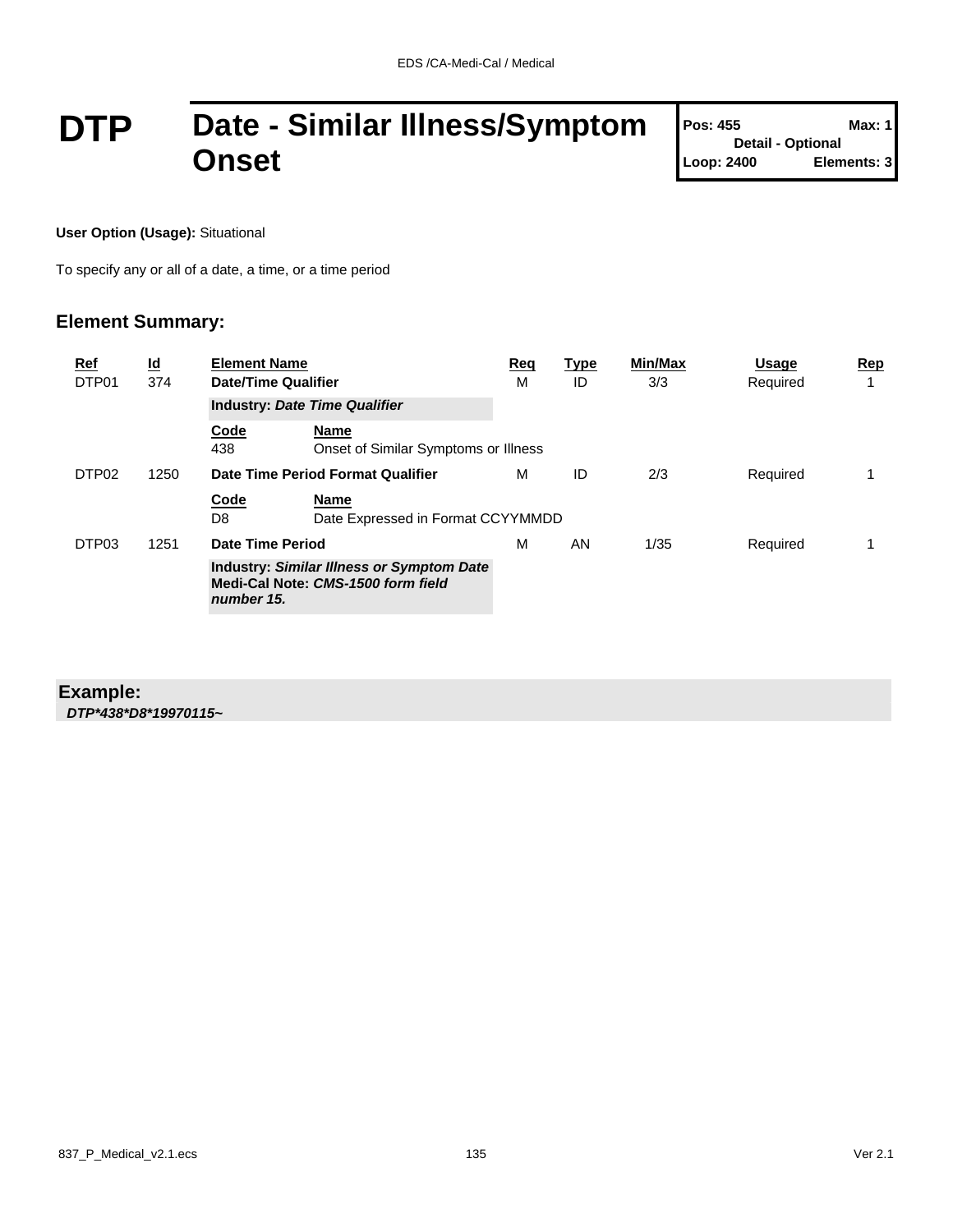# DTP Date - Similar Illness/Symptom Onset

**Pos: 455** **Max: 1**
**Detail - Optional**
**Loop: 2400** **Elements: 3**

**User Option (Usage):** Situational

To specify any or all of a date, a time, or a time period

## Element Summary:

| Ref | Id | Element Name | Req | Type | Min/Max | Usage | Rep |
|---|---|---|---|---|---|---|---|
| DTP01 | 374 | **Date/Time Qualifier** | M | ID | 3/3 | Required | 1 |
| | | **Industry:** ***Date Time Qualifier*** | | | | | |
| | | **Code** 438 — **Name** Onset of Similar Symptoms or Illness | | | | | |
| DTP02 | 1250 | **Date Time Period Format Qualifier** | M | ID | 2/3 | Required | 1 |
| | | **Code** D8 — **Name** Date Expressed in Format CCYYMMDD | | | | | |
| DTP03 | 1251 | **Date Time Period** | M | AN | 1/35 | Required | 1 |
| | | **Industry:** ***Similar Illness or Symptom Date*** **Medi-Cal Note:** ***CMS-1500 form field number 15.*** | | | | | |

**Example:**

***DTP*438*D8*19970115~***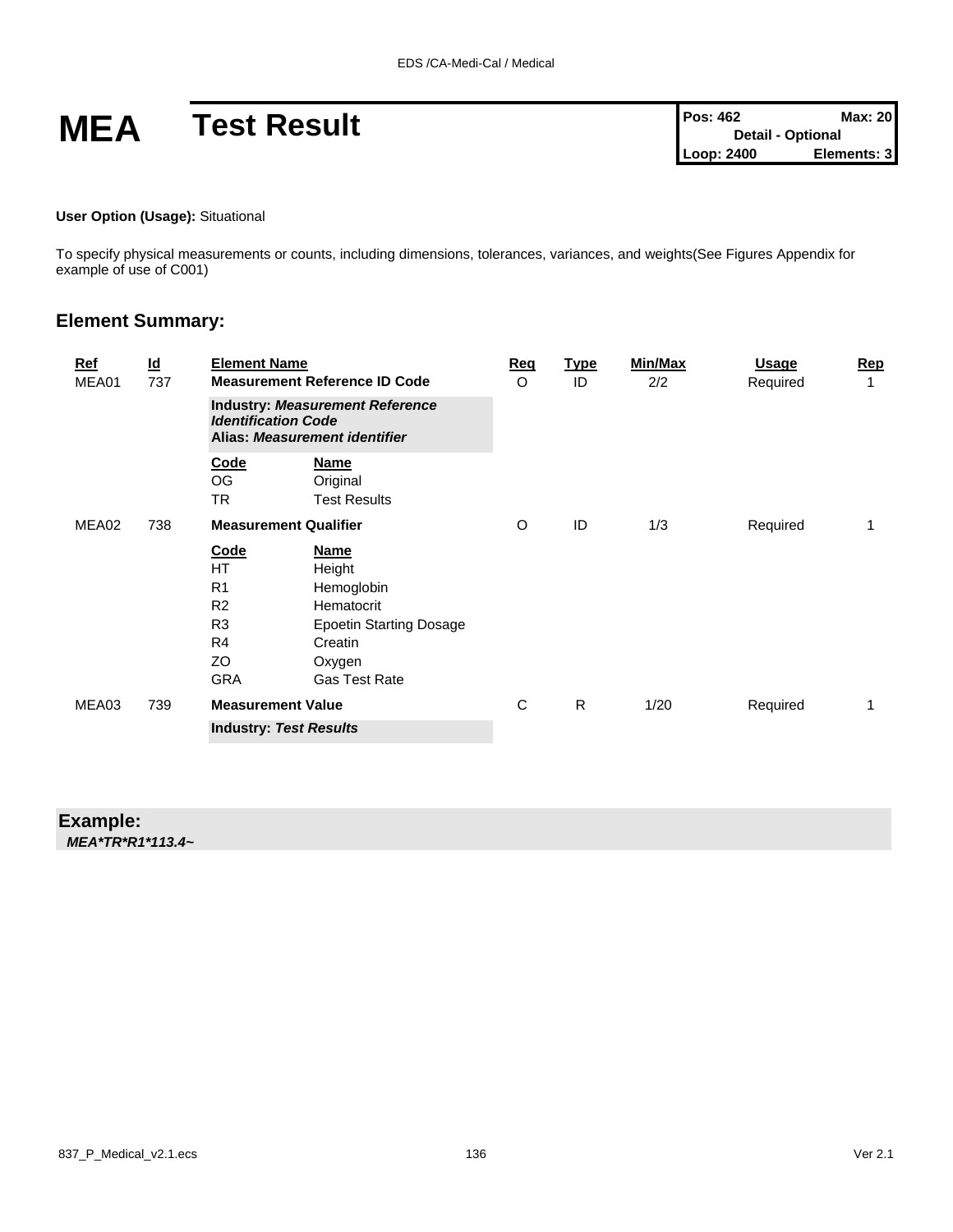# MEA Test Result

| Pos: 462 | Max: 20 |
| --- | --- |
| Detail - Optional | |
| Loop: 2400 | Elements: 3 |

**User Option (Usage):** Situational

To specify physical measurements or counts, including dimensions, tolerances, variances, and weights(See Figures Appendix for example of use of C001)

## Element Summary:

| Ref | Id | Element Name | Req | Type | Min/Max | Usage | Rep |
| --- | --- | --- | --- | --- | --- | --- | --- |
| MEA01 | 737 | **Measurement Reference ID Code** | O | ID | 2/2 | Required | 1 |
| | | **Industry:** ***Measurement Reference Identification Code*** **Alias:** ***Measurement identifier*** | | | | | |
| | | **Code** / **Name**: OG Original; TR Test Results | | | | | |
| MEA02 | 738 | **Measurement Qualifier** | O | ID | 1/3 | Required | 1 |
| | | **Code** / **Name**: HT Height; R1 Hemoglobin; R2 Hematocrit; R3 Epoetin Starting Dosage; R4 Creatin; ZO Oxygen; GRA Gas Test Rate | | | | | |
| MEA03 | 739 | **Measurement Value** | C | R | 1/20 | Required | 1 |
| | | **Industry:** ***Test Results*** | | | | | |

MEA01 codes:

| Code | Name |
| --- | --- |
| OG | Original |
| TR | Test Results |

MEA02 codes:

| Code | Name |
| --- | --- |
| HT | Height |
| R1 | Hemoglobin |
| R2 | Hematocrit |
| R3 | Epoetin Starting Dosage |
| R4 | Creatin |
| ZO | Oxygen |
| GRA | Gas Test Rate |

## Example:

***MEA*TR*R1*113.4~***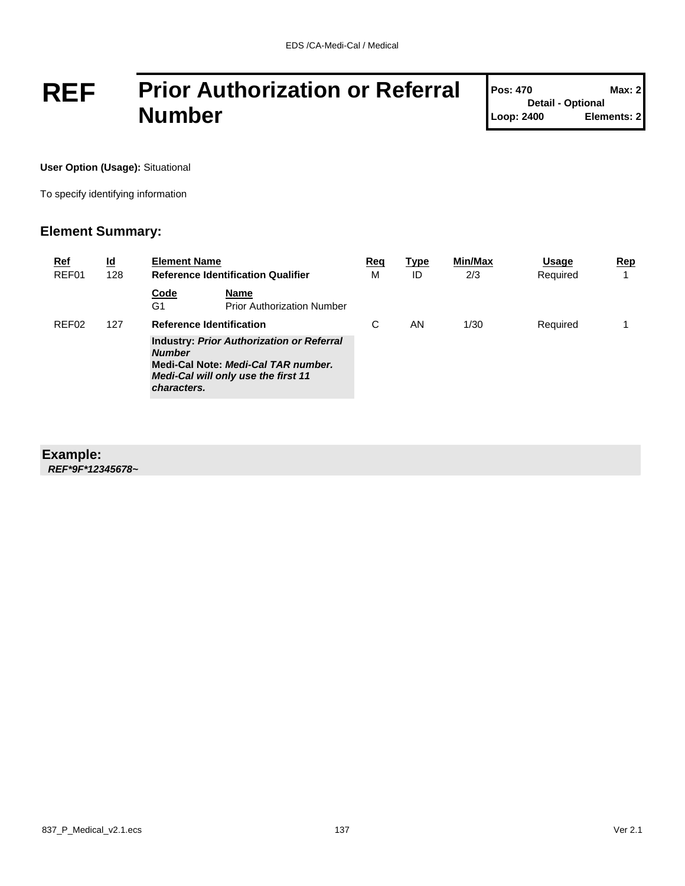# REF Prior Authorization or Referral Number

**Pos: 470** **Max: 2**
**Detail - Optional**
**Loop: 2400** **Elements: 2**

**User Option (Usage):** Situational

To specify identifying information

## Element Summary:

| Ref | Id | Element Name | Req | Type | Min/Max | Usage | Rep |
|---|---|---|---|---|---|---|---|
| REF01 | 128 | **Reference Identification Qualifier** | M | ID | 2/3 | Required | 1 |
| | | **Code** G1 — **Name** Prior Authorization Number | | | | | |
| REF02 | 127 | **Reference Identification** | C | AN | 1/30 | Required | 1 |
| | | **Industry:** ***Prior Authorization or Referral Number*** **Medi-Cal Note:** ***Medi-Cal TAR number. Medi-Cal will only use the first 11 characters.*** | | | | | |

**Example:**
***REF*9F*12345678~***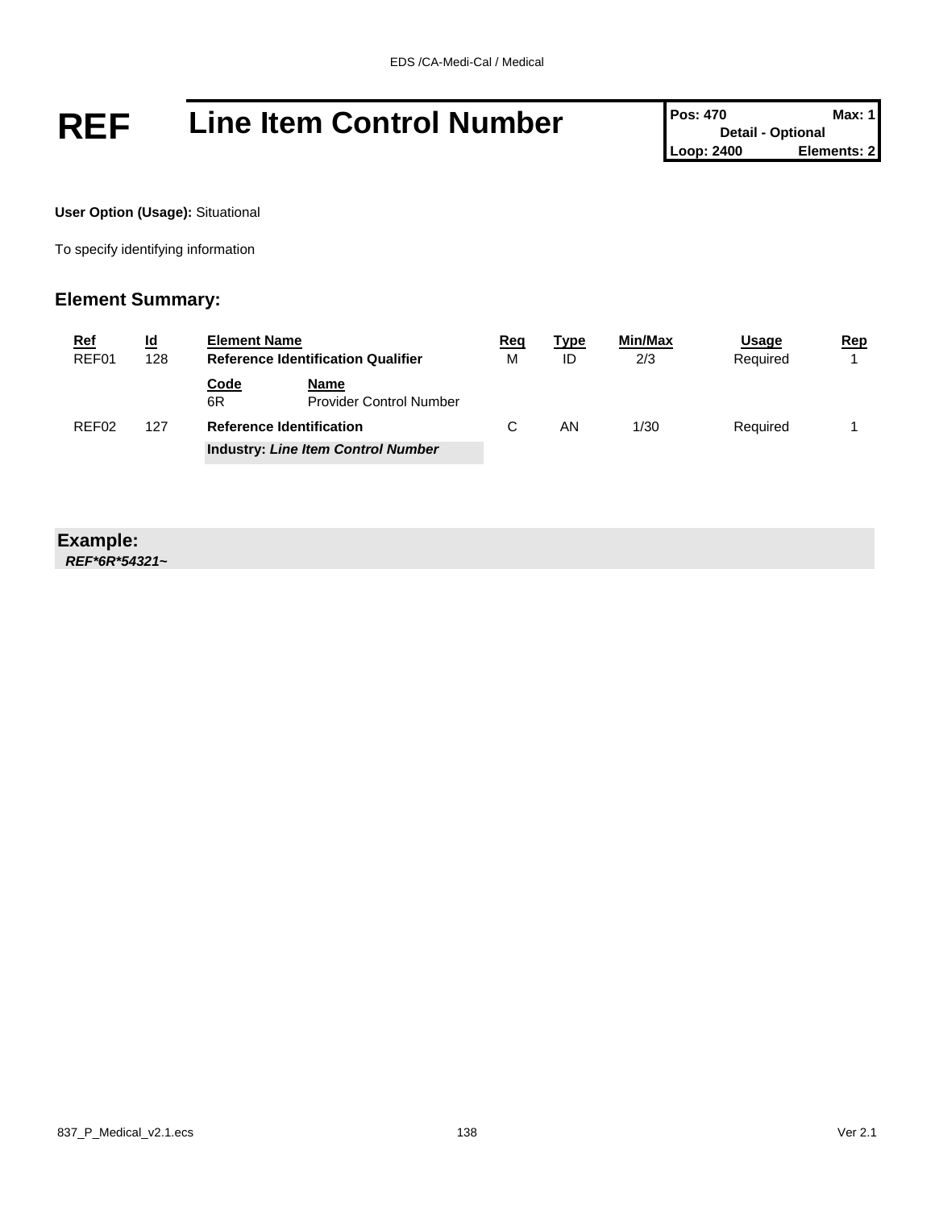# REF Line Item Control Number

| Pos: 470 | Max: 1 |
|---|---|
| Detail - Optional | |
| Loop: 2400 | Elements: 2 |

**User Option (Usage):** Situational

To specify identifying information

## Element Summary:

| Ref | Id | Element Name | Req | Type | Min/Max | Usage | Rep |
|---|---|---|---|---|---|---|---|
| REF01 | 128 | **Reference Identification Qualifier** | M | ID | 2/3 | Required | 1 |
| | | **Code** / **Name**<br>6R / Provider Control Number | | | | | |
| REF02 | 127 | **Reference Identification**<br>**Industry:** ***Line Item Control Number*** | C | AN | 1/30 | Required | 1 |

**Example:**

***REF*6R*54321~***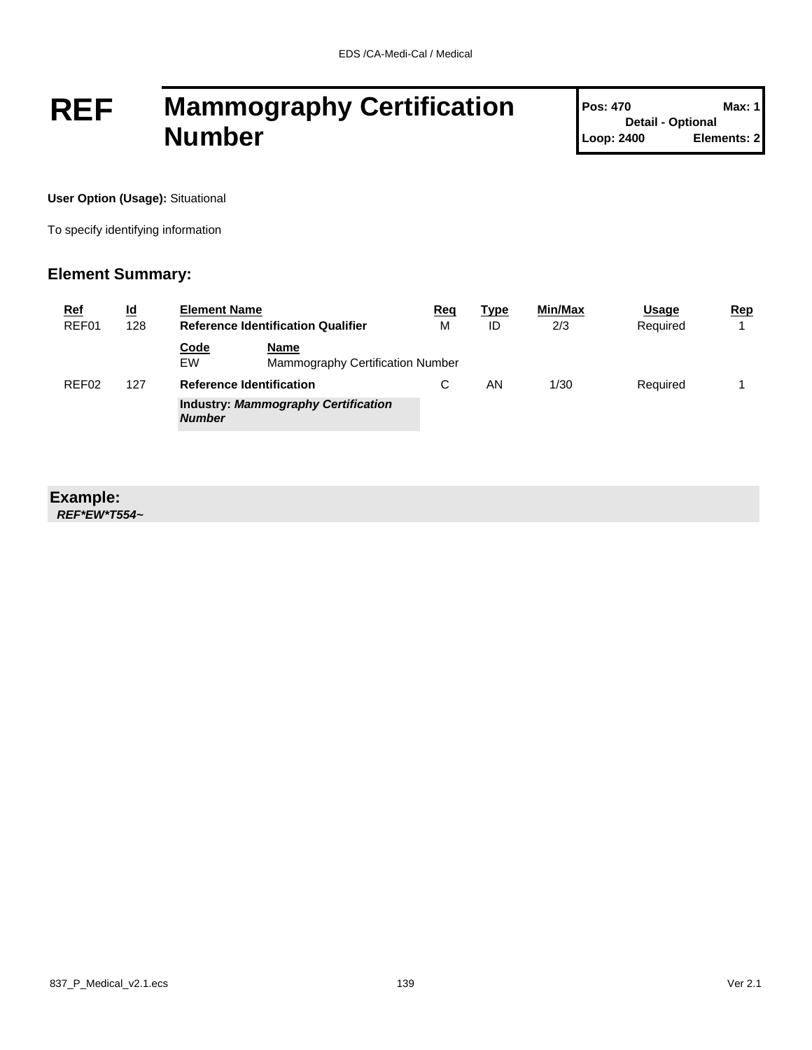# REF Mammography Certification Number

| Pos: 470 | Max: 1 |
|---|---|
| Detail - Optional | |
| Loop: 2400 | Elements: 2 |

**User Option (Usage):** Situational

To specify identifying information

## Element Summary:

| Ref | Id | Element Name | Req | Type | Min/Max | Usage | Rep |
|---|---|---|---|---|---|---|---|
| REF01 | 128 | **Reference Identification Qualifier** | M | ID | 2/3 | Required | 1 |
| | | **Code** EW — **Name** Mammography Certification Number | | | | | |
| REF02 | 127 | **Reference Identification** | C | AN | 1/30 | Required | 1 |
| | | **Industry:** ***Mammography Certification Number*** | | | | | |

**Example:**

***REF*EW*T554~***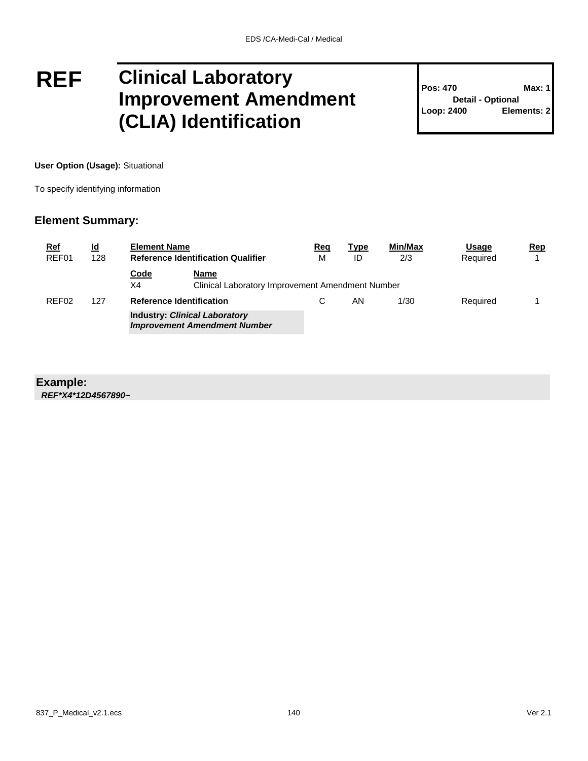# REF Clinical Laboratory Improvement Amendment (CLIA) Identification

**Pos: 470** **Max: 1**
**Detail - Optional**
**Loop: 2400** **Elements: 2**

**User Option (Usage):** Situational

To specify identifying information

## Element Summary:

| Ref | Id | Element Name | Req | Type | Min/Max | Usage | Rep |
|---|---|---|---|---|---|---|---|
| REF01 | 128 | **Reference Identification Qualifier** | M | ID | 2/3 | Required | 1 |
| | | **Code** / **Name**<br>X4 / Clinical Laboratory Improvement Amendment Number | | | | | |
| REF02 | 127 | **Reference Identification**<br>**Industry:** ***Clinical Laboratory Improvement Amendment Number*** | C | AN | 1/30 | Required | 1 |

**Example:**
***REF*X4*12D4567890~***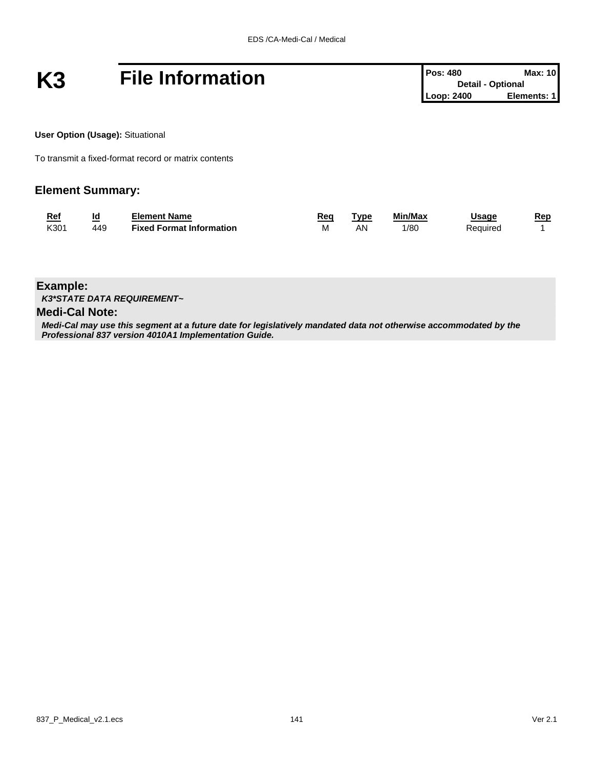# K3 File Information

| Pos: 480 | Max: 10 |
|---|---|
| Detail - Optional | |
| Loop: 2400 | Elements: 1 |

**User Option (Usage):** Situational

To transmit a fixed-format record or matrix contents

## Element Summary:

| Ref | Id | Element Name | Req | Type | Min/Max | Usage | Rep |
|---|---|---|---|---|---|---|---|
| K301 | 449 | **Fixed Format Information** | M | AN | 1/80 | Required | 1 |

### Example:

***K3*STATE DATA REQUIREMENT~***

### Medi-Cal Note:

***Medi-Cal may use this segment at a future date for legislatively mandated data not otherwise accommodated by the Professional 837 version 4010A1 Implementation Guide.***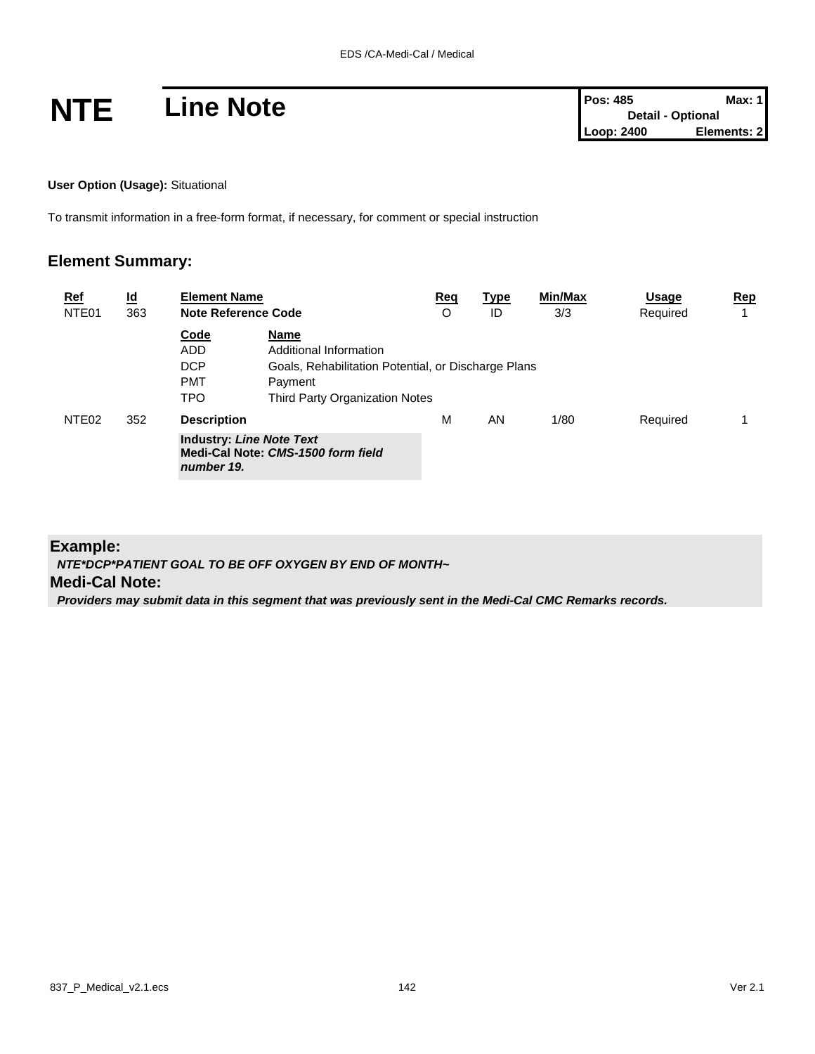# NTE Line Note

| Pos: 485 | Max: 1 |
| --- | --- |
| Detail - Optional | |
| Loop: 2400 | Elements: 2 |

**User Option (Usage):** Situational

To transmit information in a free-form format, if necessary, for comment or special instruction

## Element Summary:

| Ref | Id | Element Name | Req | Type | Min/Max | Usage | Rep |
| --- | --- | --- | --- | --- | --- | --- | --- |
| NTE01 | 363 | **Note Reference Code** | O | ID | 3/3 | Required | 1 |
| | | **Code** / **Name** | | | | | |
| | | ADD — Additional Information | | | | | |
| | | DCP — Goals, Rehabilitation Potential, or Discharge Plans | | | | | |
| | | PMT — Payment | | | | | |
| | | TPO — Third Party Organization Notes | | | | | |
| NTE02 | 352 | **Description** | M | AN | 1/80 | Required | 1 |
| | | **Industry:** ***Line Note Text*** **Medi-Cal Note:** ***CMS-1500 form field number 19.*** | | | | | |

**Example:**

***NTE*DCP*PATIENT GOAL TO BE OFF OXYGEN BY END OF MONTH~***

**Medi-Cal Note:**

***Providers may submit data in this segment that was previously sent in the Medi-Cal CMC Remarks records.***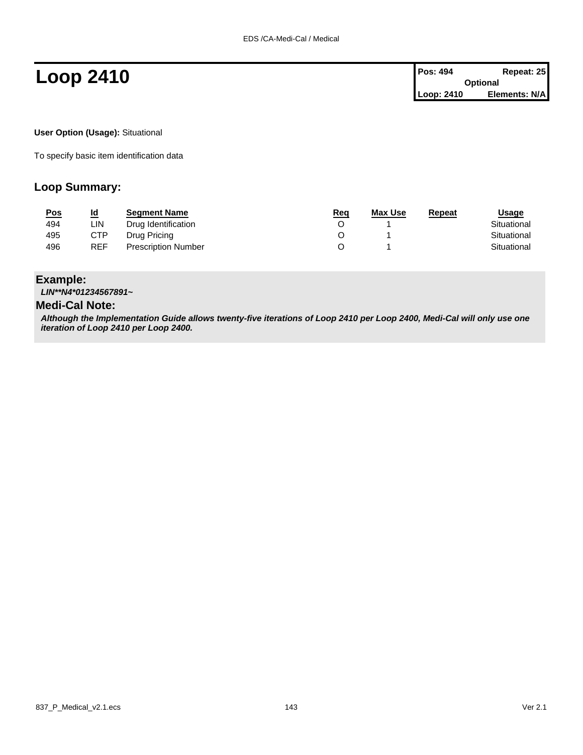# Loop 2410

| Pos: 494 | Repeat: 25 |
|---|---|
| Optional | |
| Loop: 2410 | Elements: N/A |

**User Option (Usage):** Situational

To specify basic item identification data

## Loop Summary:

| Pos | Id | Segment Name | Req | Max Use | Repeat | Usage |
|---|---|---|---|---|---|---|
| 494 | LIN | Drug Identification | O | 1 | | Situational |
| 495 | CTP | Drug Pricing | O | 1 | | Situational |
| 496 | REF | Prescription Number | O | 1 | | Situational |

### Example:

***LIN**N4*01234567891~***

### Medi-Cal Note:

***Although the Implementation Guide allows twenty-five iterations of Loop 2410 per Loop 2400, Medi-Cal will only use one iteration of Loop 2410 per Loop 2400.***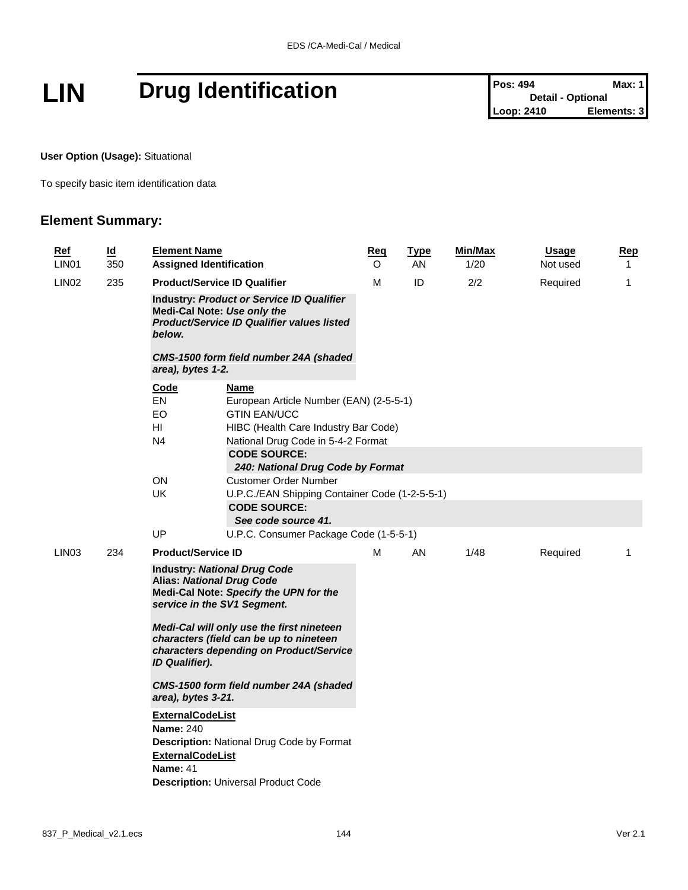# LIN Drug Identification

**Pos: 494** **Max: 1**
**Detail - Optional**
**Loop: 2410** **Elements: 3**

**User Option (Usage):** Situational

To specify basic item identification data

## Element Summary:

| Ref | Id | Element Name | Req | Type | Min/Max | Usage | Rep |
|---|---|---|---|---|---|---|---|
| LIN01 | 350 | **Assigned Identification** | O | AN | 1/20 | Not used | 1 |
| LIN02 | 235 | **Product/Service ID Qualifier** | M | ID | 2/2 | Required | 1 |
| LIN03 | 234 | **Product/Service ID** | M | AN | 1/48 | Required | 1 |

### LIN02 - Product/Service ID Qualifier

**Industry:** ***Product or Service ID Qualifier***
**Medi-Cal Note:** ***Use only the Product/Service ID Qualifier values listed below.***

***CMS-1500 form field number 24A (shaded area), bytes 1-2.***

| Code | Name |
|---|---|
| EN | European Article Number (EAN) (2-5-5-1) |
| EO | GTIN EAN/UCC |
| HI | HIBC (Health Care Industry Bar Code) |
| N4 | National Drug Code in 5-4-2 Format<br>**CODE SOURCE:**<br>***240: National Drug Code by Format*** |
| ON | Customer Order Number |
| UK | U.P.C./EAN Shipping Container Code (1-2-5-5-1)<br>**CODE SOURCE:**<br>***See code source 41.*** |
| UP | U.P.C. Consumer Package Code (1-5-5-1) |

### LIN03 - Product/Service ID

**Industry:** ***National Drug Code***
**Alias:** ***National Drug Code***
**Medi-Cal Note:** ***Specify the UPN for the service in the SV1 Segment.***

***Medi-Cal will only use the first nineteen characters (field can be up to nineteen characters depending on Product/Service ID Qualifier).***

***CMS-1500 form field number 24A (shaded area), bytes 3-21.***

**ExternalCodeList**
**Name:** 240
**Description:** National Drug Code by Format
**ExternalCodeList**
**Name:** 41
**Description:** Universal Product Code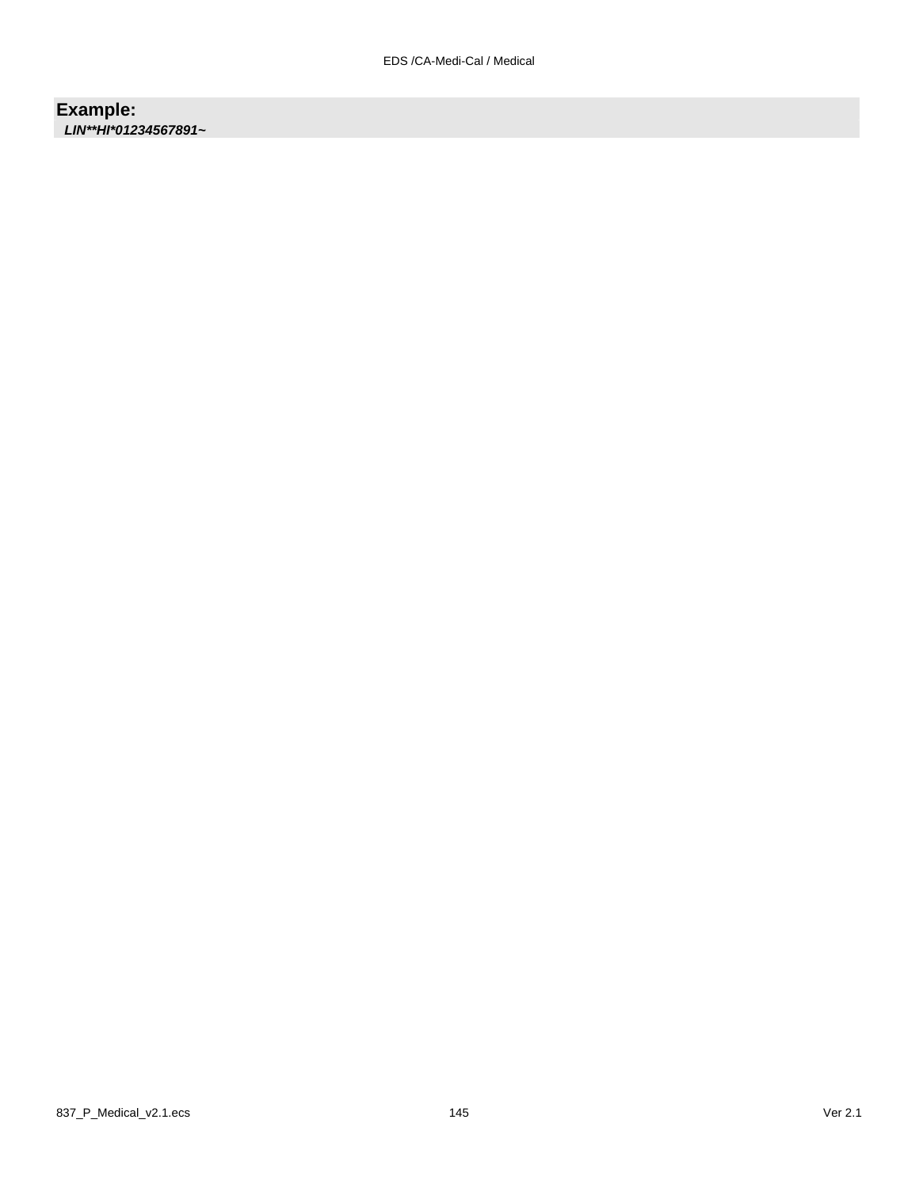**Example:**

***LIN**HI*01234567891~***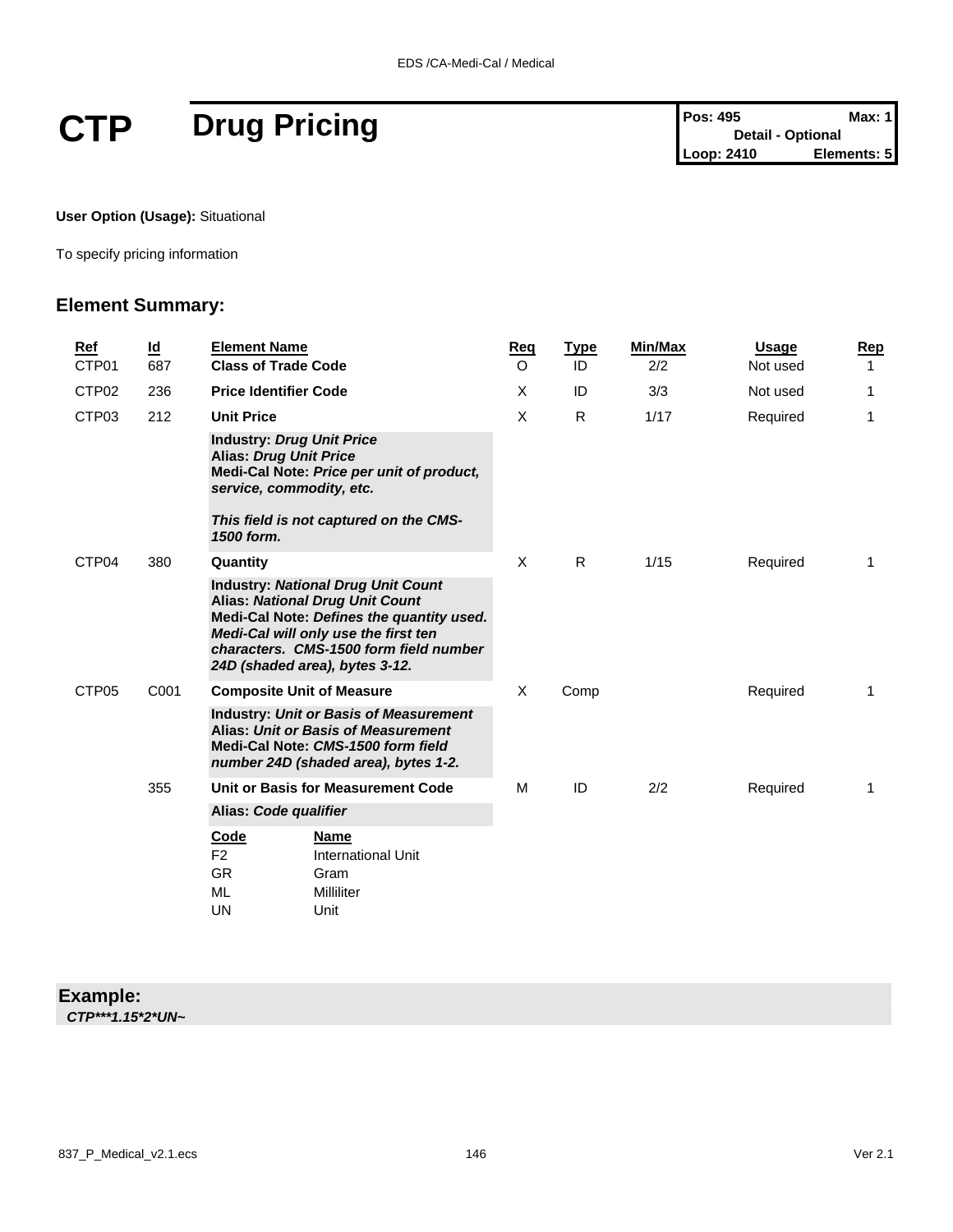# CTP Drug Pricing

| Pos: 495 | Max: 1 |
|---|---|
| Detail - Optional | |
| Loop: 2410 | Elements: 5 |

**User Option (Usage):** Situational

To specify pricing information

## Element Summary:

| Ref | Id | Element Name | Req | Type | Min/Max | Usage | Rep |
|---|---|---|---|---|---|---|---|
| CTP01 | 687 | **Class of Trade Code** | O | ID | 2/2 | Not used | 1 |
| CTP02 | 236 | **Price Identifier Code** | X | ID | 3/3 | Not used | 1 |
| CTP03 | 212 | **Unit Price** | X | R | 1/17 | Required | 1 |
| | | **Industry:** ***Drug Unit Price*** **Alias:** ***Drug Unit Price*** **Medi-Cal Note:** ***Price per unit of product, service, commodity, etc.*** ***This field is not captured on the CMS-1500 form.*** | | | | | |
| CTP04 | 380 | **Quantity** | X | R | 1/15 | Required | 1 |
| | | **Industry:** ***National Drug Unit Count*** **Alias:** ***National Drug Unit Count*** **Medi-Cal Note:** ***Defines the quantity used. Medi-Cal will only use the first ten characters. CMS-1500 form field number 24D (shaded area), bytes 3-12.*** | | | | | |
| CTP05 | C001 | **Composite Unit of Measure** | X | Comp | | Required | 1 |
| | | **Industry:** ***Unit or Basis of Measurement*** **Alias:** ***Unit or Basis of Measurement*** **Medi-Cal Note:** ***CMS-1500 form field number 24D (shaded area), bytes 1-2.*** | | | | | |
| | 355 | **Unit or Basis for Measurement Code** | M | ID | 2/2 | Required | 1 |
| | | **Alias:** ***Code qualifier*** | | | | | |

| Code | Name |
|---|---|
| F2 | International Unit |
| GR | Gram |
| ML | Milliliter |
| UN | Unit |

**Example:**

***CTP***1.15*2*UN~***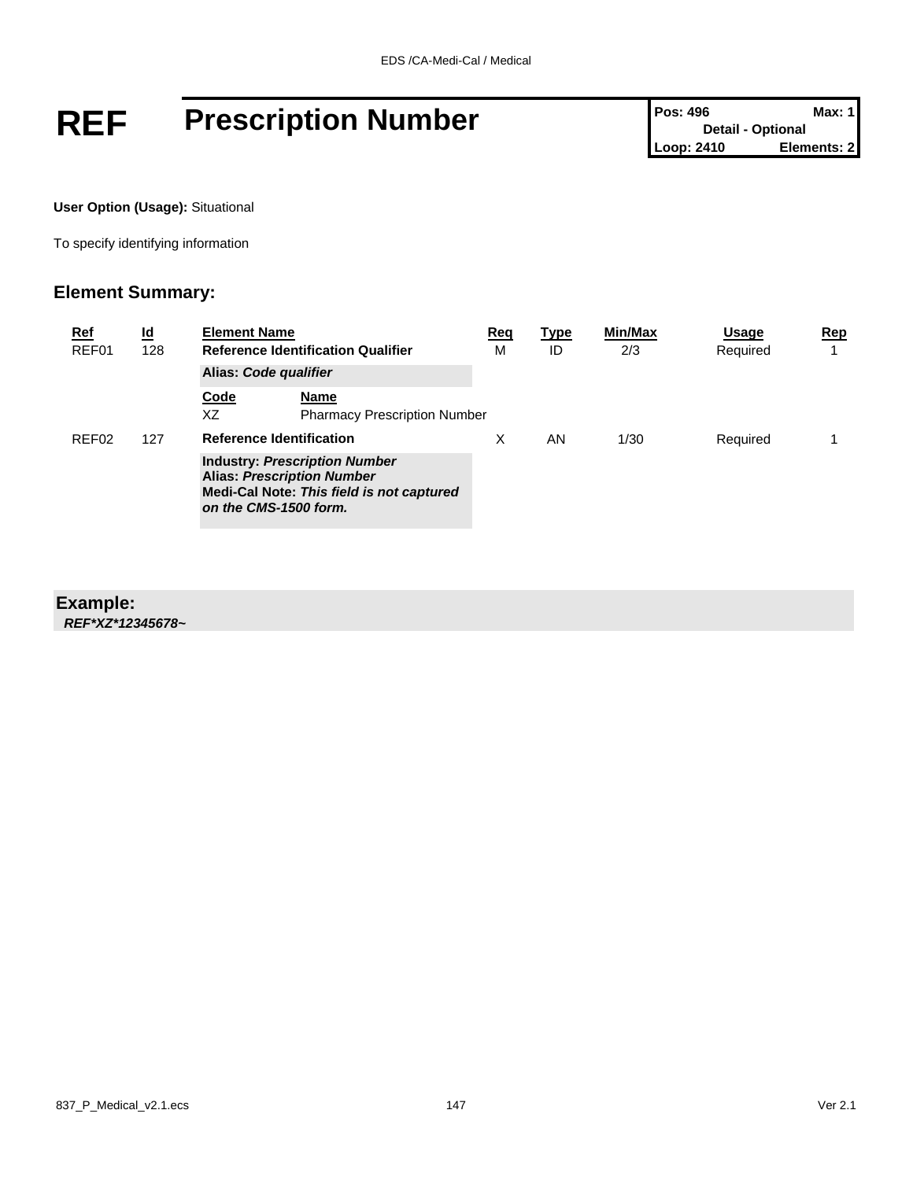# REF Prescription Number

| Pos: 496 | Max: 1 |
| --- | --- |
| Detail - Optional | |
| Loop: 2410 | Elements: 2 |

**User Option (Usage):** Situational

To specify identifying information

## Element Summary:

| Ref | Id | Element Name | Req | Type | Min/Max | Usage | Rep |
| --- | --- | --- | --- | --- | --- | --- | --- |
| REF01 | 128 | **Reference Identification Qualifier** | M | ID | 2/3 | Required | 1 |
| | | **Alias:** ***Code qualifier*** | | | | | |
| | | **Code** XZ — **Name** Pharmacy Prescription Number | | | | | |
| REF02 | 127 | **Reference Identification** | X | AN | 1/30 | Required | 1 |
| | | **Industry:** ***Prescription Number*** **Alias:** ***Prescription Number*** **Medi-Cal Note:** ***This field is not captured on the CMS-1500 form.*** | | | | | |

## Example:

***REF*XZ*12345678~***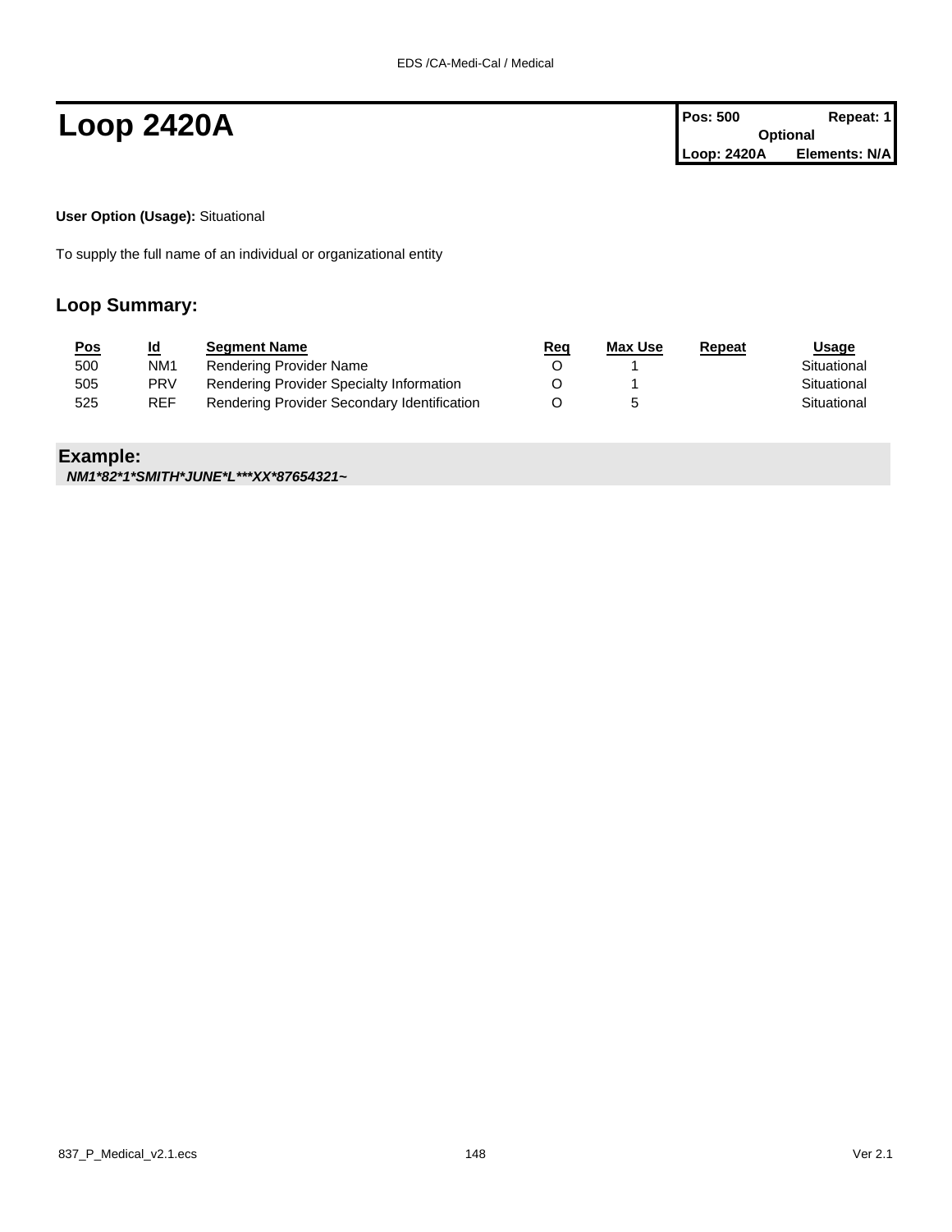# Loop 2420A

| Pos: 500 | Repeat: 1 |
|---|---|
| Optional | |
| Loop: 2420A | Elements: N/A |

**User Option (Usage):** Situational

To supply the full name of an individual or organizational entity

## Loop Summary:

| Pos | Id | Segment Name | Req | Max Use | Repeat | Usage |
|---|---|---|---|---|---|---|
| 500 | NM1 | Rendering Provider Name | O | 1 | | Situational |
| 505 | PRV | Rendering Provider Specialty Information | O | 1 | | Situational |
| 525 | REF | Rendering Provider Secondary Identification | O | 5 | | Situational |

## Example:

***NM1*82*1*SMITH*JUNE*L***XX*87654321~***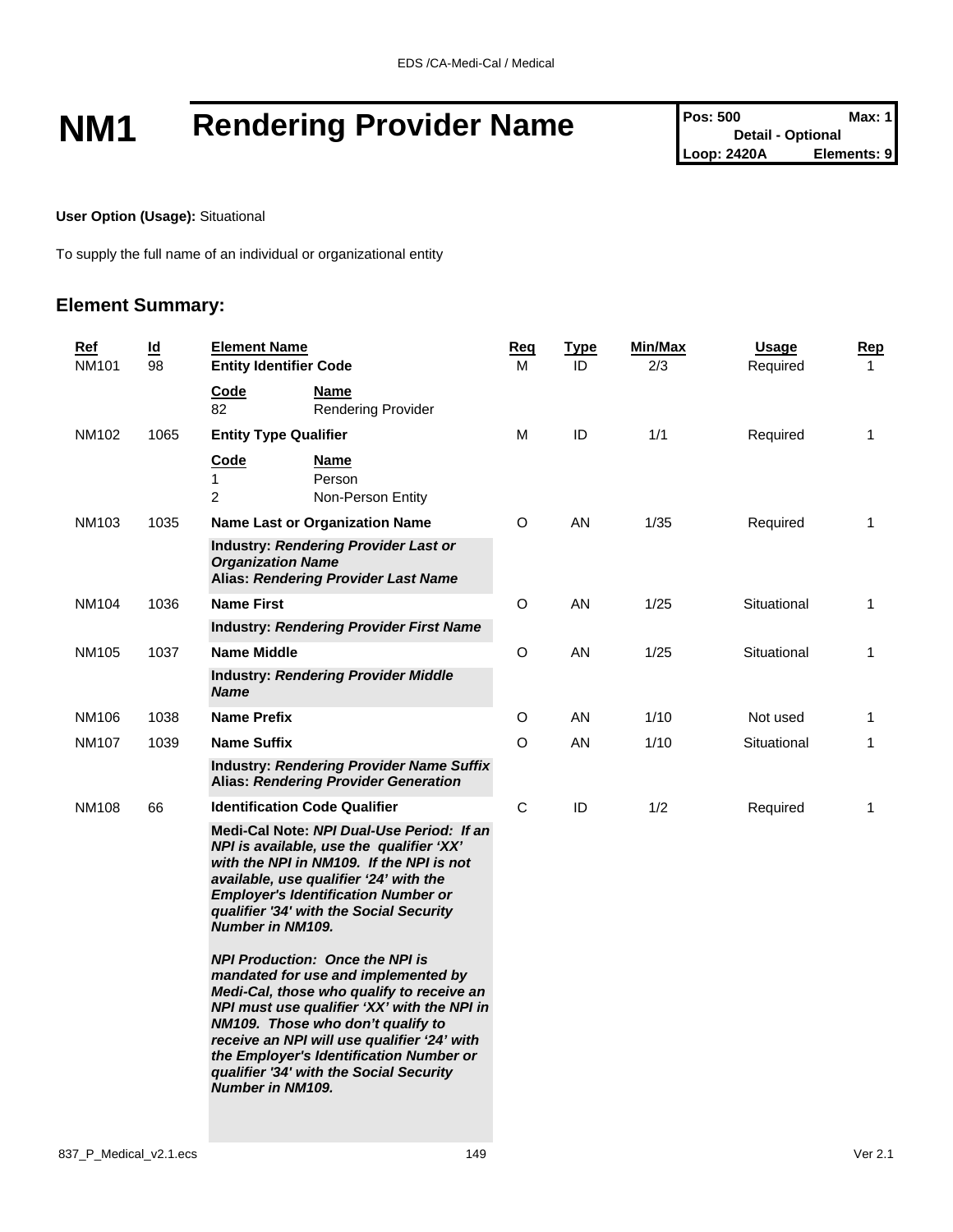# NM1 Rendering Provider Name

| Pos: 500 | Max: 1 |
|---|---|
| Detail - Optional | |
| Loop: 2420A | Elements: 9 |

**User Option (Usage):** Situational

To supply the full name of an individual or organizational entity

## Element Summary:

| Ref | Id | Element Name | Req | Type | Min/Max | Usage | Rep |
|---|---|---|---|---|---|---|---|
| NM101 | 98 | **Entity Identifier Code** | M | ID | 2/3 | Required | 1 |
| | | **Code** / **Name**<br>82 Rendering Provider | | | | | |
| NM102 | 1065 | **Entity Type Qualifier** | M | ID | 1/1 | Required | 1 |
| | | **Code** / **Name**<br>1 Person<br>2 Non-Person Entity | | | | | |
| NM103 | 1035 | **Name Last or Organization Name** | O | AN | 1/35 | Required | 1 |
| | | **Industry:** ***Rendering Provider Last or Organization Name***<br>**Alias:** ***Rendering Provider Last Name*** | | | | | |
| NM104 | 1036 | **Name First** | O | AN | 1/25 | Situational | 1 |
| | | **Industry:** ***Rendering Provider First Name*** | | | | | |
| NM105 | 1037 | **Name Middle** | O | AN | 1/25 | Situational | 1 |
| | | **Industry:** ***Rendering Provider Middle Name*** | | | | | |
| NM106 | 1038 | **Name Prefix** | O | AN | 1/10 | Not used | 1 |
| NM107 | 1039 | **Name Suffix** | O | AN | 1/10 | Situational | 1 |
| | | **Industry:** ***Rendering Provider Name Suffix***<br>**Alias:** ***Rendering Provider Generation*** | | | | | |
| NM108 | 66 | **Identification Code Qualifier** | C | ID | 1/2 | Required | 1 |
| | | **Medi-Cal Note:** ***NPI Dual-Use Period: If an NPI is available, use the qualifier 'XX' with the NPI in NM109. If the NPI is not available, use qualifier '24' with the Employer's Identification Number or qualifier '34' with the Social Security Number in NM109.***<br><br>***NPI Production: Once the NPI is mandated for use and implemented by Medi-Cal, those who qualify to receive an NPI must use qualifier 'XX' with the NPI in NM109. Those who don't qualify to receive an NPI will use qualifier '24' with the Employer's Identification Number or qualifier '34' with the Social Security Number in NM109.*** | | | | | |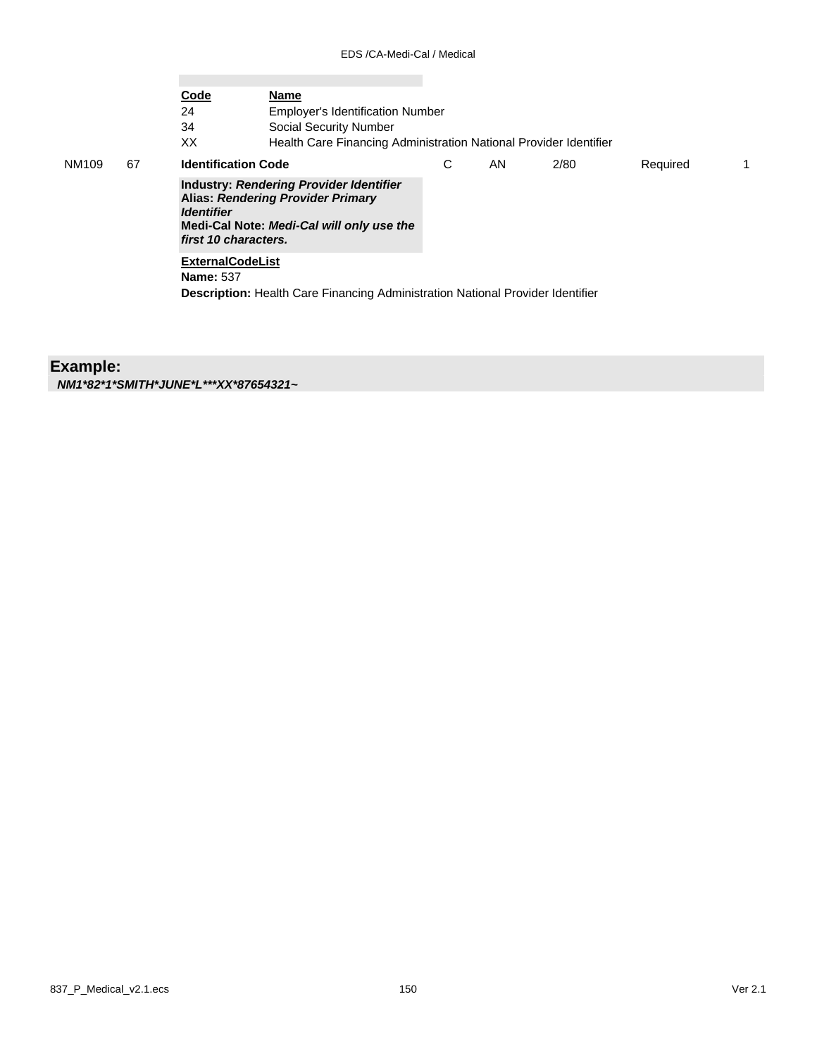| Code | Name |
|---|---|
| 24 | Employer's Identification Number |
| 34 | Social Security Number |
| XX | Health Care Financing Administration National Provider Identifier |

| | | | | | | | |
|---|---|---|---|---|---|---|---|
| NM109 | 67 | **Identification Code** | C | AN | 2/80 | Required | 1 |

**Industry:** ***Rendering Provider Identifier***
**Alias:** ***Rendering Provider Primary Identifier***
**Medi-Cal Note:** ***Medi-Cal will only use the first 10 characters.***

**ExternalCodeList**
**Name:** 537
**Description:** Health Care Financing Administration National Provider Identifier

**Example:**
***NM1*82*1*SMITH*JUNE*L***XX*87654321~***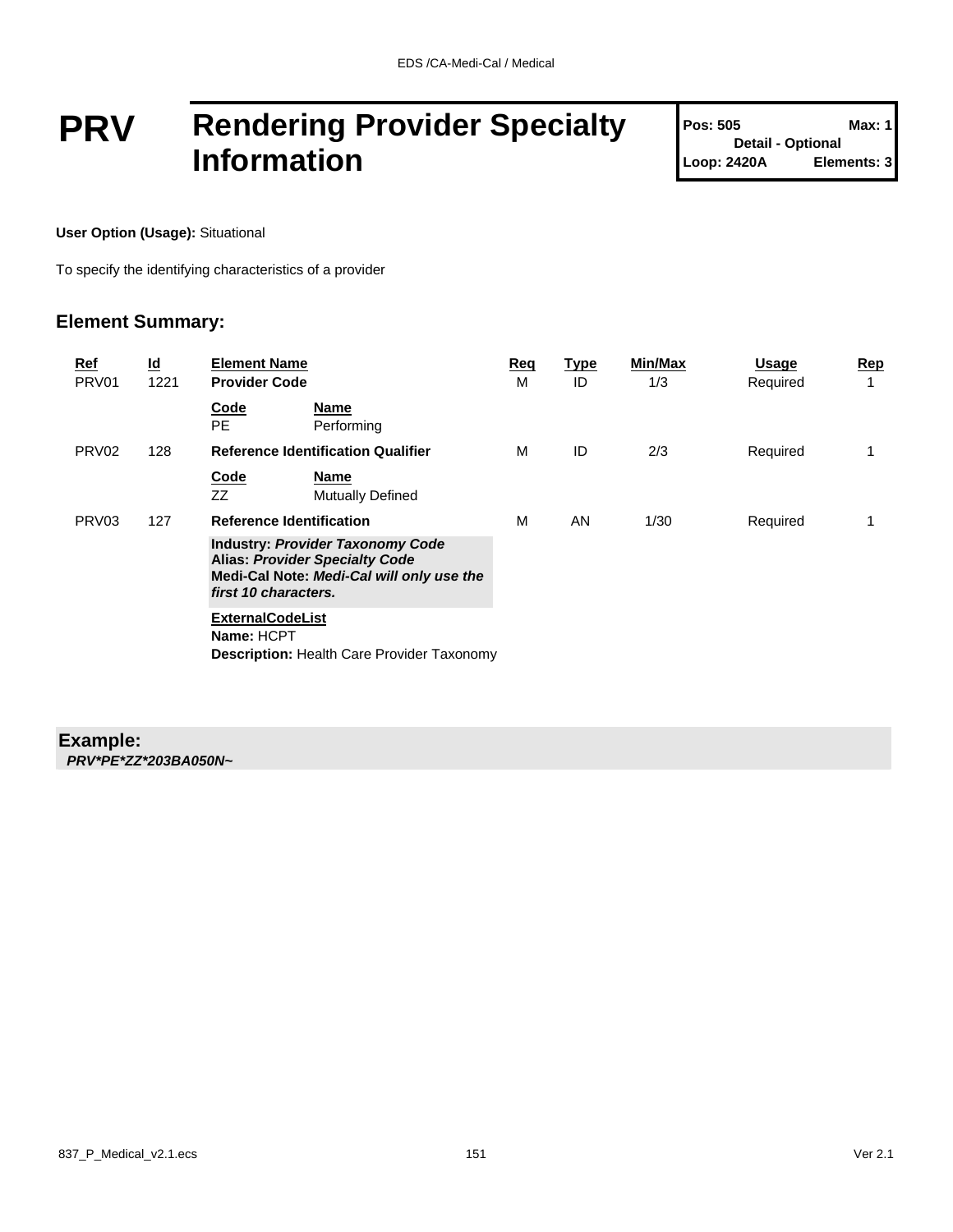# PRV Rendering Provider Specialty Information

**Pos: 505** | **Max: 1**
**Detail - Optional**
**Loop: 2420A** | **Elements: 3**

**User Option (Usage):** Situational

To specify the identifying characteristics of a provider

## Element Summary:

| Ref | Id | Element Name | Req | Type | Min/Max | Usage | Rep |
|---|---|---|---|---|---|---|---|
| PRV01 | 1221 | **Provider Code** | M | ID | 1/3 | Required | 1 |
| | | **Code** PE — **Name** Performing | | | | | |
| PRV02 | 128 | **Reference Identification Qualifier** | M | ID | 2/3 | Required | 1 |
| | | **Code** ZZ — **Name** Mutually Defined | | | | | |
| PRV03 | 127 | **Reference Identification** | M | AN | 1/30 | Required | 1 |
| | | **Industry:** ***Provider Taxonomy Code*** <br> **Alias:** ***Provider Specialty Code*** <br> **Medi-Cal Note:** ***Medi-Cal will only use the first 10 characters.*** | | | | | |
| | | **ExternalCodeList** <br> **Name:** HCPT <br> **Description:** Health Care Provider Taxonomy | | | | | |

## Example:

***PRV*PE*ZZ*203BA050N~***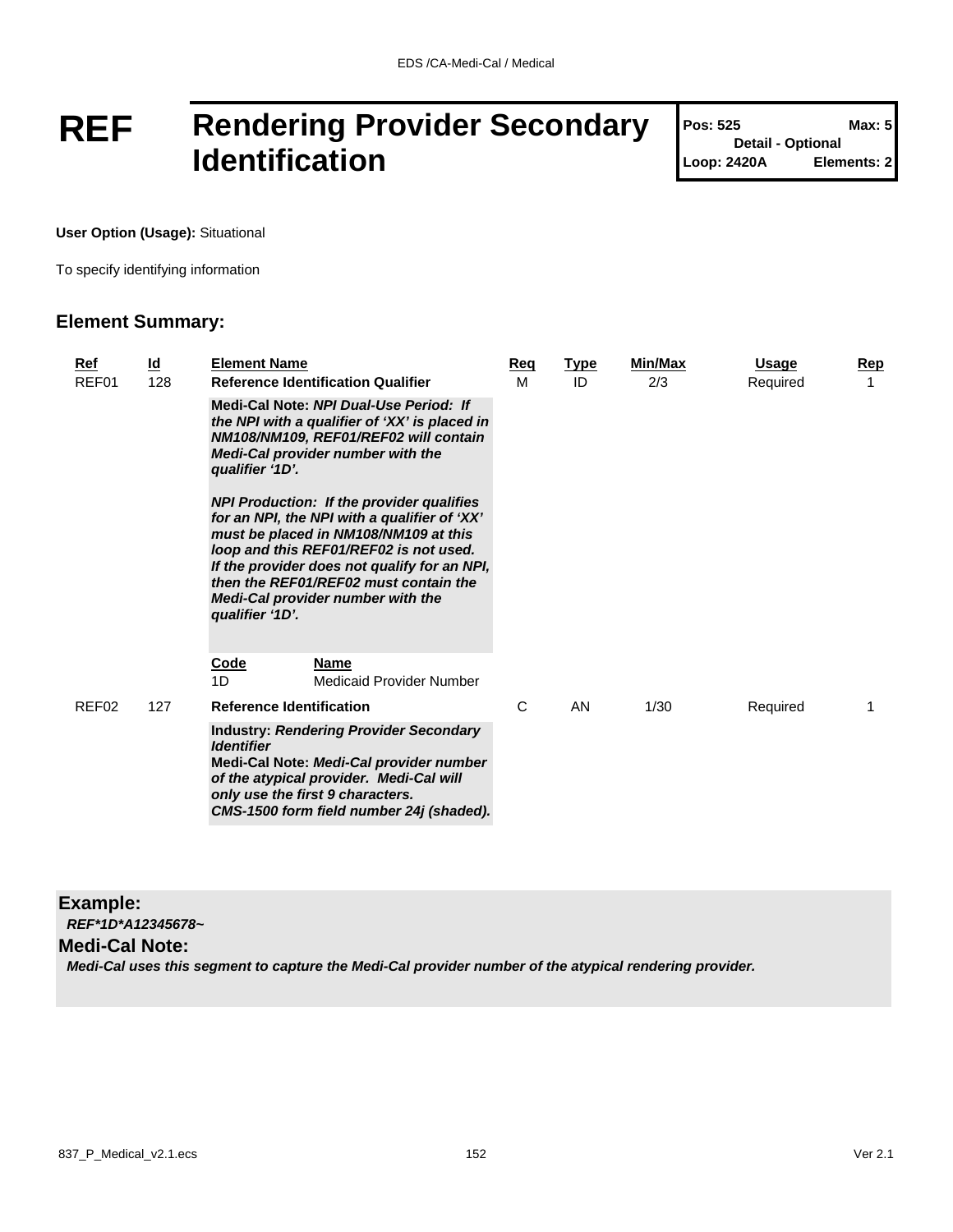# REF Rendering Provider Secondary Identification

| Pos: 525 | Max: 5 |
|---|---|
| Detail - Optional | |
| Loop: 2420A | Elements: 2 |

**User Option (Usage):** Situational

To specify identifying information

## Element Summary:

| Ref | Id | Element Name | Req | Type | Min/Max | Usage | Rep |
|---|---|---|---|---|---|---|---|
| REF01 | 128 | **Reference Identification Qualifier** | M | ID | 2/3 | Required | 1 |
| | | **Medi-Cal Note:** ***NPI Dual-Use Period: If the NPI with a qualifier of 'XX' is placed in NM108/NM109, REF01/REF02 will contain Medi-Cal provider number with the qualifier '1D'.*** <br><br> ***NPI Production: If the provider qualifies for an NPI, the NPI with a qualifier of 'XX' must be placed in NM108/NM109 at this loop and this REF01/REF02 is not used. If the provider does not qualify for an NPI, then the REF01/REF02 must contain the Medi-Cal provider number with the qualifier '1D'.*** | | | | | |
| | | **Code** / **Name** <br> 1D — Medicaid Provider Number | | | | | |
| REF02 | 127 | **Reference Identification** | C | AN | 1/30 | Required | 1 |
| | | **Industry:** ***Rendering Provider Secondary Identifier*** <br> **Medi-Cal Note:** ***Medi-Cal provider number of the atypical provider. Medi-Cal will only use the first 9 characters. CMS-1500 form field number 24j (shaded).*** | | | | | |

### Example:

***REF*1D*A12345678~***

### Medi-Cal Note:

***Medi-Cal uses this segment to capture the Medi-Cal provider number of the atypical rendering provider.***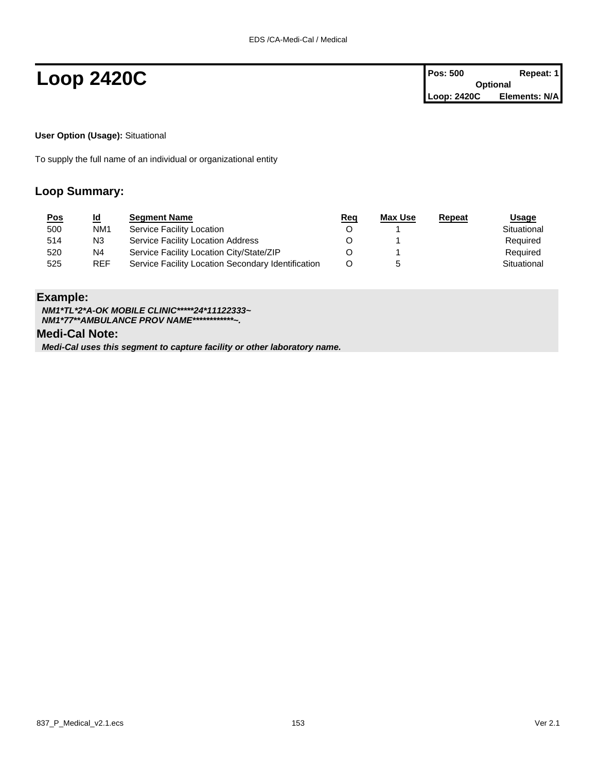# Loop 2420C

| Pos: 500 | Repeat: 1 |
| --- | --- |
| Optional | |
| Loop: 2420C | Elements: N/A |

**User Option (Usage):** Situational

To supply the full name of an individual or organizational entity

## Loop Summary:

| Pos | Id | Segment Name | Req | Max Use | Repeat | Usage |
| --- | --- | --- | --- | --- | --- | --- |
| 500 | NM1 | Service Facility Location | O | 1 | | Situational |
| 514 | N3 | Service Facility Location Address | O | 1 | | Required |
| 520 | N4 | Service Facility Location City/State/ZIP | O | 1 | | Required |
| 525 | REF | Service Facility Location Secondary Identification | O | 5 | | Situational |

### Example:

***NM1*TL*2*A-OK MOBILE CLINIC*****24*11122333~***
***NM1*77**AMBULANCE PROV NAME************~.***

### Medi-Cal Note:

***Medi-Cal uses this segment to capture facility or other laboratory name.***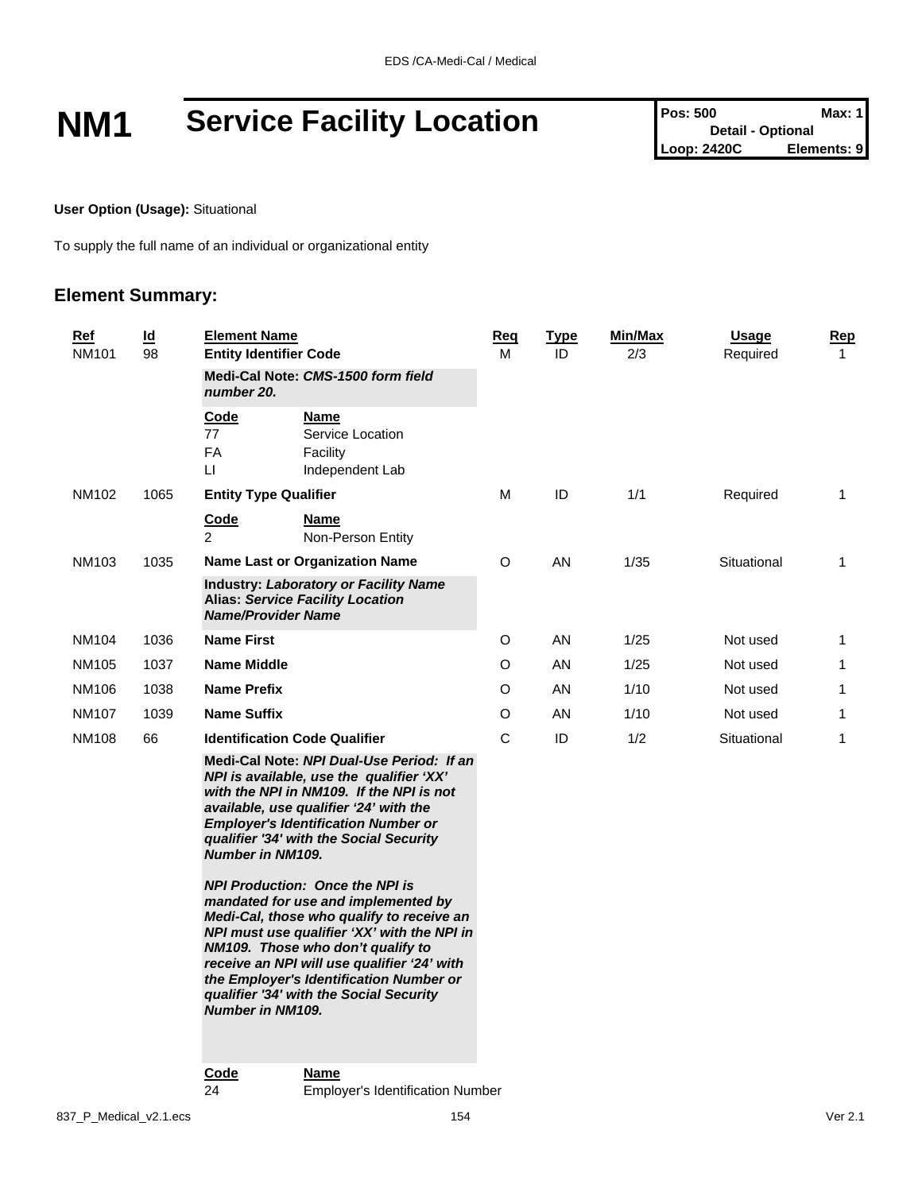# NM1 Service Facility Location

| Pos: 500 | Max: 1 |
| --- | --- |
| Detail - Optional | |
| Loop: 2420C | Elements: 9 |

**User Option (Usage):** Situational

To supply the full name of an individual or organizational entity

## Element Summary:

| Ref | Id | Element Name | Req | Type | Min/Max | Usage | Rep |
| --- | --- | --- | --- | --- | --- | --- | --- |
| NM101 | 98 | **Entity Identifier Code** | M | ID | 2/3 | Required | 1 |
| | | **Medi-Cal Note:** ***CMS-1500 form field number 20.*** | | | | | |
| | | **Code** / **Name**<br>77 Service Location<br>FA Facility<br>LI Independent Lab | | | | | |
| NM102 | 1065 | **Entity Type Qualifier** | M | ID | 1/1 | Required | 1 |
| | | **Code** / **Name**<br>2 Non-Person Entity | | | | | |
| NM103 | 1035 | **Name Last or Organization Name** | O | AN | 1/35 | Situational | 1 |
| | | **Industry:** ***Laboratory or Facility Name***<br>**Alias:** ***Service Facility Location Name/Provider Name*** | | | | | |
| NM104 | 1036 | **Name First** | O | AN | 1/25 | Not used | 1 |
| NM105 | 1037 | **Name Middle** | O | AN | 1/25 | Not used | 1 |
| NM106 | 1038 | **Name Prefix** | O | AN | 1/10 | Not used | 1 |
| NM107 | 1039 | **Name Suffix** | O | AN | 1/10 | Not used | 1 |
| NM108 | 66 | **Identification Code Qualifier** | C | ID | 1/2 | Situational | 1 |
| | | **Medi-Cal Note:** ***NPI Dual-Use Period: If an NPI is available, use the qualifier 'XX' with the NPI in NM109. If the NPI is not available, use qualifier '24' with the Employer's Identification Number or qualifier '34' with the Social Security Number in NM109.***<br><br>***NPI Production: Once the NPI is mandated for use and implemented by Medi-Cal, those who qualify to receive an NPI must use qualifier 'XX' with the NPI in NM109. Those who don't qualify to receive an NPI will use qualifier '24' with the Employer's Identification Number or qualifier '34' with the Social Security Number in NM109.*** | | | | | |
| | | **Code** / **Name**<br>24 Employer's Identification Number | | | | | |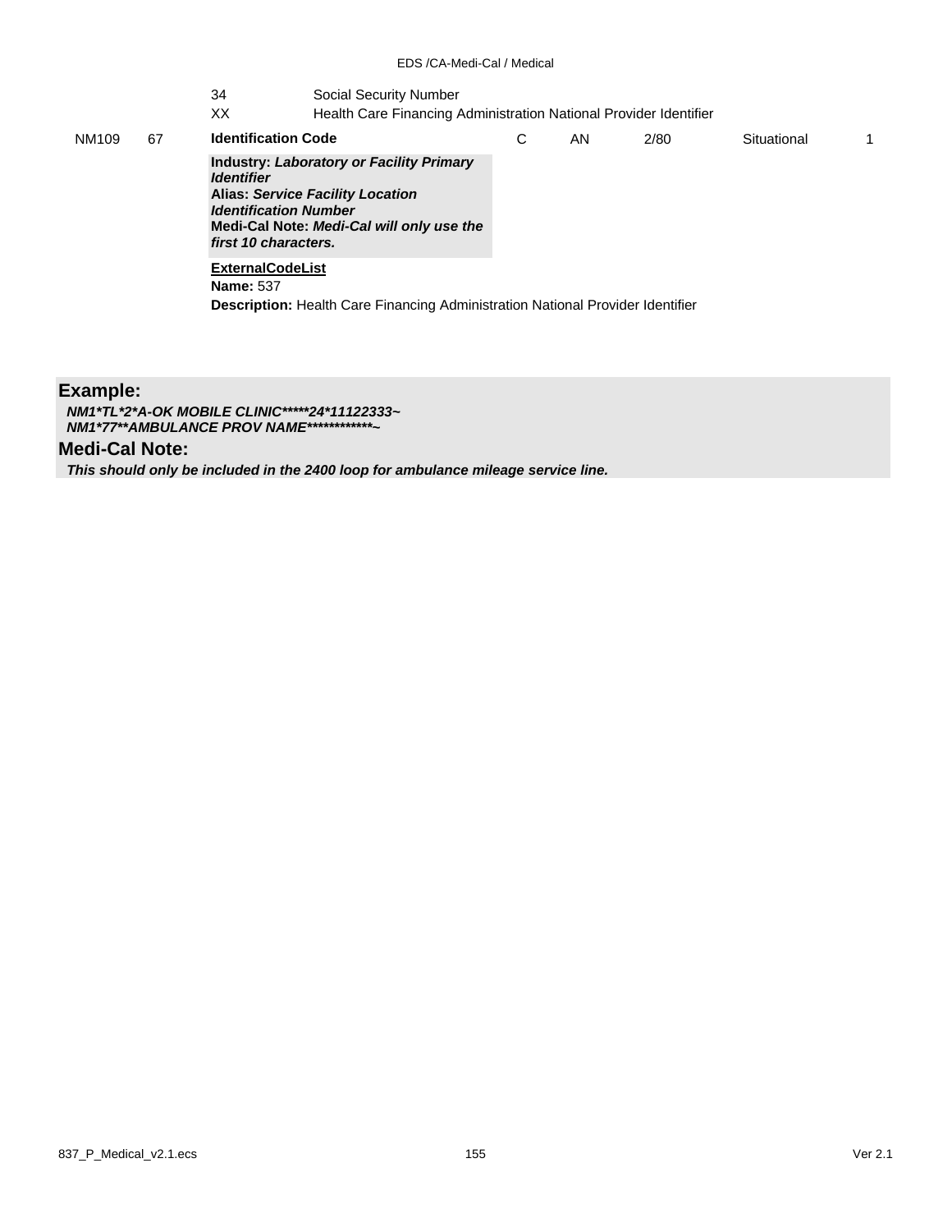| | | | | | | | | |
|---|---|---|---|---|---|---|---|---|
| | | 34 | Social Security Number | | | | | |
| | | XX | Health Care Financing Administration National Provider Identifier | | | | | |
| NM109 | 67 | **Identification Code** | | C | AN | 2/80 | Situational | 1 |

**Industry:** ***Laboratory or Facility Primary Identifier***
**Alias:** ***Service Facility Location Identification Number***
**Medi-Cal Note:** ***Medi-Cal will only use the first 10 characters.***

**ExternalCodeList**
**Name:** 537
**Description:** Health Care Financing Administration National Provider Identifier

## Example:

***NM1*TL*2*A-OK MOBILE CLINIC*****24*11122333~***
***NM1*77**AMBULANCE PROV NAME************~***

## Medi-Cal Note:

***This should only be included in the 2400 loop for ambulance mileage service line.***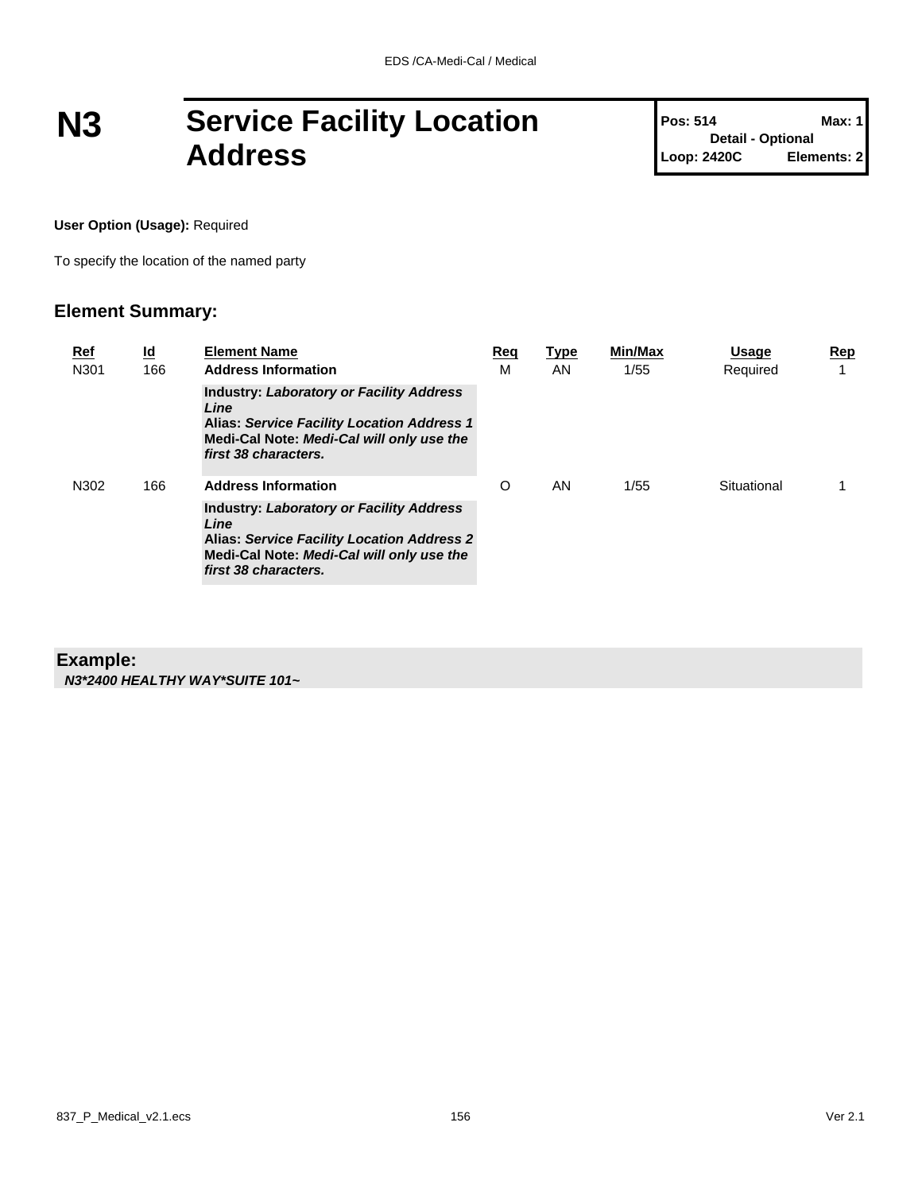# N3 Service Facility Location Address

| Pos: 514 | Max: 1 |
| --- | --- |
| Detail - Optional | |
| Loop: 2420C | Elements: 2 |

**User Option (Usage):** Required

To specify the location of the named party

## Element Summary:

| Ref | Id | Element Name | Req | Type | Min/Max | Usage | Rep |
| --- | --- | --- | --- | --- | --- | --- | --- |
| N301 | 166 | **Address Information**<br>**Industry:** ***Laboratory or Facility Address Line***<br>**Alias:** ***Service Facility Location Address 1***<br>**Medi-Cal Note:** ***Medi-Cal will only use the first 38 characters.*** | M | AN | 1/55 | Required | 1 |
| N302 | 166 | **Address Information**<br>**Industry:** ***Laboratory or Facility Address Line***<br>**Alias:** ***Service Facility Location Address 2***<br>**Medi-Cal Note:** ***Medi-Cal will only use the first 38 characters.*** | O | AN | 1/55 | Situational | 1 |

**Example:**

***N3*2400 HEALTHY WAY*SUITE 101~***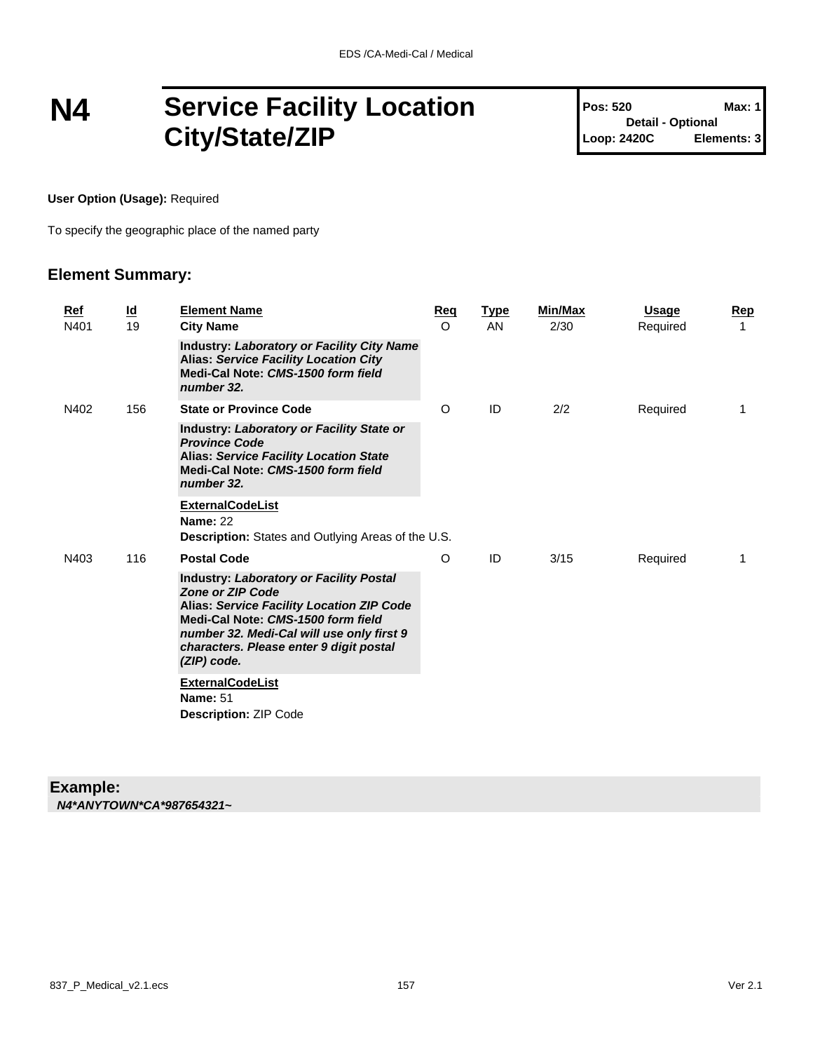# N4 Service Facility Location City/State/ZIP

**Pos: 520** **Max: 1**
**Detail - Optional**
**Loop: 2420C** **Elements: 3**

**User Option (Usage):** Required

To specify the geographic place of the named party

## Element Summary:

| Ref | Id | Element Name | Req | Type | Min/Max | Usage | Rep |
|---|---|---|---|---|---|---|---|
| N401 | 19 | **City Name** | O | AN | 2/30 | Required | 1 |
| | | **Industry:** ***Laboratory or Facility City Name*** **Alias:** ***Service Facility Location City*** **Medi-Cal Note:** ***CMS-1500 form field number 32.*** | | | | | |
| N402 | 156 | **State or Province Code** | O | ID | 2/2 | Required | 1 |
| | | **Industry:** ***Laboratory or Facility State or Province Code*** **Alias:** ***Service Facility Location State*** **Medi-Cal Note:** ***CMS-1500 form field number 32.*** | | | | | |
| | | **ExternalCodeList** **Name:** 22 **Description:** States and Outlying Areas of the U.S. | | | | | |
| N403 | 116 | **Postal Code** | O | ID | 3/15 | Required | 1 |
| | | **Industry:** ***Laboratory or Facility Postal Zone or ZIP Code*** **Alias:** ***Service Facility Location ZIP Code*** **Medi-Cal Note:** ***CMS-1500 form field number 32. Medi-Cal will use only first 9 characters. Please enter 9 digit postal (ZIP) code.*** | | | | | |
| | | **ExternalCodeList** **Name:** 51 **Description:** ZIP Code | | | | | |

**Example:**
***N4*ANYTOWN*CA*987654321~***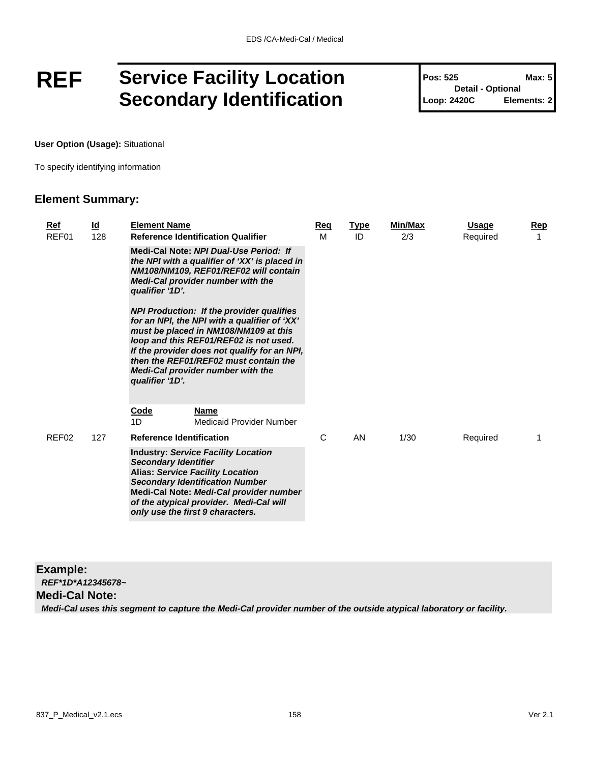# REF Service Facility Location Secondary Identification

| Pos: 525 | Max: 5 |
|---|---|
| Detail - Optional | |
| Loop: 2420C | Elements: 2 |

**User Option (Usage):** Situational

To specify identifying information

## Element Summary:

| Ref | Id | Element Name | Req | Type | Min/Max | Usage | Rep |
|---|---|---|---|---|---|---|---|
| REF01 | 128 | **Reference Identification Qualifier** | M | ID | 2/3 | Required | 1 |
| | | **Medi-Cal Note:** ***NPI Dual-Use Period: If the NPI with a qualifier of 'XX' is placed in NM108/NM109, REF01/REF02 will contain Medi-Cal provider number with the qualifier '1D'.*** <br><br> ***NPI Production: If the provider qualifies for an NPI, the NPI with a qualifier of 'XX' must be placed in NM108/NM109 at this loop and this REF01/REF02 is not used. If the provider does not qualify for an NPI, then the REF01/REF02 must contain the Medi-Cal provider number with the qualifier '1D'.*** | | | | | |
| | | **Code** / **Name** <br> 1D — Medicaid Provider Number | | | | | |
| REF02 | 127 | **Reference Identification** | C | AN | 1/30 | Required | 1 |
| | | **Industry:** ***Service Facility Location Secondary Identifier*** <br> **Alias:** ***Service Facility Location Secondary Identification Number*** <br> **Medi-Cal Note:** ***Medi-Cal provider number of the atypical provider. Medi-Cal will only use the first 9 characters.*** | | | | | |

**Example:**

***REF*1D*A12345678~***

**Medi-Cal Note:**

***Medi-Cal uses this segment to capture the Medi-Cal provider number of the outside atypical laboratory or facility.***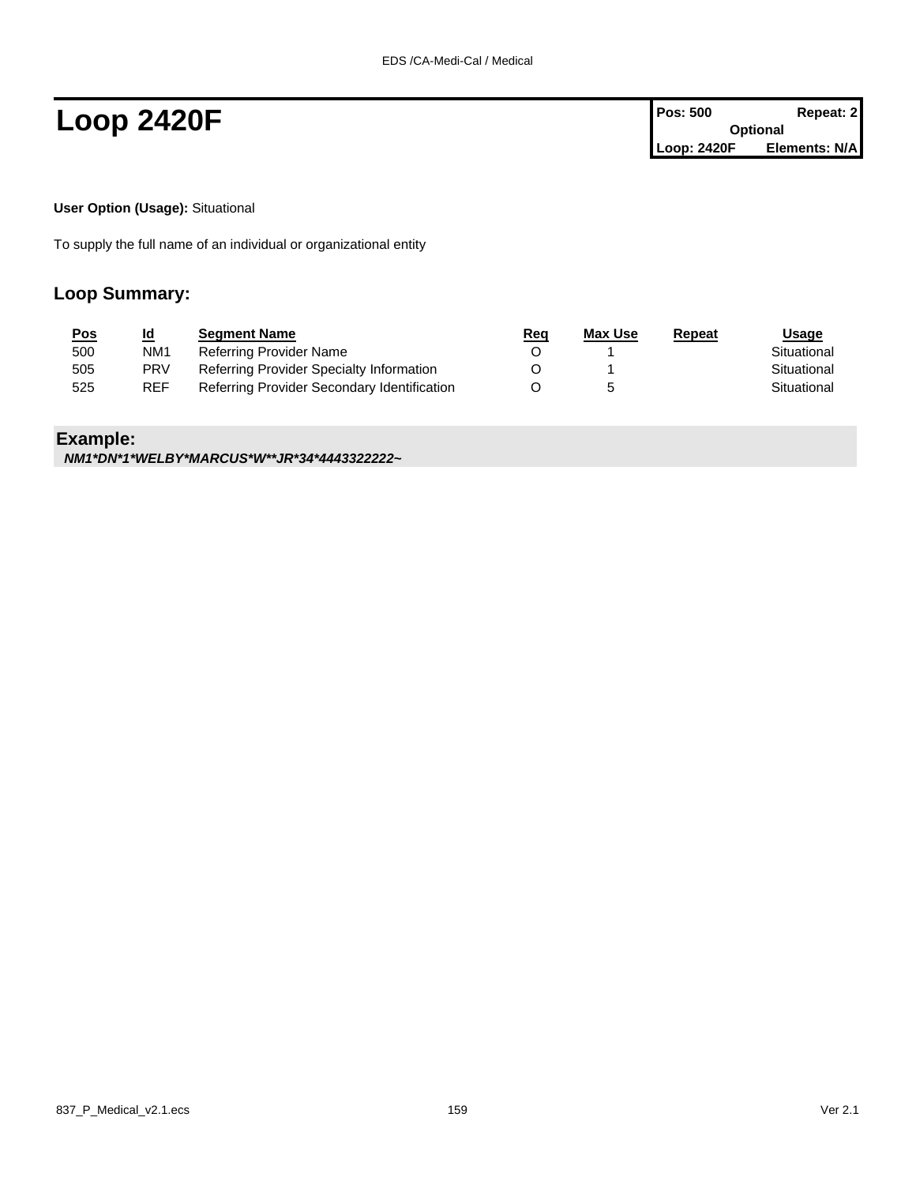# Loop 2420F

| Pos: 500 | Repeat: 2 |
|---|---|
| Optional | |
| Loop: 2420F | Elements: N/A |

**User Option (Usage):** Situational

To supply the full name of an individual or organizational entity

## Loop Summary:

| Pos | Id | Segment Name | Req | Max Use | Repeat | Usage |
|---|---|---|---|---|---|---|
| 500 | NM1 | Referring Provider Name | O | 1 | | Situational |
| 505 | PRV | Referring Provider Specialty Information | O | 1 | | Situational |
| 525 | REF | Referring Provider Secondary Identification | O | 5 | | Situational |

## Example:

***NM1*DN*1*WELBY*MARCUS*W**JR*34*4443322222~***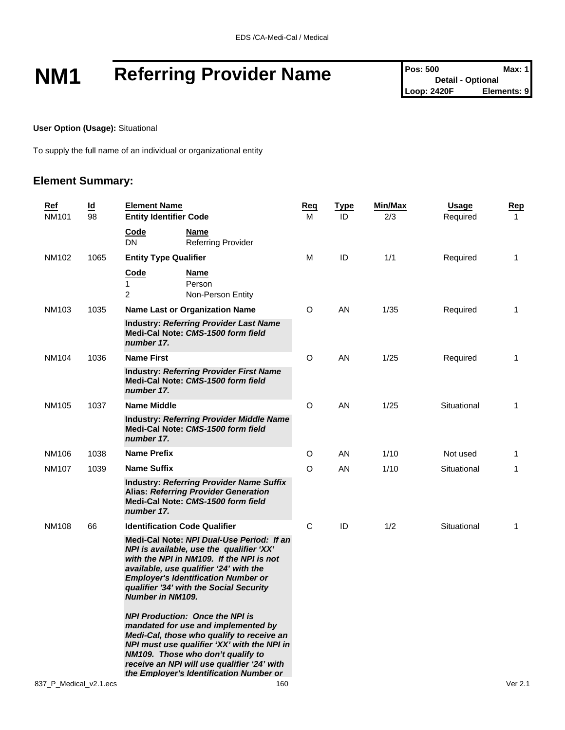# NM1 Referring Provider Name

| Pos: 500 | Max: 1 |
|---|---|
| Detail - Optional | |
| Loop: 2420F | Elements: 9 |

**User Option (Usage):** Situational

To supply the full name of an individual or organizational entity

## Element Summary:

| Ref | Id | Element Name | Req | Type | Min/Max | Usage | Rep |
|---|---|---|---|---|---|---|---|
| NM101 | 98 | **Entity Identifier Code** | M | ID | 2/3 | Required | 1 |
| | | **Code** / **Name**<br>DN Referring Provider | | | | | |
| NM102 | 1065 | **Entity Type Qualifier** | M | ID | 1/1 | Required | 1 |
| | | **Code** / **Name**<br>1 Person<br>2 Non-Person Entity | | | | | |
| NM103 | 1035 | **Name Last or Organization Name** | O | AN | 1/35 | Required | 1 |
| | | **Industry:** ***Referring Provider Last Name***<br>**Medi-Cal Note:** ***CMS-1500 form field number 17.*** | | | | | |
| NM104 | 1036 | **Name First** | O | AN | 1/25 | Required | 1 |
| | | **Industry:** ***Referring Provider First Name***<br>**Medi-Cal Note:** ***CMS-1500 form field number 17.*** | | | | | |
| NM105 | 1037 | **Name Middle** | O | AN | 1/25 | Situational | 1 |
| | | **Industry:** ***Referring Provider Middle Name***<br>**Medi-Cal Note:** ***CMS-1500 form field number 17.*** | | | | | |
| NM106 | 1038 | **Name Prefix** | O | AN | 1/10 | Not used | 1 |
| NM107 | 1039 | **Name Suffix** | O | AN | 1/10 | Situational | 1 |
| | | **Industry:** ***Referring Provider Name Suffix***<br>**Alias:** ***Referring Provider Generation***<br>**Medi-Cal Note:** ***CMS-1500 form field number 17.*** | | | | | |
| NM108 | 66 | **Identification Code Qualifier** | C | ID | 1/2 | Situational | 1 |
| | | **Medi-Cal Note:** ***NPI Dual-Use Period: If an NPI is available, use the qualifier 'XX' with the NPI in NM109. If the NPI is not available, use qualifier '24' with the Employer's Identification Number or qualifier '34' with the Social Security Number in NM109.***<br><br>***NPI Production: Once the NPI is mandated for use and implemented by Medi-Cal, those who qualify to receive an NPI must use qualifier 'XX' with the NPI in NM109. Those who don't qualify to receive an NPI will use qualifier '24' with the Employer's Identification Number or*** | | | | | |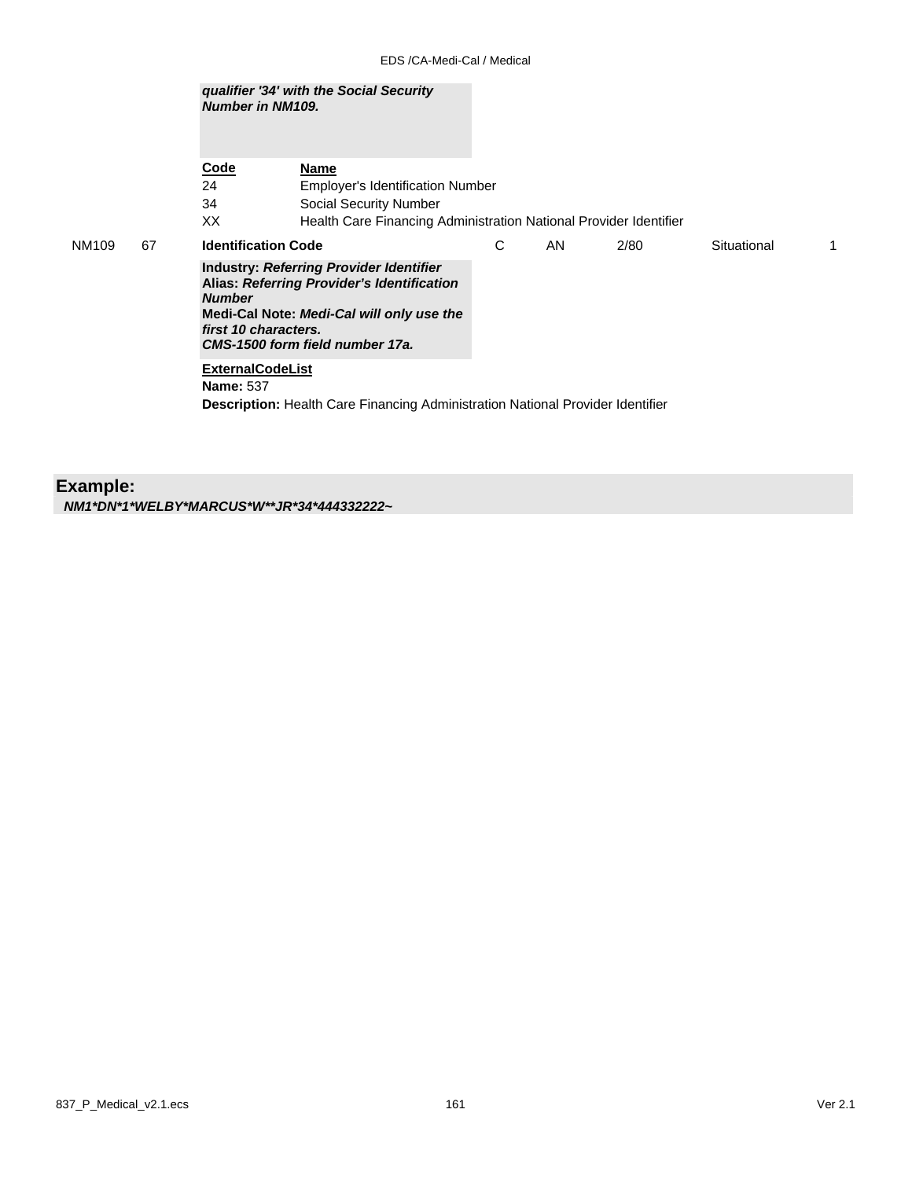***qualifier '34' with the Social Security Number in NM109.***

| Code | Name |
|---|---|
| 24 | Employer's Identification Number |
| 34 | Social Security Number |
| XX | Health Care Financing Administration National Provider Identifier |

| | | | | | | | |
|---|---|---|---|---|---|---|---|
| NM109 | 67 | **Identification Code** | C | AN | 2/80 | Situational | 1 |

**Industry:** ***Referring Provider Identifier***
**Alias:** ***Referring Provider's Identification Number***
**Medi-Cal Note:** ***Medi-Cal will only use the first 10 characters.***
***CMS-1500 form field number 17a.***

**ExternalCodeList**
**Name:** 537
**Description:** Health Care Financing Administration National Provider Identifier

## Example:

***NM1*DN*1*WELBY*MARCUS*W**JR*34*444332222~***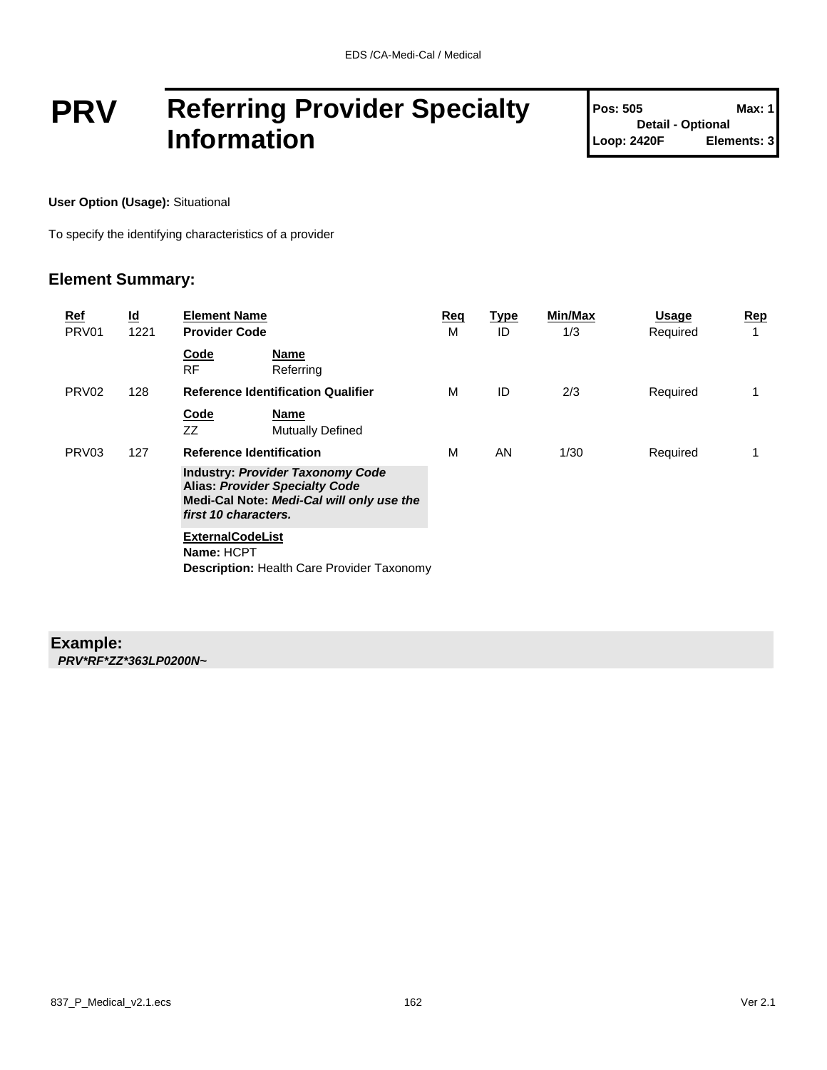# PRV Referring Provider Specialty Information

**Pos: 505** **Max: 1**
**Detail - Optional**
**Loop: 2420F** **Elements: 3**

**User Option (Usage):** Situational

To specify the identifying characteristics of a provider

## Element Summary:

| Ref | Id | Element Name | Req | Type | Min/Max | Usage | Rep |
|---|---|---|---|---|---|---|---|
| PRV01 | 1221 | **Provider Code** | M | ID | 1/3 | Required | 1 |
| | | **Code** RF — **Name** Referring | | | | | |
| PRV02 | 128 | **Reference Identification Qualifier** | M | ID | 2/3 | Required | 1 |
| | | **Code** ZZ — **Name** Mutually Defined | | | | | |
| PRV03 | 127 | **Reference Identification** | M | AN | 1/30 | Required | 1 |
| | | **Industry:** ***Provider Taxonomy Code*** **Alias:** ***Provider Specialty Code*** **Medi-Cal Note:** ***Medi-Cal will only use the first 10 characters.*** | | | | | |
| | | **ExternalCodeList** **Name:** HCPT **Description:** Health Care Provider Taxonomy | | | | | |

**Example:**
***PRV*RF*ZZ*363LP0200N~***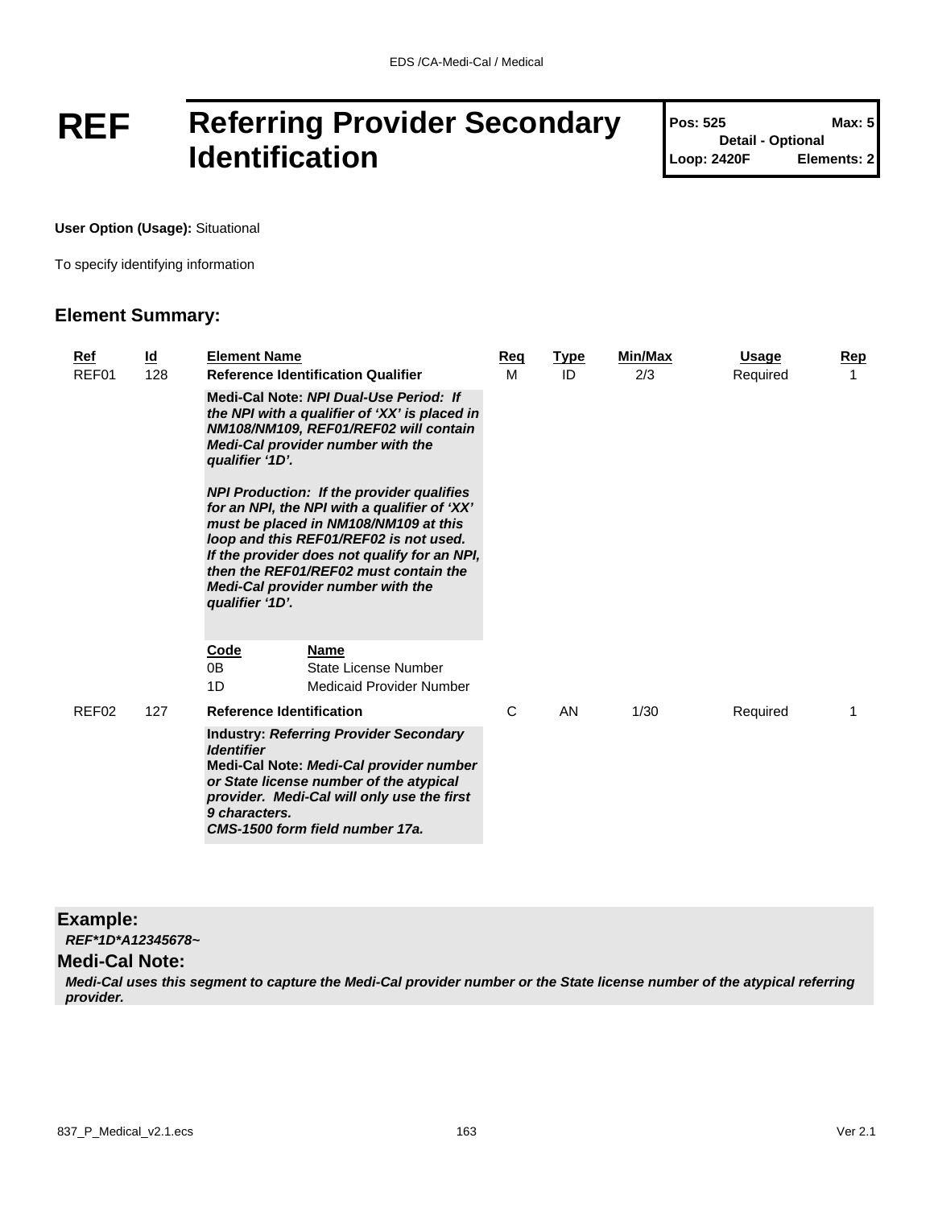# REF Referring Provider Secondary Identification

**Pos: 525** **Max: 5**
**Detail - Optional**
**Loop: 2420F** **Elements: 2**

**User Option (Usage):** Situational

To specify identifying information

## Element Summary:

| Ref | Id | Element Name | Req | Type | Min/Max | Usage | Rep |
|---|---|---|---|---|---|---|---|
| REF01 | 128 | **Reference Identification Qualifier** | M | ID | 2/3 | Required | 1 |
| | | **Medi-Cal Note:** ***NPI Dual-Use Period: If the NPI with a qualifier of 'XX' is placed in NM108/NM109, REF01/REF02 will contain Medi-Cal provider number with the qualifier '1D'.*** <br><br> ***NPI Production: If the provider qualifies for an NPI, the NPI with a qualifier of 'XX' must be placed in NM108/NM109 at this loop and this REF01/REF02 is not used. If the provider does not qualify for an NPI, then the REF01/REF02 must contain the Medi-Cal provider number with the qualifier '1D'.*** | | | | | |
| | | **Code** / **Name** <br> 0B State License Number <br> 1D Medicaid Provider Number | | | | | |
| REF02 | 127 | **Reference Identification** | C | AN | 1/30 | Required | 1 |
| | | **Industry:** ***Referring Provider Secondary Identifier*** <br> **Medi-Cal Note:** ***Medi-Cal provider number or State license number of the atypical provider. Medi-Cal will only use the first 9 characters.*** <br> ***CMS-1500 form field number 17a.*** | | | | | |

### Example:

***REF*1D*A12345678~***

### Medi-Cal Note:

***Medi-Cal uses this segment to capture the Medi-Cal provider number or the State license number of the atypical referring provider.***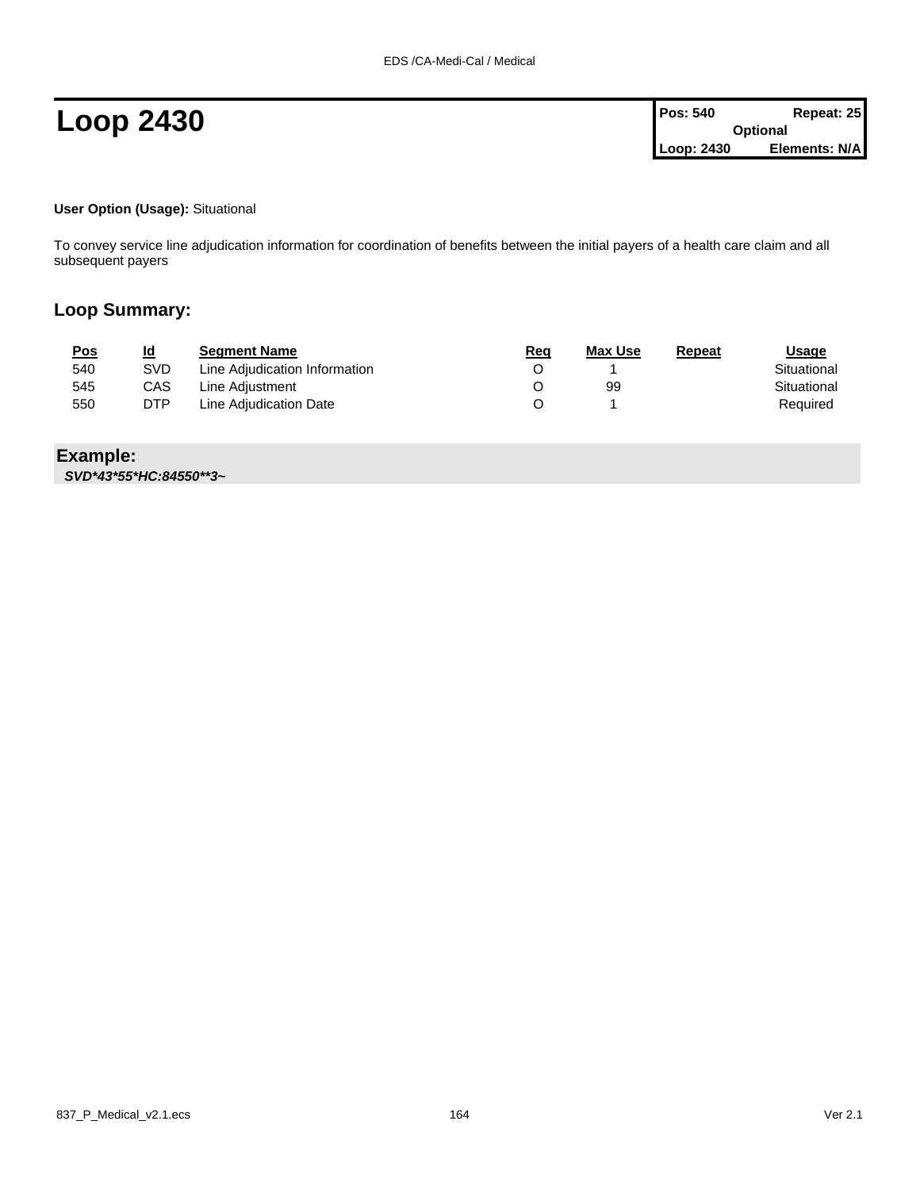# Loop 2430

| Pos: 540 | Repeat: 25 |
| --- | --- |
| Optional | |
| Loop: 2430 | Elements: N/A |

**User Option (Usage):** Situational

To convey service line adjudication information for coordination of benefits between the initial payers of a health care claim and all subsequent payers

## Loop Summary:

| Pos | Id | Segment Name | Req | Max Use | Repeat | Usage |
| --- | --- | --- | --- | --- | --- | --- |
| 540 | SVD | Line Adjudication Information | O | 1 | | Situational |
| 545 | CAS | Line Adjustment | O | 99 | | Situational |
| 550 | DTP | Line Adjudication Date | O | 1 | | Required |

**Example:**

***SVD*43*55*HC:84550**3~***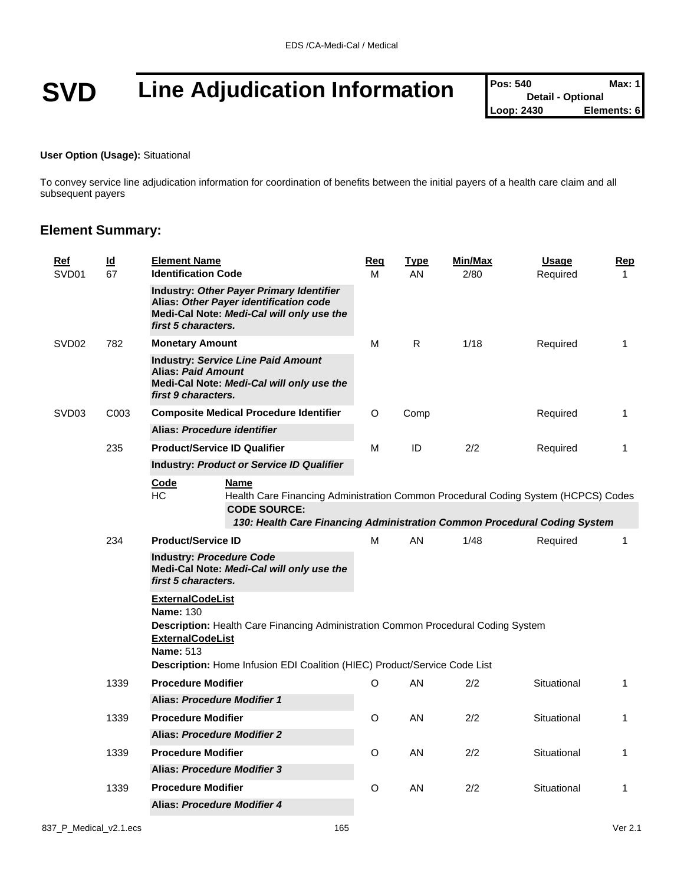# SVD Line Adjudication Information

| Pos: 540 | Max: 1 |
|---|---|
| Detail - Optional | |
| Loop: 2430 | Elements: 6 |

**User Option (Usage):** Situational

To convey service line adjudication information for coordination of benefits between the initial payers of a health care claim and all subsequent payers

## Element Summary:

| Ref | Id | Element Name | Req | Type | Min/Max | Usage | Rep |
|---|---|---|---|---|---|---|---|
| SVD01 | 67 | **Identification Code** | M | AN | 2/80 | Required | 1 |
| | | **Industry:** ***Other Payer Primary Identifier*** **Alias:** ***Other Payer identification code*** **Medi-Cal Note:** ***Medi-Cal will only use the first 5 characters.*** | | | | | |
| SVD02 | 782 | **Monetary Amount** | M | R | 1/18 | Required | 1 |
| | | **Industry:** ***Service Line Paid Amount*** **Alias:** ***Paid Amount*** **Medi-Cal Note:** ***Medi-Cal will only use the first 9 characters.*** | | | | | |
| SVD03 | C003 | **Composite Medical Procedure Identifier** | O | Comp | | Required | 1 |
| | | **Alias:** ***Procedure identifier*** | | | | | |
| | 235 | **Product/Service ID Qualifier** | M | ID | 2/2 | Required | 1 |
| | | **Industry:** ***Product or Service ID Qualifier*** | | | | | |

| Code | Name |
|---|---|
| HC | Health Care Financing Administration Common Procedural Coding System (HCPCS) Codes |
| | **CODE SOURCE:** ***130: Health Care Financing Administration Common Procedural Coding System*** |

| Ref | Id | Element Name | Req | Type | Min/Max | Usage | Rep |
|---|---|---|---|---|---|---|---|
| | 234 | **Product/Service ID** | M | AN | 1/48 | Required | 1 |
| | | **Industry:** ***Procedure Code*** **Medi-Cal Note:** ***Medi-Cal will only use the first 5 characters.*** | | | | | |

**ExternalCodeList**
**Name:** 130
**Description:** Health Care Financing Administration Common Procedural Coding System
**ExternalCodeList**
**Name:** 513
**Description:** Home Infusion EDI Coalition (HIEC) Product/Service Code List

| Ref | Id | Element Name | Req | Type | Min/Max | Usage | Rep |
|---|---|---|---|---|---|---|---|
| | 1339 | **Procedure Modifier** | O | AN | 2/2 | Situational | 1 |
| | | **Alias:** ***Procedure Modifier 1*** | | | | | |
| | 1339 | **Procedure Modifier** | O | AN | 2/2 | Situational | 1 |
| | | **Alias:** ***Procedure Modifier 2*** | | | | | |
| | 1339 | **Procedure Modifier** | O | AN | 2/2 | Situational | 1 |
| | | **Alias:** ***Procedure Modifier 3*** | | | | | |
| | 1339 | **Procedure Modifier** | O | AN | 2/2 | Situational | 1 |
| | | **Alias:** ***Procedure Modifier 4*** | | | | | |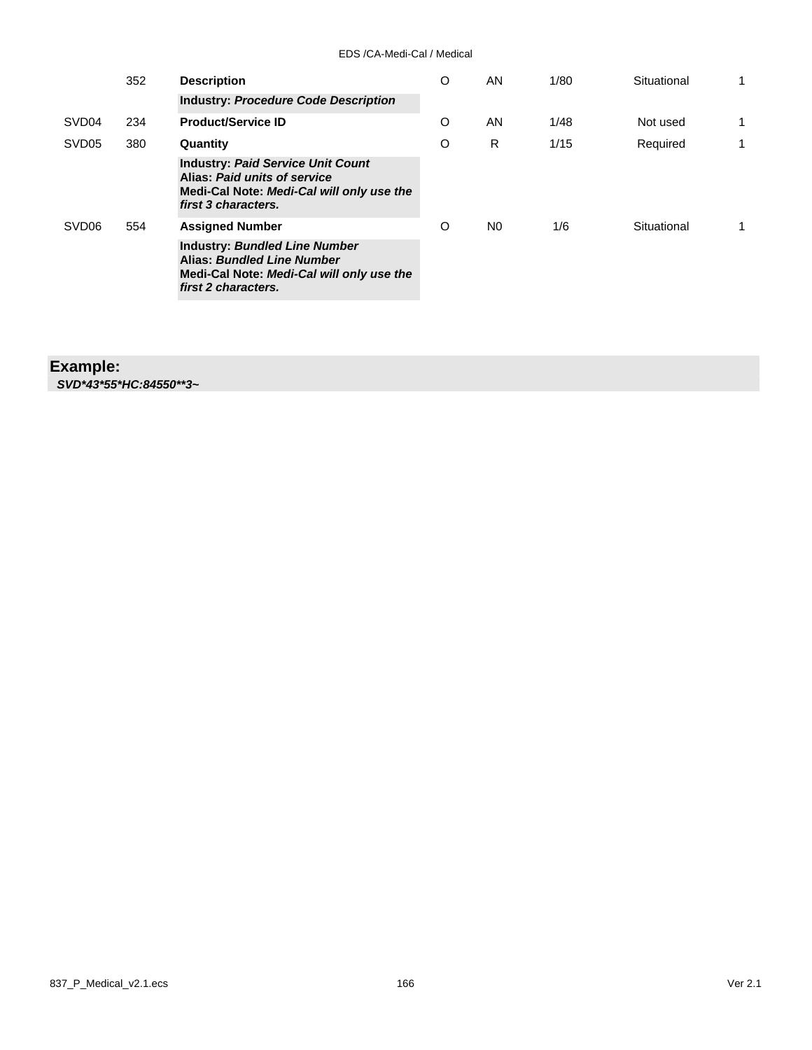| | | | | | | | |
|---|---|---|---|---|---|---|---|
| | 352 | **Description** | O | AN | 1/80 | Situational | 1 |
| | | **Industry:** ***Procedure Code Description*** | | | | | |
| SVD04 | 234 | **Product/Service ID** | O | AN | 1/48 | Not used | 1 |
| SVD05 | 380 | **Quantity** | O | R | 1/15 | Required | 1 |
| | | **Industry:** ***Paid Service Unit Count*** **Alias:** ***Paid units of service*** **Medi-Cal Note:** ***Medi-Cal will only use the first 3 characters.*** | | | | | |
| SVD06 | 554 | **Assigned Number** | O | N0 | 1/6 | Situational | 1 |
| | | **Industry:** ***Bundled Line Number*** **Alias:** ***Bundled Line Number*** **Medi-Cal Note:** ***Medi-Cal will only use the first 2 characters.*** | | | | | |

**Example:**

***SVD*43*55*HC:84550**3~***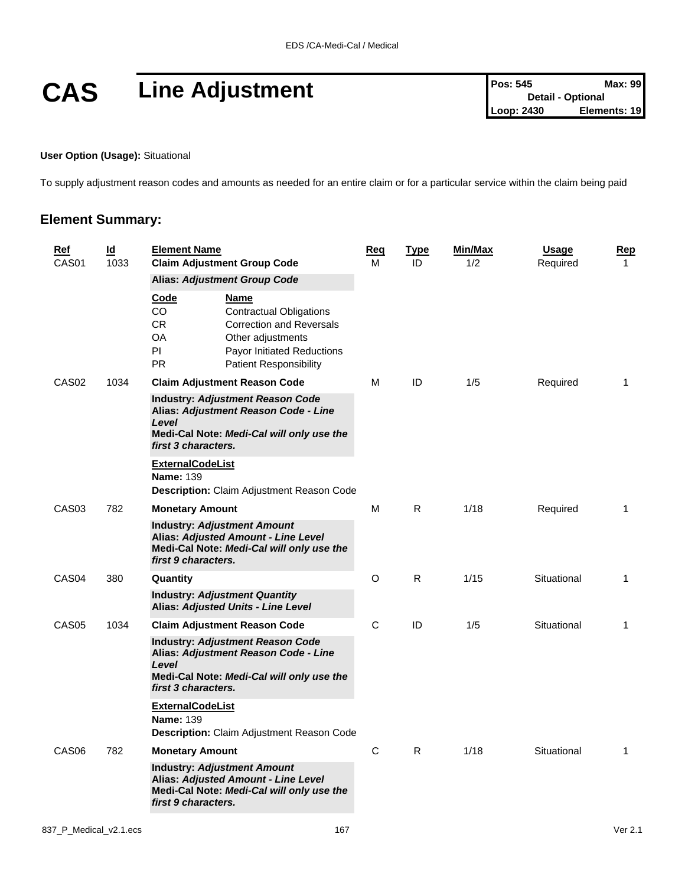# CAS Line Adjustment

| Pos: 545 | Max: 99 |
| --- | --- |
| Detail - Optional | |
| Loop: 2430 | Elements: 19 |

**User Option (Usage):** Situational

To supply adjustment reason codes and amounts as needed for an entire claim or for a particular service within the claim being paid

## Element Summary:

| Ref | Id | Element Name | Req | Type | Min/Max | Usage | Rep |
| --- | --- | --- | --- | --- | --- | --- | --- |
| CAS01 | 1033 | **Claim Adjustment Group Code**<br>**Alias:** ***Adjustment Group Code***<br>**Code** / **Name**<br>CO Contractual Obligations<br>CR Correction and Reversals<br>OA Other adjustments<br>PI Payor Initiated Reductions<br>PR Patient Responsibility | M | ID | 1/2 | Required | 1 |
| CAS02 | 1034 | **Claim Adjustment Reason Code**<br>**Industry:** ***Adjustment Reason Code***<br>**Alias:** ***Adjustment Reason Code - Line Level***<br>**Medi-Cal Note:** ***Medi-Cal will only use the first 3 characters.***<br>**ExternalCodeList**<br>**Name:** 139<br>**Description:** Claim Adjustment Reason Code | M | ID | 1/5 | Required | 1 |
| CAS03 | 782 | **Monetary Amount**<br>**Industry:** ***Adjustment Amount***<br>**Alias:** ***Adjusted Amount - Line Level***<br>**Medi-Cal Note:** ***Medi-Cal will only use the first 9 characters.*** | M | R | 1/18 | Required | 1 |
| CAS04 | 380 | **Quantity**<br>**Industry:** ***Adjustment Quantity***<br>**Alias:** ***Adjusted Units - Line Level*** | O | R | 1/15 | Situational | 1 |
| CAS05 | 1034 | **Claim Adjustment Reason Code**<br>**Industry:** ***Adjustment Reason Code***<br>**Alias:** ***Adjustment Reason Code - Line Level***<br>**Medi-Cal Note:** ***Medi-Cal will only use the first 3 characters.***<br>**ExternalCodeList**<br>**Name:** 139<br>**Description:** Claim Adjustment Reason Code | C | ID | 1/5 | Situational | 1 |
| CAS06 | 782 | **Monetary Amount**<br>**Industry:** ***Adjustment Amount***<br>**Alias:** ***Adjusted Amount - Line Level***<br>**Medi-Cal Note:** ***Medi-Cal will only use the first 9 characters.*** | C | R | 1/18 | Situational | 1 |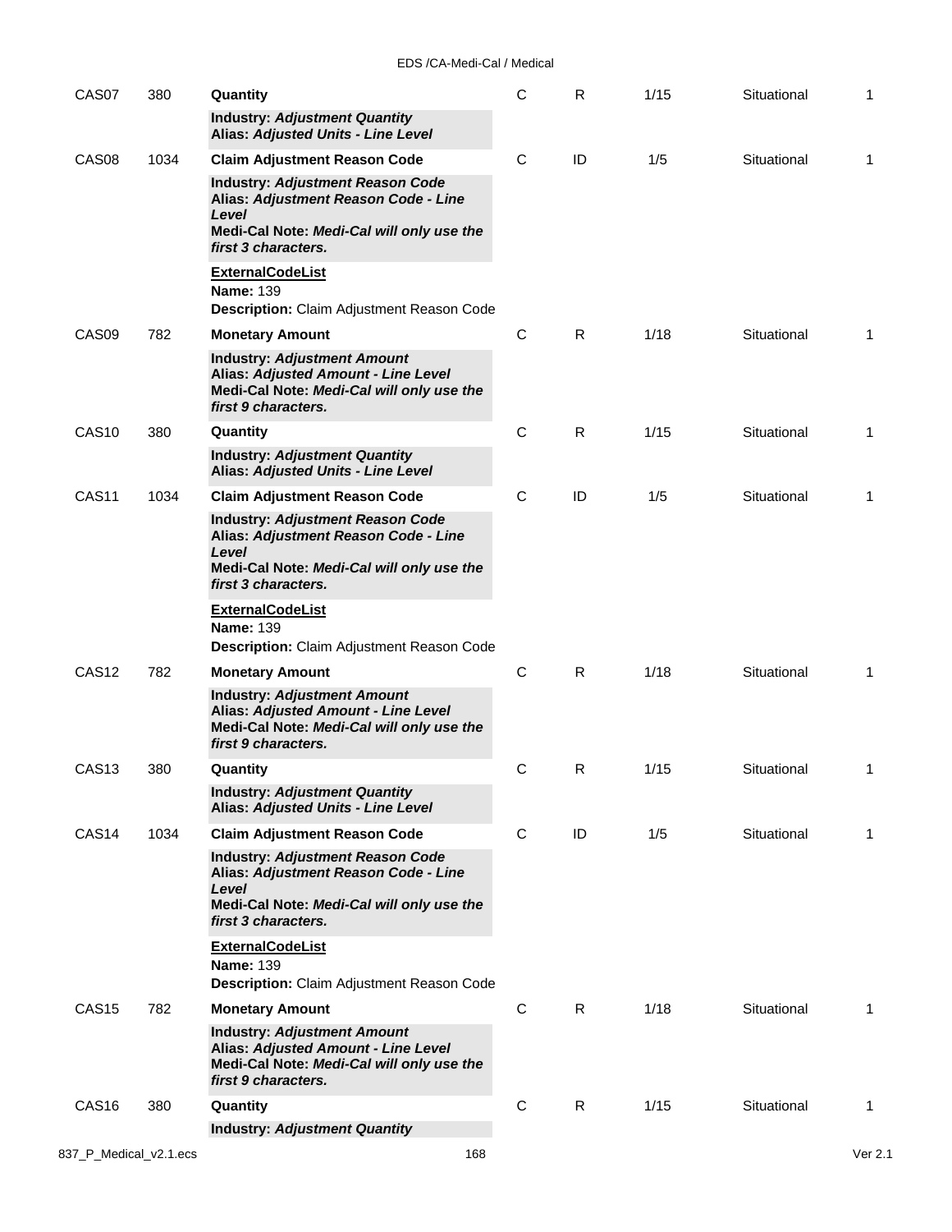| Ref | ID | Name | Req | Type | Min/Max | Usage | Repeat |
|---|---|---|---|---|---|---|---|
| CAS07 | 380 | **Quantity**<br>**Industry:** ***Adjustment Quantity***<br>**Alias:** ***Adjusted Units - Line Level*** | C | R | 1/15 | Situational | 1 |
| CAS08 | 1034 | **Claim Adjustment Reason Code**<br>**Industry:** ***Adjustment Reason Code***<br>**Alias:** ***Adjustment Reason Code - Line Level***<br>**Medi-Cal Note:** ***Medi-Cal will only use the first 3 characters.***<br>**ExternalCodeList**<br>**Name:** 139<br>**Description:** Claim Adjustment Reason Code | C | ID | 1/5 | Situational | 1 |
| CAS09 | 782 | **Monetary Amount**<br>**Industry:** ***Adjustment Amount***<br>**Alias:** ***Adjusted Amount - Line Level***<br>**Medi-Cal Note:** ***Medi-Cal will only use the first 9 characters.*** | C | R | 1/18 | Situational | 1 |
| CAS10 | 380 | **Quantity**<br>**Industry:** ***Adjustment Quantity***<br>**Alias:** ***Adjusted Units - Line Level*** | C | R | 1/15 | Situational | 1 |
| CAS11 | 1034 | **Claim Adjustment Reason Code**<br>**Industry:** ***Adjustment Reason Code***<br>**Alias:** ***Adjustment Reason Code - Line Level***<br>**Medi-Cal Note:** ***Medi-Cal will only use the first 3 characters.***<br>**ExternalCodeList**<br>**Name:** 139<br>**Description:** Claim Adjustment Reason Code | C | ID | 1/5 | Situational | 1 |
| CAS12 | 782 | **Monetary Amount**<br>**Industry:** ***Adjustment Amount***<br>**Alias:** ***Adjusted Amount - Line Level***<br>**Medi-Cal Note:** ***Medi-Cal will only use the first 9 characters.*** | C | R | 1/18 | Situational | 1 |
| CAS13 | 380 | **Quantity**<br>**Industry:** ***Adjustment Quantity***<br>**Alias:** ***Adjusted Units - Line Level*** | C | R | 1/15 | Situational | 1 |
| CAS14 | 1034 | **Claim Adjustment Reason Code**<br>**Industry:** ***Adjustment Reason Code***<br>**Alias:** ***Adjustment Reason Code - Line Level***<br>**Medi-Cal Note:** ***Medi-Cal will only use the first 3 characters.***<br>**ExternalCodeList**<br>**Name:** 139<br>**Description:** Claim Adjustment Reason Code | C | ID | 1/5 | Situational | 1 |
| CAS15 | 782 | **Monetary Amount**<br>**Industry:** ***Adjustment Amount***<br>**Alias:** ***Adjusted Amount - Line Level***<br>**Medi-Cal Note:** ***Medi-Cal will only use the first 9 characters.*** | C | R | 1/18 | Situational | 1 |
| CAS16 | 380 | **Quantity**<br>**Industry:** ***Adjustment Quantity*** | C | R | 1/15 | Situational | 1 |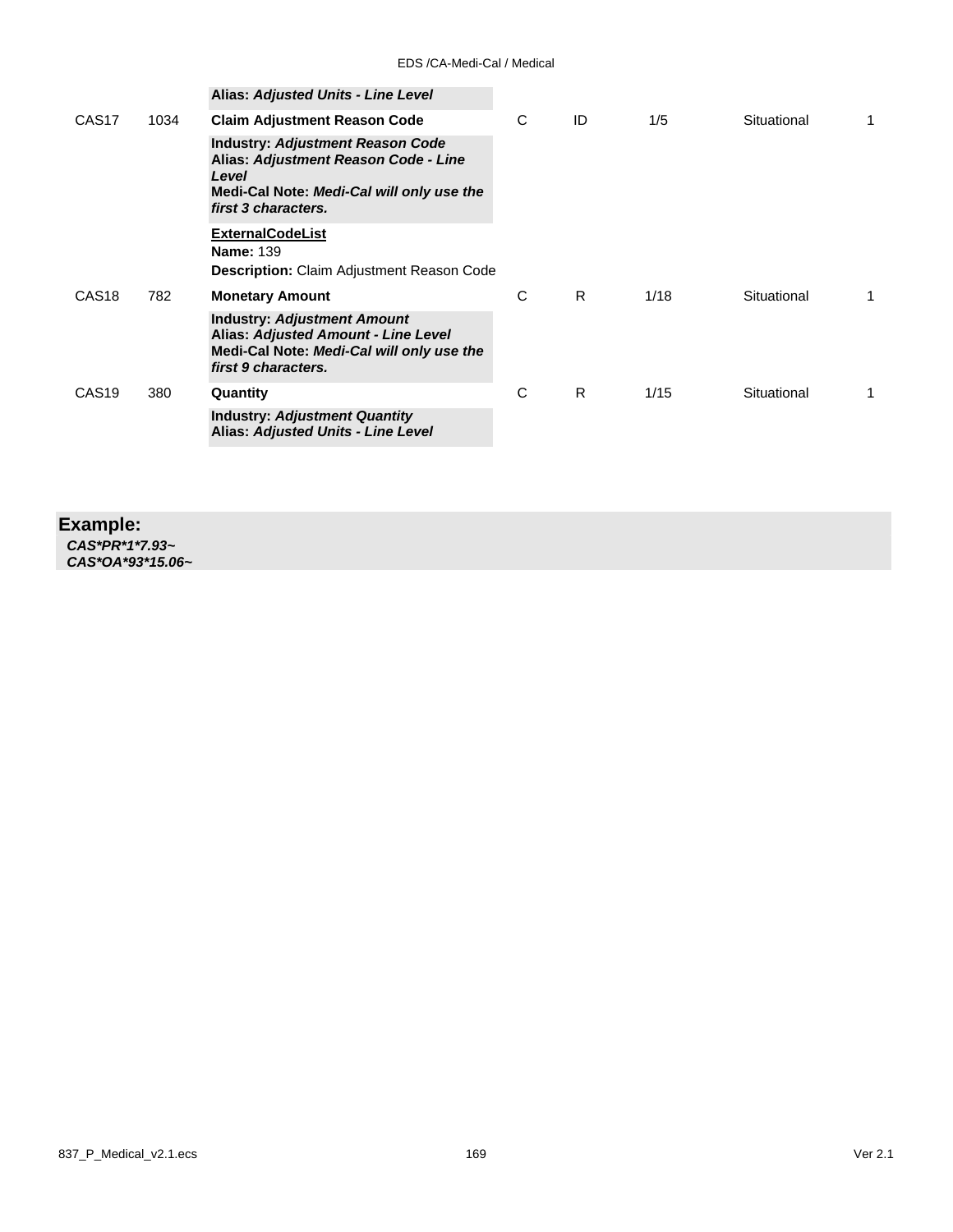| | | | | | | | |
|---|---|---|---|---|---|---|---|
| | | **Alias: *Adjusted Units - Line Level*** | | | | | |
| CAS17 | 1034 | **Claim Adjustment Reason Code** | C | ID | 1/5 | Situational | 1 |
| | | **Industry: *Adjustment Reason Code*** **Alias: *Adjustment Reason Code - Line Level*** **Medi-Cal Note: *Medi-Cal will only use the first 3 characters.*** | | | | | |
| | | **ExternalCodeList** **Name:** 139 **Description:** Claim Adjustment Reason Code | | | | | |
| CAS18 | 782 | **Monetary Amount** | C | R | 1/18 | Situational | 1 |
| | | **Industry: *Adjustment Amount*** **Alias: *Adjusted Amount - Line Level*** **Medi-Cal Note: *Medi-Cal will only use the first 9 characters.*** | | | | | |
| CAS19 | 380 | **Quantity** | C | R | 1/15 | Situational | 1 |
| | | **Industry: *Adjustment Quantity*** **Alias: *Adjusted Units - Line Level*** | | | | | |

## Example:

***CAS*PR*1*7.93~***
***CAS*OA*93*15.06~***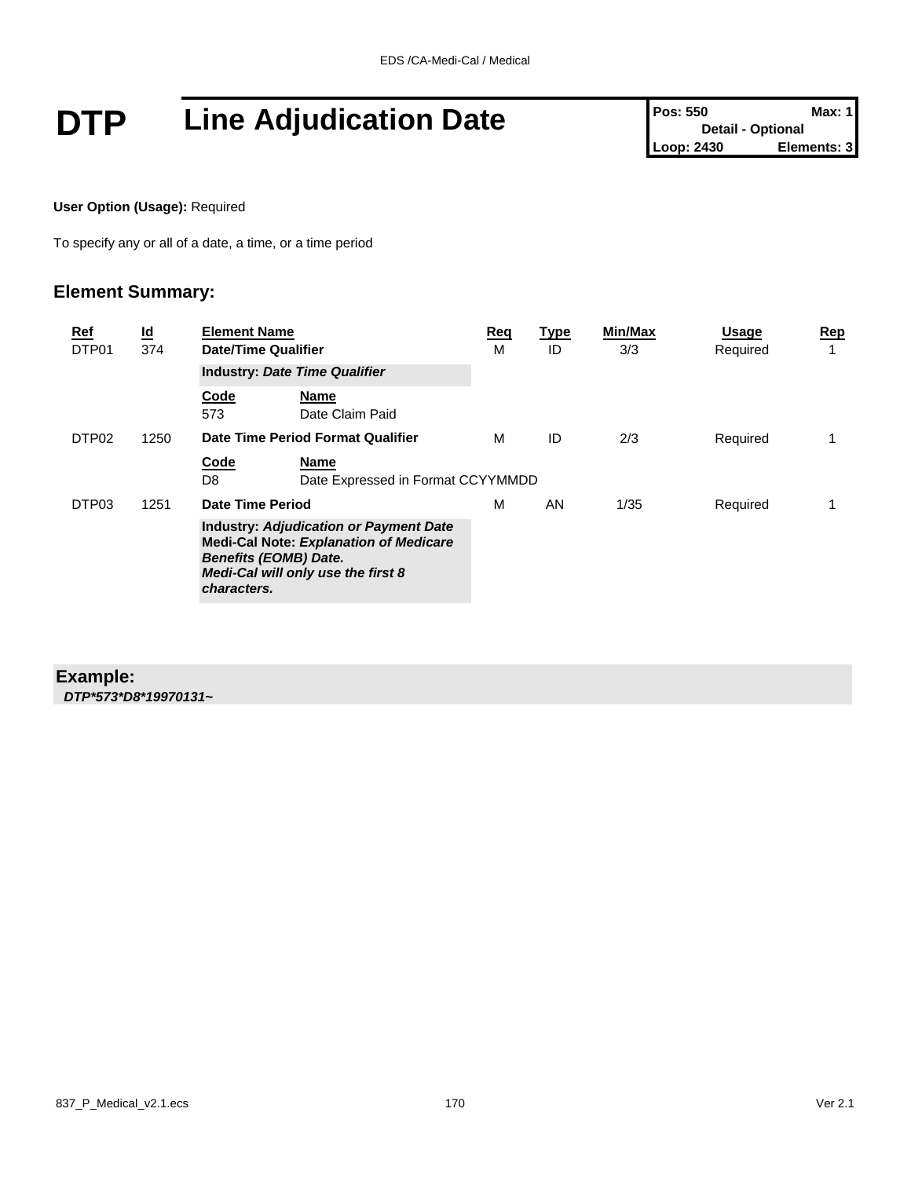# DTP Line Adjudication Date

| Pos: 550 | Max: 1 |
| --- | --- |
| Detail - Optional | |
| Loop: 2430 | Elements: 3 |

**User Option (Usage):** Required

To specify any or all of a date, a time, or a time period

## Element Summary:

| Ref | Id | Element Name | Req | Type | Min/Max | Usage | Rep |
| --- | --- | --- | --- | --- | --- | --- | --- |
| DTP01 | 374 | **Date/Time Qualifier** | M | ID | 3/3 | Required | 1 |
| | | **Industry:** ***Date Time Qualifier*** | | | | | |
| | | **Code** 573 — **Name** Date Claim Paid | | | | | |
| DTP02 | 1250 | **Date Time Period Format Qualifier** | M | ID | 2/3 | Required | 1 |
| | | **Code** D8 — **Name** Date Expressed in Format CCYYMMDD | | | | | |
| DTP03 | 1251 | **Date Time Period** | M | AN | 1/35 | Required | 1 |
| | | **Industry:** ***Adjudication or Payment Date*** **Medi-Cal Note:** ***Explanation of Medicare Benefits (EOMB) Date. Medi-Cal will only use the first 8 characters.*** | | | | | |

**Example:**
***DTP*573*D8*19970131~***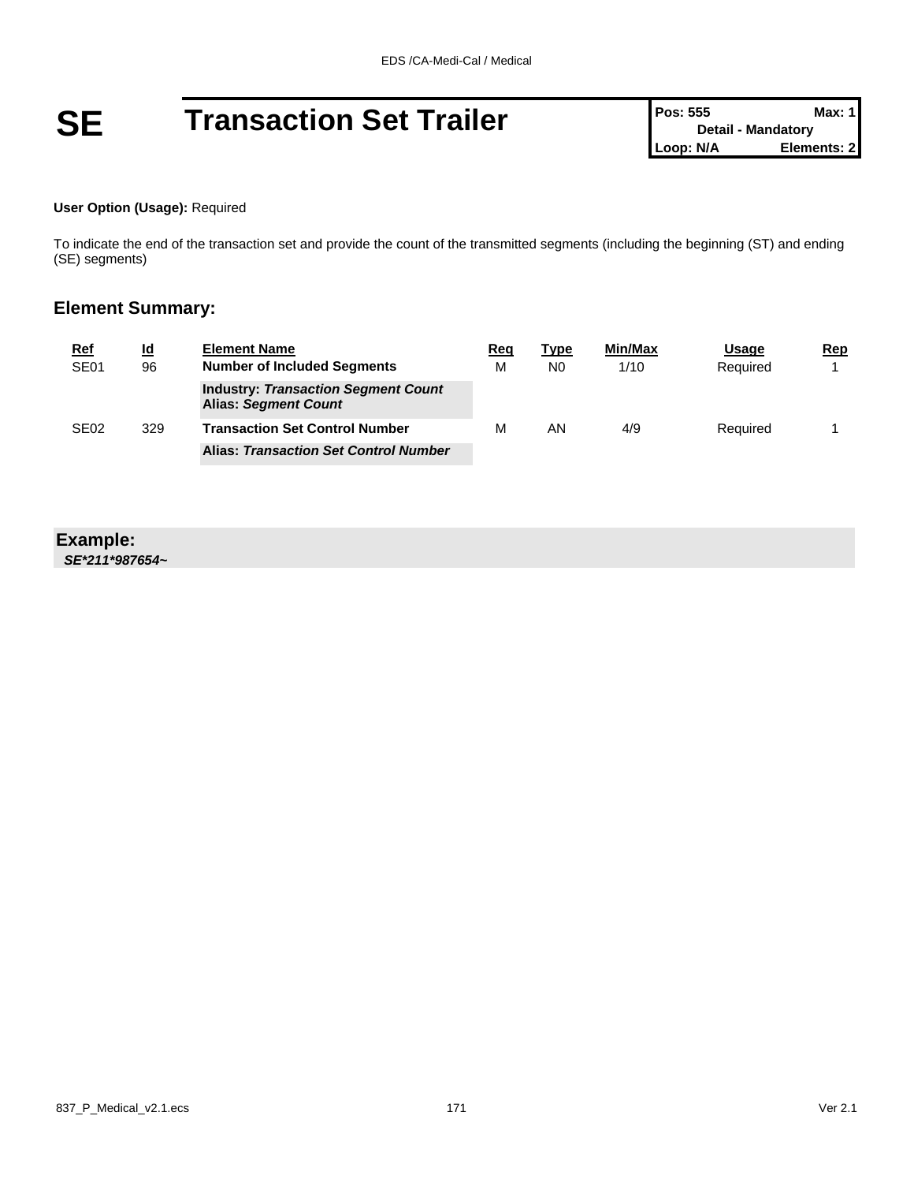# SE Transaction Set Trailer

| Pos: 555 | Max: 1 |
|---|---|
| Detail - Mandatory | |
| Loop: N/A | Elements: 2 |

**User Option (Usage):** Required

To indicate the end of the transaction set and provide the count of the transmitted segments (including the beginning (ST) and ending (SE) segments)

## Element Summary:

| Ref | Id | Element Name | Req | Type | Min/Max | Usage | Rep |
|---|---|---|---|---|---|---|---|
| SE01 | 96 | **Number of Included Segments**<br>**Industry:** ***Transaction Segment Count***<br>**Alias:** ***Segment Count*** | M | N0 | 1/10 | Required | 1 |
| SE02 | 329 | **Transaction Set Control Number**<br>**Alias:** ***Transaction Set Control Number*** | M | AN | 4/9 | Required | 1 |

## Example:

***SE*211*987654~***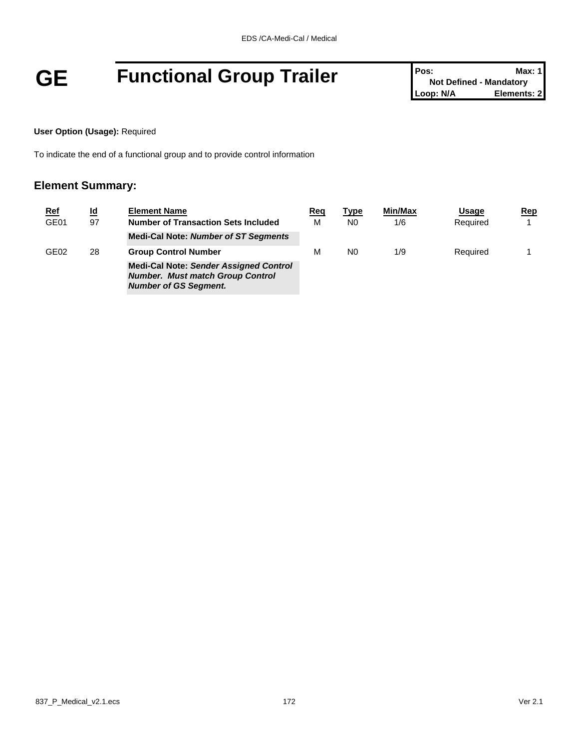# GE Functional Group Trailer

| Pos: | Max: 1 |
|---|---|
| Not Defined - Mandatory | |
| Loop: N/A | Elements: 2 |

**User Option (Usage):** Required

To indicate the end of a functional group and to provide control information

## Element Summary:

| Ref | Id | Element Name | Req | Type | Min/Max | Usage | Rep |
|---|---|---|---|---|---|---|---|
| GE01 | 97 | **Number of Transaction Sets Included** | M | N0 | 1/6 | Required | 1 |
| | | **Medi-Cal Note:** ***Number of ST Segments*** | | | | | |
| GE02 | 28 | **Group Control Number** | M | N0 | 1/9 | Required | 1 |
| | | **Medi-Cal Note:** ***Sender Assigned Control Number. Must match Group Control Number of GS Segment.*** | | | | | |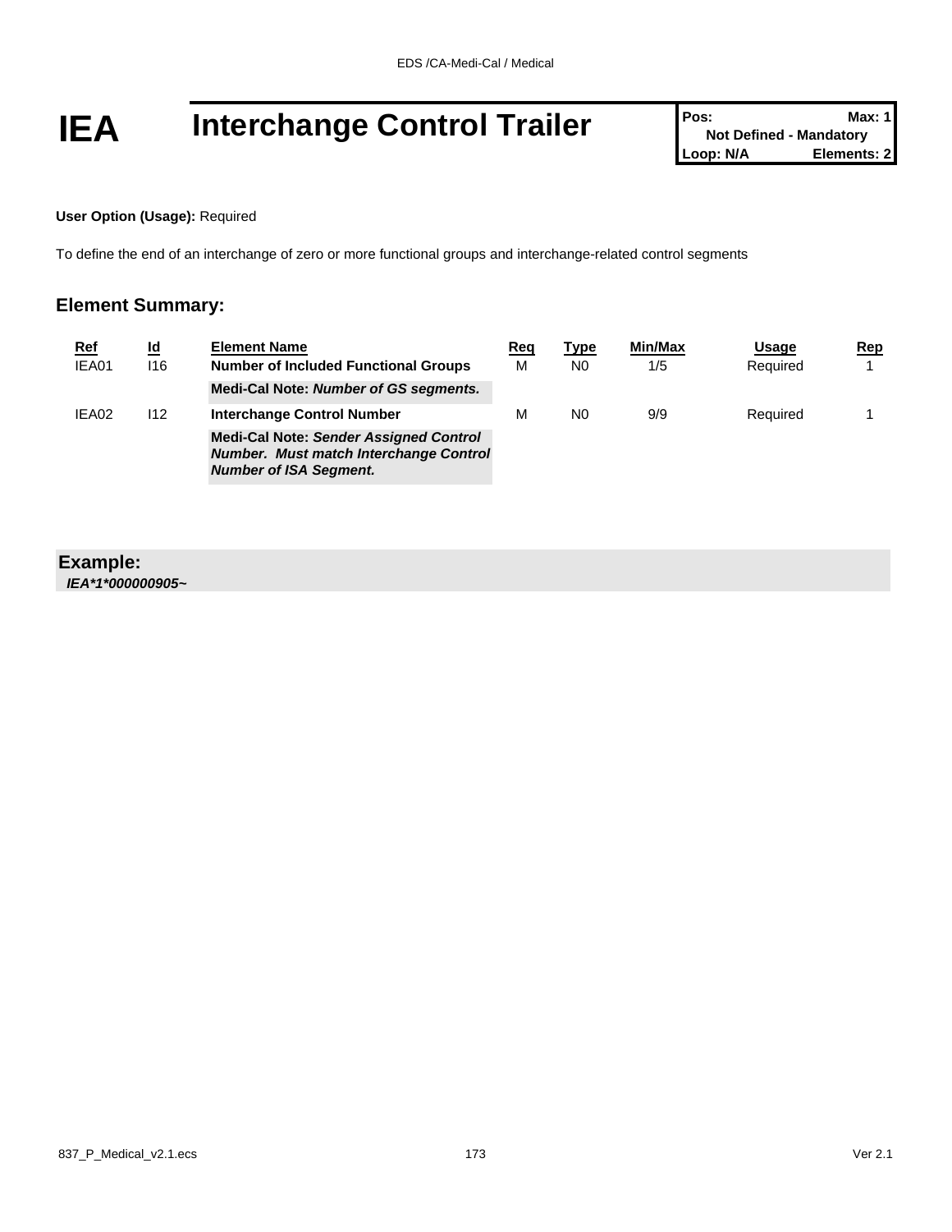# IEA Interchange Control Trailer

| Pos: | Max: 1 |
|---|---|
| Not Defined - Mandatory | |
| Loop: N/A | Elements: 2 |

**User Option (Usage):** Required

To define the end of an interchange of zero or more functional groups and interchange-related control segments

## Element Summary:

| Ref | Id | Element Name | Req | Type | Min/Max | Usage | Rep |
|---|---|---|---|---|---|---|---|
| IEA01 | I16 | **Number of Included Functional Groups** | M | N0 | 1/5 | Required | 1 |
| | | **Medi-Cal Note:** ***Number of GS segments.*** | | | | | |
| IEA02 | I12 | **Interchange Control Number** | M | N0 | 9/9 | Required | 1 |
| | | **Medi-Cal Note:** ***Sender Assigned Control Number. Must match Interchange Control Number of ISA Segment.*** | | | | | |

**Example:**

***IEA*1*000000905~***